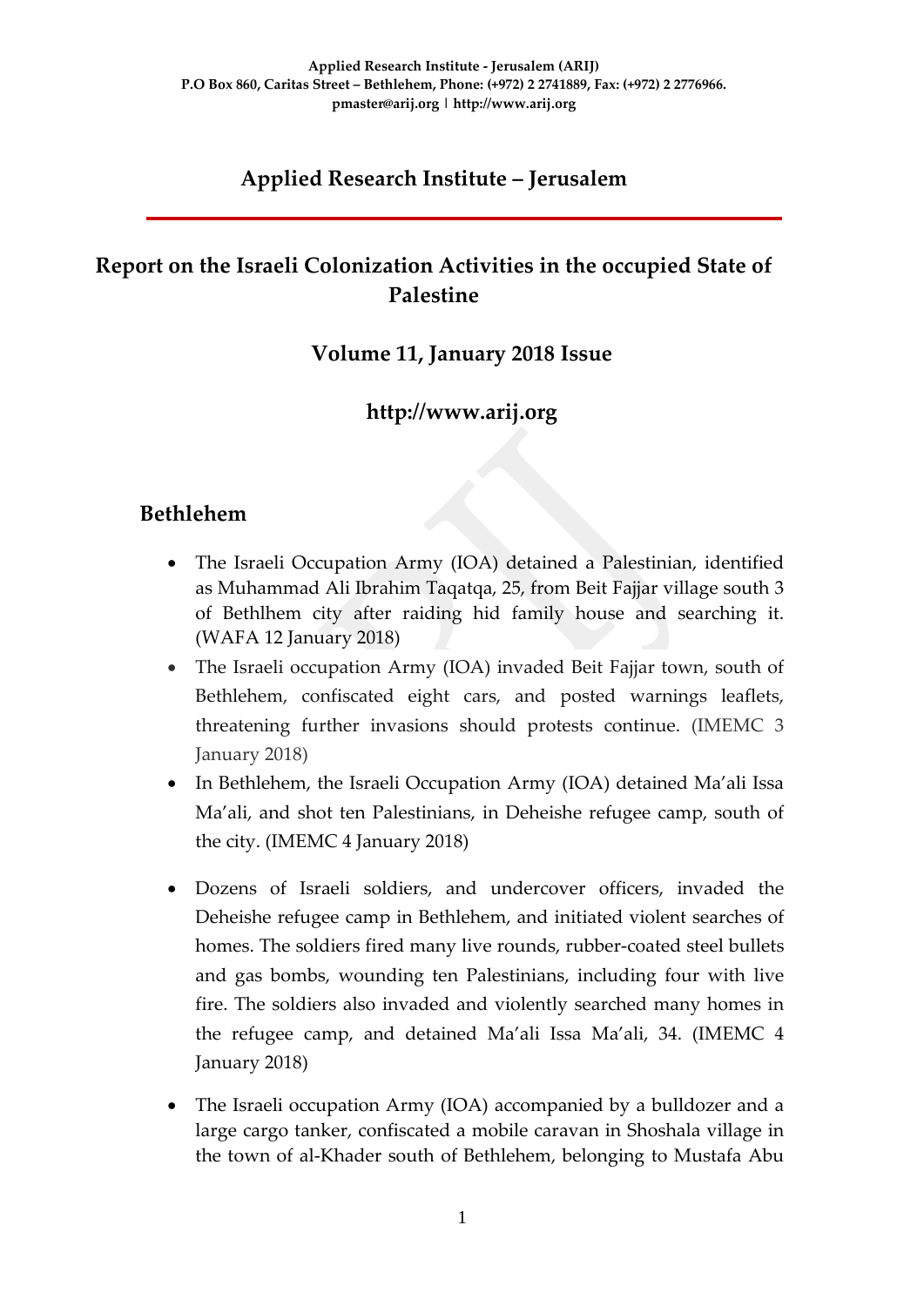Applied Research Institute - Jerusalem (ARIJ)
P.O Box 860, Caritas Street – Bethlehem, Phone: (+972) 2 2741889, Fax: (+972) 2 2776966.
pmaster@arij.org | http://www.arij.org

# Applied Research Institute – Jerusalem

## Report on the Israeli Colonization Activities in the occupied State of Palestine

### Volume 11, January 2018 Issue

### http://www.arij.org

## Bethlehem

- The Israeli Occupation Army (IOA) detained a Palestinian, identified as Muhammad Ali Ibrahim Taqatqa, 25, from Beit Fajjar village south 3 of Bethlhem city after raiding hid family house and searching it. (WAFA 12 January 2018)
- The Israeli occupation Army (IOA) invaded Beit Fajjar town, south of Bethlehem, confiscated eight cars, and posted warnings leaflets, threatening further invasions should protests continue. (IMEMC 3 January 2018)
- In Bethlehem, the Israeli Occupation Army (IOA) detained Ma'ali Issa Ma'ali, and shot ten Palestinians, in Deheishe refugee camp, south of the city. (IMEMC 4 January 2018)
- Dozens of Israeli soldiers, and undercover officers, invaded the Deheishe refugee camp in Bethlehem, and initiated violent searches of homes. The soldiers fired many live rounds, rubber-coated steel bullets and gas bombs, wounding ten Palestinians, including four with live fire. The soldiers also invaded and violently searched many homes in the refugee camp, and detained Ma'ali Issa Ma'ali, 34. (IMEMC 4 January 2018)
- The Israeli occupation Army (IOA) accompanied by a bulldozer and a large cargo tanker, confiscated a mobile caravan in Shoshala village in the town of al-Khader south of Bethlehem, belonging to Mustafa Abu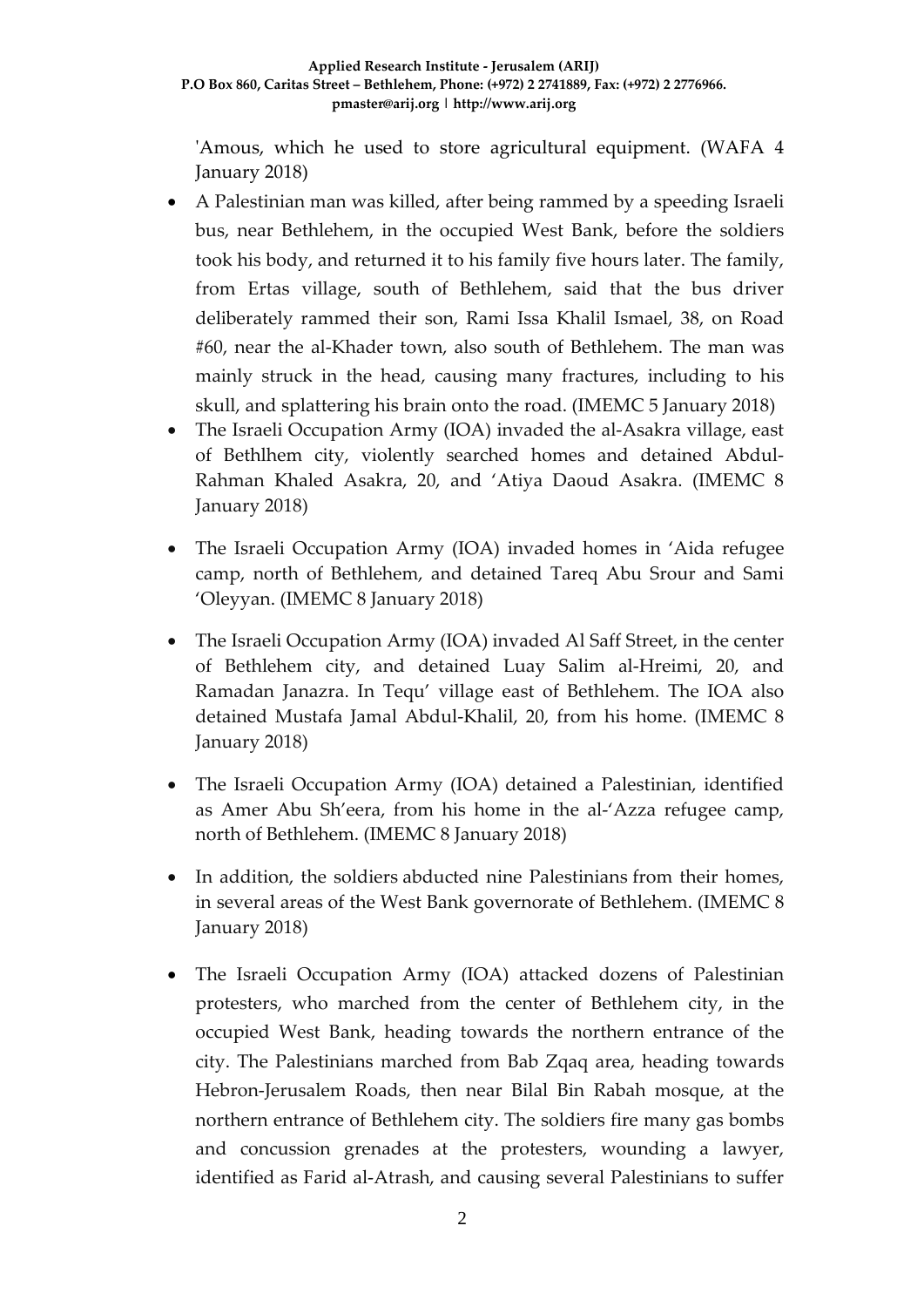'Amous, which he used to store agricultural equipment. (WAFA 4 January 2018)

- A Palestinian man was killed, after being rammed by a speeding Israeli bus, near Bethlehem, in the occupied West Bank, before the soldiers took his body, and returned it to his family five hours later. The family, from Ertas village, south of Bethlehem, said that the bus driver deliberately rammed their son, Rami Issa Khalil Ismael, 38, on Road #60, near the al-Khader town, also south of Bethlehem. The man was mainly struck in the head, causing many fractures, including to his skull, and splattering his brain onto the road. (IMEMC 5 January 2018)
- The Israeli Occupation Army (IOA) invaded the al-Asakra village, east of Bethlhem city, violently searched homes and detained Abdul-Rahman Khaled Asakra, 20, and 'Atiya Daoud Asakra. (IMEMC 8 January 2018)
- The Israeli Occupation Army (IOA) invaded homes in 'Aida refugee camp, north of Bethlehem, and detained Tareq Abu Srour and Sami 'Oleyyan. (IMEMC 8 January 2018)
- The Israeli Occupation Army (IOA) invaded Al Saff Street, in the center of Bethlehem city, and detained Luay Salim al-Hreimi, 20, and Ramadan Janazra. In Tequ' village east of Bethlehem. The IOA also detained Mustafa Jamal Abdul-Khalil, 20, from his home. (IMEMC 8 January 2018)
- The Israeli Occupation Army (IOA) detained a Palestinian, identified as Amer Abu Sh'eera, from his home in the al-'Azza refugee camp, north of Bethlehem. (IMEMC 8 January 2018)
- In addition, the soldiers abducted nine Palestinians from their homes, in several areas of the West Bank governorate of Bethlehem. (IMEMC 8 January 2018)
- The Israeli Occupation Army (IOA) attacked dozens of Palestinian protesters, who marched from the center of Bethlehem city, in the occupied West Bank, heading towards the northern entrance of the city. The Palestinians marched from Bab Zqaq area, heading towards Hebron-Jerusalem Roads, then near Bilal Bin Rabah mosque, at the northern entrance of Bethlehem city. The soldiers fire many gas bombs and concussion grenades at the protesters, wounding a lawyer, identified as Farid al-Atrash, and causing several Palestinians to suffer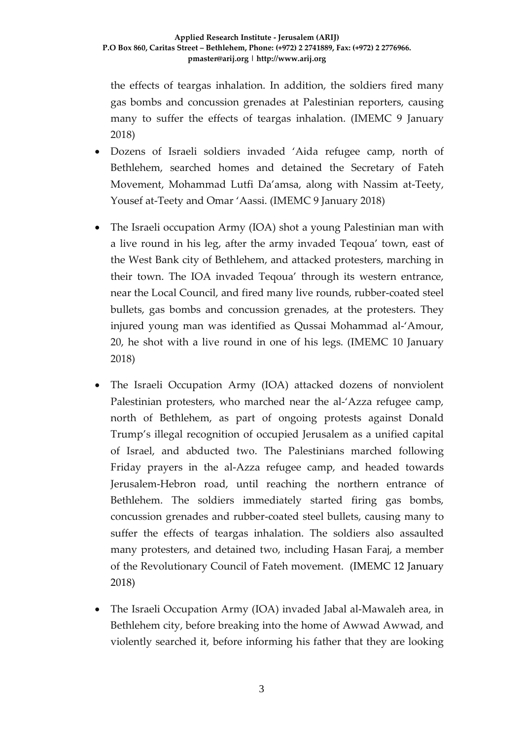the effects of teargas inhalation. In addition, the soldiers fired many gas bombs and concussion grenades at Palestinian reporters, causing many to suffer the effects of teargas inhalation. (IMEMC 9 January 2018)

- Dozens of Israeli soldiers invaded 'Aida refugee camp, north of Bethlehem, searched homes and detained the Secretary of Fateh Movement, Mohammad Lutfi Da'amsa, along with Nassim at-Teety, Yousef at-Teety and Omar 'Aassi. (IMEMC 9 January 2018)

- The Israeli occupation Army (IOA) shot a young Palestinian man with a live round in his leg, after the army invaded Teqoua' town, east of the West Bank city of Bethlehem, and attacked protesters, marching in their town. The IOA invaded Teqoua' through its western entrance, near the Local Council, and fired many live rounds, rubber-coated steel bullets, gas bombs and concussion grenades, at the protesters. They injured young man was identified as Qussai Mohammad al-'Amour, 20, he shot with a live round in one of his legs. (IMEMC 10 January 2018)

- The Israeli Occupation Army (IOA) attacked dozens of nonviolent Palestinian protesters, who marched near the al-'Azza refugee camp, north of Bethlehem, as part of ongoing protests against Donald Trump's illegal recognition of occupied Jerusalem as a unified capital of Israel, and abducted two. The Palestinians marched following Friday prayers in the al-Azza refugee camp, and headed towards Jerusalem-Hebron road, until reaching the northern entrance of Bethlehem. The soldiers immediately started firing gas bombs, concussion grenades and rubber-coated steel bullets, causing many to suffer the effects of teargas inhalation. The soldiers also assaulted many protesters, and detained two, including Hasan Faraj, a member of the Revolutionary Council of Fateh movement. (IMEMC 12 January 2018)

- The Israeli Occupation Army (IOA) invaded Jabal al-Mawaleh area, in Bethlehem city, before breaking into the home of Awwad Awwad, and violently searched it, before informing his father that they are looking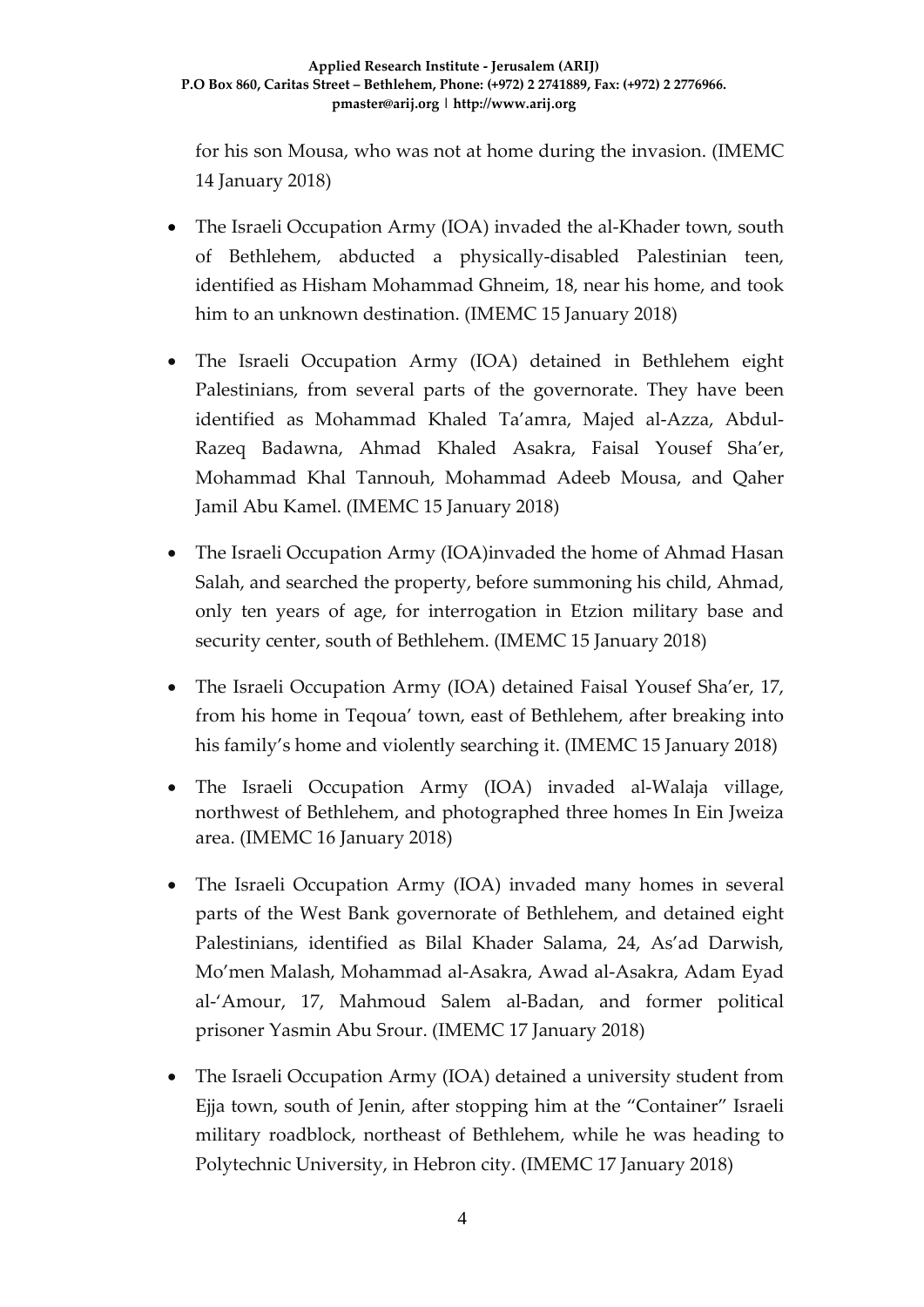for his son Mousa, who was not at home during the invasion. (IMEMC 14 January 2018)

- The Israeli Occupation Army (IOA) invaded the al-Khader town, south of Bethlehem, abducted a physically-disabled Palestinian teen, identified as Hisham Mohammad Ghneim, 18, near his home, and took him to an unknown destination. (IMEMC 15 January 2018)
- The Israeli Occupation Army (IOA) detained in Bethlehem eight Palestinians, from several parts of the governorate. They have been identified as Mohammad Khaled Ta'amra, Majed al-Azza, Abdul-Razeq Badawna, Ahmad Khaled Asakra, Faisal Yousef Sha'er, Mohammad Khal Tannouh, Mohammad Adeeb Mousa, and Qaher Jamil Abu Kamel. (IMEMC 15 January 2018)
- The Israeli Occupation Army (IOA)invaded the home of Ahmad Hasan Salah, and searched the property, before summoning his child, Ahmad, only ten years of age, for interrogation in Etzion military base and security center, south of Bethlehem. (IMEMC 15 January 2018)
- The Israeli Occupation Army (IOA) detained Faisal Yousef Sha'er, 17, from his home in Teqoua' town, east of Bethlehem, after breaking into his family's home and violently searching it. (IMEMC 15 January 2018)
- The Israeli Occupation Army (IOA) invaded al-Walaja village, northwest of Bethlehem, and photographed three homes In Ein Jweiza area. (IMEMC 16 January 2018)
- The Israeli Occupation Army (IOA) invaded many homes in several parts of the West Bank governorate of Bethlehem, and detained eight Palestinians, identified as Bilal Khader Salama, 24, As'ad Darwish, Mo'men Malash, Mohammad al-Asakra, Awad al-Asakra, Adam Eyad al-'Amour, 17, Mahmoud Salem al-Badan, and former political prisoner Yasmin Abu Srour. (IMEMC 17 January 2018)
- The Israeli Occupation Army (IOA) detained a university student from Ejja town, south of Jenin, after stopping him at the "Container" Israeli military roadblock, northeast of Bethlehem, while he was heading to Polytechnic University, in Hebron city. (IMEMC 17 January 2018)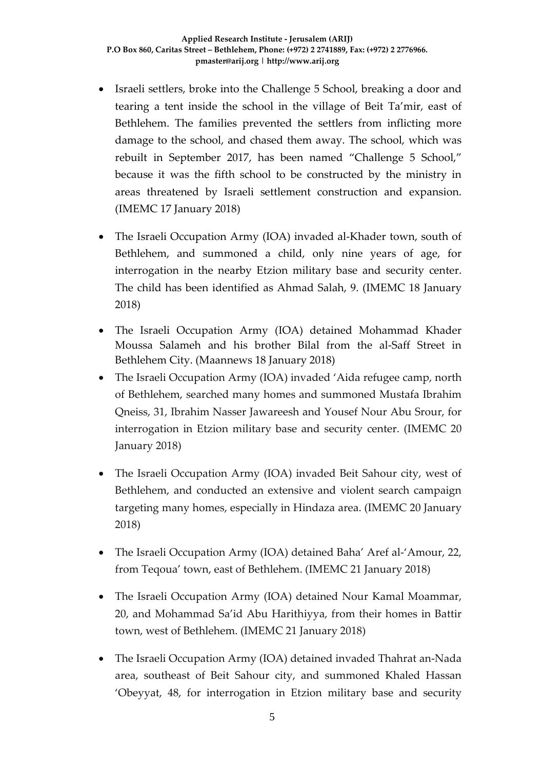- Israeli settlers, broke into the Challenge 5 School, breaking a door and tearing a tent inside the school in the village of Beit Ta'mir, east of Bethlehem. The families prevented the settlers from inflicting more damage to the school, and chased them away. The school, which was rebuilt in September 2017, has been named "Challenge 5 School," because it was the fifth school to be constructed by the ministry in areas threatened by Israeli settlement construction and expansion. (IMEMC 17 January 2018)

- The Israeli Occupation Army (IOA) invaded al-Khader town, south of Bethlehem, and summoned a child, only nine years of age, for interrogation in the nearby Etzion military base and security center. The child has been identified as Ahmad Salah, 9. (IMEMC 18 January 2018)

- The Israeli Occupation Army (IOA) detained Mohammad Khader Moussa Salameh and his brother Bilal from the al-Saff Street in Bethlehem City. (Maannews 18 January 2018)

- The Israeli Occupation Army (IOA) invaded 'Aida refugee camp, north of Bethlehem, searched many homes and summoned Mustafa Ibrahim Qneiss, 31, Ibrahim Nasser Jawareesh and Yousef Nour Abu Srour, for interrogation in Etzion military base and security center. (IMEMC 20 January 2018)

- The Israeli Occupation Army (IOA) invaded Beit Sahour city, west of Bethlehem, and conducted an extensive and violent search campaign targeting many homes, especially in Hindaza area. (IMEMC 20 January 2018)

- The Israeli Occupation Army (IOA) detained Baha' Aref al-'Amour, 22, from Teqoua' town, east of Bethlehem. (IMEMC 21 January 2018)

- The Israeli Occupation Army (IOA) detained Nour Kamal Moammar, 20, and Mohammad Sa'id Abu Harithiyya, from their homes in Battir town, west of Bethlehem. (IMEMC 21 January 2018)

- The Israeli Occupation Army (IOA) detained invaded Thahrat an-Nada area, southeast of Beit Sahour city, and summoned Khaled Hassan 'Obeyyat, 48, for interrogation in Etzion military base and security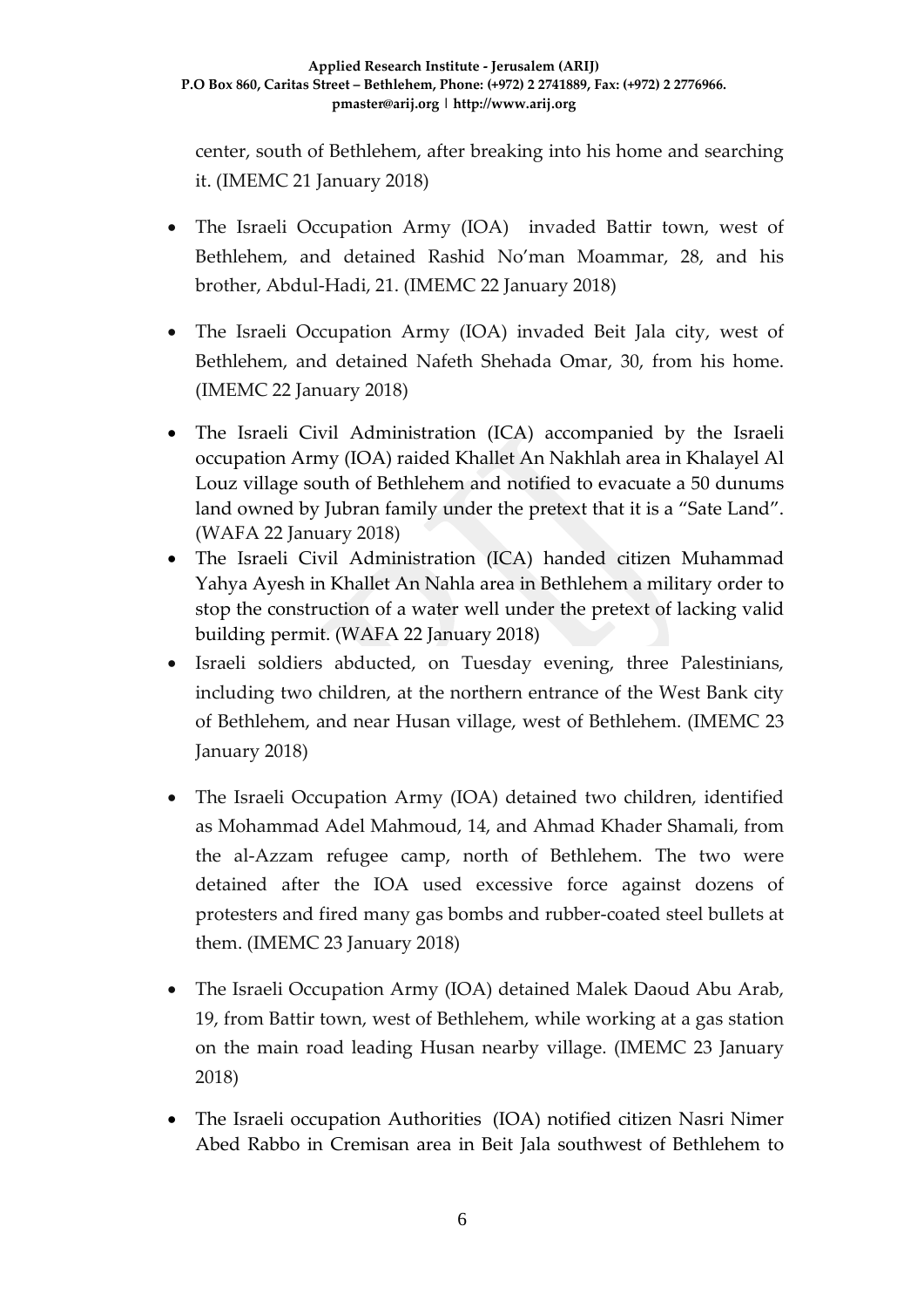center, south of Bethlehem, after breaking into his home and searching it. (IMEMC 21 January 2018)

- The Israeli Occupation Army (IOA) invaded Battir town, west of Bethlehem, and detained Rashid No'man Moammar, 28, and his brother, Abdul-Hadi, 21. (IMEMC 22 January 2018)
- The Israeli Occupation Army (IOA) invaded Beit Jala city, west of Bethlehem, and detained Nafeth Shehada Omar, 30, from his home. (IMEMC 22 January 2018)
- The Israeli Civil Administration (ICA) accompanied by the Israeli occupation Army (IOA) raided Khallet An Nakhlah area in Khalayel Al Louz village south of Bethlehem and notified to evacuate a 50 dunums land owned by Jubran family under the pretext that it is a "Sate Land". (WAFA 22 January 2018)
- The Israeli Civil Administration (ICA) handed citizen Muhammad Yahya Ayesh in Khallet An Nahla area in Bethlehem a military order to stop the construction of a water well under the pretext of lacking valid building permit. (WAFA 22 January 2018)
- Israeli soldiers abducted, on Tuesday evening, three Palestinians, including two children, at the northern entrance of the West Bank city of Bethlehem, and near Husan village, west of Bethlehem. (IMEMC 23 January 2018)
- The Israeli Occupation Army (IOA) detained two children, identified as Mohammad Adel Mahmoud, 14, and Ahmad Khader Shamali, from the al-Azzam refugee camp, north of Bethlehem. The two were detained after the IOA used excessive force against dozens of protesters and fired many gas bombs and rubber-coated steel bullets at them. (IMEMC 23 January 2018)
- The Israeli Occupation Army (IOA) detained Malek Daoud Abu Arab, 19, from Battir town, west of Bethlehem, while working at a gas station on the main road leading Husan nearby village. (IMEMC 23 January 2018)
- The Israeli occupation Authorities (IOA) notified citizen Nasri Nimer Abed Rabbo in Cremisan area in Beit Jala southwest of Bethlehem to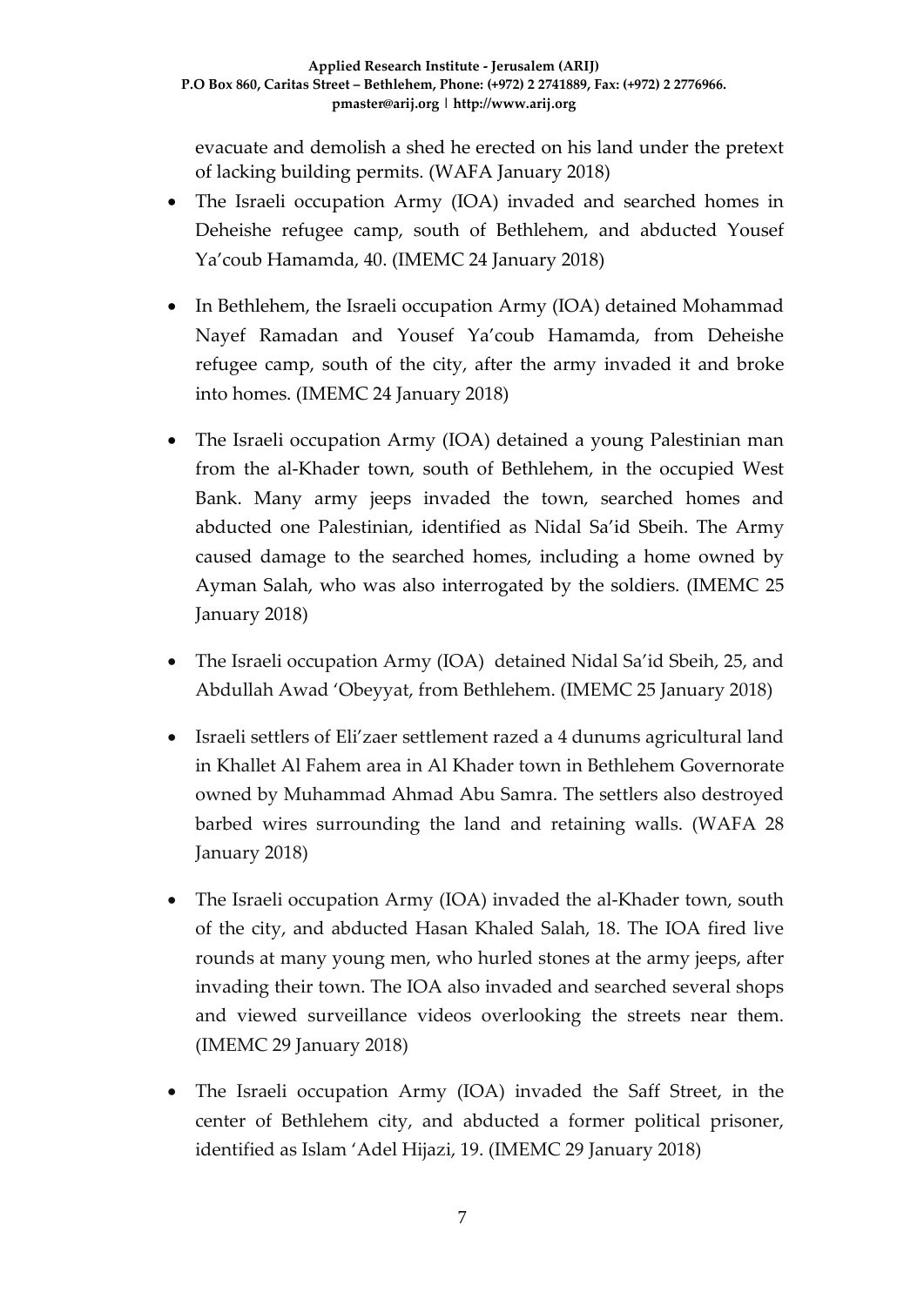evacuate and demolish a shed he erected on his land under the pretext of lacking building permits. (WAFA January 2018)

- The Israeli occupation Army (IOA) invaded and searched homes in Deheishe refugee camp, south of Bethlehem, and abducted Yousef Ya'coub Hamamda, 40. (IMEMC 24 January 2018)

- In Bethlehem, the Israeli occupation Army (IOA) detained Mohammad Nayef Ramadan and Yousef Ya'coub Hamamda, from Deheishe refugee camp, south of the city, after the army invaded it and broke into homes. (IMEMC 24 January 2018)

- The Israeli occupation Army (IOA) detained a young Palestinian man from the al-Khader town, south of Bethlehem, in the occupied West Bank. Many army jeeps invaded the town, searched homes and abducted one Palestinian, identified as Nidal Sa'id Sbeih. The Army caused damage to the searched homes, including a home owned by Ayman Salah, who was also interrogated by the soldiers. (IMEMC 25 January 2018)

- The Israeli occupation Army (IOA) detained Nidal Sa'id Sbeih, 25, and Abdullah Awad 'Obeyyat, from Bethlehem. (IMEMC 25 January 2018)

- Israeli settlers of Eli'zaer settlement razed a 4 dunums agricultural land in Khallet Al Fahem area in Al Khader town in Bethlehem Governorate owned by Muhammad Ahmad Abu Samra. The settlers also destroyed barbed wires surrounding the land and retaining walls. (WAFA 28 January 2018)

- The Israeli occupation Army (IOA) invaded the al-Khader town, south of the city, and abducted Hasan Khaled Salah, 18. The IOA fired live rounds at many young men, who hurled stones at the army jeeps, after invading their town. The IOA also invaded and searched several shops and viewed surveillance videos overlooking the streets near them. (IMEMC 29 January 2018)

- The Israeli occupation Army (IOA) invaded the Saff Street, in the center of Bethlehem city, and abducted a former political prisoner, identified as Islam 'Adel Hijazi, 19. (IMEMC 29 January 2018)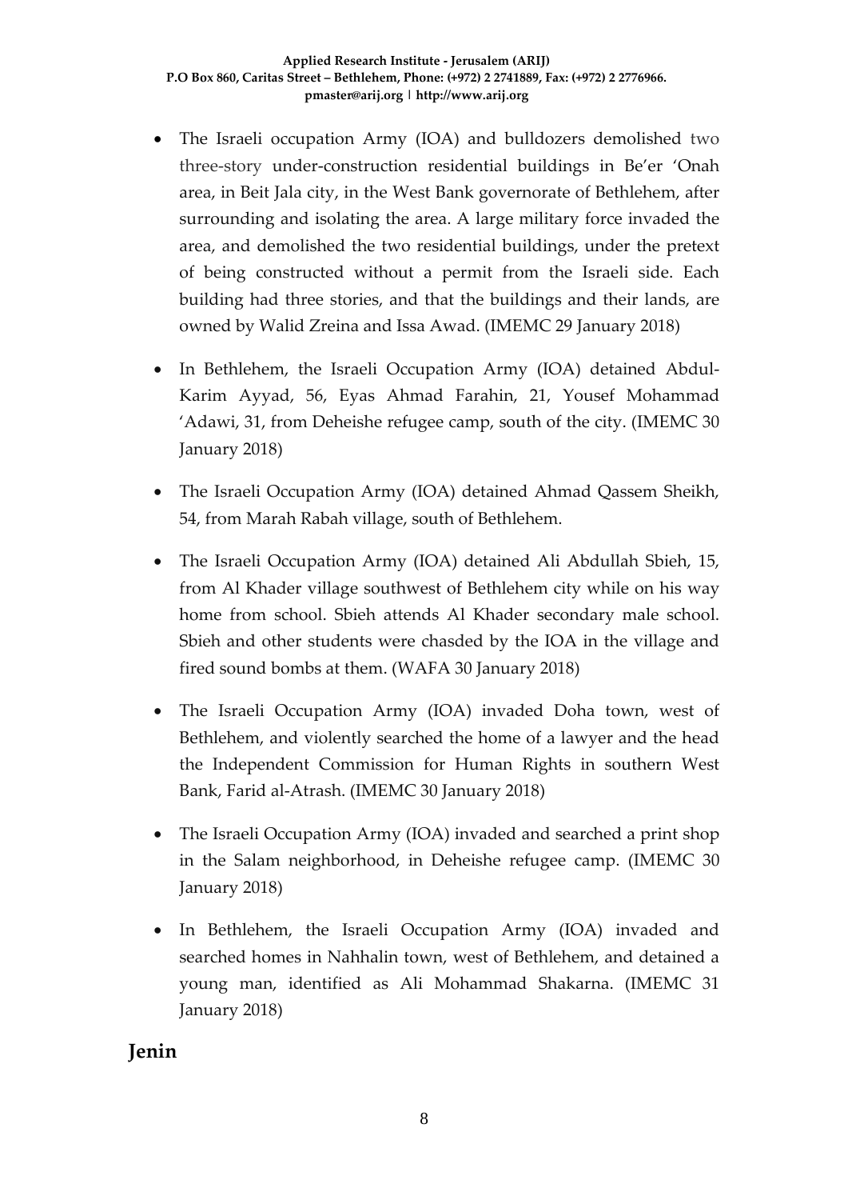- The Israeli occupation Army (IOA) and bulldozers demolished two three-story under-construction residential buildings in Be'er 'Onah area, in Beit Jala city, in the West Bank governorate of Bethlehem, after surrounding and isolating the area. A large military force invaded the area, and demolished the two residential buildings, under the pretext of being constructed without a permit from the Israeli side. Each building had three stories, and that the buildings and their lands, are owned by Walid Zreina and Issa Awad. (IMEMC 29 January 2018)

- In Bethlehem, the Israeli Occupation Army (IOA) detained Abdul-Karim Ayyad, 56, Eyas Ahmad Farahin, 21, Yousef Mohammad 'Adawi, 31, from Deheishe refugee camp, south of the city. (IMEMC 30 January 2018)

- The Israeli Occupation Army (IOA) detained Ahmad Qassem Sheikh, 54, from Marah Rabah village, south of Bethlehem.

- The Israeli Occupation Army (IOA) detained Ali Abdullah Sbieh, 15, from Al Khader village southwest of Bethlehem city while on his way home from school. Sbieh attends Al Khader secondary male school. Sbieh and other students were chasded by the IOA in the village and fired sound bombs at them. (WAFA 30 January 2018)

- The Israeli Occupation Army (IOA) invaded Doha town, west of Bethlehem, and violently searched the home of a lawyer and the head the Independent Commission for Human Rights in southern West Bank, Farid al-Atrash. (IMEMC 30 January 2018)

- The Israeli Occupation Army (IOA) invaded and searched a print shop in the Salam neighborhood, in Deheishe refugee camp. (IMEMC 30 January 2018)

- In Bethlehem, the Israeli Occupation Army (IOA) invaded and searched homes in Nahhalin town, west of Bethlehem, and detained a young man, identified as Ali Mohammad Shakarna. (IMEMC 31 January 2018)

## Jenin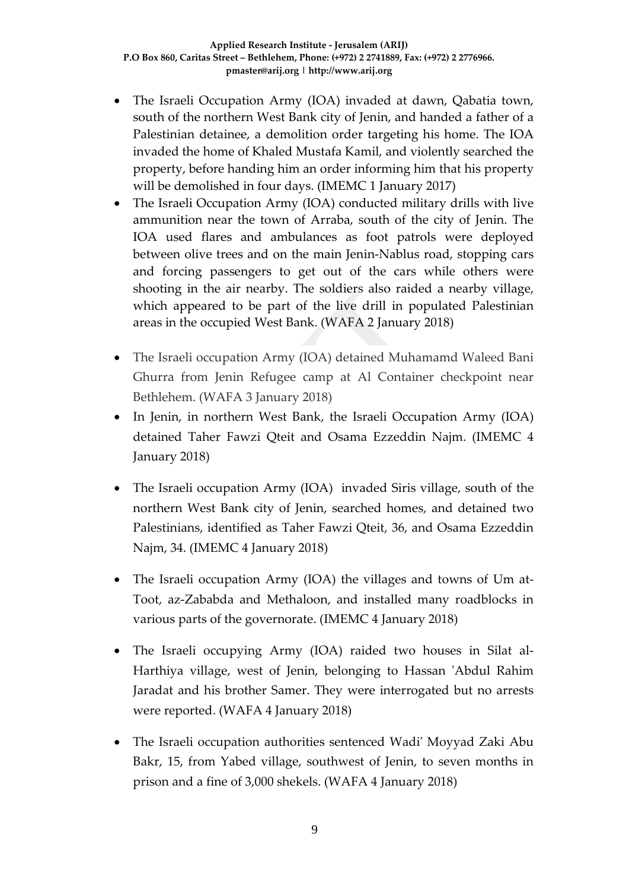- The Israeli Occupation Army (IOA) invaded at dawn, Qabatia town, south of the northern West Bank city of Jenin, and handed a father of a Palestinian detainee, a demolition order targeting his home. The IOA invaded the home of Khaled Mustafa Kamil, and violently searched the property, before handing him an order informing him that his property will be demolished in four days. (IMEMC 1 January 2017)
- The Israeli Occupation Army (IOA) conducted military drills with live ammunition near the town of Arraba, south of the city of Jenin. The IOA used flares and ambulances as foot patrols were deployed between olive trees and on the main Jenin-Nablus road, stopping cars and forcing passengers to get out of the cars while others were shooting in the air nearby. The soldiers also raided a nearby village, which appeared to be part of the live drill in populated Palestinian areas in the occupied West Bank. (WAFA 2 January 2018)
- The Israeli occupation Army (IOA) detained Muhamamd Waleed Bani Ghurra from Jenin Refugee camp at Al Container checkpoint near Bethlehem. (WAFA 3 January 2018)
- In Jenin, in northern West Bank, the Israeli Occupation Army (IOA) detained Taher Fawzi Qteit and Osama Ezzeddin Najm. (IMEMC 4 January 2018)
- The Israeli occupation Army (IOA) invaded Siris village, south of the northern West Bank city of Jenin, searched homes, and detained two Palestinians, identified as Taher Fawzi Qteit, 36, and Osama Ezzeddin Najm, 34. (IMEMC 4 January 2018)
- The Israeli occupation Army (IOA) the villages and towns of Um at-Toot, az-Zababda and Methaloon, and installed many roadblocks in various parts of the governorate. (IMEMC 4 January 2018)
- The Israeli occupying Army (IOA) raided two houses in Silat al-Harthiya village, west of Jenin, belonging to Hassan 'Abdul Rahim Jaradat and his brother Samer. They were interrogated but no arrests were reported. (WAFA 4 January 2018)
- The Israeli occupation authorities sentenced Wadi' Moyyad Zaki Abu Bakr, 15, from Yabed village, southwest of Jenin, to seven months in prison and a fine of 3,000 shekels. (WAFA 4 January 2018)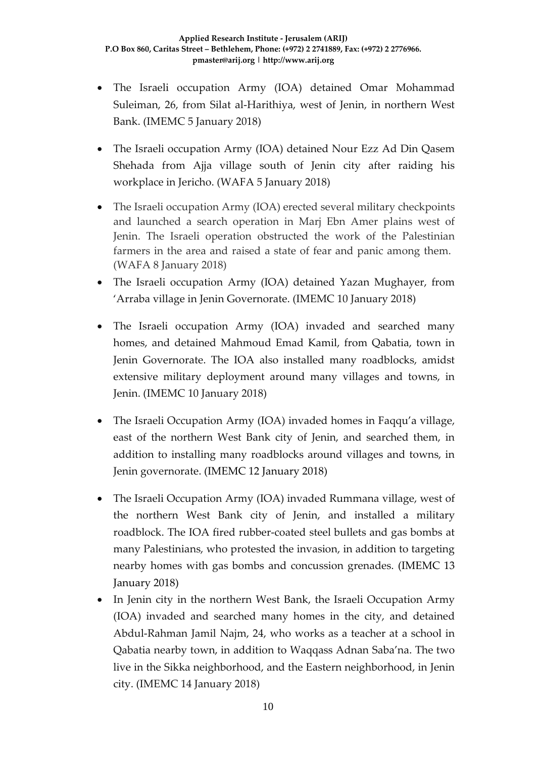- The Israeli occupation Army (IOA) detained Omar Mohammad Suleiman, 26, from Silat al-Harithiya, west of Jenin, in northern West Bank. (IMEMC 5 January 2018)
- The Israeli occupation Army (IOA) detained Nour Ezz Ad Din Qasem Shehada from Ajja village south of Jenin city after raiding his workplace in Jericho. (WAFA 5 January 2018)
- The Israeli occupation Army (IOA) erected several military checkpoints and launched a search operation in Marj Ebn Amer plains west of Jenin. The Israeli operation obstructed the work of the Palestinian farmers in the area and raised a state of fear and panic among them. (WAFA 8 January 2018)
- The Israeli occupation Army (IOA) detained Yazan Mughayer, from 'Arraba village in Jenin Governorate. (IMEMC 10 January 2018)
- The Israeli occupation Army (IOA) invaded and searched many homes, and detained Mahmoud Emad Kamil, from Qabatia, town in Jenin Governorate. The IOA also installed many roadblocks, amidst extensive military deployment around many villages and towns, in Jenin. (IMEMC 10 January 2018)
- The Israeli Occupation Army (IOA) invaded homes in Faqqu'a village, east of the northern West Bank city of Jenin, and searched them, in addition to installing many roadblocks around villages and towns, in Jenin governorate. (IMEMC 12 January 2018)
- The Israeli Occupation Army (IOA) invaded Rummana village, west of the northern West Bank city of Jenin, and installed a military roadblock. The IOA fired rubber-coated steel bullets and gas bombs at many Palestinians, who protested the invasion, in addition to targeting nearby homes with gas bombs and concussion grenades. (IMEMC 13 January 2018)
- In Jenin city in the northern West Bank, the Israeli Occupation Army (IOA) invaded and searched many homes in the city, and detained Abdul-Rahman Jamil Najm, 24, who works as a teacher at a school in Qabatia nearby town, in addition to Waqqass Adnan Saba'na. The two live in the Sikka neighborhood, and the Eastern neighborhood, in Jenin city. (IMEMC 14 January 2018)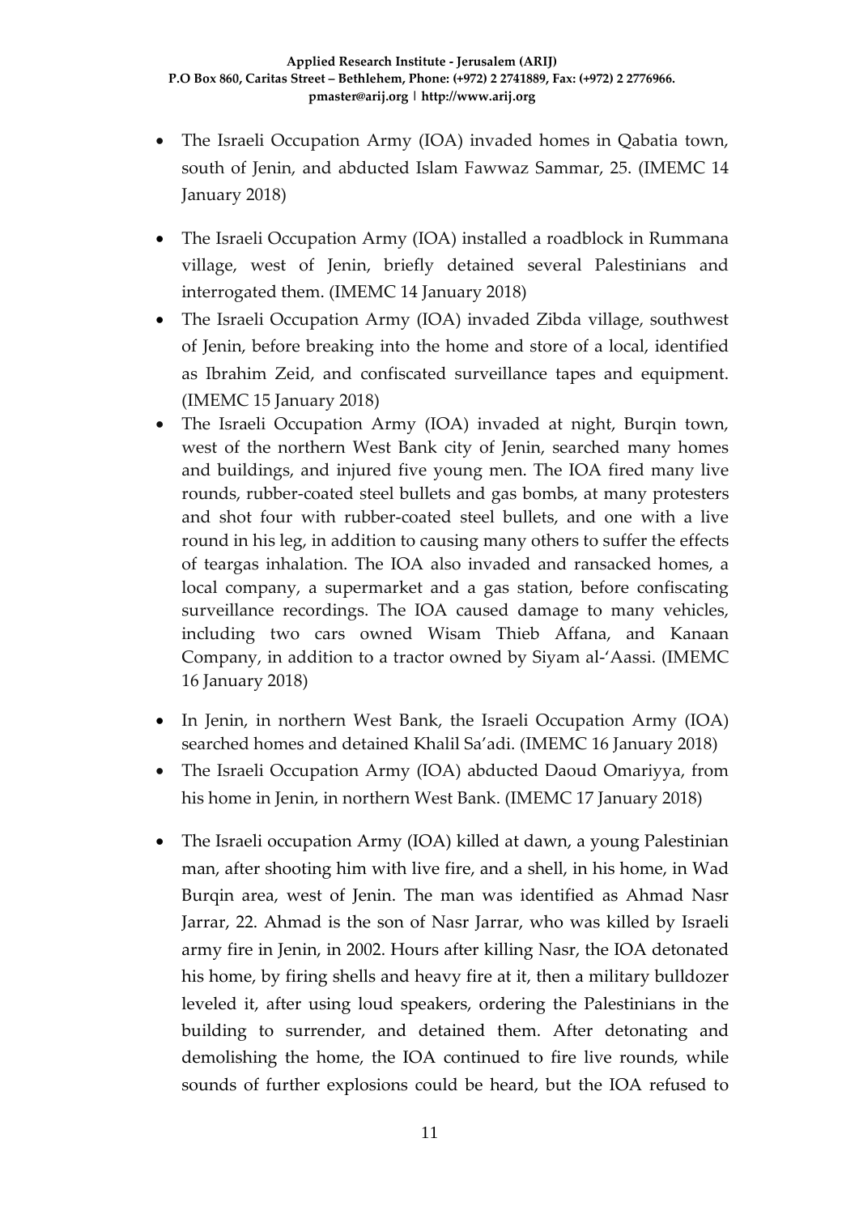- The Israeli Occupation Army (IOA) invaded homes in Qabatia town, south of Jenin, and abducted Islam Fawwaz Sammar, 25. (IMEMC 14 January 2018)
- The Israeli Occupation Army (IOA) installed a roadblock in Rummana village, west of Jenin, briefly detained several Palestinians and interrogated them. (IMEMC 14 January 2018)
- The Israeli Occupation Army (IOA) invaded Zibda village, southwest of Jenin, before breaking into the home and store of a local, identified as Ibrahim Zeid, and confiscated surveillance tapes and equipment. (IMEMC 15 January 2018)
- The Israeli Occupation Army (IOA) invaded at night, Burqin town, west of the northern West Bank city of Jenin, searched many homes and buildings, and injured five young men. The IOA fired many live rounds, rubber-coated steel bullets and gas bombs, at many protesters and shot four with rubber-coated steel bullets, and one with a live round in his leg, in addition to causing many others to suffer the effects of teargas inhalation. The IOA also invaded and ransacked homes, a local company, a supermarket and a gas station, before confiscating surveillance recordings. The IOA caused damage to many vehicles, including two cars owned Wisam Thieb Affana, and Kanaan Company, in addition to a tractor owned by Siyam al-'Aassi. (IMEMC 16 January 2018)
- In Jenin, in northern West Bank, the Israeli Occupation Army (IOA) searched homes and detained Khalil Sa'adi. (IMEMC 16 January 2018)
- The Israeli Occupation Army (IOA) abducted Daoud Omariyya, from his home in Jenin, in northern West Bank. (IMEMC 17 January 2018)
- The Israeli occupation Army (IOA) killed at dawn, a young Palestinian man, after shooting him with live fire, and a shell, in his home, in Wad Burqin area, west of Jenin. The man was identified as Ahmad Nasr Jarrar, 22. Ahmad is the son of Nasr Jarrar, who was killed by Israeli army fire in Jenin, in 2002. Hours after killing Nasr, the IOA detonated his home, by firing shells and heavy fire at it, then a military bulldozer leveled it, after using loud speakers, ordering the Palestinians in the building to surrender, and detained them. After detonating and demolishing the home, the IOA continued to fire live rounds, while sounds of further explosions could be heard, but the IOA refused to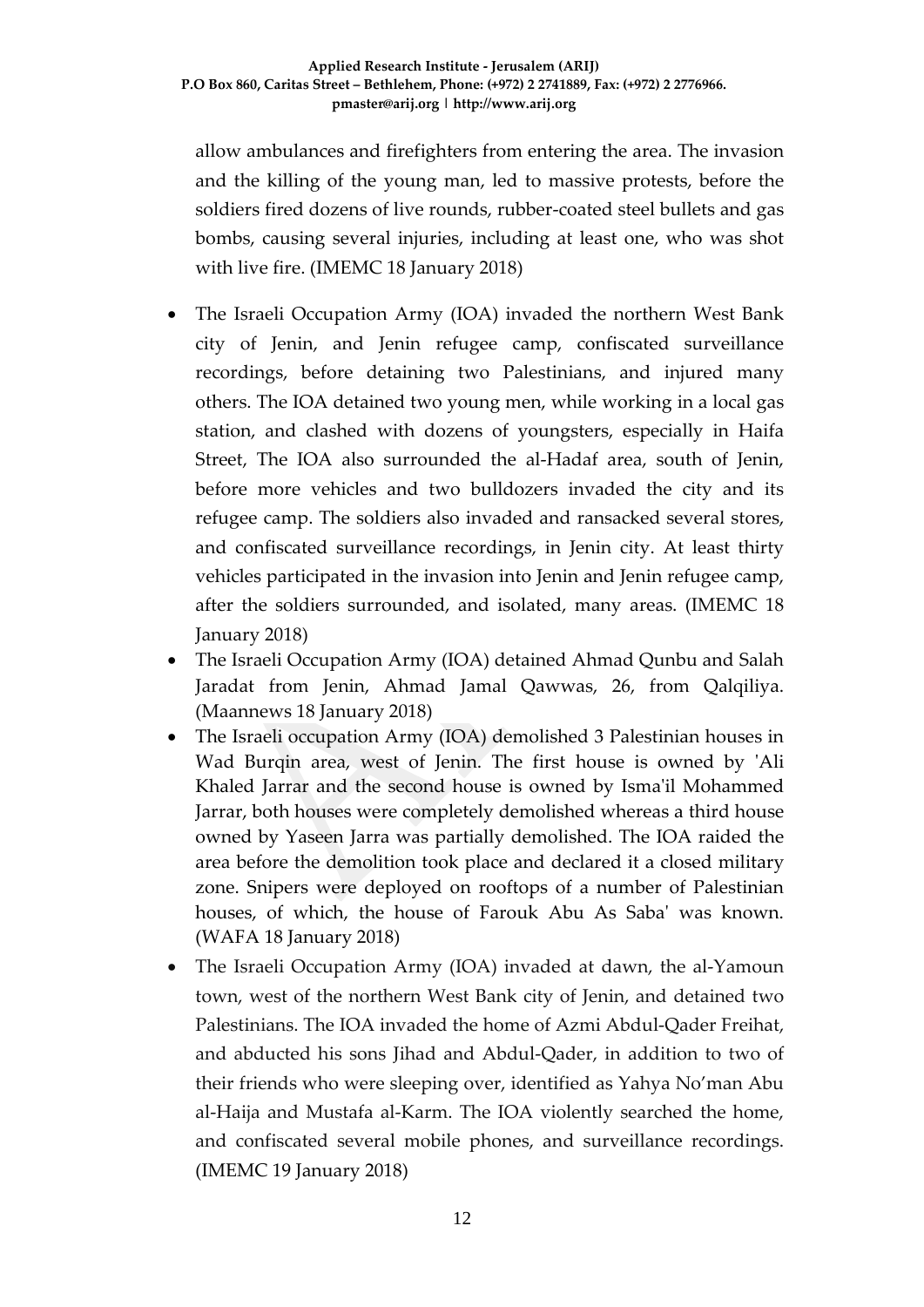allow ambulances and firefighters from entering the area. The invasion and the killing of the young man, led to massive protests, before the soldiers fired dozens of live rounds, rubber-coated steel bullets and gas bombs, causing several injuries, including at least one, who was shot with live fire. (IMEMC 18 January 2018)

- The Israeli Occupation Army (IOA) invaded the northern West Bank city of Jenin, and Jenin refugee camp, confiscated surveillance recordings, before detaining two Palestinians, and injured many others. The IOA detained two young men, while working in a local gas station, and clashed with dozens of youngsters, especially in Haifa Street, The IOA also surrounded the al-Hadaf area, south of Jenin, before more vehicles and two bulldozers invaded the city and its refugee camp. The soldiers also invaded and ransacked several stores, and confiscated surveillance recordings, in Jenin city. At least thirty vehicles participated in the invasion into Jenin and Jenin refugee camp, after the soldiers surrounded, and isolated, many areas. (IMEMC 18 January 2018)
- The Israeli Occupation Army (IOA) detained Ahmad Qunbu and Salah Jaradat from Jenin, Ahmad Jamal Qawwas, 26, from Qalqiliya. (Maannews 18 January 2018)
- The Israeli occupation Army (IOA) demolished 3 Palestinian houses in Wad Burqin area, west of Jenin. The first house is owned by 'Ali Khaled Jarrar and the second house is owned by Isma'il Mohammed Jarrar, both houses were completely demolished whereas a third house owned by Yaseen Jarra was partially demolished. The IOA raided the area before the demolition took place and declared it a closed military zone. Snipers were deployed on rooftops of a number of Palestinian houses, of which, the house of Farouk Abu As Saba' was known. (WAFA 18 January 2018)
- The Israeli Occupation Army (IOA) invaded at dawn, the al-Yamoun town, west of the northern West Bank city of Jenin, and detained two Palestinians. The IOA invaded the home of Azmi Abdul-Qader Freihat, and abducted his sons Jihad and Abdul-Qader, in addition to two of their friends who were sleeping over, identified as Yahya No'man Abu al-Haija and Mustafa al-Karm. The IOA violently searched the home, and confiscated several mobile phones, and surveillance recordings. (IMEMC 19 January 2018)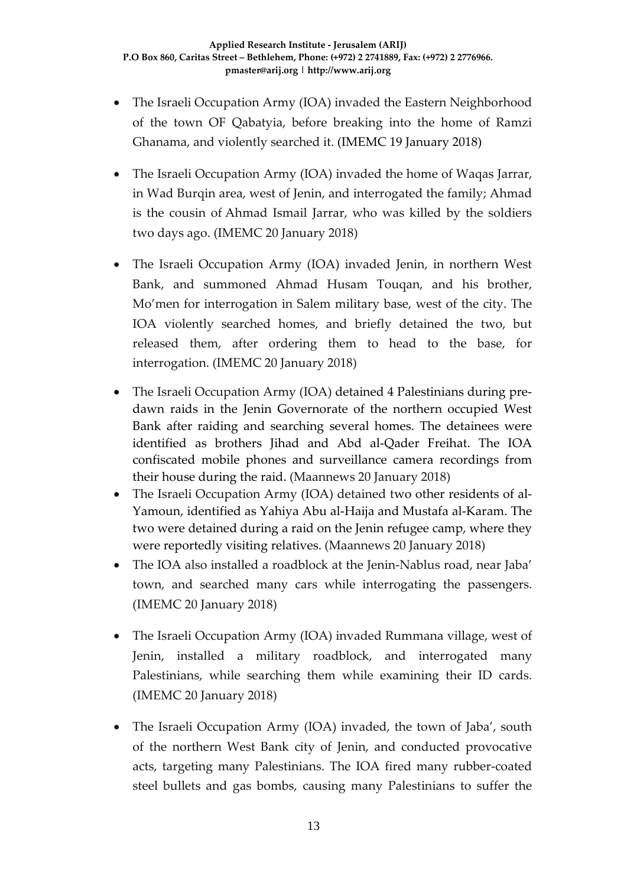- The Israeli Occupation Army (IOA) invaded the Eastern Neighborhood of the town OF Qabatyia, before breaking into the home of Ramzi Ghanama, and violently searched it. (IMEMC 19 January 2018)
- The Israeli Occupation Army (IOA) invaded the home of Waqas Jarrar, in Wad Burqin area, west of Jenin, and interrogated the family; Ahmad is the cousin of Ahmad Ismail Jarrar, who was killed by the soldiers two days ago. (IMEMC 20 January 2018)
- The Israeli Occupation Army (IOA) invaded Jenin, in northern West Bank, and summoned Ahmad Husam Touqan, and his brother, Mo'men for interrogation in Salem military base, west of the city. The IOA violently searched homes, and briefly detained the two, but released them, after ordering them to head to the base, for interrogation. (IMEMC 20 January 2018)
- The Israeli Occupation Army (IOA) detained 4 Palestinians during pre-dawn raids in the Jenin Governorate of the northern occupied West Bank after raiding and searching several homes. The detainees were identified as brothers Jihad and Abd al-Qader Freihat. The IOA confiscated mobile phones and surveillance camera recordings from their house during the raid. (Maannews 20 January 2018)
- The Israeli Occupation Army (IOA) detained two other residents of al-Yamoun, identified as Yahiya Abu al-Haija and Mustafa al-Karam. The two were detained during a raid on the Jenin refugee camp, where they were reportedly visiting relatives. (Maannews 20 January 2018)
- The IOA also installed a roadblock at the Jenin-Nablus road, near Jaba' town, and searched many cars while interrogating the passengers. (IMEMC 20 January 2018)
- The Israeli Occupation Army (IOA) invaded Rummana village, west of Jenin, installed a military roadblock, and interrogated many Palestinians, while searching them while examining their ID cards. (IMEMC 20 January 2018)
- The Israeli Occupation Army (IOA) invaded, the town of Jaba', south of the northern West Bank city of Jenin, and conducted provocative acts, targeting many Palestinians. The IOA fired many rubber-coated steel bullets and gas bombs, causing many Palestinians to suffer the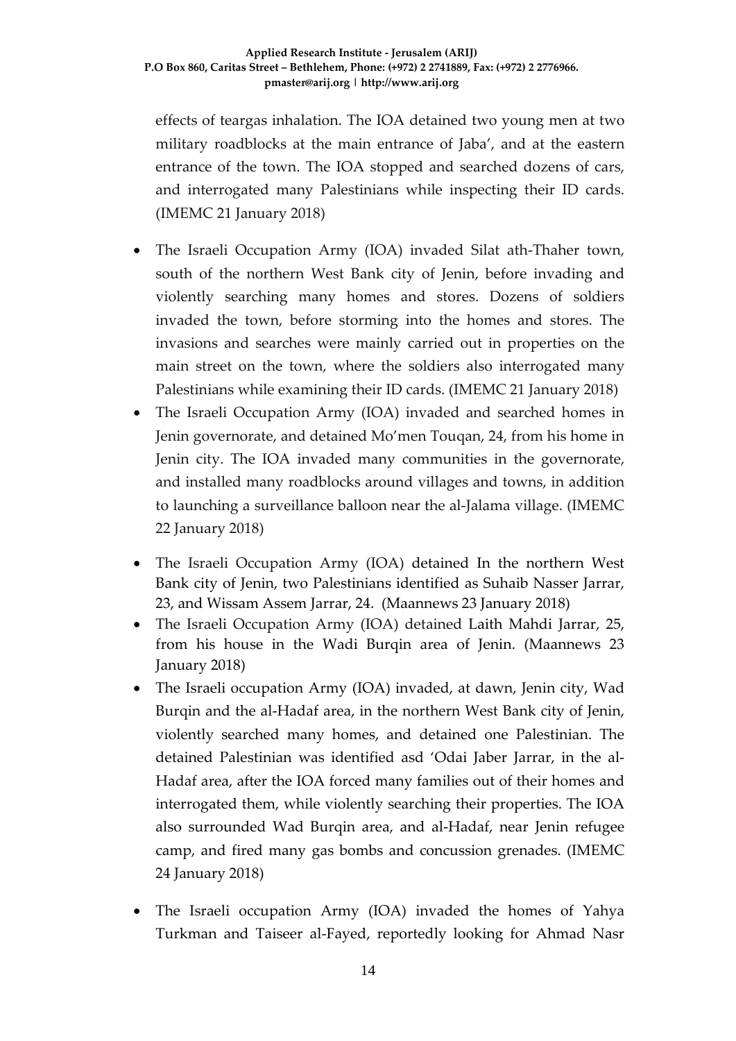effects of teargas inhalation. The IOA detained two young men at two military roadblocks at the main entrance of Jaba', and at the eastern entrance of the town. The IOA stopped and searched dozens of cars, and interrogated many Palestinians while inspecting their ID cards. (IMEMC 21 January 2018)

- The Israeli Occupation Army (IOA) invaded Silat ath-Thaher town, south of the northern West Bank city of Jenin, before invading and violently searching many homes and stores. Dozens of soldiers invaded the town, before storming into the homes and stores. The invasions and searches were mainly carried out in properties on the main street on the town, where the soldiers also interrogated many Palestinians while examining their ID cards. (IMEMC 21 January 2018)
- The Israeli Occupation Army (IOA) invaded and searched homes in Jenin governorate, and detained Mo'men Touqan, 24, from his home in Jenin city. The IOA invaded many communities in the governorate, and installed many roadblocks around villages and towns, in addition to launching a surveillance balloon near the al-Jalama village. (IMEMC 22 January 2018)
- The Israeli Occupation Army (IOA) detained In the northern West Bank city of Jenin, two Palestinians identified as Suhaib Nasser Jarrar, 23, and Wissam Assem Jarrar, 24. (Maannews 23 January 2018)
- The Israeli Occupation Army (IOA) detained Laith Mahdi Jarrar, 25, from his house in the Wadi Burqin area of Jenin. (Maannews 23 January 2018)
- The Israeli occupation Army (IOA) invaded, at dawn, Jenin city, Wad Burqin and the al-Hadaf area, in the northern West Bank city of Jenin, violently searched many homes, and detained one Palestinian. The detained Palestinian was identified asd 'Odai Jaber Jarrar, in the al-Hadaf area, after the IOA forced many families out of their homes and interrogated them, while violently searching their properties. The IOA also surrounded Wad Burqin area, and al-Hadaf, near Jenin refugee camp, and fired many gas bombs and concussion grenades. (IMEMC 24 January 2018)
- The Israeli occupation Army (IOA) invaded the homes of Yahya Turkman and Taiseer al-Fayed, reportedly looking for Ahmad Nasr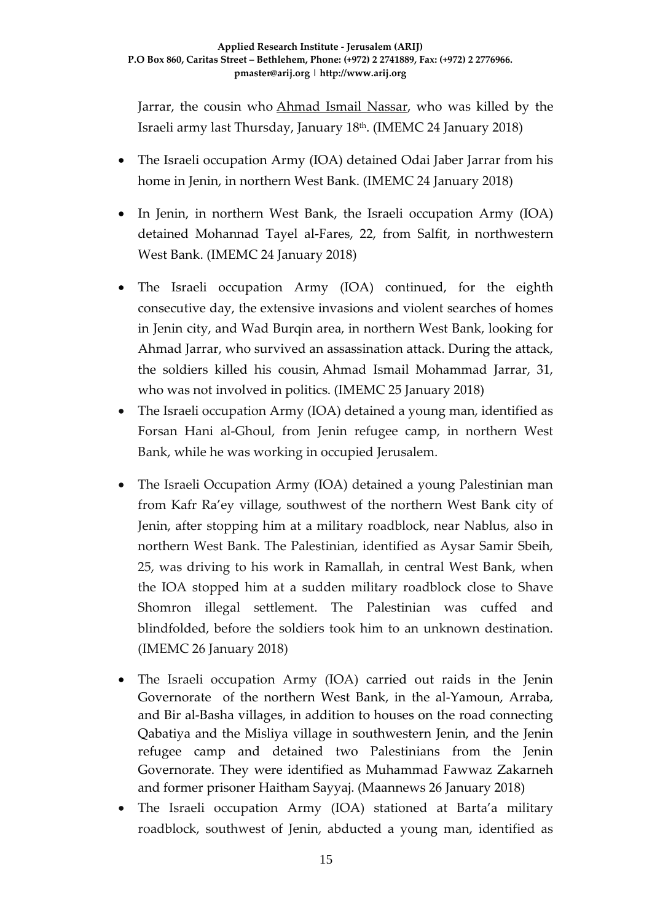Jarrar, the cousin who Ahmad Ismail Nassar, who was killed by the Israeli army last Thursday, January 18th. (IMEMC 24 January 2018)

- The Israeli occupation Army (IOA) detained Odai Jaber Jarrar from his home in Jenin, in northern West Bank. (IMEMC 24 January 2018)
- In Jenin, in northern West Bank, the Israeli occupation Army (IOA) detained Mohannad Tayel al-Fares, 22, from Salfit, in northwestern West Bank. (IMEMC 24 January 2018)
- The Israeli occupation Army (IOA) continued, for the eighth consecutive day, the extensive invasions and violent searches of homes in Jenin city, and Wad Burqin area, in northern West Bank, looking for Ahmad Jarrar, who survived an assassination attack. During the attack, the soldiers killed his cousin, Ahmad Ismail Mohammad Jarrar, 31, who was not involved in politics. (IMEMC 25 January 2018)
- The Israeli occupation Army (IOA) detained a young man, identified as Forsan Hani al-Ghoul, from Jenin refugee camp, in northern West Bank, while he was working in occupied Jerusalem.
- The Israeli Occupation Army (IOA) detained a young Palestinian man from Kafr Ra'ey village, southwest of the northern West Bank city of Jenin, after stopping him at a military roadblock, near Nablus, also in northern West Bank. The Palestinian, identified as Aysar Samir Sbeih, 25, was driving to his work in Ramallah, in central West Bank, when the IOA stopped him at a sudden military roadblock close to Shave Shomron illegal settlement. The Palestinian was cuffed and blindfolded, before the soldiers took him to an unknown destination. (IMEMC 26 January 2018)
- The Israeli occupation Army (IOA) carried out raids in the Jenin Governorate of the northern West Bank, in the al-Yamoun, Arraba, and Bir al-Basha villages, in addition to houses on the road connecting Qabatiya and the Misliya village in southwestern Jenin, and the Jenin refugee camp and detained two Palestinians from the Jenin Governorate. They were identified as Muhammad Fawwaz Zakarneh and former prisoner Haitham Sayyaj. (Maannews 26 January 2018)
- The Israeli occupation Army (IOA) stationed at Barta'a military roadblock, southwest of Jenin, abducted a young man, identified as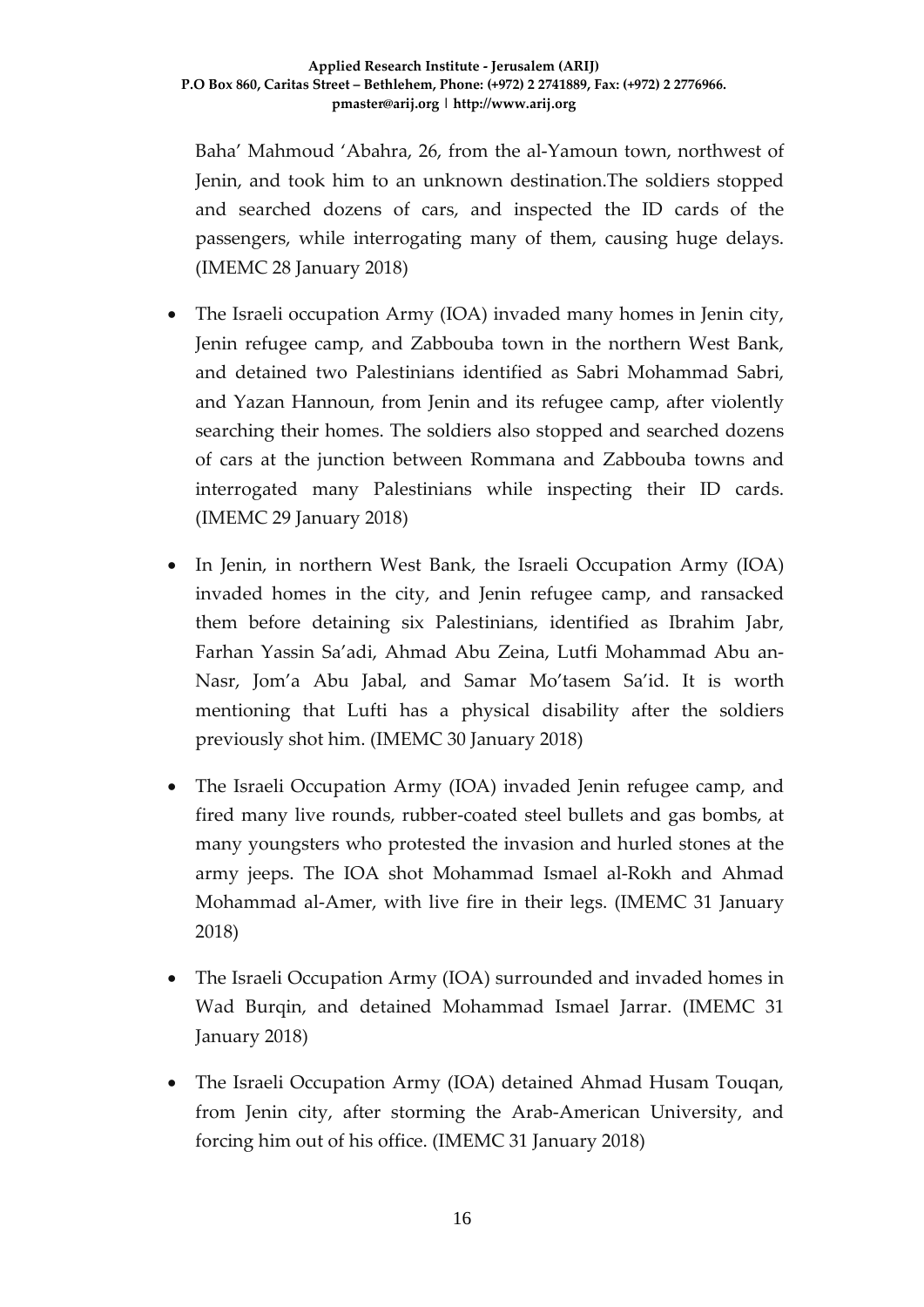Baha' Mahmoud 'Abahra, 26, from the al-Yamoun town, northwest of Jenin, and took him to an unknown destination.The soldiers stopped and searched dozens of cars, and inspected the ID cards of the passengers, while interrogating many of them, causing huge delays. (IMEMC 28 January 2018)

- The Israeli occupation Army (IOA) invaded many homes in Jenin city, Jenin refugee camp, and Zabbouba town in the northern West Bank, and detained two Palestinians identified as Sabri Mohammad Sabri, and Yazan Hannoun, from Jenin and its refugee camp, after violently searching their homes. The soldiers also stopped and searched dozens of cars at the junction between Rommana and Zabbouba towns and interrogated many Palestinians while inspecting their ID cards. (IMEMC 29 January 2018)
- In Jenin, in northern West Bank, the Israeli Occupation Army (IOA) invaded homes in the city, and Jenin refugee camp, and ransacked them before detaining six Palestinians, identified as Ibrahim Jabr, Farhan Yassin Sa'adi, Ahmad Abu Zeina, Lutfi Mohammad Abu an-Nasr, Jom'a Abu Jabal, and Samar Mo'tasem Sa'id. It is worth mentioning that Lufti has a physical disability after the soldiers previously shot him. (IMEMC 30 January 2018)
- The Israeli Occupation Army (IOA) invaded Jenin refugee camp, and fired many live rounds, rubber-coated steel bullets and gas bombs, at many youngsters who protested the invasion and hurled stones at the army jeeps. The IOA shot Mohammad Ismael al-Rokh and Ahmad Mohammad al-Amer, with live fire in their legs. (IMEMC 31 January 2018)
- The Israeli Occupation Army (IOA) surrounded and invaded homes in Wad Burqin, and detained Mohammad Ismael Jarrar. (IMEMC 31 January 2018)
- The Israeli Occupation Army (IOA) detained Ahmad Husam Touqan, from Jenin city, after storming the Arab-American University, and forcing him out of his office. (IMEMC 31 January 2018)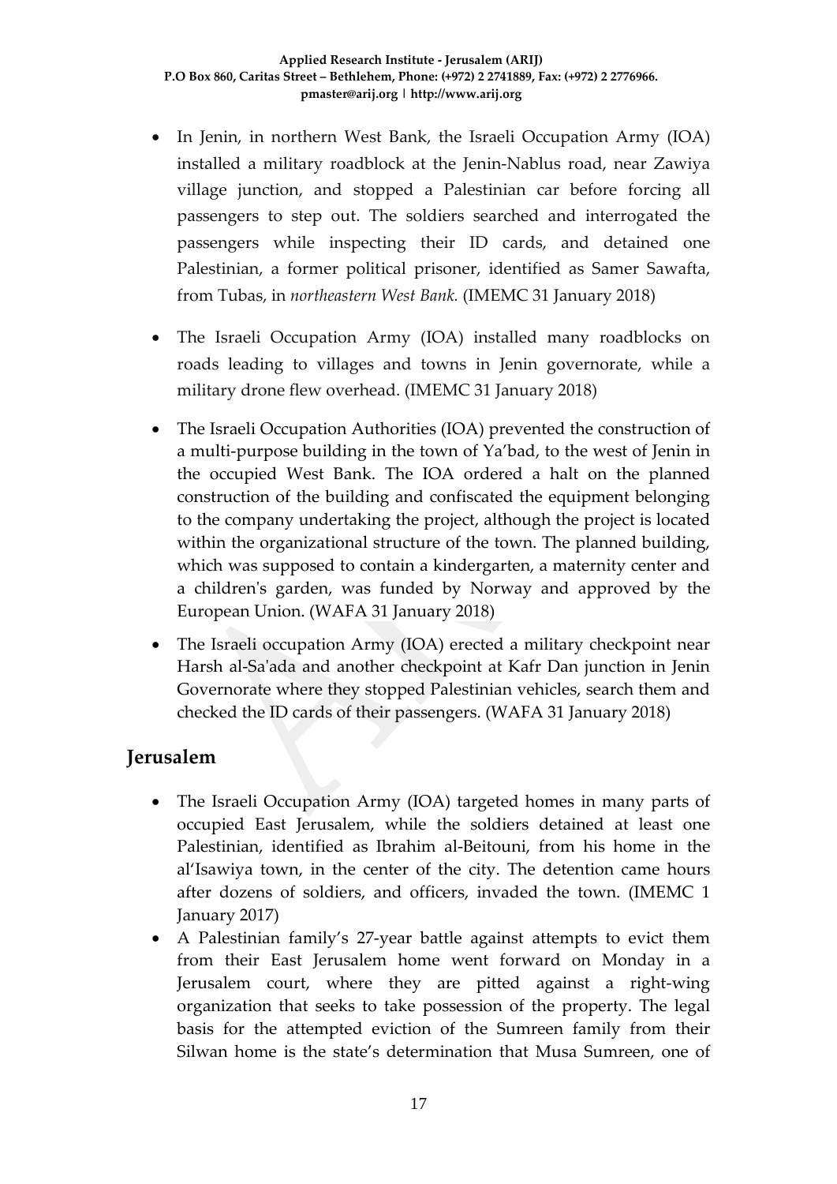- In Jenin, in northern West Bank, the Israeli Occupation Army (IOA) installed a military roadblock at the Jenin-Nablus road, near Zawiya village junction, and stopped a Palestinian car before forcing all passengers to step out. The soldiers searched and interrogated the passengers while inspecting their ID cards, and detained one Palestinian, a former political prisoner, identified as Samer Sawafta, from Tubas, in *northeastern West Bank.* (IMEMC 31 January 2018)
- The Israeli Occupation Army (IOA) installed many roadblocks on roads leading to villages and towns in Jenin governorate, while a military drone flew overhead. (IMEMC 31 January 2018)
- The Israeli Occupation Authorities (IOA) prevented the construction of a multi-purpose building in the town of Ya'bad, to the west of Jenin in the occupied West Bank. The IOA ordered a halt on the planned construction of the building and confiscated the equipment belonging to the company undertaking the project, although the project is located within the organizational structure of the town. The planned building, which was supposed to contain a kindergarten, a maternity center and a children's garden, was funded by Norway and approved by the European Union. (WAFA 31 January 2018)
- The Israeli occupation Army (IOA) erected a military checkpoint near Harsh al-Sa'ada and another checkpoint at Kafr Dan junction in Jenin Governorate where they stopped Palestinian vehicles, search them and checked the ID cards of their passengers. (WAFA 31 January 2018)

## Jerusalem

- The Israeli Occupation Army (IOA) targeted homes in many parts of occupied East Jerusalem, while the soldiers detained at least one Palestinian, identified as Ibrahim al-Beitouni, from his home in the al'Isawiya town, in the center of the city. The detention came hours after dozens of soldiers, and officers, invaded the town. (IMEMC 1 January 2017)
- A Palestinian family's 27-year battle against attempts to evict them from their East Jerusalem home went forward on Monday in a Jerusalem court, where they are pitted against a right-wing organization that seeks to take possession of the property. The legal basis for the attempted eviction of the Sumreen family from their Silwan home is the state's determination that Musa Sumreen, one of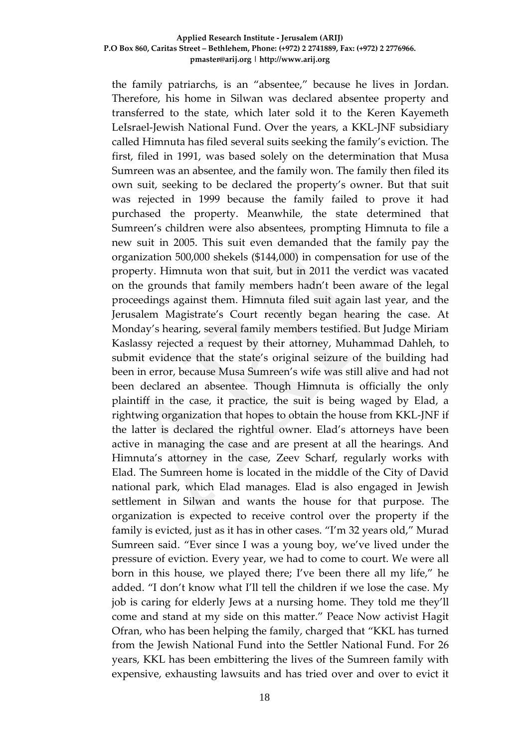the family patriarchs, is an "absentee," because he lives in Jordan. Therefore, his home in Silwan was declared absentee property and transferred to the state, which later sold it to the Keren Kayemeth LeIsrael-Jewish National Fund. Over the years, a KKL-JNF subsidiary called Himnuta has filed several suits seeking the family's eviction. The first, filed in 1991, was based solely on the determination that Musa Sumreen was an absentee, and the family won. The family then filed its own suit, seeking to be declared the property's owner. But that suit was rejected in 1999 because the family failed to prove it had purchased the property. Meanwhile, the state determined that Sumreen's children were also absentees, prompting Himnuta to file a new suit in 2005. This suit even demanded that the family pay the organization 500,000 shekels ($144,000) in compensation for use of the property. Himnuta won that suit, but in 2011 the verdict was vacated on the grounds that family members hadn't been aware of the legal proceedings against them. Himnuta filed suit again last year, and the Jerusalem Magistrate's Court recently began hearing the case. At Monday's hearing, several family members testified. But Judge Miriam Kaslassy rejected a request by their attorney, Muhammad Dahleh, to submit evidence that the state's original seizure of the building had been in error, because Musa Sumreen's wife was still alive and had not been declared an absentee. Though Himnuta is officially the only plaintiff in the case, it practice, the suit is being waged by Elad, a rightwing organization that hopes to obtain the house from KKL-JNF if the latter is declared the rightful owner. Elad's attorneys have been active in managing the case and are present at all the hearings. And Himnuta's attorney in the case, Zeev Scharf, regularly works with Elad. The Sumreen home is located in the middle of the City of David national park, which Elad manages. Elad is also engaged in Jewish settlement in Silwan and wants the house for that purpose. The organization is expected to receive control over the property if the family is evicted, just as it has in other cases. "I'm 32 years old," Murad Sumreen said. "Ever since I was a young boy, we've lived under the pressure of eviction. Every year, we had to come to court. We were all born in this house, we played there; I've been there all my life," he added. "I don't know what I'll tell the children if we lose the case. My job is caring for elderly Jews at a nursing home. They told me they'll come and stand at my side on this matter." Peace Now activist Hagit Ofran, who has been helping the family, charged that "KKL has turned from the Jewish National Fund into the Settler National Fund. For 26 years, KKL has been embittering the lives of the Sumreen family with expensive, exhausting lawsuits and has tried over and over to evict it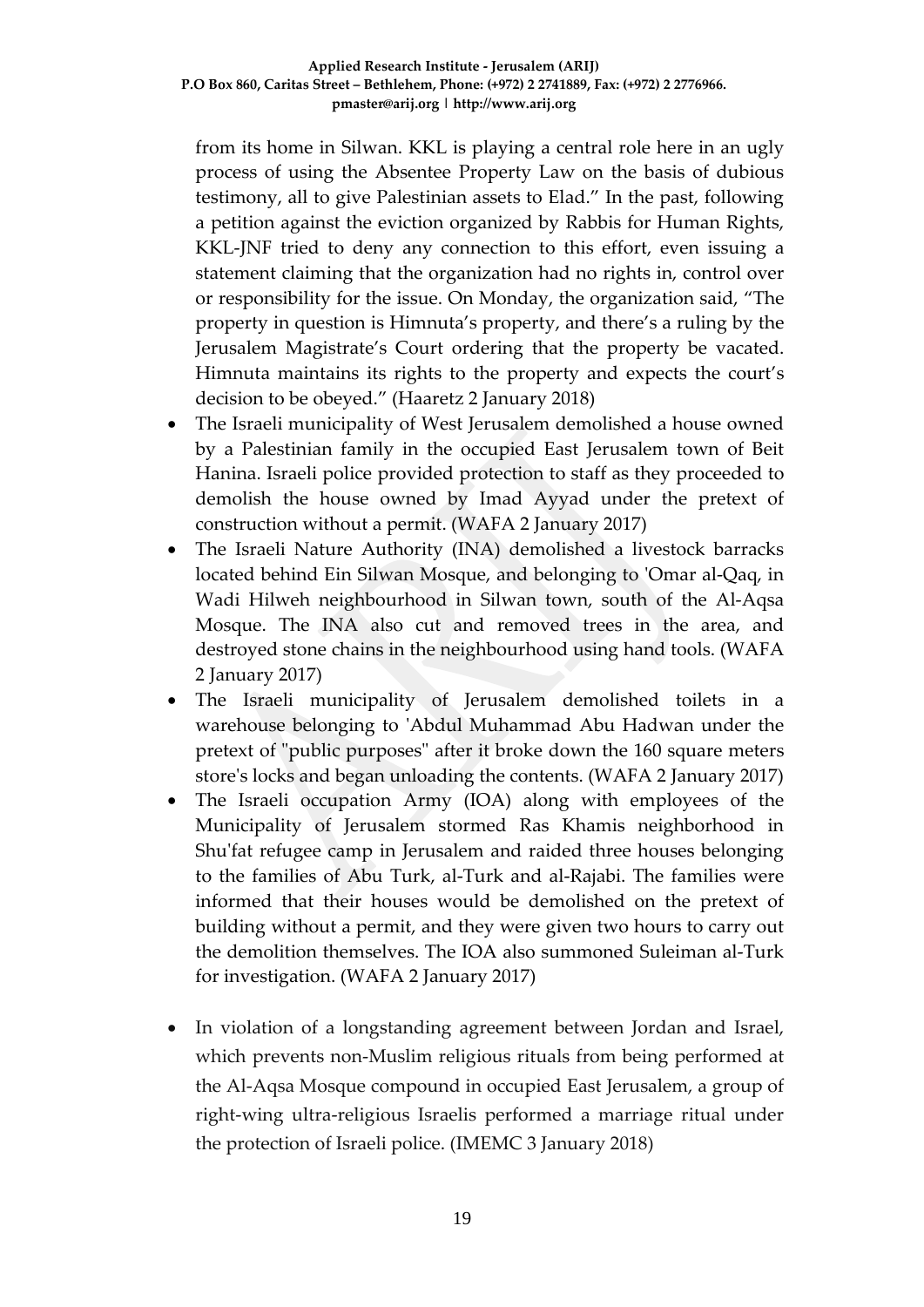from its home in Silwan. KKL is playing a central role here in an ugly process of using the Absentee Property Law on the basis of dubious testimony, all to give Palestinian assets to Elad." In the past, following a petition against the eviction organized by Rabbis for Human Rights, KKL-JNF tried to deny any connection to this effort, even issuing a statement claiming that the organization had no rights in, control over or responsibility for the issue. On Monday, the organization said, "The property in question is Himnuta's property, and there's a ruling by the Jerusalem Magistrate's Court ordering that the property be vacated. Himnuta maintains its rights to the property and expects the court's decision to be obeyed." (Haaretz 2 January 2018)

- The Israeli municipality of West Jerusalem demolished a house owned by a Palestinian family in the occupied East Jerusalem town of Beit Hanina. Israeli police provided protection to staff as they proceeded to demolish the house owned by Imad Ayyad under the pretext of construction without a permit. (WAFA 2 January 2017)
- The Israeli Nature Authority (INA) demolished a livestock barracks located behind Ein Silwan Mosque, and belonging to 'Omar al-Qaq, in Wadi Hilweh neighbourhood in Silwan town, south of the Al-Aqsa Mosque. The INA also cut and removed trees in the area, and destroyed stone chains in the neighbourhood using hand tools. (WAFA 2 January 2017)
- The Israeli municipality of Jerusalem demolished toilets in a warehouse belonging to 'Abdul Muhammad Abu Hadwan under the pretext of "public purposes" after it broke down the 160 square meters store's locks and began unloading the contents. (WAFA 2 January 2017)
- The Israeli occupation Army (IOA) along with employees of the Municipality of Jerusalem stormed Ras Khamis neighborhood in Shu'fat refugee camp in Jerusalem and raided three houses belonging to the families of Abu Turk, al-Turk and al-Rajabi. The families were informed that their houses would be demolished on the pretext of building without a permit, and they were given two hours to carry out the demolition themselves. The IOA also summoned Suleiman al-Turk for investigation. (WAFA 2 January 2017)

- In violation of a longstanding agreement between Jordan and Israel, which prevents non-Muslim religious rituals from being performed at the Al-Aqsa Mosque compound in occupied East Jerusalem, a group of right-wing ultra-religious Israelis performed a marriage ritual under the protection of Israeli police. (IMEMC 3 January 2018)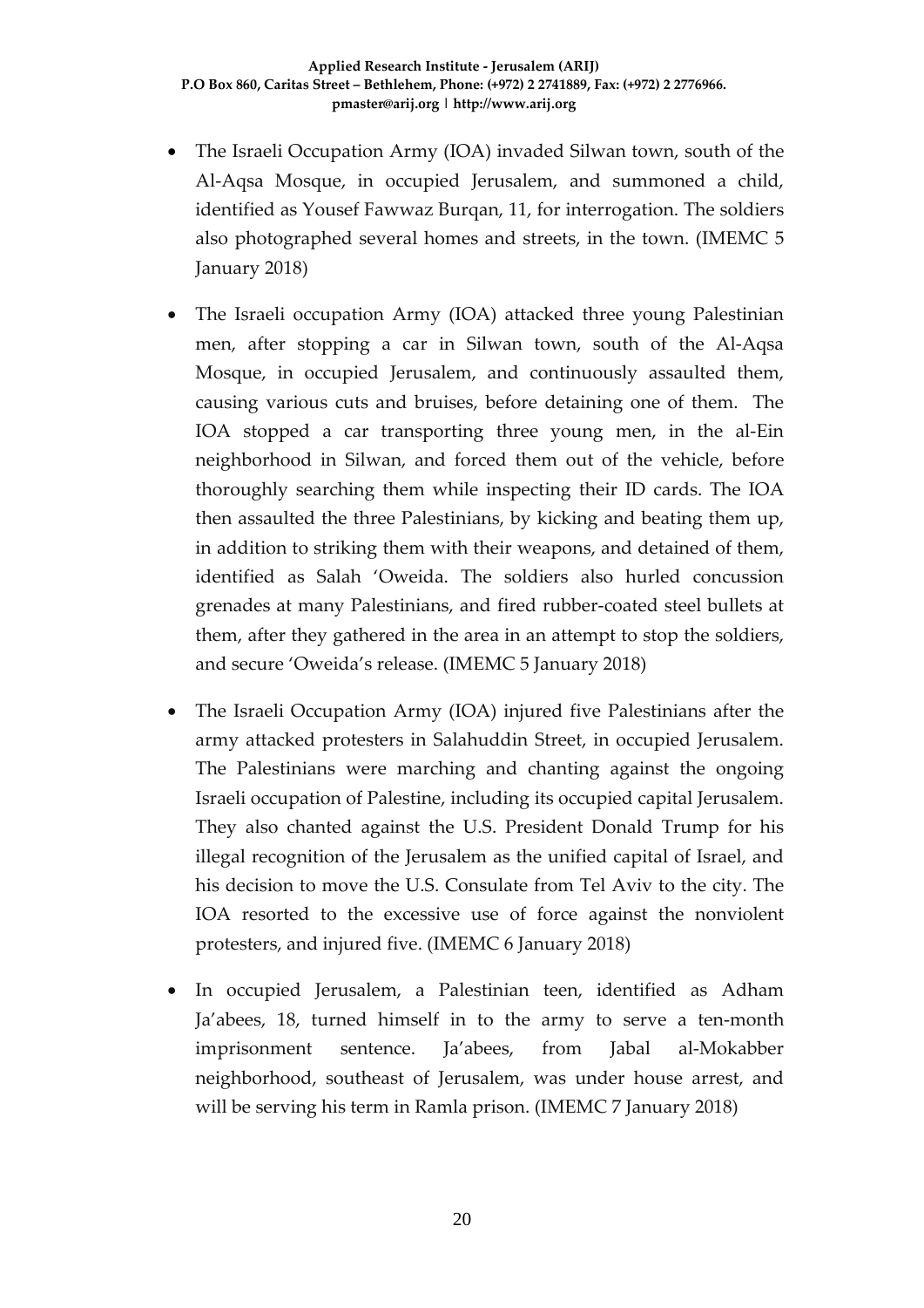- The Israeli Occupation Army (IOA) invaded Silwan town, south of the Al-Aqsa Mosque, in occupied Jerusalem, and summoned a child, identified as Yousef Fawwaz Burqan, 11, for interrogation. The soldiers also photographed several homes and streets, in the town. (IMEMC 5 January 2018)

- The Israeli occupation Army (IOA) attacked three young Palestinian men, after stopping a car in Silwan town, south of the Al-Aqsa Mosque, in occupied Jerusalem, and continuously assaulted them, causing various cuts and bruises, before detaining one of them. The IOA stopped a car transporting three young men, in the al-Ein neighborhood in Silwan, and forced them out of the vehicle, before thoroughly searching them while inspecting their ID cards. The IOA then assaulted the three Palestinians, by kicking and beating them up, in addition to striking them with their weapons, and detained of them, identified as Salah 'Oweida. The soldiers also hurled concussion grenades at many Palestinians, and fired rubber-coated steel bullets at them, after they gathered in the area in an attempt to stop the soldiers, and secure 'Oweida's release. (IMEMC 5 January 2018)

- The Israeli Occupation Army (IOA) injured five Palestinians after the army attacked protesters in Salahuddin Street, in occupied Jerusalem. The Palestinians were marching and chanting against the ongoing Israeli occupation of Palestine, including its occupied capital Jerusalem. They also chanted against the U.S. President Donald Trump for his illegal recognition of the Jerusalem as the unified capital of Israel, and his decision to move the U.S. Consulate from Tel Aviv to the city. The IOA resorted to the excessive use of force against the nonviolent protesters, and injured five. (IMEMC 6 January 2018)

- In occupied Jerusalem, a Palestinian teen, identified as Adham Ja'abees, 18, turned himself in to the army to serve a ten-month imprisonment sentence. Ja'abees, from Jabal al-Mokabber neighborhood, southeast of Jerusalem, was under house arrest, and will be serving his term in Ramla prison. (IMEMC 7 January 2018)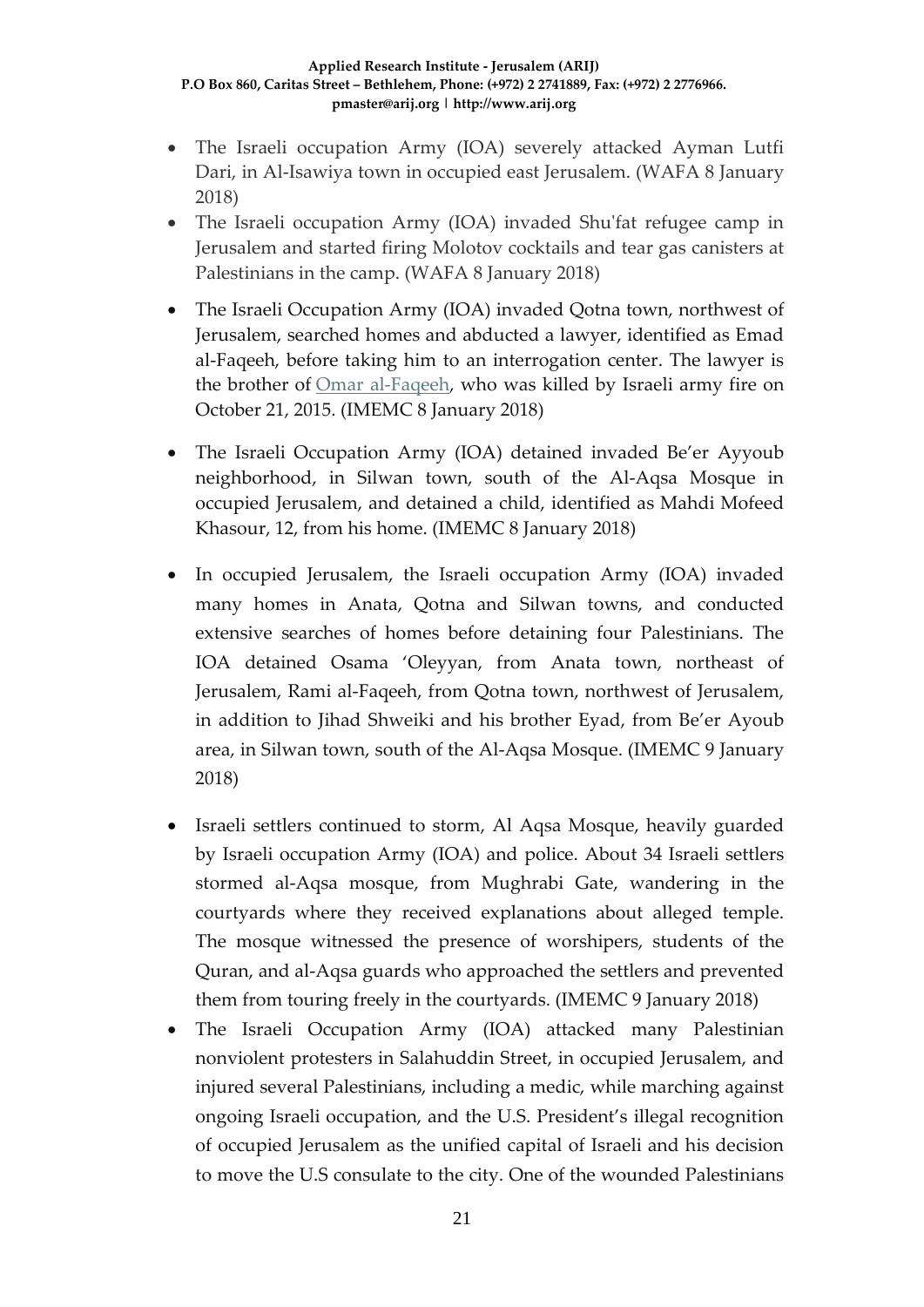- The Israeli occupation Army (IOA) severely attacked Ayman Lutfi Dari, in Al-Isawiya town in occupied east Jerusalem. (WAFA 8 January 2018)
- The Israeli occupation Army (IOA) invaded Shu'fat refugee camp in Jerusalem and started firing Molotov cocktails and tear gas canisters at Palestinians in the camp. (WAFA 8 January 2018)
- The Israeli Occupation Army (IOA) invaded Qotna town, northwest of Jerusalem, searched homes and abducted a lawyer, identified as Emad al-Faqeeh, before taking him to an interrogation center. The lawyer is the brother of Omar al-Faqeeh, who was killed by Israeli army fire on October 21, 2015. (IMEMC 8 January 2018)
- The Israeli Occupation Army (IOA) detained invaded Be'er Ayyoub neighborhood, in Silwan town, south of the Al-Aqsa Mosque in occupied Jerusalem, and detained a child, identified as Mahdi Mofeed Khasour, 12, from his home. (IMEMC 8 January 2018)
- In occupied Jerusalem, the Israeli occupation Army (IOA) invaded many homes in Anata, Qotna and Silwan towns, and conducted extensive searches of homes before detaining four Palestinians. The IOA detained Osama 'Oleyyan, from Anata town, northeast of Jerusalem, Rami al-Faqeeh, from Qotna town, northwest of Jerusalem, in addition to Jihad Shweiki and his brother Eyad, from Be'er Ayoub area, in Silwan town, south of the Al-Aqsa Mosque. (IMEMC 9 January 2018)
- Israeli settlers continued to storm, Al Aqsa Mosque, heavily guarded by Israeli occupation Army (IOA) and police. About 34 Israeli settlers stormed al-Aqsa mosque, from Mughrabi Gate, wandering in the courtyards where they received explanations about alleged temple. The mosque witnessed the presence of worshipers, students of the Quran, and al-Aqsa guards who approached the settlers and prevented them from touring freely in the courtyards. (IMEMC 9 January 2018)
- The Israeli Occupation Army (IOA) attacked many Palestinian nonviolent protesters in Salahuddin Street, in occupied Jerusalem, and injured several Palestinians, including a medic, while marching against ongoing Israeli occupation, and the U.S. President's illegal recognition of occupied Jerusalem as the unified capital of Israeli and his decision to move the U.S consulate to the city. One of the wounded Palestinians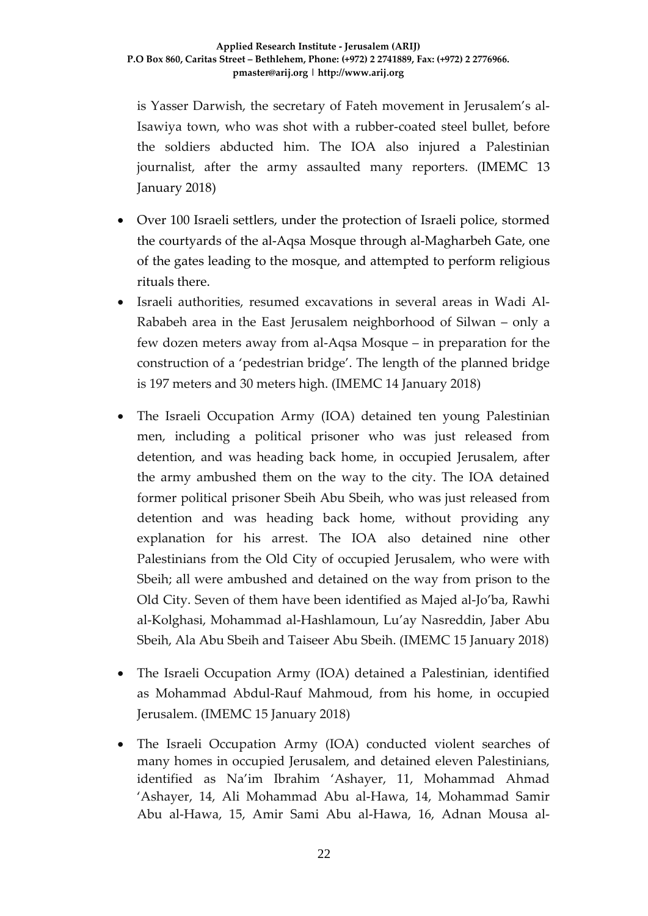is Yasser Darwish, the secretary of Fateh movement in Jerusalem's al-Isawiya town, who was shot with a rubber-coated steel bullet, before the soldiers abducted him. The IOA also injured a Palestinian journalist, after the army assaulted many reporters. (IMEMC 13 January 2018)

- Over 100 Israeli settlers, under the protection of Israeli police, stormed the courtyards of the al-Aqsa Mosque through al-Magharbeh Gate, one of the gates leading to the mosque, and attempted to perform religious rituals there.
- Israeli authorities, resumed excavations in several areas in Wadi Al-Rababeh area in the East Jerusalem neighborhood of Silwan – only a few dozen meters away from al-Aqsa Mosque – in preparation for the construction of a 'pedestrian bridge'. The length of the planned bridge is 197 meters and 30 meters high. (IMEMC 14 January 2018)
- The Israeli Occupation Army (IOA) detained ten young Palestinian men, including a political prisoner who was just released from detention, and was heading back home, in occupied Jerusalem, after the army ambushed them on the way to the city. The IOA detained former political prisoner Sbeih Abu Sbeih, who was just released from detention and was heading back home, without providing any explanation for his arrest. The IOA also detained nine other Palestinians from the Old City of occupied Jerusalem, who were with Sbeih; all were ambushed and detained on the way from prison to the Old City. Seven of them have been identified as Majed al-Jo'ba, Rawhi al-Kolghasi, Mohammad al-Hashlamoun, Lu'ay Nasreddin, Jaber Abu Sbeih, Ala Abu Sbeih and Taiseer Abu Sbeih. (IMEMC 15 January 2018)
- The Israeli Occupation Army (IOA) detained a Palestinian, identified as Mohammad Abdul-Rauf Mahmoud, from his home, in occupied Jerusalem. (IMEMC 15 January 2018)
- The Israeli Occupation Army (IOA) conducted violent searches of many homes in occupied Jerusalem, and detained eleven Palestinians, identified as Na'im Ibrahim 'Ashayer, 11, Mohammad Ahmad 'Ashayer, 14, Ali Mohammad Abu al-Hawa, 14, Mohammad Samir Abu al-Hawa, 15, Amir Sami Abu al-Hawa, 16, Adnan Mousa al-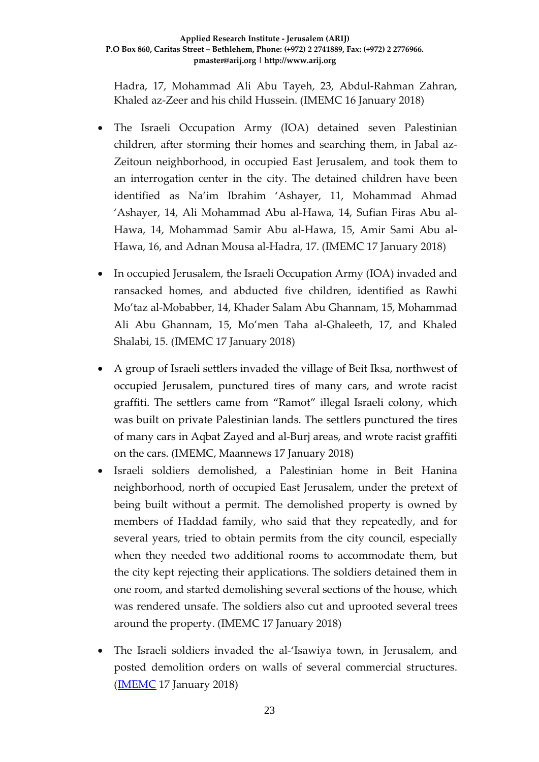Hadra, 17, Mohammad Ali Abu Tayeh, 23, Abdul-Rahman Zahran, Khaled az-Zeer and his child Hussein. (IMEMC 16 January 2018)

- The Israeli Occupation Army (IOA) detained seven Palestinian children, after storming their homes and searching them, in Jabal az-Zeitoun neighborhood, in occupied East Jerusalem, and took them to an interrogation center in the city. The detained children have been identified as Na'im Ibrahim 'Ashayer, 11, Mohammad Ahmad 'Ashayer, 14, Ali Mohammad Abu al-Hawa, 14, Sufian Firas Abu al-Hawa, 14, Mohammad Samir Abu al-Hawa, 15, Amir Sami Abu al-Hawa, 16, and Adnan Mousa al-Hadra, 17. (IMEMC 17 January 2018)

- In occupied Jerusalem, the Israeli Occupation Army (IOA) invaded and ransacked homes, and abducted five children, identified as Rawhi Mo'taz al-Mobabber, 14, Khader Salam Abu Ghannam, 15, Mohammad Ali Abu Ghannam, 15, Mo'men Taha al-Ghaleeth, 17, and Khaled Shalabi, 15. (IMEMC 17 January 2018)

- A group of Israeli settlers invaded the village of Beit Iksa, northwest of occupied Jerusalem, punctured tires of many cars, and wrote racist graffiti. The settlers came from "Ramot" illegal Israeli colony, which was built on private Palestinian lands. The settlers punctured the tires of many cars in Aqbat Zayed and al-Burj areas, and wrote racist graffiti on the cars. (IMEMC, Maannews 17 January 2018)
- Israeli soldiers demolished, a Palestinian home in Beit Hanina neighborhood, north of occupied East Jerusalem, under the pretext of being built without a permit. The demolished property is owned by members of Haddad family, who said that they repeatedly, and for several years, tried to obtain permits from the city council, especially when they needed two additional rooms to accommodate them, but the city kept rejecting their applications. The soldiers detained them in one room, and started demolishing several sections of the house, which was rendered unsafe. The soldiers also cut and uprooted several trees around the property. (IMEMC 17 January 2018)

- The Israeli soldiers invaded the al-'Isawiya town, in Jerusalem, and posted demolition orders on walls of several commercial structures. (IMEMC 17 January 2018)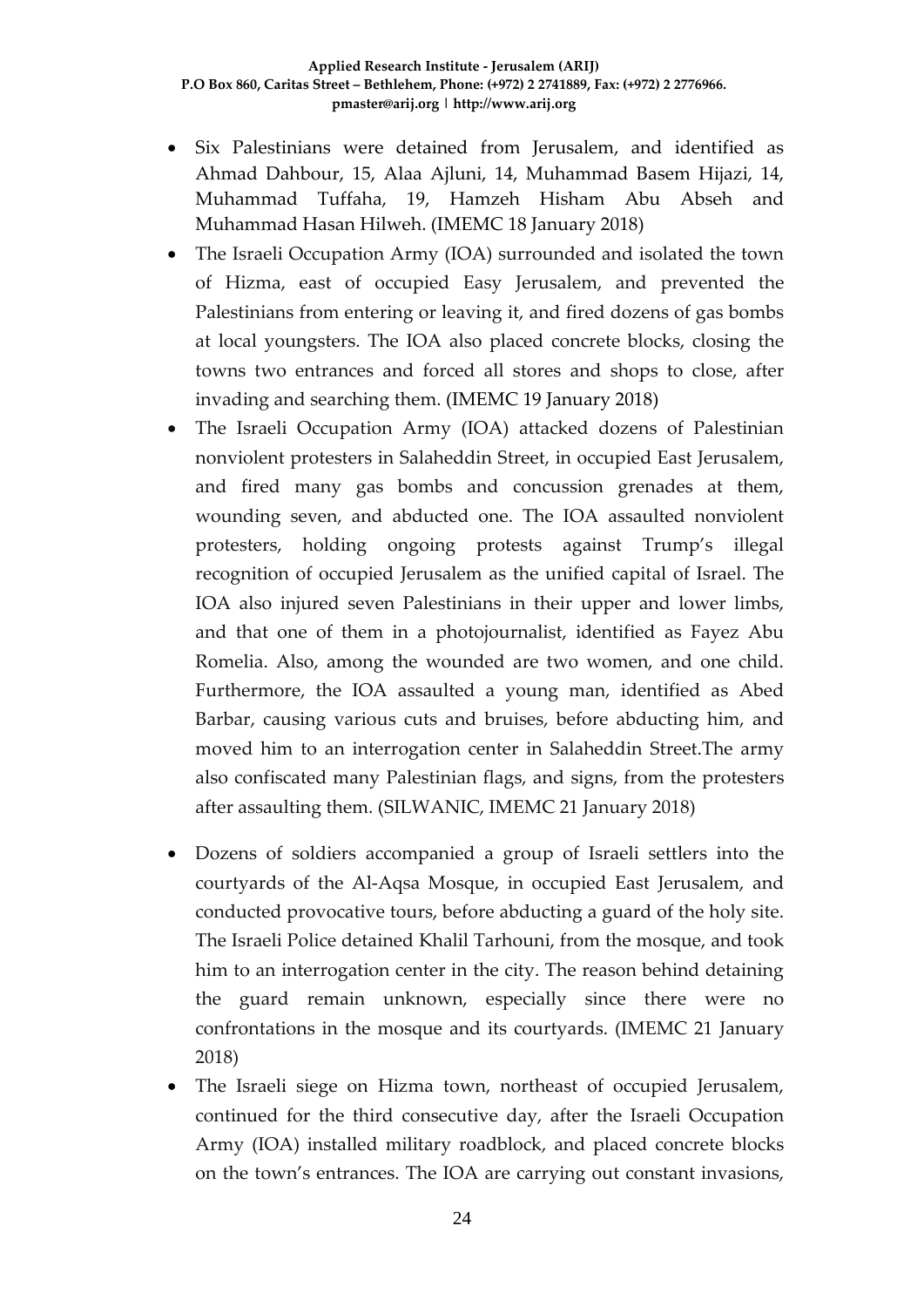- Six Palestinians were detained from Jerusalem, and identified as Ahmad Dahbour, 15, Alaa Ajluni, 14, Muhammad Basem Hijazi, 14, Muhammad Tuffaha, 19, Hamzeh Hisham Abu Abseh and Muhammad Hasan Hilweh. (IMEMC 18 January 2018)
- The Israeli Occupation Army (IOA) surrounded and isolated the town of Hizma, east of occupied Easy Jerusalem, and prevented the Palestinians from entering or leaving it, and fired dozens of gas bombs at local youngsters. The IOA also placed concrete blocks, closing the towns two entrances and forced all stores and shops to close, after invading and searching them. (IMEMC 19 January 2018)
- The Israeli Occupation Army (IOA) attacked dozens of Palestinian nonviolent protesters in Salaheddin Street, in occupied East Jerusalem, and fired many gas bombs and concussion grenades at them, wounding seven, and abducted one. The IOA assaulted nonviolent protesters, holding ongoing protests against Trump's illegal recognition of occupied Jerusalem as the unified capital of Israel. The IOA also injured seven Palestinians in their upper and lower limbs, and that one of them in a photojournalist, identified as Fayez Abu Romelia. Also, among the wounded are two women, and one child. Furthermore, the IOA assaulted a young man, identified as Abed Barbar, causing various cuts and bruises, before abducting him, and moved him to an interrogation center in Salaheddin Street.The army also confiscated many Palestinian flags, and signs, from the protesters after assaulting them. (SILWANIC, IMEMC 21 January 2018)
- Dozens of soldiers accompanied a group of Israeli settlers into the courtyards of the Al-Aqsa Mosque, in occupied East Jerusalem, and conducted provocative tours, before abducting a guard of the holy site. The Israeli Police detained Khalil Tarhouni, from the mosque, and took him to an interrogation center in the city. The reason behind detaining the guard remain unknown, especially since there were no confrontations in the mosque and its courtyards. (IMEMC 21 January 2018)
- The Israeli siege on Hizma town, northeast of occupied Jerusalem, continued for the third consecutive day, after the Israeli Occupation Army (IOA) installed military roadblock, and placed concrete blocks on the town's entrances. The IOA are carrying out constant invasions,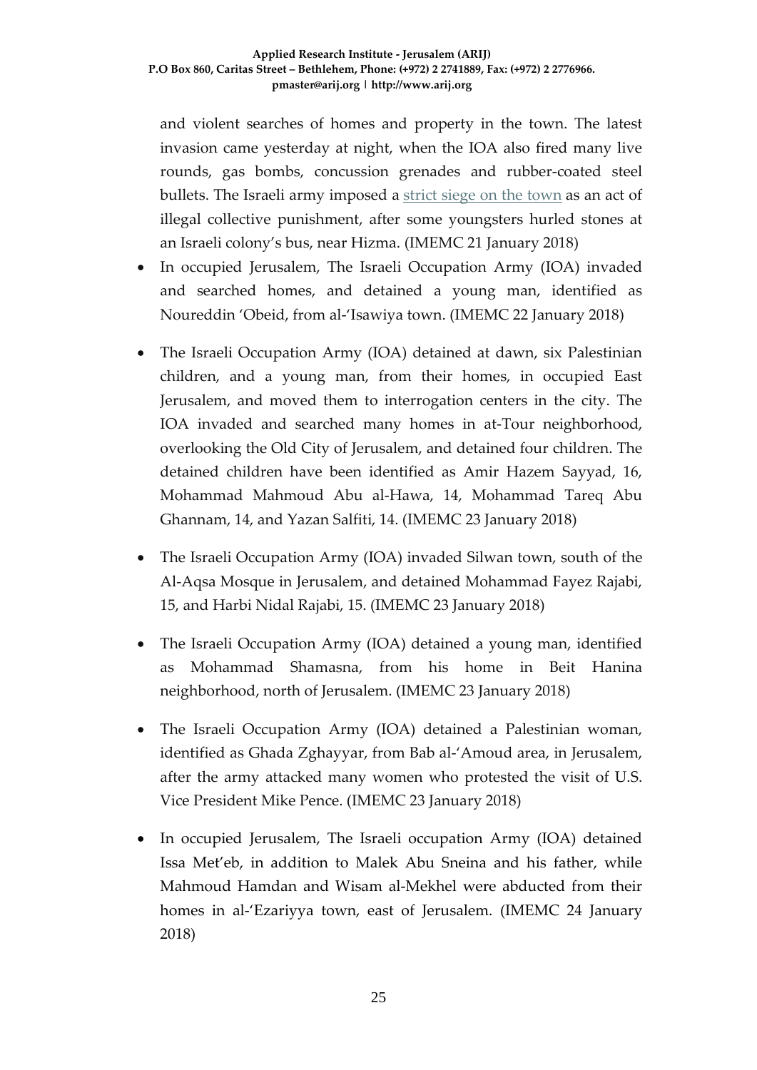and violent searches of homes and property in the town. The latest invasion came yesterday at night, when the IOA also fired many live rounds, gas bombs, concussion grenades and rubber-coated steel bullets. The Israeli army imposed a strict siege on the town as an act of illegal collective punishment, after some youngsters hurled stones at an Israeli colony's bus, near Hizma. (IMEMC 21 January 2018)

- In occupied Jerusalem, The Israeli Occupation Army (IOA) invaded and searched homes, and detained a young man, identified as Noureddin 'Obeid, from al-'Isawiya town. (IMEMC 22 January 2018)

- The Israeli Occupation Army (IOA) detained at dawn, six Palestinian children, and a young man, from their homes, in occupied East Jerusalem, and moved them to interrogation centers in the city. The IOA invaded and searched many homes in at-Tour neighborhood, overlooking the Old City of Jerusalem, and detained four children. The detained children have been identified as Amir Hazem Sayyad, 16, Mohammad Mahmoud Abu al-Hawa, 14, Mohammad Tareq Abu Ghannam, 14, and Yazan Salfiti, 14. (IMEMC 23 January 2018)

- The Israeli Occupation Army (IOA) invaded Silwan town, south of the Al-Aqsa Mosque in Jerusalem, and detained Mohammad Fayez Rajabi, 15, and Harbi Nidal Rajabi, 15. (IMEMC 23 January 2018)

- The Israeli Occupation Army (IOA) detained a young man, identified as Mohammad Shamasna, from his home in Beit Hanina neighborhood, north of Jerusalem. (IMEMC 23 January 2018)

- The Israeli Occupation Army (IOA) detained a Palestinian woman, identified as Ghada Zghayyar, from Bab al-'Amoud area, in Jerusalem, after the army attacked many women who protested the visit of U.S. Vice President Mike Pence. (IMEMC 23 January 2018)

- In occupied Jerusalem, The Israeli occupation Army (IOA) detained Issa Met'eb, in addition to Malek Abu Sneina and his father, while Mahmoud Hamdan and Wisam al-Mekhel were abducted from their homes in al-'Ezariyya town, east of Jerusalem. (IMEMC 24 January 2018)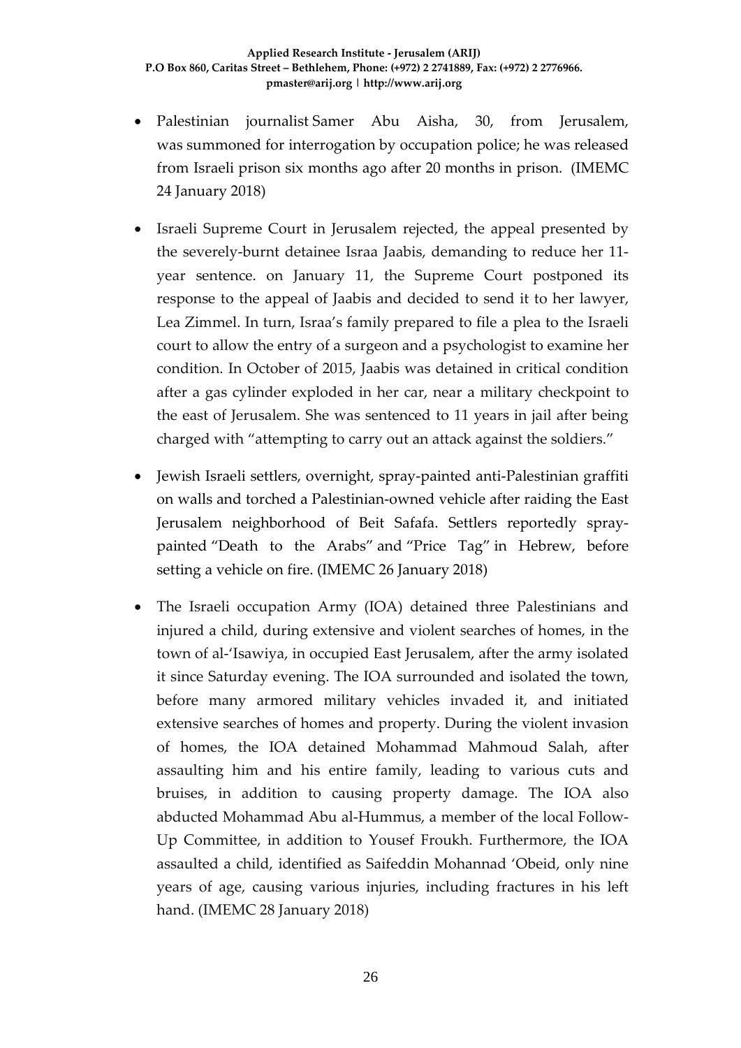- Palestinian journalist Samer Abu Aisha, 30, from Jerusalem, was summoned for interrogation by occupation police; he was released from Israeli prison six months ago after 20 months in prison. (IMEMC 24 January 2018)

- Israeli Supreme Court in Jerusalem rejected, the appeal presented by the severely-burnt detainee Israa Jaabis, demanding to reduce her 11-year sentence. on January 11, the Supreme Court postponed its response to the appeal of Jaabis and decided to send it to her lawyer, Lea Zimmel. In turn, Israa's family prepared to file a plea to the Israeli court to allow the entry of a surgeon and a psychologist to examine her condition. In October of 2015, Jaabis was detained in critical condition after a gas cylinder exploded in her car, near a military checkpoint to the east of Jerusalem. She was sentenced to 11 years in jail after being charged with "attempting to carry out an attack against the soldiers."

- Jewish Israeli settlers, overnight, spray-painted anti-Palestinian graffiti on walls and torched a Palestinian-owned vehicle after raiding the East Jerusalem neighborhood of Beit Safafa. Settlers reportedly spray-painted "Death to the Arabs" and "Price Tag" in Hebrew, before setting a vehicle on fire. (IMEMC 26 January 2018)

- The Israeli occupation Army (IOA) detained three Palestinians and injured a child, during extensive and violent searches of homes, in the town of al-'Isawiya, in occupied East Jerusalem, after the army isolated it since Saturday evening. The IOA surrounded and isolated the town, before many armored military vehicles invaded it, and initiated extensive searches of homes and property. During the violent invasion of homes, the IOA detained Mohammad Mahmoud Salah, after assaulting him and his entire family, leading to various cuts and bruises, in addition to causing property damage. The IOA also abducted Mohammad Abu al-Hummus, a member of the local Follow-Up Committee, in addition to Yousef Froukh. Furthermore, the IOA assaulted a child, identified as Saifeddin Mohannad 'Obeid, only nine years of age, causing various injuries, including fractures in his left hand. (IMEMC 28 January 2018)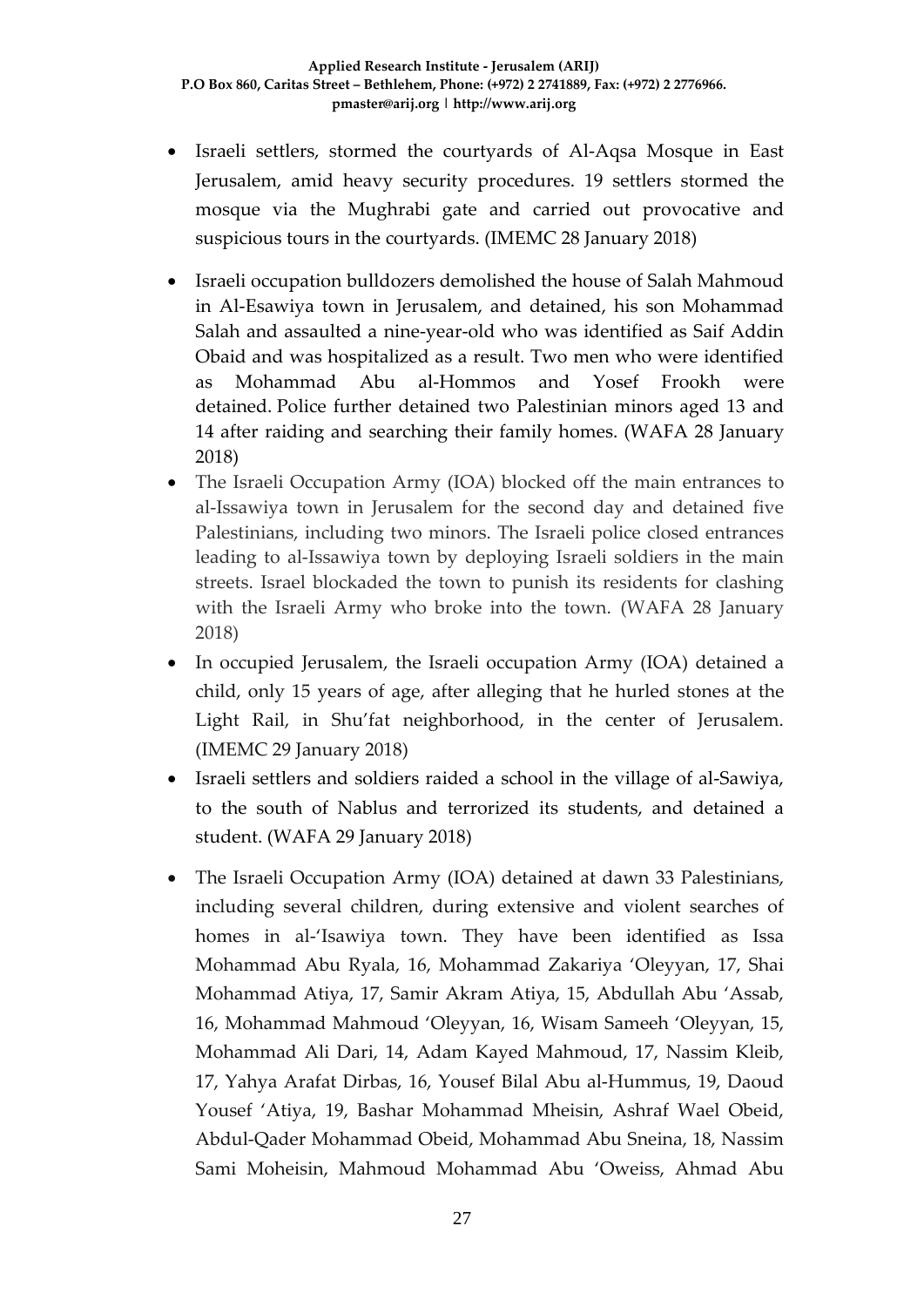- Israeli settlers, stormed the courtyards of Al-Aqsa Mosque in East Jerusalem, amid heavy security procedures. 19 settlers stormed the mosque via the Mughrabi gate and carried out provocative and suspicious tours in the courtyards. (IMEMC 28 January 2018)

- Israeli occupation bulldozers demolished the house of Salah Mahmoud in Al-Esawiya town in Jerusalem, and detained, his son Mohammad Salah and assaulted a nine-year-old who was identified as Saif Addin Obaid and was hospitalized as a result. Two men who were identified as Mohammad Abu al-Hommos and Yosef Frookh were detained. Police further detained two Palestinian minors aged 13 and 14 after raiding and searching their family homes. (WAFA 28 January 2018)
- The Israeli Occupation Army (IOA) blocked off the main entrances to al-Issawiya town in Jerusalem for the second day and detained five Palestinians, including two minors. The Israeli police closed entrances leading to al-Issawiya town by deploying Israeli soldiers in the main streets. Israel blockaded the town to punish its residents for clashing with the Israeli Army who broke into the town. (WAFA 28 January 2018)
- In occupied Jerusalem, the Israeli occupation Army (IOA) detained a child, only 15 years of age, after alleging that he hurled stones at the Light Rail, in Shu'fat neighborhood, in the center of Jerusalem. (IMEMC 29 January 2018)
- Israeli settlers and soldiers raided a school in the village of al-Sawiya, to the south of Nablus and terrorized its students, and detained a student. (WAFA 29 January 2018)

- The Israeli Occupation Army (IOA) detained at dawn 33 Palestinians, including several children, during extensive and violent searches of homes in al-'Isawiya town. They have been identified as Issa Mohammad Abu Ryala, 16, Mohammad Zakariya 'Oleyyan, 17, Shai Mohammad Atiya, 17, Samir Akram Atiya, 15, Abdullah Abu 'Assab, 16, Mohammad Mahmoud 'Oleyyan, 16, Wisam Sameeh 'Oleyyan, 15, Mohammad Ali Dari, 14, Adam Kayed Mahmoud, 17, Nassim Kleib, 17, Yahya Arafat Dirbas, 16, Yousef Bilal Abu al-Hummus, 19, Daoud Yousef 'Atiya, 19, Bashar Mohammad Mheisin, Ashraf Wael Obeid, Abdul-Qader Mohammad Obeid, Mohammad Abu Sneina, 18, Nassim Sami Moheisin, Mahmoud Mohammad Abu 'Oweiss, Ahmad Abu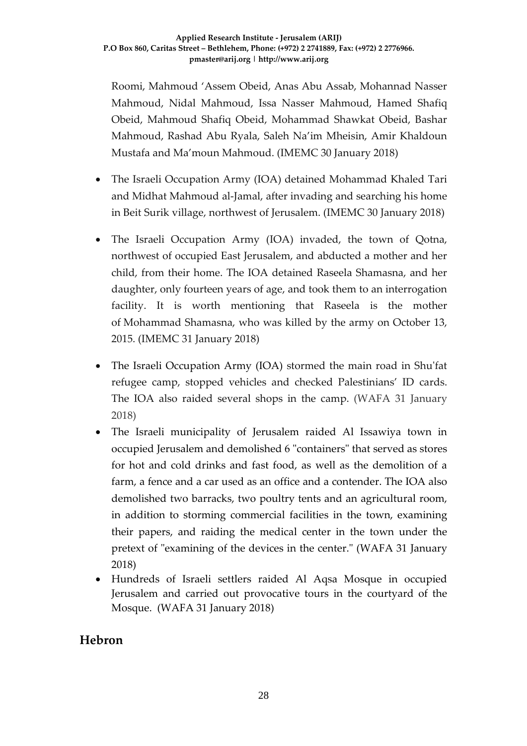Roomi, Mahmoud 'Assem Obeid, Anas Abu Assab, Mohannad Nasser Mahmoud, Nidal Mahmoud, Issa Nasser Mahmoud, Hamed Shafiq Obeid, Mahmoud Shafiq Obeid, Mohammad Shawkat Obeid, Bashar Mahmoud, Rashad Abu Ryala, Saleh Na'im Mheisin, Amir Khaldoun Mustafa and Ma'moun Mahmoud. (IMEMC 30 January 2018)

- The Israeli Occupation Army (IOA) detained Mohammad Khaled Tari and Midhat Mahmoud al-Jamal, after invading and searching his home in Beit Surik village, northwest of Jerusalem. (IMEMC 30 January 2018)
- The Israeli Occupation Army (IOA) invaded, the town of Qotna, northwest of occupied East Jerusalem, and abducted a mother and her child, from their home. The IOA detained Raseela Shamasna, and her daughter, only fourteen years of age, and took them to an interrogation facility. It is worth mentioning that Raseela is the mother of Mohammad Shamasna, who was killed by the army on October 13, 2015. (IMEMC 31 January 2018)
- The Israeli Occupation Army (IOA) stormed the main road in Shu'fat refugee camp, stopped vehicles and checked Palestinians' ID cards. The IOA also raided several shops in the camp. (WAFA 31 January 2018)
- The Israeli municipality of Jerusalem raided Al Issawiya town in occupied Jerusalem and demolished 6 "containers" that served as stores for hot and cold drinks and fast food, as well as the demolition of a farm, a fence and a car used as an office and a contender. The IOA also demolished two barracks, two poultry tents and an agricultural room, in addition to storming commercial facilities in the town, examining their papers, and raiding the medical center in the town under the pretext of "examining of the devices in the center." (WAFA 31 January 2018)
- Hundreds of Israeli settlers raided Al Aqsa Mosque in occupied Jerusalem and carried out provocative tours in the courtyard of the Mosque. (WAFA 31 January 2018)

## Hebron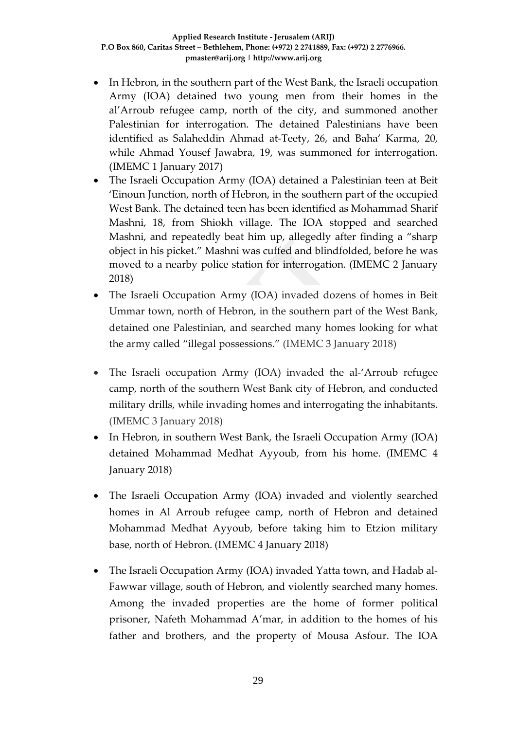- In Hebron, in the southern part of the West Bank, the Israeli occupation Army (IOA) detained two young men from their homes in the al'Arroub refugee camp, north of the city, and summoned another Palestinian for interrogation. The detained Palestinians have been identified as Salaheddin Ahmad at-Teety, 26, and Baha' Karma, 20, while Ahmad Yousef Jawabra, 19, was summoned for interrogation. (IMEMC 1 January 2017)
- The Israeli Occupation Army (IOA) detained a Palestinian teen at Beit 'Einoun Junction, north of Hebron, in the southern part of the occupied West Bank. The detained teen has been identified as Mohammad Sharif Mashni, 18, from Shiokh village. The IOA stopped and searched Mashni, and repeatedly beat him up, allegedly after finding a "sharp object in his picket." Mashni was cuffed and blindfolded, before he was moved to a nearby police station for interrogation. (IMEMC 2 January 2018)
- The Israeli Occupation Army (IOA) invaded dozens of homes in Beit Ummar town, north of Hebron, in the southern part of the West Bank, detained one Palestinian, and searched many homes looking for what the army called "illegal possessions." (IMEMC 3 January 2018)
- The Israeli occupation Army (IOA) invaded the al-'Arroub refugee camp, north of the southern West Bank city of Hebron, and conducted military drills, while invading homes and interrogating the inhabitants. (IMEMC 3 January 2018)
- In Hebron, in southern West Bank, the Israeli Occupation Army (IOA) detained Mohammad Medhat Ayyoub, from his home. (IMEMC 4 January 2018)
- The Israeli Occupation Army (IOA) invaded and violently searched homes in Al Arroub refugee camp, north of Hebron and detained Mohammad Medhat Ayyoub, before taking him to Etzion military base, north of Hebron. (IMEMC 4 January 2018)
- The Israeli Occupation Army (IOA) invaded Yatta town, and Hadab al-Fawwar village, south of Hebron, and violently searched many homes. Among the invaded properties are the home of former political prisoner, Nafeth Mohammad A'mar, in addition to the homes of his father and brothers, and the property of Mousa Asfour. The IOA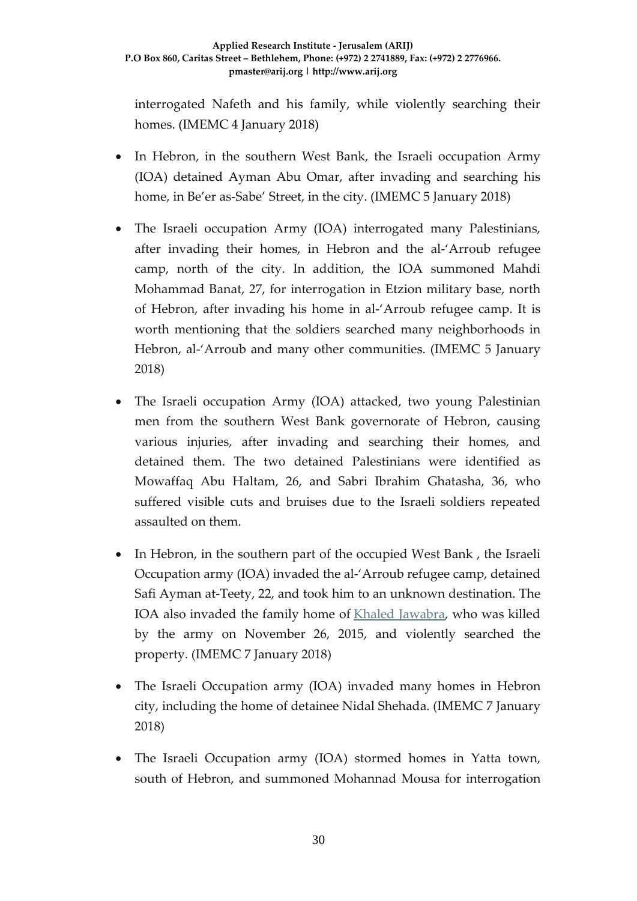interrogated Nafeth and his family, while violently searching their homes. (IMEMC 4 January 2018)

- In Hebron, in the southern West Bank, the Israeli occupation Army (IOA) detained Ayman Abu Omar, after invading and searching his home, in Be'er as-Sabe' Street, in the city. (IMEMC 5 January 2018)
- The Israeli occupation Army (IOA) interrogated many Palestinians, after invading their homes, in Hebron and the al-'Arroub refugee camp, north of the city. In addition, the IOA summoned Mahdi Mohammad Banat, 27, for interrogation in Etzion military base, north of Hebron, after invading his home in al-'Arroub refugee camp. It is worth mentioning that the soldiers searched many neighborhoods in Hebron, al-'Arroub and many other communities. (IMEMC 5 January 2018)
- The Israeli occupation Army (IOA) attacked, two young Palestinian men from the southern West Bank governorate of Hebron, causing various injuries, after invading and searching their homes, and detained them. The two detained Palestinians were identified as Mowaffaq Abu Haltam, 26, and Sabri Ibrahim Ghatasha, 36, who suffered visible cuts and bruises due to the Israeli soldiers repeated assaulted on them.
- In Hebron, in the southern part of the occupied West Bank , the Israeli Occupation army (IOA) invaded the al-'Arroub refugee camp, detained Safi Ayman at-Teety, 22, and took him to an unknown destination. The IOA also invaded the family home of Khaled Jawabra, who was killed by the army on November 26, 2015, and violently searched the property. (IMEMC 7 January 2018)
- The Israeli Occupation army (IOA) invaded many homes in Hebron city, including the home of detainee Nidal Shehada. (IMEMC 7 January 2018)
- The Israeli Occupation army (IOA) stormed homes in Yatta town, south of Hebron, and summoned Mohannad Mousa for interrogation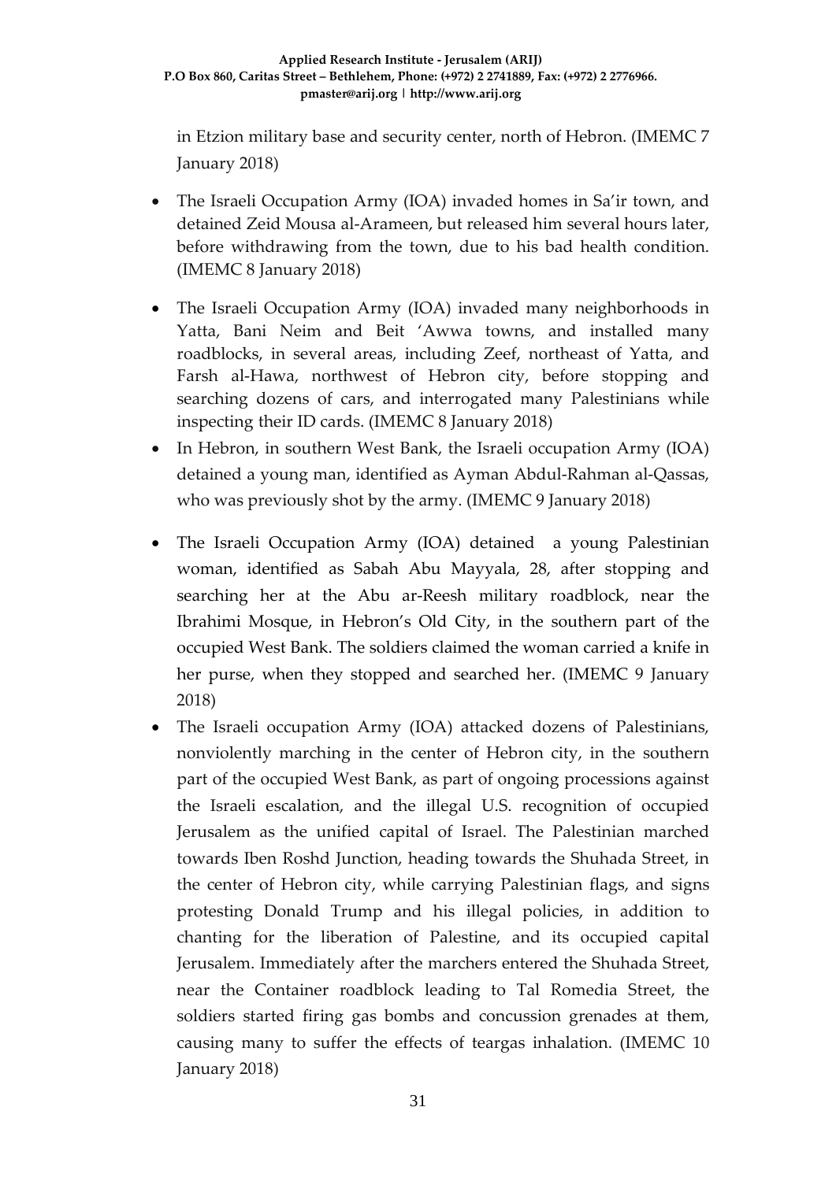in Etzion military base and security center, north of Hebron. (IMEMC 7 January 2018)

- The Israeli Occupation Army (IOA) invaded homes in Sa'ir town, and detained Zeid Mousa al-Arameen, but released him several hours later, before withdrawing from the town, due to his bad health condition. (IMEMC 8 January 2018)
- The Israeli Occupation Army (IOA) invaded many neighborhoods in Yatta, Bani Neim and Beit 'Awwa towns, and installed many roadblocks, in several areas, including Zeef, northeast of Yatta, and Farsh al-Hawa, northwest of Hebron city, before stopping and searching dozens of cars, and interrogated many Palestinians while inspecting their ID cards. (IMEMC 8 January 2018)
- In Hebron, in southern West Bank, the Israeli occupation Army (IOA) detained a young man, identified as Ayman Abdul-Rahman al-Qassas, who was previously shot by the army. (IMEMC 9 January 2018)
- The Israeli Occupation Army (IOA) detained a young Palestinian woman, identified as Sabah Abu Mayyala, 28, after stopping and searching her at the Abu ar-Reesh military roadblock, near the Ibrahimi Mosque, in Hebron's Old City, in the southern part of the occupied West Bank. The soldiers claimed the woman carried a knife in her purse, when they stopped and searched her. (IMEMC 9 January 2018)
- The Israeli occupation Army (IOA) attacked dozens of Palestinians, nonviolently marching in the center of Hebron city, in the southern part of the occupied West Bank, as part of ongoing processions against the Israeli escalation, and the illegal U.S. recognition of occupied Jerusalem as the unified capital of Israel. The Palestinian marched towards Iben Roshd Junction, heading towards the Shuhada Street, in the center of Hebron city, while carrying Palestinian flags, and signs protesting Donald Trump and his illegal policies, in addition to chanting for the liberation of Palestine, and its occupied capital Jerusalem. Immediately after the marchers entered the Shuhada Street, near the Container roadblock leading to Tal Romedia Street, the soldiers started firing gas bombs and concussion grenades at them, causing many to suffer the effects of teargas inhalation. (IMEMC 10 January 2018)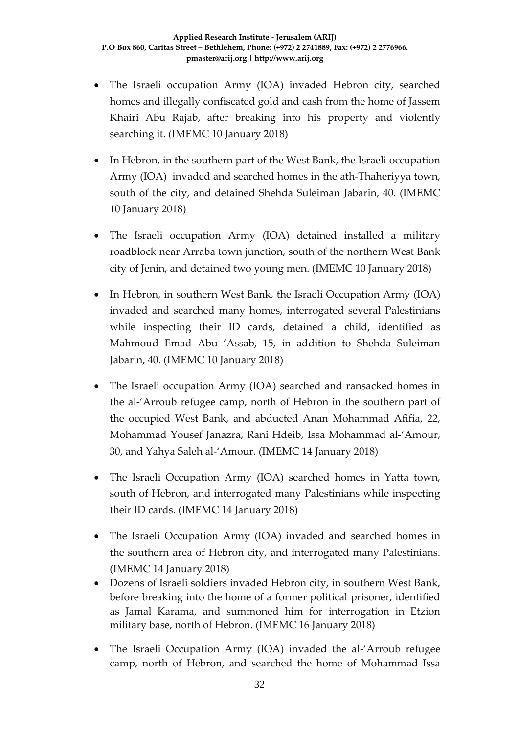- The Israeli occupation Army (IOA) invaded Hebron city, searched homes and illegally confiscated gold and cash from the home of Jassem Khairi Abu Rajab, after breaking into his property and violently searching it. (IMEMC 10 January 2018)
- In Hebron, in the southern part of the West Bank, the Israeli occupation Army (IOA) invaded and searched homes in the ath-Thaheriyya town, south of the city, and detained Shehda Suleiman Jabarin, 40. (IMEMC 10 January 2018)
- The Israeli occupation Army (IOA) detained installed a military roadblock near Arraba town junction, south of the northern West Bank city of Jenin, and detained two young men. (IMEMC 10 January 2018)
- In Hebron, in southern West Bank, the Israeli Occupation Army (IOA) invaded and searched many homes, interrogated several Palestinians while inspecting their ID cards, detained a child, identified as Mahmoud Emad Abu 'Assab, 15, in addition to Shehda Suleiman Jabarin, 40. (IMEMC 10 January 2018)
- The Israeli occupation Army (IOA) searched and ransacked homes in the al-'Arroub refugee camp, north of Hebron in the southern part of the occupied West Bank, and abducted Anan Mohammad Afifia, 22, Mohammad Yousef Janazra, Rani Hdeib, Issa Mohammad al-'Amour, 30, and Yahya Saleh al-'Amour. (IMEMC 14 January 2018)
- The Israeli Occupation Army (IOA) searched homes in Yatta town, south of Hebron, and interrogated many Palestinians while inspecting their ID cards. (IMEMC 14 January 2018)
- The Israeli Occupation Army (IOA) invaded and searched homes in the southern area of Hebron city, and interrogated many Palestinians. (IMEMC 14 January 2018)
- Dozens of Israeli soldiers invaded Hebron city, in southern West Bank, before breaking into the home of a former political prisoner, identified as Jamal Karama, and summoned him for interrogation in Etzion military base, north of Hebron. (IMEMC 16 January 2018)
- The Israeli Occupation Army (IOA) invaded the al-'Arroub refugee camp, north of Hebron, and searched the home of Mohammad Issa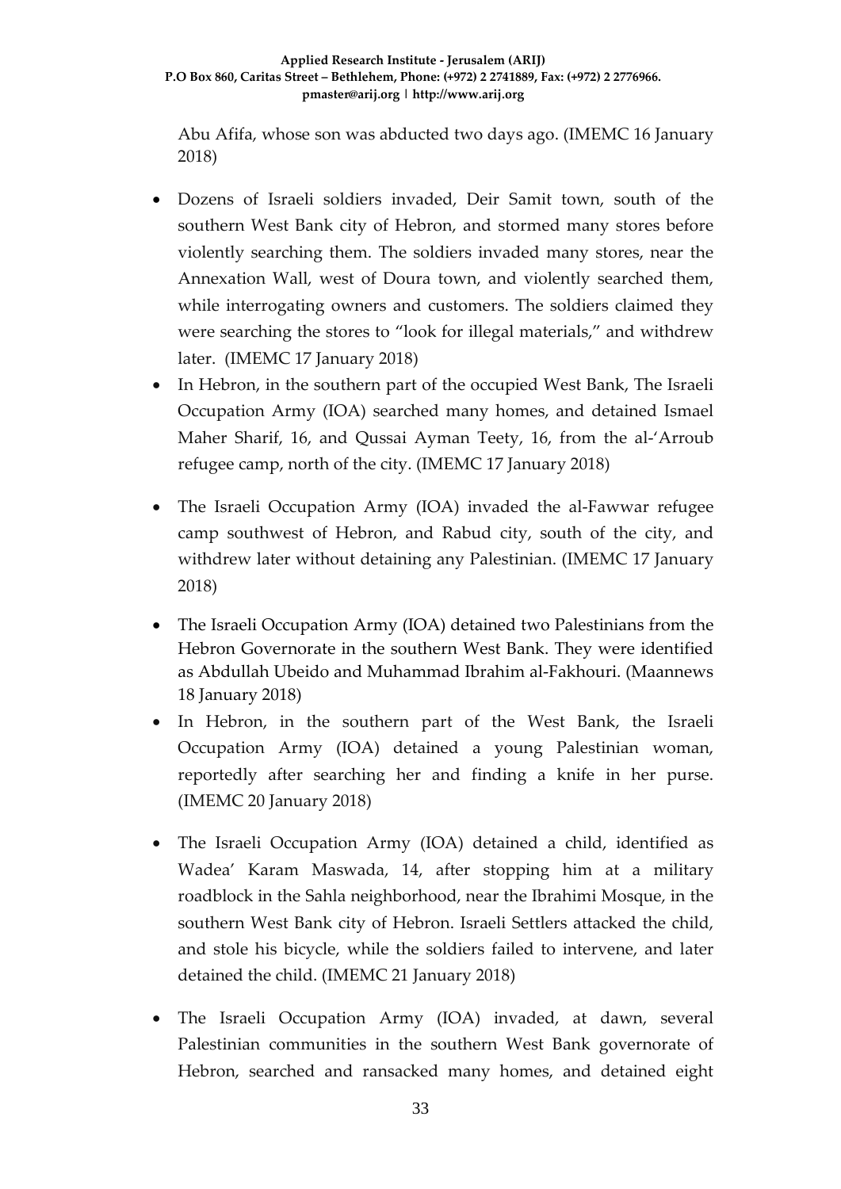Abu Afifa, whose son was abducted two days ago. (IMEMC 16 January 2018)

- Dozens of Israeli soldiers invaded, Deir Samit town, south of the southern West Bank city of Hebron, and stormed many stores before violently searching them. The soldiers invaded many stores, near the Annexation Wall, west of Doura town, and violently searched them, while interrogating owners and customers. The soldiers claimed they were searching the stores to "look for illegal materials," and withdrew later. (IMEMC 17 January 2018)
- In Hebron, in the southern part of the occupied West Bank, The Israeli Occupation Army (IOA) searched many homes, and detained Ismael Maher Sharif, 16, and Qussai Ayman Teety, 16, from the al-'Arroub refugee camp, north of the city. (IMEMC 17 January 2018)
- The Israeli Occupation Army (IOA) invaded the al-Fawwar refugee camp southwest of Hebron, and Rabud city, south of the city, and withdrew later without detaining any Palestinian. (IMEMC 17 January 2018)
- The Israeli Occupation Army (IOA) detained two Palestinians from the Hebron Governorate in the southern West Bank. They were identified as Abdullah Ubeido and Muhammad Ibrahim al-Fakhouri. (Maannews 18 January 2018)
- In Hebron, in the southern part of the West Bank, the Israeli Occupation Army (IOA) detained a young Palestinian woman, reportedly after searching her and finding a knife in her purse. (IMEMC 20 January 2018)
- The Israeli Occupation Army (IOA) detained a child, identified as Wadea' Karam Maswada, 14, after stopping him at a military roadblock in the Sahla neighborhood, near the Ibrahimi Mosque, in the southern West Bank city of Hebron. Israeli Settlers attacked the child, and stole his bicycle, while the soldiers failed to intervene, and later detained the child. (IMEMC 21 January 2018)
- The Israeli Occupation Army (IOA) invaded, at dawn, several Palestinian communities in the southern West Bank governorate of Hebron, searched and ransacked many homes, and detained eight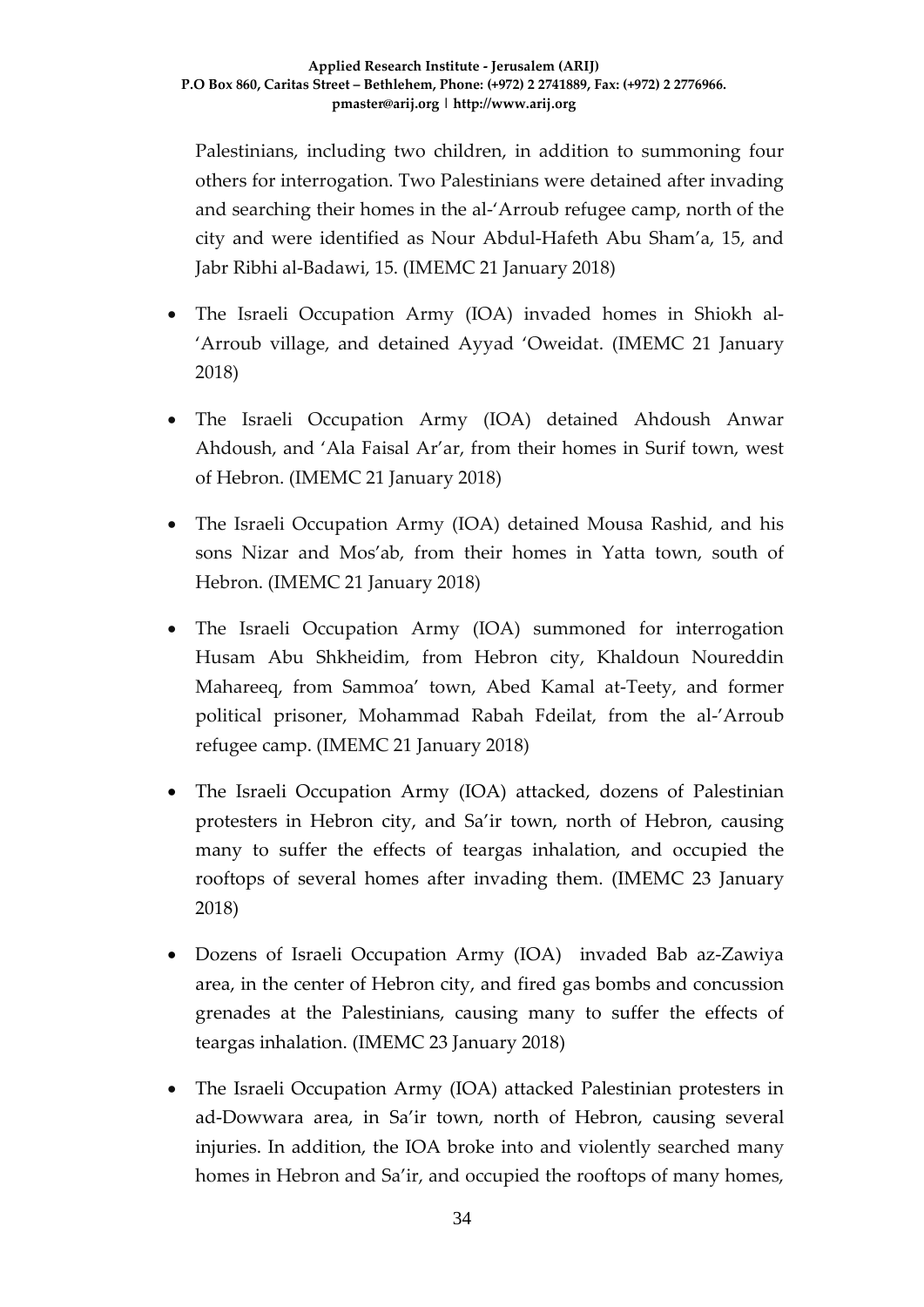Palestinians, including two children, in addition to summoning four others for interrogation. Two Palestinians were detained after invading and searching their homes in the al-'Arroub refugee camp, north of the city and were identified as Nour Abdul-Hafeth Abu Sham'a, 15, and Jabr Ribhi al-Badawi, 15. (IMEMC 21 January 2018)

- The Israeli Occupation Army (IOA) invaded homes in Shiokh al-'Arroub village, and detained Ayyad 'Oweidat. (IMEMC 21 January 2018)
- The Israeli Occupation Army (IOA) detained Ahdoush Anwar Ahdoush, and 'Ala Faisal Ar'ar, from their homes in Surif town, west of Hebron. (IMEMC 21 January 2018)
- The Israeli Occupation Army (IOA) detained Mousa Rashid, and his sons Nizar and Mos'ab, from their homes in Yatta town, south of Hebron. (IMEMC 21 January 2018)
- The Israeli Occupation Army (IOA) summoned for interrogation Husam Abu Shkheidim, from Hebron city, Khaldoun Noureddin Mahareeq, from Sammoa' town, Abed Kamal at-Teety, and former political prisoner, Mohammad Rabah Fdeilat, from the al-'Arroub refugee camp. (IMEMC 21 January 2018)
- The Israeli Occupation Army (IOA) attacked, dozens of Palestinian protesters in Hebron city, and Sa'ir town, north of Hebron, causing many to suffer the effects of teargas inhalation, and occupied the rooftops of several homes after invading them. (IMEMC 23 January 2018)
- Dozens of Israeli Occupation Army (IOA) invaded Bab az-Zawiya area, in the center of Hebron city, and fired gas bombs and concussion grenades at the Palestinians, causing many to suffer the effects of teargas inhalation. (IMEMC 23 January 2018)
- The Israeli Occupation Army (IOA) attacked Palestinian protesters in ad-Dowwara area, in Sa'ir town, north of Hebron, causing several injuries. In addition, the IOA broke into and violently searched many homes in Hebron and Sa'ir, and occupied the rooftops of many homes,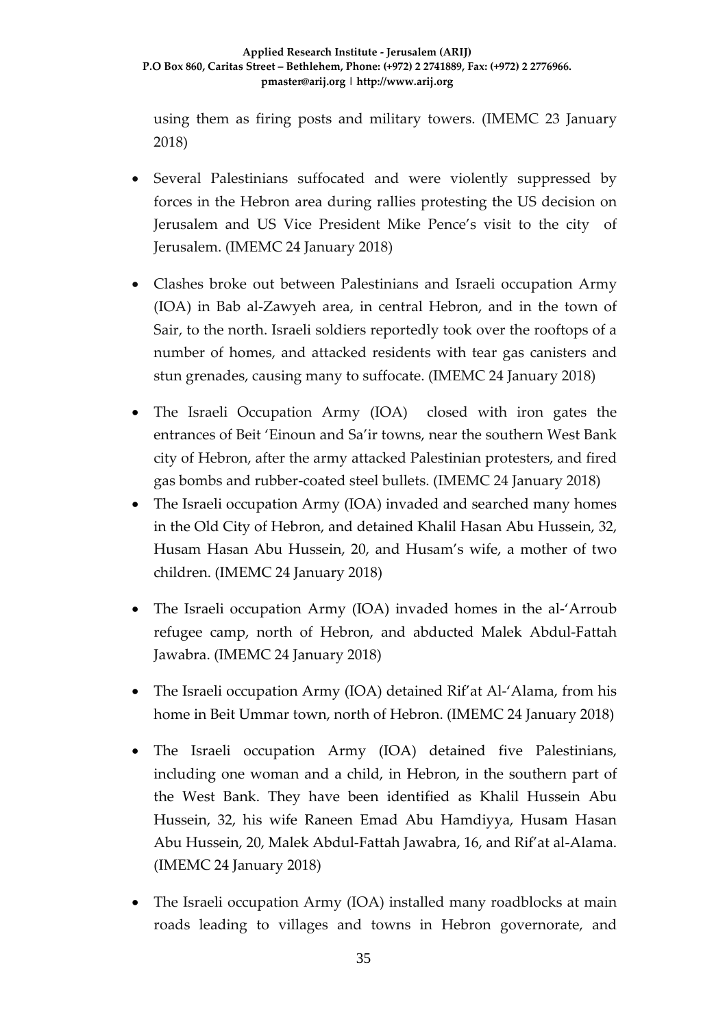using them as firing posts and military towers. (IMEMC 23 January 2018)

- Several Palestinians suffocated and were violently suppressed by forces in the Hebron area during rallies protesting the US decision on Jerusalem and US Vice President Mike Pence's visit to the city of Jerusalem. (IMEMC 24 January 2018)

- Clashes broke out between Palestinians and Israeli occupation Army (IOA) in Bab al-Zawyeh area, in central Hebron, and in the town of Sair, to the north. Israeli soldiers reportedly took over the rooftops of a number of homes, and attacked residents with tear gas canisters and stun grenades, causing many to suffocate. (IMEMC 24 January 2018)

- The Israeli Occupation Army (IOA) closed with iron gates the entrances of Beit 'Einoun and Sa'ir towns, near the southern West Bank city of Hebron, after the army attacked Palestinian protesters, and fired gas bombs and rubber-coated steel bullets. (IMEMC 24 January 2018)
- The Israeli occupation Army (IOA) invaded and searched many homes in the Old City of Hebron, and detained Khalil Hasan Abu Hussein, 32, Husam Hasan Abu Hussein, 20, and Husam's wife, a mother of two children. (IMEMC 24 January 2018)

- The Israeli occupation Army (IOA) invaded homes in the al-'Arroub refugee camp, north of Hebron, and abducted Malek Abdul-Fattah Jawabra. (IMEMC 24 January 2018)

- The Israeli occupation Army (IOA) detained Rif'at Al-'Alama, from his home in Beit Ummar town, north of Hebron. (IMEMC 24 January 2018)

- The Israeli occupation Army (IOA) detained five Palestinians, including one woman and a child, in Hebron, in the southern part of the West Bank. They have been identified as Khalil Hussein Abu Hussein, 32, his wife Raneen Emad Abu Hamdiyya, Husam Hasan Abu Hussein, 20, Malek Abdul-Fattah Jawabra, 16, and Rif'at al-Alama. (IMEMC 24 January 2018)

- The Israeli occupation Army (IOA) installed many roadblocks at main roads leading to villages and towns in Hebron governorate, and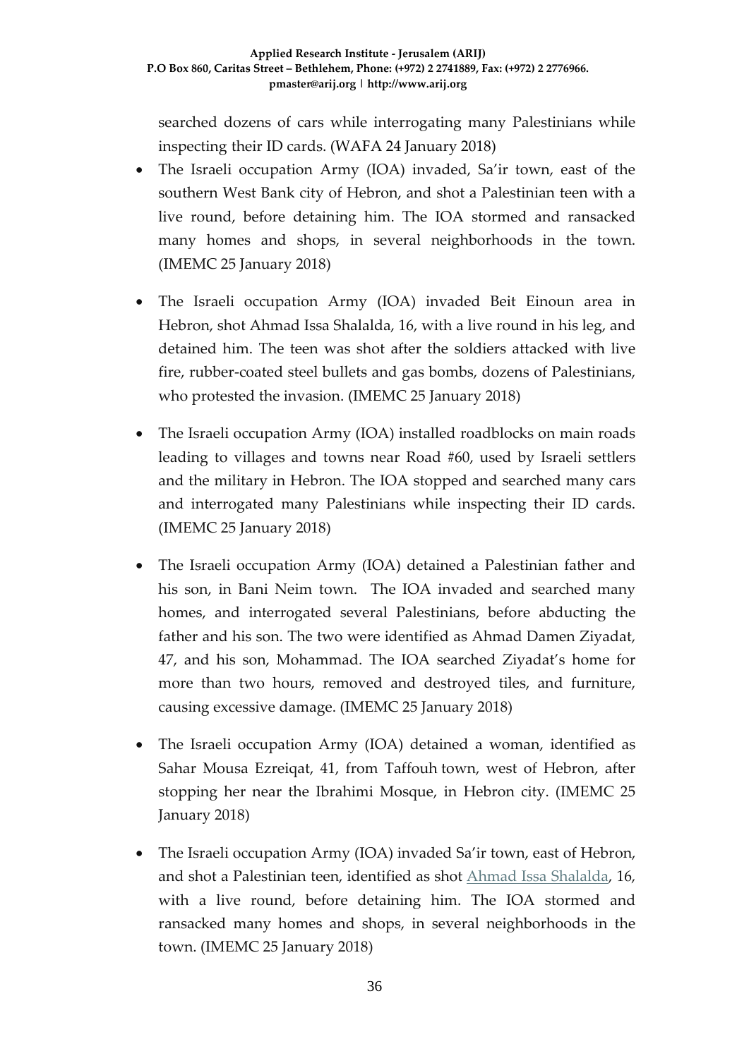searched dozens of cars while interrogating many Palestinians while inspecting their ID cards. (WAFA 24 January 2018)

- The Israeli occupation Army (IOA) invaded, Sa'ir town, east of the southern West Bank city of Hebron, and shot a Palestinian teen with a live round, before detaining him. The IOA stormed and ransacked many homes and shops, in several neighborhoods in the town. (IMEMC 25 January 2018)

- The Israeli occupation Army (IOA) invaded Beit Einoun area in Hebron, shot Ahmad Issa Shalalda, 16, with a live round in his leg, and detained him. The teen was shot after the soldiers attacked with live fire, rubber-coated steel bullets and gas bombs, dozens of Palestinians, who protested the invasion. (IMEMC 25 January 2018)

- The Israeli occupation Army (IOA) installed roadblocks on main roads leading to villages and towns near Road #60, used by Israeli settlers and the military in Hebron. The IOA stopped and searched many cars and interrogated many Palestinians while inspecting their ID cards. (IMEMC 25 January 2018)

- The Israeli occupation Army (IOA) detained a Palestinian father and his son, in Bani Neim town. The IOA invaded and searched many homes, and interrogated several Palestinians, before abducting the father and his son. The two were identified as Ahmad Damen Ziyadat, 47, and his son, Mohammad. The IOA searched Ziyadat's home for more than two hours, removed and destroyed tiles, and furniture, causing excessive damage. (IMEMC 25 January 2018)

- The Israeli occupation Army (IOA) detained a woman, identified as Sahar Mousa Ezreiqat, 41, from Taffouh town, west of Hebron, after stopping her near the Ibrahimi Mosque, in Hebron city. (IMEMC 25 January 2018)

- The Israeli occupation Army (IOA) invaded Sa'ir town, east of Hebron, and shot a Palestinian teen, identified as shot Ahmad Issa Shalalda, 16, with a live round, before detaining him. The IOA stormed and ransacked many homes and shops, in several neighborhoods in the town. (IMEMC 25 January 2018)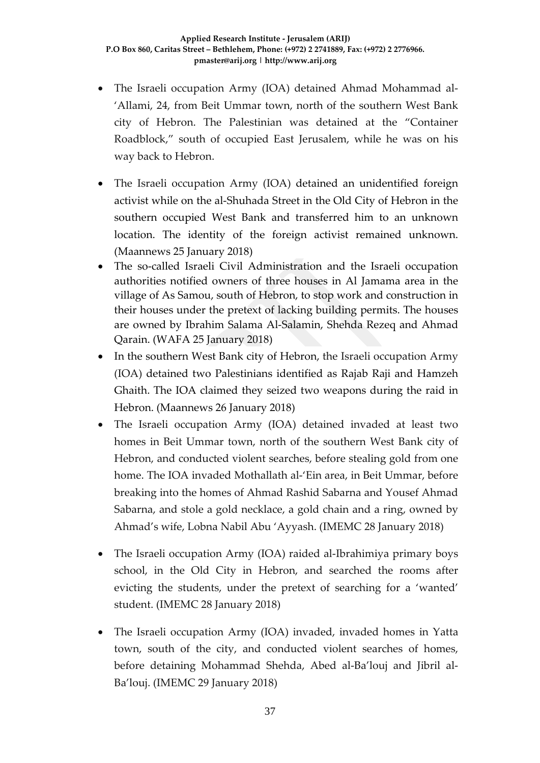- The Israeli occupation Army (IOA) detained Ahmad Mohammad al-'Allami, 24, from Beit Ummar town, north of the southern West Bank city of Hebron. The Palestinian was detained at the "Container Roadblock," south of occupied East Jerusalem, while he was on his way back to Hebron.

- The Israeli occupation Army (IOA) detained an unidentified foreign activist while on the al-Shuhada Street in the Old City of Hebron in the southern occupied West Bank and transferred him to an unknown location. The identity of the foreign activist remained unknown. (Maannews 25 January 2018)
- The so-called Israeli Civil Administration and the Israeli occupation authorities notified owners of three houses in Al Jamama area in the village of As Samou, south of Hebron, to stop work and construction in their houses under the pretext of lacking building permits. The houses are owned by Ibrahim Salama Al-Salamin, Shehda Rezeq and Ahmad Qarain. (WAFA 25 January 2018)
- In the southern West Bank city of Hebron, the Israeli occupation Army (IOA) detained two Palestinians identified as Rajab Raji and Hamzeh Ghaith. The IOA claimed they seized two weapons during the raid in Hebron. (Maannews 26 January 2018)
- The Israeli occupation Army (IOA) detained invaded at least two homes in Beit Ummar town, north of the southern West Bank city of Hebron, and conducted violent searches, before stealing gold from one home. The IOA invaded Mothallath al-'Ein area, in Beit Ummar, before breaking into the homes of Ahmad Rashid Sabarna and Yousef Ahmad Sabarna, and stole a gold necklace, a gold chain and a ring, owned by Ahmad's wife, Lobna Nabil Abu 'Ayyash. (IMEMC 28 January 2018)

- The Israeli occupation Army (IOA) raided al-Ibrahimiya primary boys school, in the Old City in Hebron, and searched the rooms after evicting the students, under the pretext of searching for a 'wanted' student. (IMEMC 28 January 2018)

- The Israeli occupation Army (IOA) invaded, invaded homes in Yatta town, south of the city, and conducted violent searches of homes, before detaining Mohammad Shehda, Abed al-Ba'louj and Jibril al-Ba'louj. (IMEMC 29 January 2018)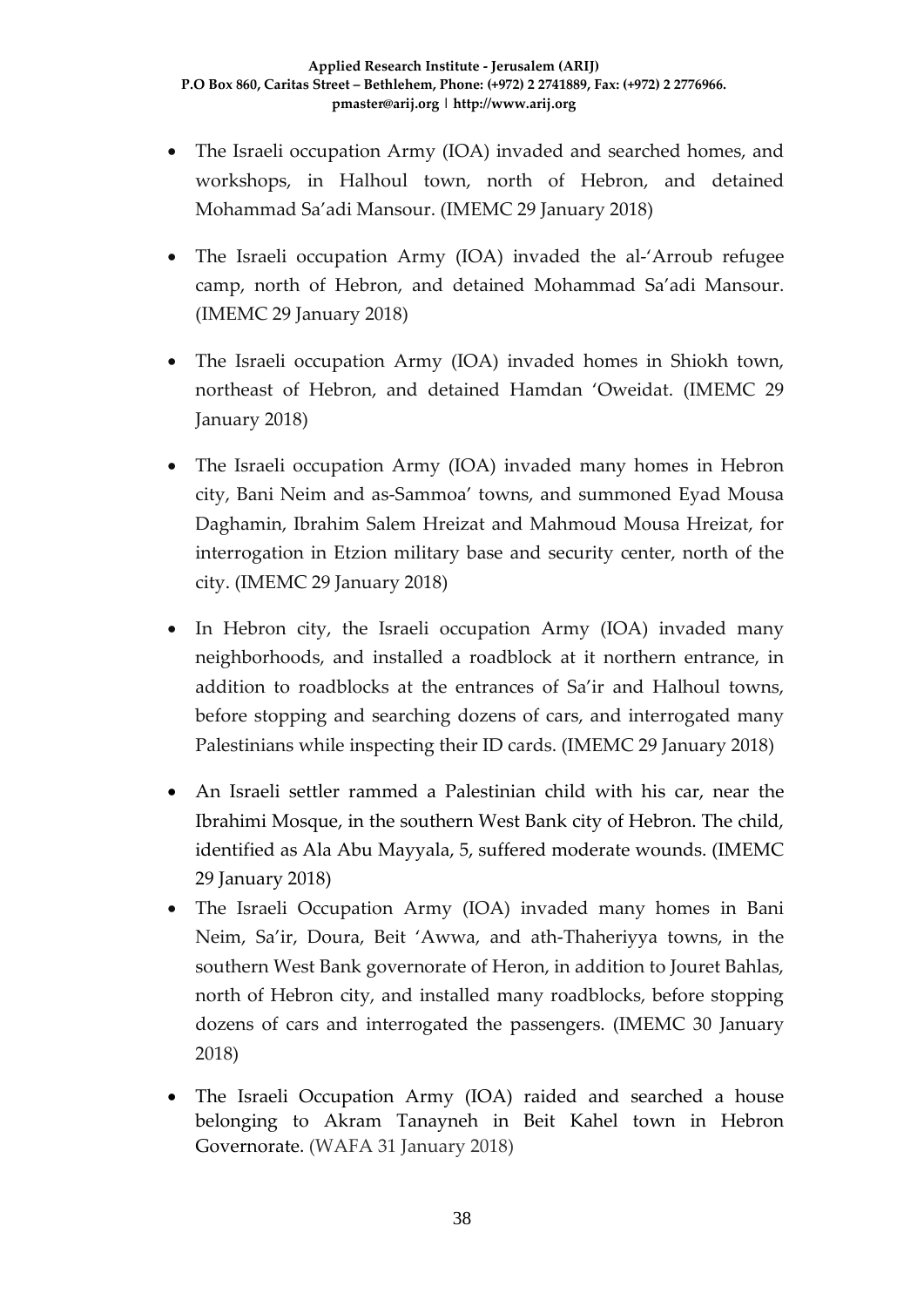- The Israeli occupation Army (IOA) invaded and searched homes, and workshops, in Halhoul town, north of Hebron, and detained Mohammad Sa'adi Mansour. (IMEMC 29 January 2018)

- The Israeli occupation Army (IOA) invaded the al-'Arroub refugee camp, north of Hebron, and detained Mohammad Sa'adi Mansour. (IMEMC 29 January 2018)

- The Israeli occupation Army (IOA) invaded homes in Shiokh town, northeast of Hebron, and detained Hamdan 'Oweidat. (IMEMC 29 January 2018)

- The Israeli occupation Army (IOA) invaded many homes in Hebron city, Bani Neim and as-Sammoa' towns, and summoned Eyad Mousa Daghamin, Ibrahim Salem Hreizat and Mahmoud Mousa Hreizat, for interrogation in Etzion military base and security center, north of the city. (IMEMC 29 January 2018)

- In Hebron city, the Israeli occupation Army (IOA) invaded many neighborhoods, and installed a roadblock at it northern entrance, in addition to roadblocks at the entrances of Sa'ir and Halhoul towns, before stopping and searching dozens of cars, and interrogated many Palestinians while inspecting their ID cards. (IMEMC 29 January 2018)

- An Israeli settler rammed a Palestinian child with his car, near the Ibrahimi Mosque, in the southern West Bank city of Hebron. The child, identified as Ala Abu Mayyala, 5, suffered moderate wounds. (IMEMC 29 January 2018)
- The Israeli Occupation Army (IOA) invaded many homes in Bani Neim, Sa'ir, Doura, Beit 'Awwa, and ath-Thaheriyya towns, in the southern West Bank governorate of Heron, in addition to Jouret Bahlas, north of Hebron city, and installed many roadblocks, before stopping dozens of cars and interrogated the passengers. (IMEMC 30 January 2018)

- The Israeli Occupation Army (IOA) raided and searched a house belonging to Akram Tanayneh in Beit Kahel town in Hebron Governorate. (WAFA 31 January 2018)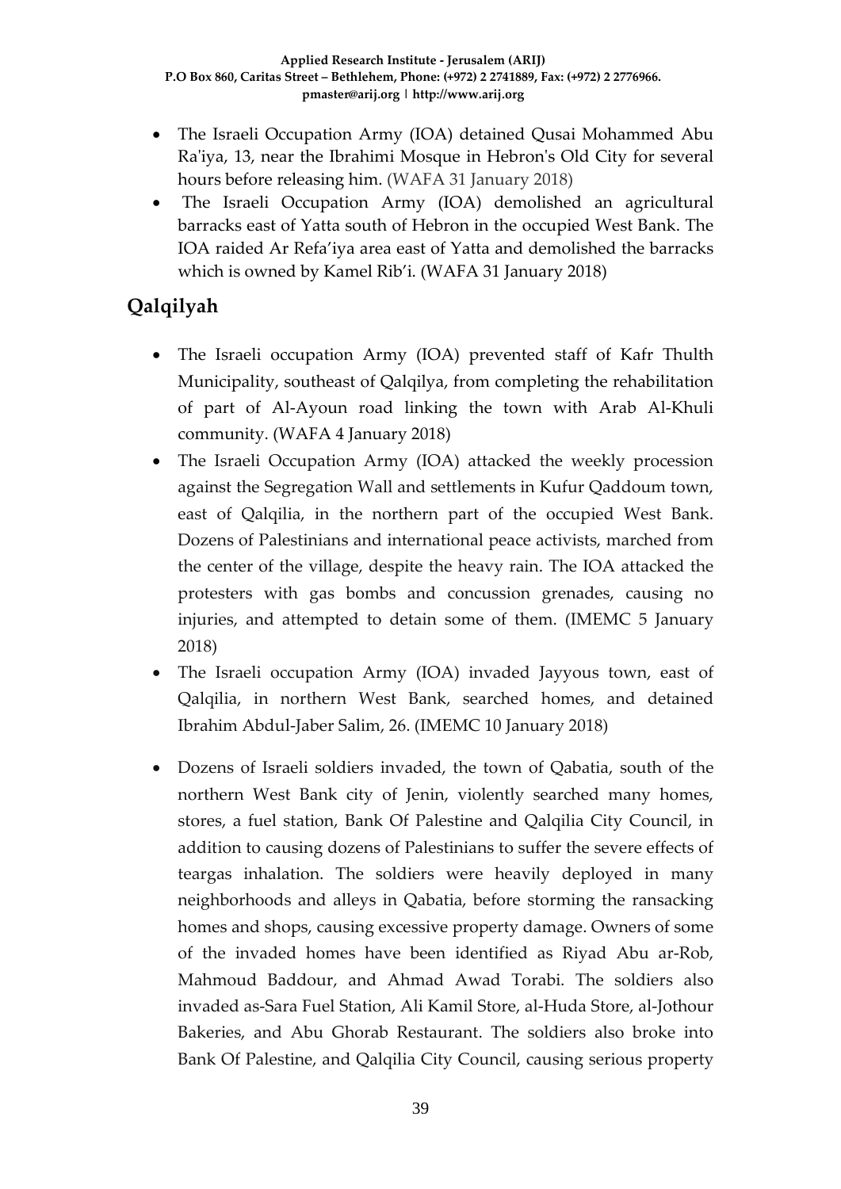- The Israeli Occupation Army (IOA) detained Qusai Mohammed Abu Ra'iya, 13, near the Ibrahimi Mosque in Hebron's Old City for several hours before releasing him. (WAFA 31 January 2018)
- The Israeli Occupation Army (IOA) demolished an agricultural barracks east of Yatta south of Hebron in the occupied West Bank. The IOA raided Ar Refa'iya area east of Yatta and demolished the barracks which is owned by Kamel Rib'i. (WAFA 31 January 2018)

## Qalqilyah

- The Israeli occupation Army (IOA) prevented staff of Kafr Thulth Municipality, southeast of Qalqilya, from completing the rehabilitation of part of Al-Ayoun road linking the town with Arab Al-Khuli community. (WAFA 4 January 2018)
- The Israeli Occupation Army (IOA) attacked the weekly procession against the Segregation Wall and settlements in Kufur Qaddoum town, east of Qalqilia, in the northern part of the occupied West Bank. Dozens of Palestinians and international peace activists, marched from the center of the village, despite the heavy rain. The IOA attacked the protesters with gas bombs and concussion grenades, causing no injuries, and attempted to detain some of them. (IMEMC 5 January 2018)
- The Israeli occupation Army (IOA) invaded Jayyous town, east of Qalqilia, in northern West Bank, searched homes, and detained Ibrahim Abdul-Jaber Salim, 26. (IMEMC 10 January 2018)

- Dozens of Israeli soldiers invaded, the town of Qabatia, south of the northern West Bank city of Jenin, violently searched many homes, stores, a fuel station, Bank Of Palestine and Qalqilia City Council, in addition to causing dozens of Palestinians to suffer the severe effects of teargas inhalation. The soldiers were heavily deployed in many neighborhoods and alleys in Qabatia, before storming the ransacking homes and shops, causing excessive property damage. Owners of some of the invaded homes have been identified as Riyad Abu ar-Rob, Mahmoud Baddour, and Ahmad Awad Torabi. The soldiers also invaded as-Sara Fuel Station, Ali Kamil Store, al-Huda Store, al-Jothour Bakeries, and Abu Ghorab Restaurant. The soldiers also broke into Bank Of Palestine, and Qalqilia City Council, causing serious property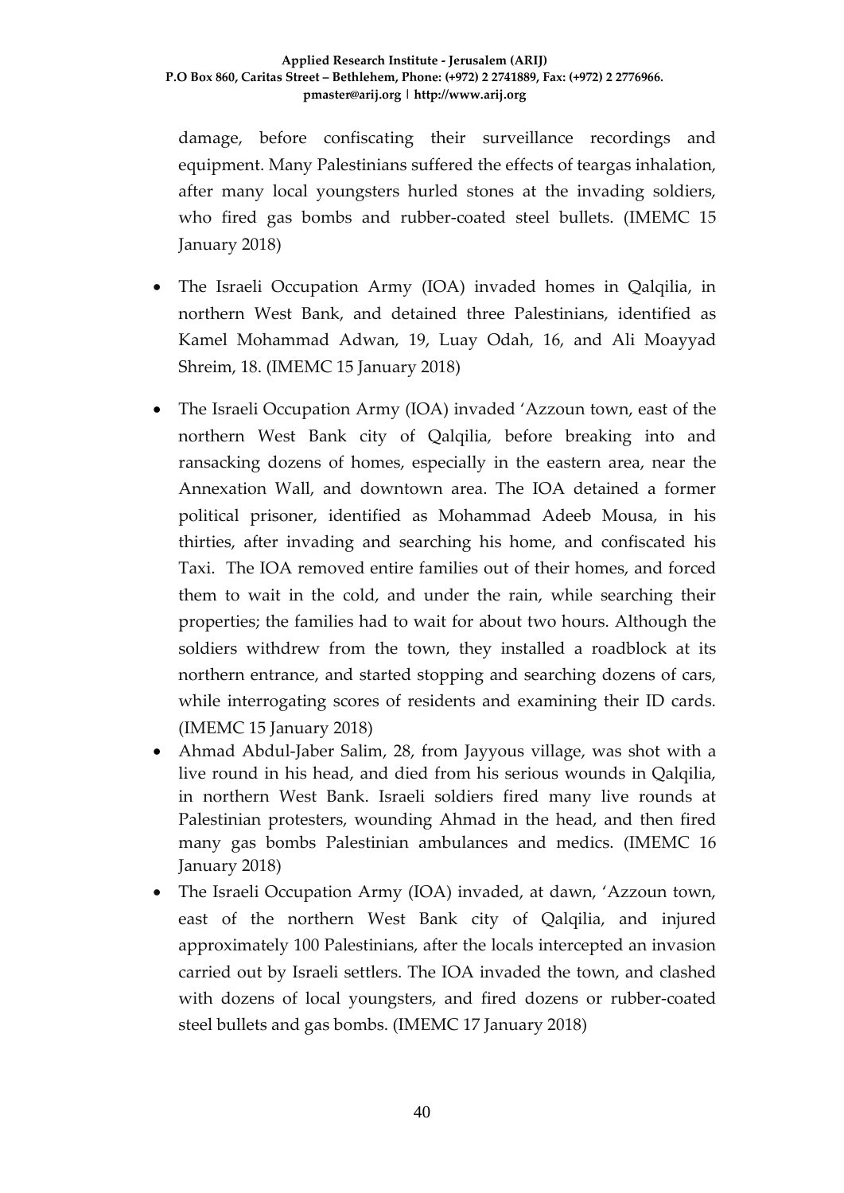damage, before confiscating their surveillance recordings and equipment. Many Palestinians suffered the effects of teargas inhalation, after many local youngsters hurled stones at the invading soldiers, who fired gas bombs and rubber-coated steel bullets. (IMEMC 15 January 2018)

- The Israeli Occupation Army (IOA) invaded homes in Qalqilia, in northern West Bank, and detained three Palestinians, identified as Kamel Mohammad Adwan, 19, Luay Odah, 16, and Ali Moayyad Shreim, 18. (IMEMC 15 January 2018)
- The Israeli Occupation Army (IOA) invaded 'Azzoun town, east of the northern West Bank city of Qalqilia, before breaking into and ransacking dozens of homes, especially in the eastern area, near the Annexation Wall, and downtown area. The IOA detained a former political prisoner, identified as Mohammad Adeeb Mousa, in his thirties, after invading and searching his home, and confiscated his Taxi. The IOA removed entire families out of their homes, and forced them to wait in the cold, and under the rain, while searching their properties; the families had to wait for about two hours. Although the soldiers withdrew from the town, they installed a roadblock at its northern entrance, and started stopping and searching dozens of cars, while interrogating scores of residents and examining their ID cards. (IMEMC 15 January 2018)
- Ahmad Abdul-Jaber Salim, 28, from Jayyous village, was shot with a live round in his head, and died from his serious wounds in Qalqilia, in northern West Bank. Israeli soldiers fired many live rounds at Palestinian protesters, wounding Ahmad in the head, and then fired many gas bombs Palestinian ambulances and medics. (IMEMC 16 January 2018)
- The Israeli Occupation Army (IOA) invaded, at dawn, 'Azzoun town, east of the northern West Bank city of Qalqilia, and injured approximately 100 Palestinians, after the locals intercepted an invasion carried out by Israeli settlers. The IOA invaded the town, and clashed with dozens of local youngsters, and fired dozens or rubber-coated steel bullets and gas bombs. (IMEMC 17 January 2018)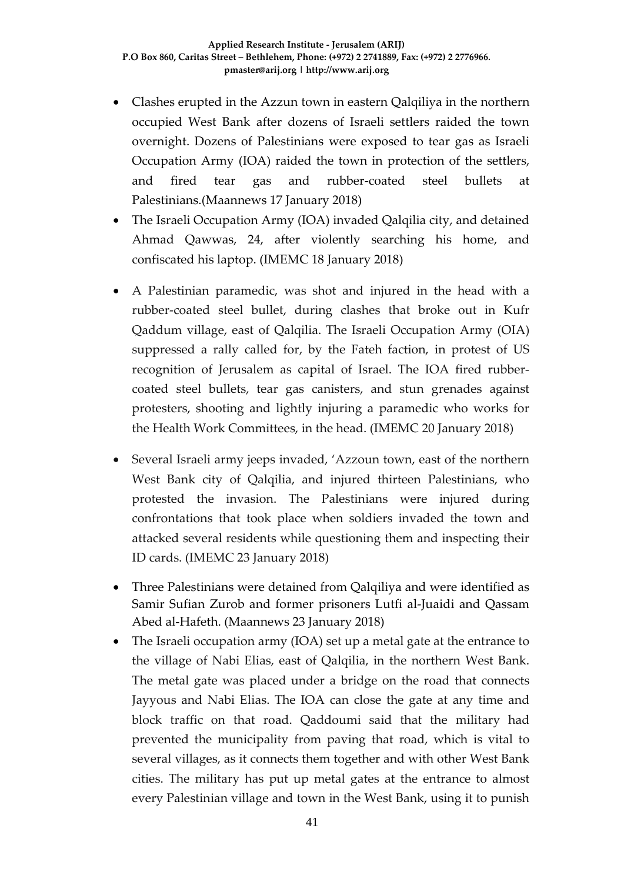- Clashes erupted in the Azzun town in eastern Qalqiliya in the northern occupied West Bank after dozens of Israeli settlers raided the town overnight. Dozens of Palestinians were exposed to tear gas as Israeli Occupation Army (IOA) raided the town in protection of the settlers, and fired tear gas and rubber-coated steel bullets at Palestinians.(Maannews 17 January 2018)
- The Israeli Occupation Army (IOA) invaded Qalqilia city, and detained Ahmad Qawwas, 24, after violently searching his home, and confiscated his laptop. (IMEMC 18 January 2018)
- A Palestinian paramedic, was shot and injured in the head with a rubber-coated steel bullet, during clashes that broke out in Kufr Qaddum village, east of Qalqilia. The Israeli Occupation Army (OIA) suppressed a rally called for, by the Fateh faction, in protest of US recognition of Jerusalem as capital of Israel. The IOA fired rubber-coated steel bullets, tear gas canisters, and stun grenades against protesters, shooting and lightly injuring a paramedic who works for the Health Work Committees, in the head. (IMEMC 20 January 2018)
- Several Israeli army jeeps invaded, 'Azzoun town, east of the northern West Bank city of Qalqilia, and injured thirteen Palestinians, who protested the invasion. The Palestinians were injured during confrontations that took place when soldiers invaded the town and attacked several residents while questioning them and inspecting their ID cards. (IMEMC 23 January 2018)
- Three Palestinians were detained from Qalqiliya and were identified as Samir Sufian Zurob and former prisoners Lutfi al-Juaidi and Qassam Abed al-Hafeth. (Maannews 23 January 2018)
- The Israeli occupation army (IOA) set up a metal gate at the entrance to the village of Nabi Elias, east of Qalqilia, in the northern West Bank. The metal gate was placed under a bridge on the road that connects Jayyous and Nabi Elias. The IOA can close the gate at any time and block traffic on that road. Qaddoumi said that the military had prevented the municipality from paving that road, which is vital to several villages, as it connects them together and with other West Bank cities. The military has put up metal gates at the entrance to almost every Palestinian village and town in the West Bank, using it to punish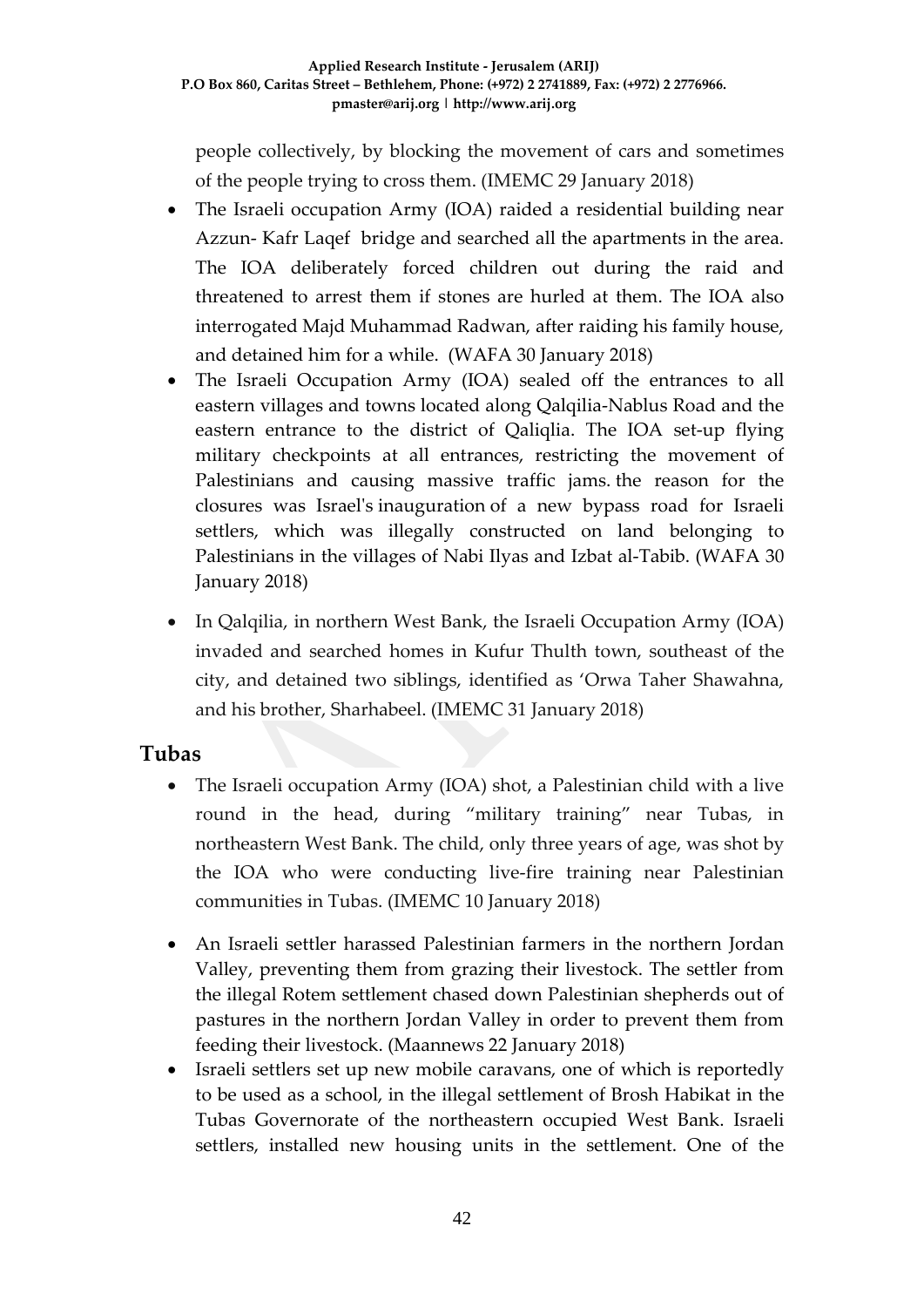people collectively, by blocking the movement of cars and sometimes of the people trying to cross them. (IMEMC 29 January 2018)

- The Israeli occupation Army (IOA) raided a residential building near Azzun- Kafr Laqef bridge and searched all the apartments in the area. The IOA deliberately forced children out during the raid and threatened to arrest them if stones are hurled at them. The IOA also interrogated Majd Muhammad Radwan, after raiding his family house, and detained him for a while. (WAFA 30 January 2018)
- The Israeli Occupation Army (IOA) sealed off the entrances to all eastern villages and towns located along Qalqilia-Nablus Road and the eastern entrance to the district of Qaliqlia. The IOA set-up flying military checkpoints at all entrances, restricting the movement of Palestinians and causing massive traffic jams. the reason for the closures was Israel's inauguration of a new bypass road for Israeli settlers, which was illegally constructed on land belonging to Palestinians in the villages of Nabi Ilyas and Izbat al-Tabib. (WAFA 30 January 2018)
- In Qalqilia, in northern West Bank, the Israeli Occupation Army (IOA) invaded and searched homes in Kufur Thulth town, southeast of the city, and detained two siblings, identified as 'Orwa Taher Shawahna, and his brother, Sharhabeel. (IMEMC 31 January 2018)

## Tubas

- The Israeli occupation Army (IOA) shot, a Palestinian child with a live round in the head, during "military training" near Tubas, in northeastern West Bank. The child, only three years of age, was shot by the IOA who were conducting live-fire training near Palestinian communities in Tubas. (IMEMC 10 January 2018)
- An Israeli settler harassed Palestinian farmers in the northern Jordan Valley, preventing them from grazing their livestock. The settler from the illegal Rotem settlement chased down Palestinian shepherds out of pastures in the northern Jordan Valley in order to prevent them from feeding their livestock. (Maannews 22 January 2018)
- Israeli settlers set up new mobile caravans, one of which is reportedly to be used as a school, in the illegal settlement of Brosh Habikat in the Tubas Governorate of the northeastern occupied West Bank. Israeli settlers, installed new housing units in the settlement. One of the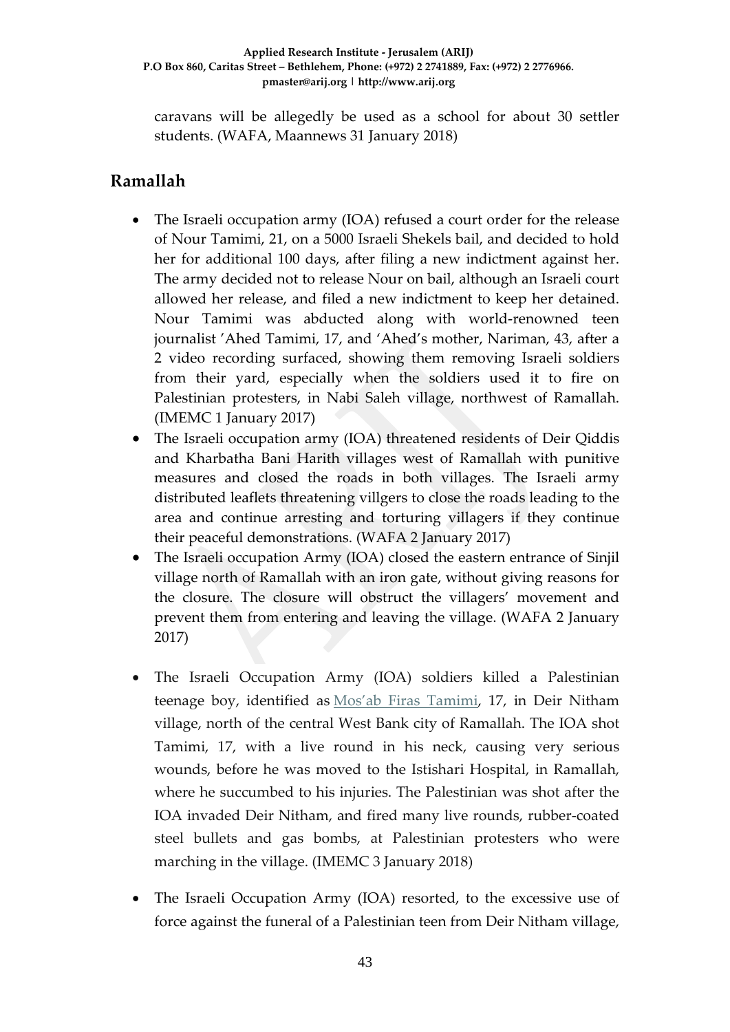caravans will be allegedly be used as a school for about 30 settler students. (WAFA, Maannews 31 January 2018)

## Ramallah

- The Israeli occupation army (IOA) refused a court order for the release of Nour Tamimi, 21, on a 5000 Israeli Shekels bail, and decided to hold her for additional 100 days, after filing a new indictment against her. The army decided not to release Nour on bail, although an Israeli court allowed her release, and filed a new indictment to keep her detained. Nour Tamimi was abducted along with world-renowned teen journalist 'Ahed Tamimi, 17, and 'Ahed's mother, Nariman, 43, after a 2 video recording surfaced, showing them removing Israeli soldiers from their yard, especially when the soldiers used it to fire on Palestinian protesters, in Nabi Saleh village, northwest of Ramallah. (IMEMC 1 January 2017)
- The Israeli occupation army (IOA) threatened residents of Deir Qiddis and Kharbatha Bani Harith villages west of Ramallah with punitive measures and closed the roads in both villages. The Israeli army distributed leaflets threatening villgers to close the roads leading to the area and continue arresting and torturing villagers if they continue their peaceful demonstrations. (WAFA 2 January 2017)
- The Israeli occupation Army (IOA) closed the eastern entrance of Sinjil village north of Ramallah with an iron gate, without giving reasons for the closure. The closure will obstruct the villagers' movement and prevent them from entering and leaving the village. (WAFA 2 January 2017)
- The Israeli Occupation Army (IOA) soldiers killed a Palestinian teenage boy, identified as Mos'ab Firas Tamimi, 17, in Deir Nitham village, north of the central West Bank city of Ramallah. The IOA shot Tamimi, 17, with a live round in his neck, causing very serious wounds, before he was moved to the Istishari Hospital, in Ramallah, where he succumbed to his injuries. The Palestinian was shot after the IOA invaded Deir Nitham, and fired many live rounds, rubber-coated steel bullets and gas bombs, at Palestinian protesters who were marching in the village. (IMEMC 3 January 2018)
- The Israeli Occupation Army (IOA) resorted, to the excessive use of force against the funeral of a Palestinian teen from Deir Nitham village,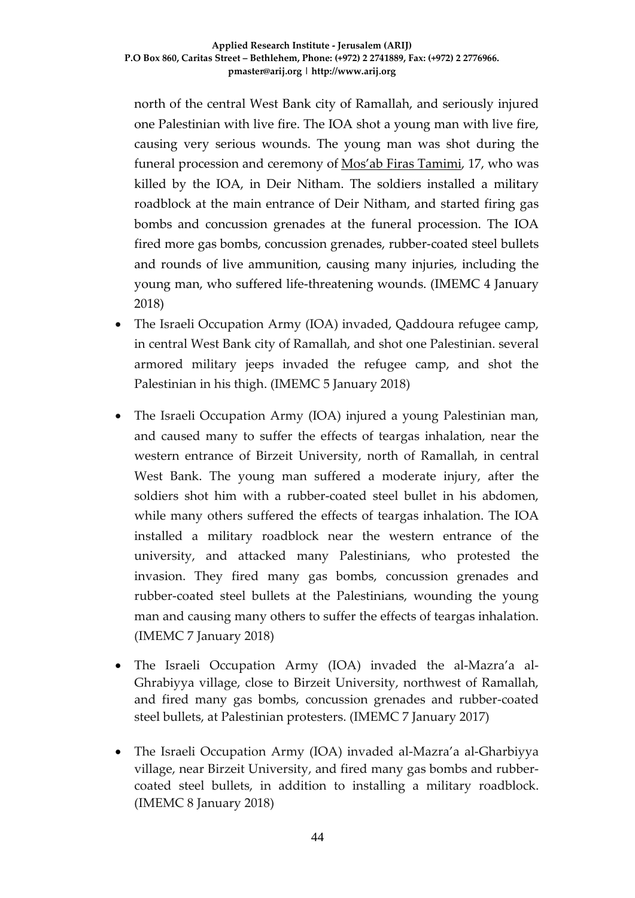north of the central West Bank city of Ramallah, and seriously injured one Palestinian with live fire. The IOA shot a young man with live fire, causing very serious wounds. The young man was shot during the funeral procession and ceremony of Mos'ab Firas Tamimi, 17, who was killed by the IOA, in Deir Nitham. The soldiers installed a military roadblock at the main entrance of Deir Nitham, and started firing gas bombs and concussion grenades at the funeral procession. The IOA fired more gas bombs, concussion grenades, rubber-coated steel bullets and rounds of live ammunition, causing many injuries, including the young man, who suffered life-threatening wounds. (IMEMC 4 January 2018)

- The Israeli Occupation Army (IOA) invaded, Qaddoura refugee camp, in central West Bank city of Ramallah, and shot one Palestinian. several armored military jeeps invaded the refugee camp, and shot the Palestinian in his thigh. (IMEMC 5 January 2018)
- The Israeli Occupation Army (IOA) injured a young Palestinian man, and caused many to suffer the effects of teargas inhalation, near the western entrance of Birzeit University, north of Ramallah, in central West Bank. The young man suffered a moderate injury, after the soldiers shot him with a rubber-coated steel bullet in his abdomen, while many others suffered the effects of teargas inhalation. The IOA installed a military roadblock near the western entrance of the university, and attacked many Palestinians, who protested the invasion. They fired many gas bombs, concussion grenades and rubber-coated steel bullets at the Palestinians, wounding the young man and causing many others to suffer the effects of teargas inhalation. (IMEMC 7 January 2018)
- The Israeli Occupation Army (IOA) invaded the al-Mazra'a al-Ghrabiyya village, close to Birzeit University, northwest of Ramallah, and fired many gas bombs, concussion grenades and rubber-coated steel bullets, at Palestinian protesters. (IMEMC 7 January 2017)
- The Israeli Occupation Army (IOA) invaded al-Mazra'a al-Gharbiyya village, near Birzeit University, and fired many gas bombs and rubber-coated steel bullets, in addition to installing a military roadblock. (IMEMC 8 January 2018)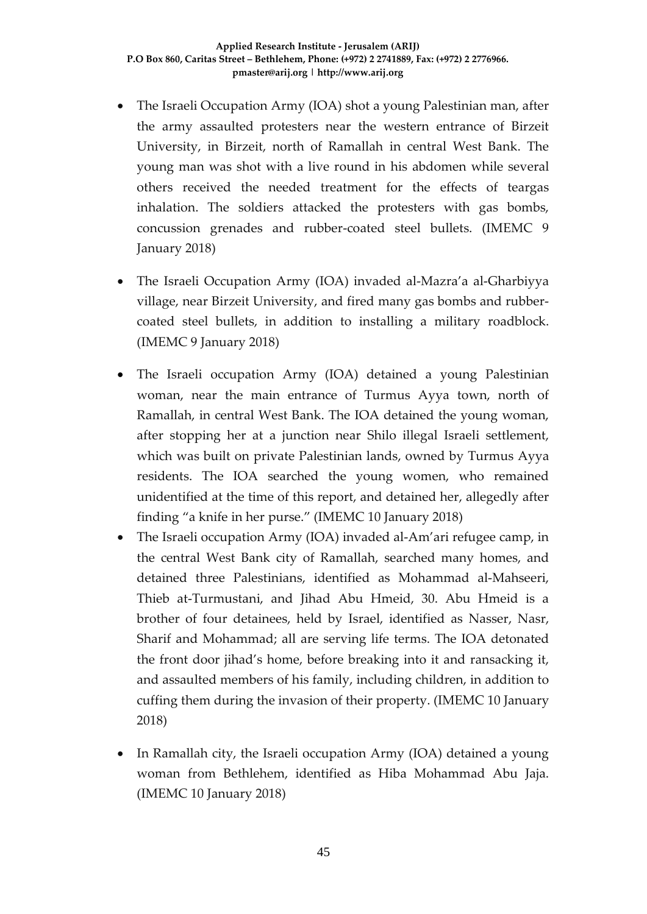- The Israeli Occupation Army (IOA) shot a young Palestinian man, after the army assaulted protesters near the western entrance of Birzeit University, in Birzeit, north of Ramallah in central West Bank. The young man was shot with a live round in his abdomen while several others received the needed treatment for the effects of teargas inhalation. The soldiers attacked the protesters with gas bombs, concussion grenades and rubber-coated steel bullets. (IMEMC 9 January 2018)

- The Israeli Occupation Army (IOA) invaded al-Mazra'a al-Gharbiyya village, near Birzeit University, and fired many gas bombs and rubber-coated steel bullets, in addition to installing a military roadblock. (IMEMC 9 January 2018)

- The Israeli occupation Army (IOA) detained a young Palestinian woman, near the main entrance of Turmus Ayya town, north of Ramallah, in central West Bank. The IOA detained the young woman, after stopping her at a junction near Shilo illegal Israeli settlement, which was built on private Palestinian lands, owned by Turmus Ayya residents. The IOA searched the young women, who remained unidentified at the time of this report, and detained her, allegedly after finding "a knife in her purse." (IMEMC 10 January 2018)
- The Israeli occupation Army (IOA) invaded al-Am'ari refugee camp, in the central West Bank city of Ramallah, searched many homes, and detained three Palestinians, identified as Mohammad al-Mahseeri, Thieb at-Turmustani, and Jihad Abu Hmeid, 30. Abu Hmeid is a brother of four detainees, held by Israel, identified as Nasser, Nasr, Sharif and Mohammad; all are serving life terms. The IOA detonated the front door jihad's home, before breaking into it and ransacking it, and assaulted members of his family, including children, in addition to cuffing them during the invasion of their property. (IMEMC 10 January 2018)

- In Ramallah city, the Israeli occupation Army (IOA) detained a young woman from Bethlehem, identified as Hiba Mohammad Abu Jaja. (IMEMC 10 January 2018)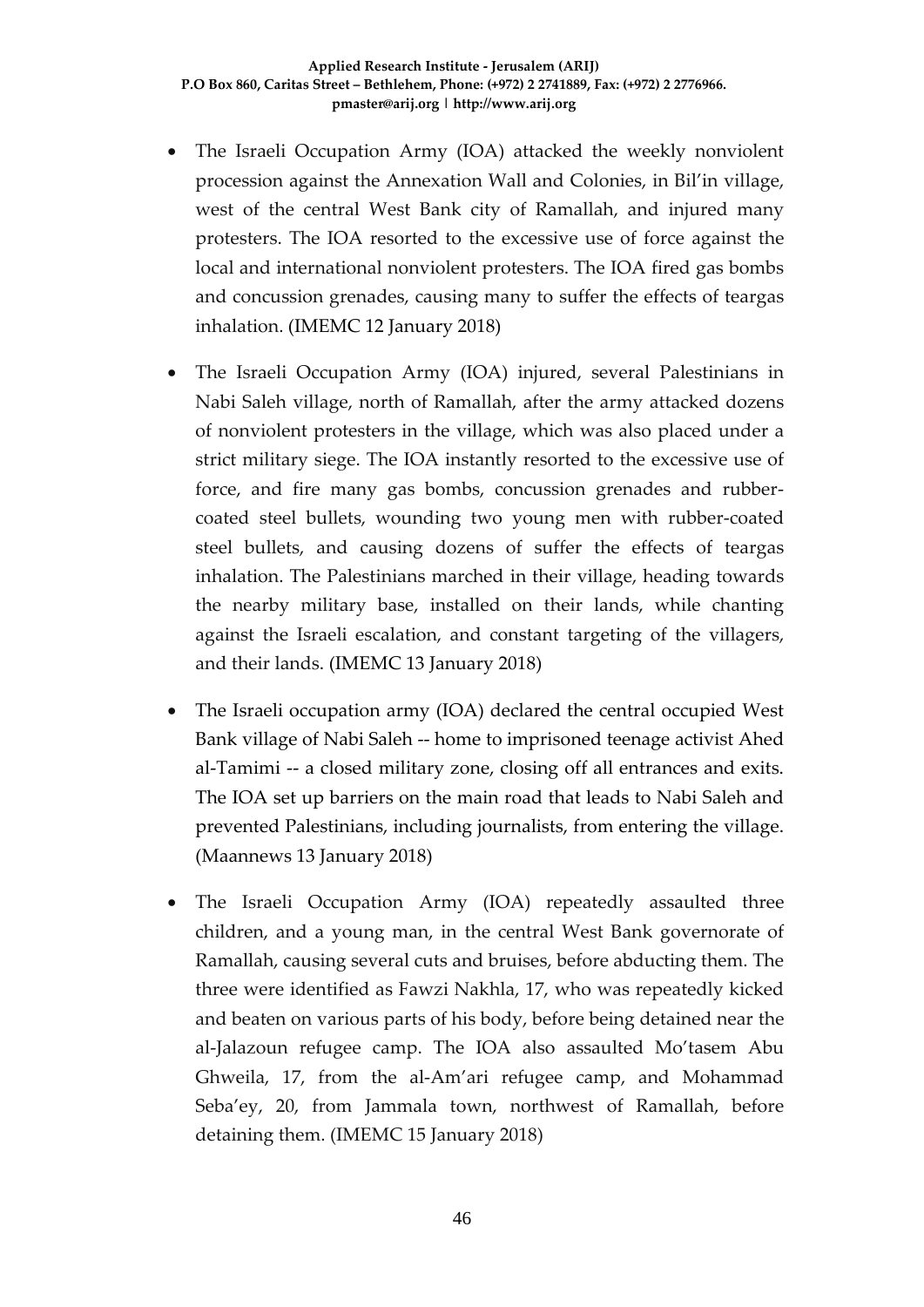- The Israeli Occupation Army (IOA) attacked the weekly nonviolent procession against the Annexation Wall and Colonies, in Bil'in village, west of the central West Bank city of Ramallah, and injured many protesters. The IOA resorted to the excessive use of force against the local and international nonviolent protesters. The IOA fired gas bombs and concussion grenades, causing many to suffer the effects of teargas inhalation. (IMEMC 12 January 2018)

- The Israeli Occupation Army (IOA) injured, several Palestinians in Nabi Saleh village, north of Ramallah, after the army attacked dozens of nonviolent protesters in the village, which was also placed under a strict military siege. The IOA instantly resorted to the excessive use of force, and fire many gas bombs, concussion grenades and rubber-coated steel bullets, wounding two young men with rubber-coated steel bullets, and causing dozens of suffer the effects of teargas inhalation. The Palestinians marched in their village, heading towards the nearby military base, installed on their lands, while chanting against the Israeli escalation, and constant targeting of the villagers, and their lands. (IMEMC 13 January 2018)

- The Israeli occupation army (IOA) declared the central occupied West Bank village of Nabi Saleh -- home to imprisoned teenage activist Ahed al-Tamimi -- a closed military zone, closing off all entrances and exits. The IOA set up barriers on the main road that leads to Nabi Saleh and prevented Palestinians, including journalists, from entering the village. (Maannews 13 January 2018)

- The Israeli Occupation Army (IOA) repeatedly assaulted three children, and a young man, in the central West Bank governorate of Ramallah, causing several cuts and bruises, before abducting them. The three were identified as Fawzi Nakhla, 17, who was repeatedly kicked and beaten on various parts of his body, before being detained near the al-Jalazoun refugee camp. The IOA also assaulted Mo'tasem Abu Ghweila, 17, from the al-Am'ari refugee camp, and Mohammad Seba'ey, 20, from Jammala town, northwest of Ramallah, before detaining them. (IMEMC 15 January 2018)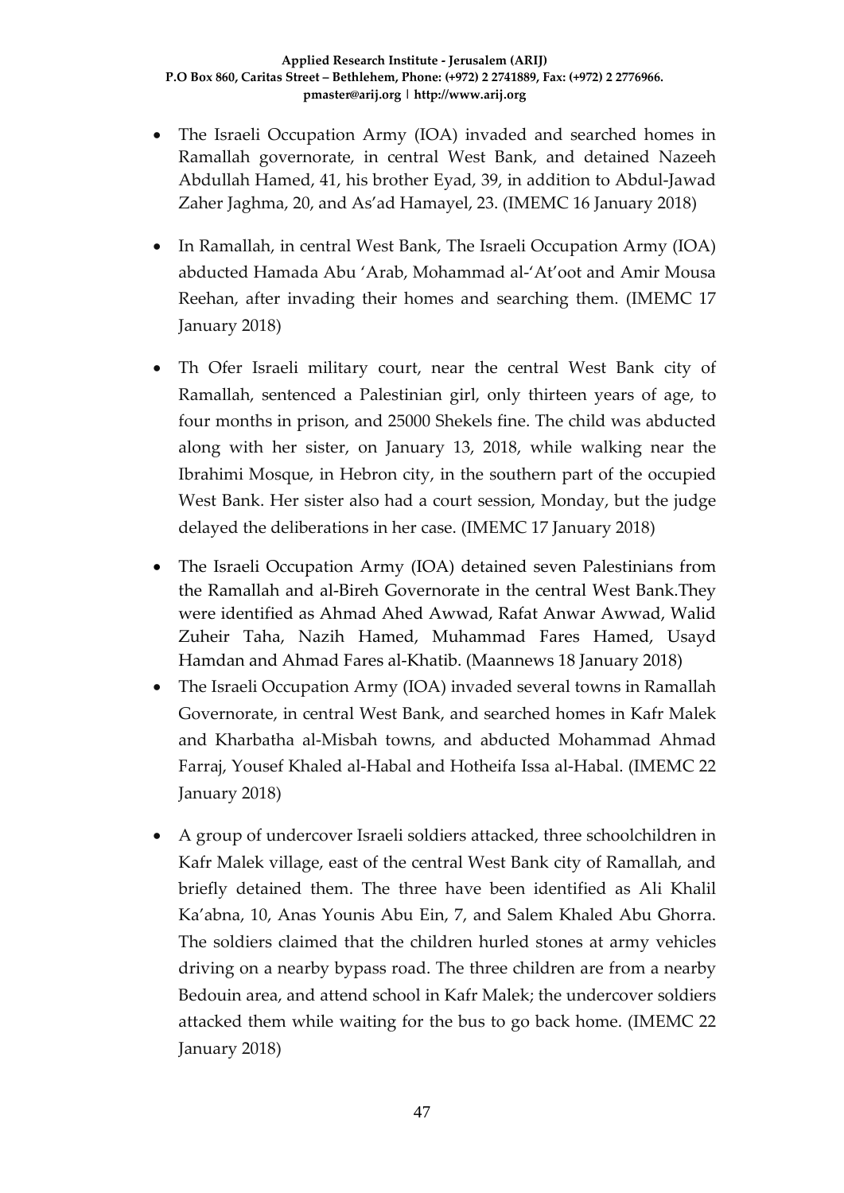- The Israeli Occupation Army (IOA) invaded and searched homes in Ramallah governorate, in central West Bank, and detained Nazeeh Abdullah Hamed, 41, his brother Eyad, 39, in addition to Abdul-Jawad Zaher Jaghma, 20, and As'ad Hamayel, 23. (IMEMC 16 January 2018)

- In Ramallah, in central West Bank, The Israeli Occupation Army (IOA) abducted Hamada Abu 'Arab, Mohammad al-'At'oot and Amir Mousa Reehan, after invading their homes and searching them. (IMEMC 17 January 2018)

- Th Ofer Israeli military court, near the central West Bank city of Ramallah, sentenced a Palestinian girl, only thirteen years of age, to four months in prison, and 25000 Shekels fine. The child was abducted along with her sister, on January 13, 2018, while walking near the Ibrahimi Mosque, in Hebron city, in the southern part of the occupied West Bank. Her sister also had a court session, Monday, but the judge delayed the deliberations in her case. (IMEMC 17 January 2018)

- The Israeli Occupation Army (IOA) detained seven Palestinians from the Ramallah and al-Bireh Governorate in the central West Bank.They were identified as Ahmad Ahed Awwad, Rafat Anwar Awwad, Walid Zuheir Taha, Nazih Hamed, Muhammad Fares Hamed, Usayd Hamdan and Ahmad Fares al-Khatib. (Maannews 18 January 2018)

- The Israeli Occupation Army (IOA) invaded several towns in Ramallah Governorate, in central West Bank, and searched homes in Kafr Malek and Kharbatha al-Misbah towns, and abducted Mohammad Ahmad Farraj, Yousef Khaled al-Habal and Hotheifa Issa al-Habal. (IMEMC 22 January 2018)

- A group of undercover Israeli soldiers attacked, three schoolchildren in Kafr Malek village, east of the central West Bank city of Ramallah, and briefly detained them. The three have been identified as Ali Khalil Ka'abna, 10, Anas Younis Abu Ein, 7, and Salem Khaled Abu Ghorra. The soldiers claimed that the children hurled stones at army vehicles driving on a nearby bypass road. The three children are from a nearby Bedouin area, and attend school in Kafr Malek; the undercover soldiers attacked them while waiting for the bus to go back home. (IMEMC 22 January 2018)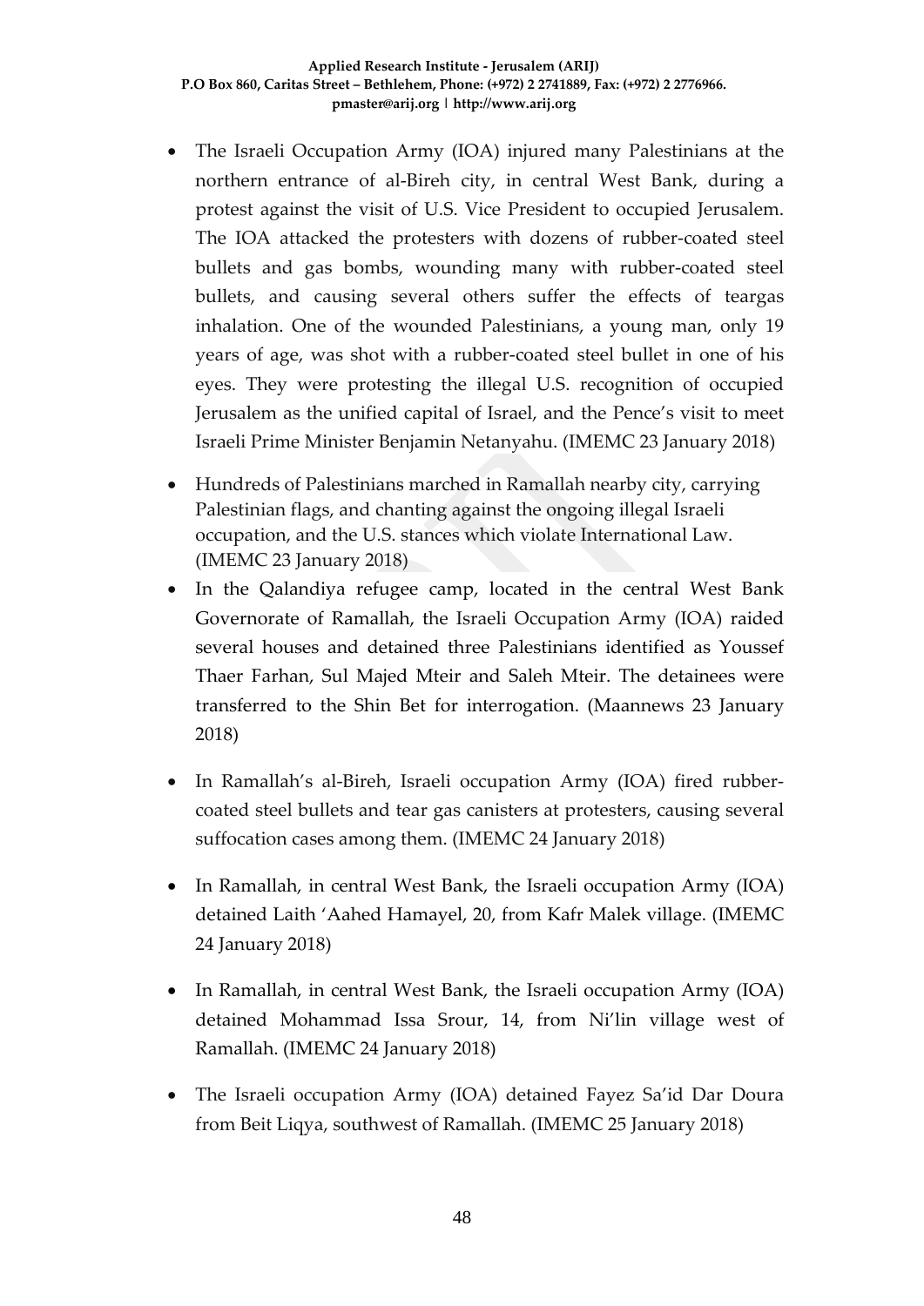- The Israeli Occupation Army (IOA) injured many Palestinians at the northern entrance of al-Bireh city, in central West Bank, during a protest against the visit of U.S. Vice President to occupied Jerusalem. The IOA attacked the protesters with dozens of rubber-coated steel bullets and gas bombs, wounding many with rubber-coated steel bullets, and causing several others suffer the effects of teargas inhalation. One of the wounded Palestinians, a young man, only 19 years of age, was shot with a rubber-coated steel bullet in one of his eyes. They were protesting the illegal U.S. recognition of occupied Jerusalem as the unified capital of Israel, and the Pence's visit to meet Israeli Prime Minister Benjamin Netanyahu. (IMEMC 23 January 2018)
- Hundreds of Palestinians marched in Ramallah nearby city, carrying Palestinian flags, and chanting against the ongoing illegal Israeli occupation, and the U.S. stances which violate International Law. (IMEMC 23 January 2018)
- In the Qalandiya refugee camp, located in the central West Bank Governorate of Ramallah, the Israeli Occupation Army (IOA) raided several houses and detained three Palestinians identified as Youssef Thaer Farhan, Sul Majed Mteir and Saleh Mteir. The detainees were transferred to the Shin Bet for interrogation. (Maannews 23 January 2018)
- In Ramallah's al-Bireh, Israeli occupation Army (IOA) fired rubber-coated steel bullets and tear gas canisters at protesters, causing several suffocation cases among them. (IMEMC 24 January 2018)
- In Ramallah, in central West Bank, the Israeli occupation Army (IOA) detained Laith 'Aahed Hamayel, 20, from Kafr Malek village. (IMEMC 24 January 2018)
- In Ramallah, in central West Bank, the Israeli occupation Army (IOA) detained Mohammad Issa Srour, 14, from Ni'lin village west of Ramallah. (IMEMC 24 January 2018)
- The Israeli occupation Army (IOA) detained Fayez Sa'id Dar Doura from Beit Liqya, southwest of Ramallah. (IMEMC 25 January 2018)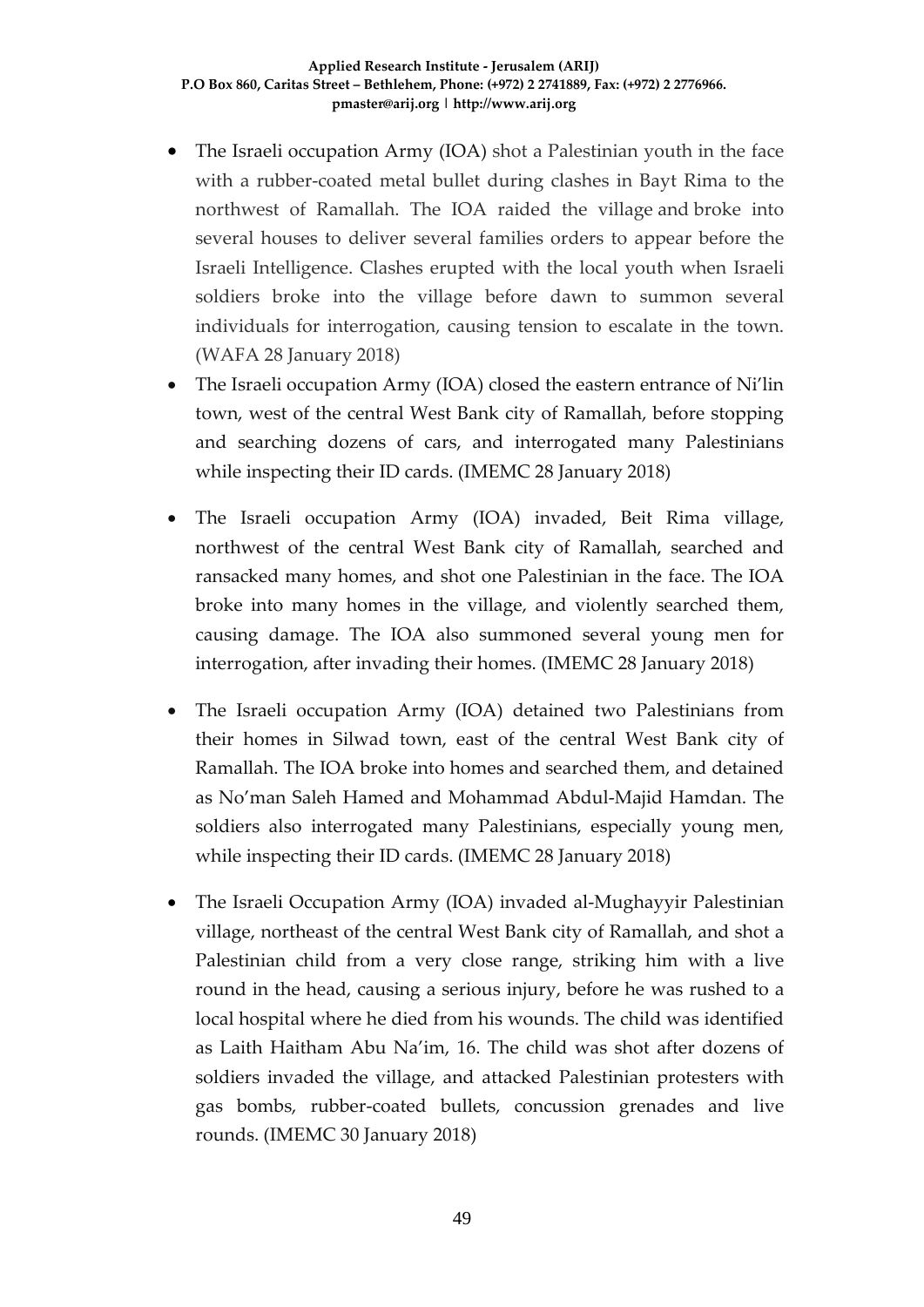- The Israeli occupation Army (IOA) shot a Palestinian youth in the face with a rubber-coated metal bullet during clashes in Bayt Rima to the northwest of Ramallah. The IOA raided the village and broke into several houses to deliver several families orders to appear before the Israeli Intelligence. Clashes erupted with the local youth when Israeli soldiers broke into the village before dawn to summon several individuals for interrogation, causing tension to escalate in the town. (WAFA 28 January 2018)
- The Israeli occupation Army (IOA) closed the eastern entrance of Ni'lin town, west of the central West Bank city of Ramallah, before stopping and searching dozens of cars, and interrogated many Palestinians while inspecting their ID cards. (IMEMC 28 January 2018)
- The Israeli occupation Army (IOA) invaded, Beit Rima village, northwest of the central West Bank city of Ramallah, searched and ransacked many homes, and shot one Palestinian in the face. The IOA broke into many homes in the village, and violently searched them, causing damage. The IOA also summoned several young men for interrogation, after invading their homes. (IMEMC 28 January 2018)
- The Israeli occupation Army (IOA) detained two Palestinians from their homes in Silwad town, east of the central West Bank city of Ramallah. The IOA broke into homes and searched them, and detained as No'man Saleh Hamed and Mohammad Abdul-Majid Hamdan. The soldiers also interrogated many Palestinians, especially young men, while inspecting their ID cards. (IMEMC 28 January 2018)
- The Israeli Occupation Army (IOA) invaded al-Mughayyir Palestinian village, northeast of the central West Bank city of Ramallah, and shot a Palestinian child from a very close range, striking him with a live round in the head, causing a serious injury, before he was rushed to a local hospital where he died from his wounds. The child was identified as Laith Haitham Abu Na'im, 16. The child was shot after dozens of soldiers invaded the village, and attacked Palestinian protesters with gas bombs, rubber-coated bullets, concussion grenades and live rounds. (IMEMC 30 January 2018)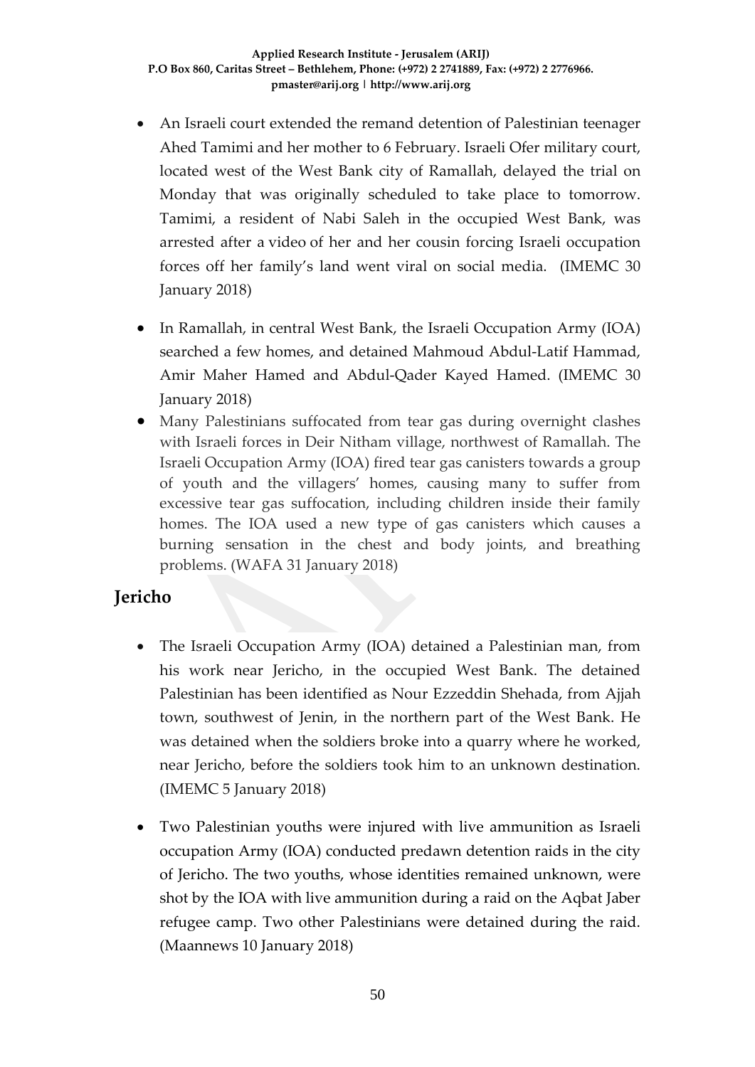- An Israeli court extended the remand detention of Palestinian teenager Ahed Tamimi and her mother to 6 February. Israeli Ofer military court, located west of the West Bank city of Ramallah, delayed the trial on Monday that was originally scheduled to take place to tomorrow. Tamimi, a resident of Nabi Saleh in the occupied West Bank, was arrested after a video of her and her cousin forcing Israeli occupation forces off her family's land went viral on social media. (IMEMC 30 January 2018)

- In Ramallah, in central West Bank, the Israeli Occupation Army (IOA) searched a few homes, and detained Mahmoud Abdul-Latif Hammad, Amir Maher Hamed and Abdul-Qader Kayed Hamed. (IMEMC 30 January 2018)
- Many Palestinians suffocated from tear gas during overnight clashes with Israeli forces in Deir Nitham village, northwest of Ramallah. The Israeli Occupation Army (IOA) fired tear gas canisters towards a group of youth and the villagers' homes, causing many to suffer from excessive tear gas suffocation, including children inside their family homes. The IOA used a new type of gas canisters which causes a burning sensation in the chest and body joints, and breathing problems. (WAFA 31 January 2018)

## Jericho

- The Israeli Occupation Army (IOA) detained a Palestinian man, from his work near Jericho, in the occupied West Bank. The detained Palestinian has been identified as Nour Ezzeddin Shehada, from Ajjah town, southwest of Jenin, in the northern part of the West Bank. He was detained when the soldiers broke into a quarry where he worked, near Jericho, before the soldiers took him to an unknown destination. (IMEMC 5 January 2018)

- Two Palestinian youths were injured with live ammunition as Israeli occupation Army (IOA) conducted predawn detention raids in the city of Jericho. The two youths, whose identities remained unknown, were shot by the IOA with live ammunition during a raid on the Aqbat Jaber refugee camp. Two other Palestinians were detained during the raid. (Maannews 10 January 2018)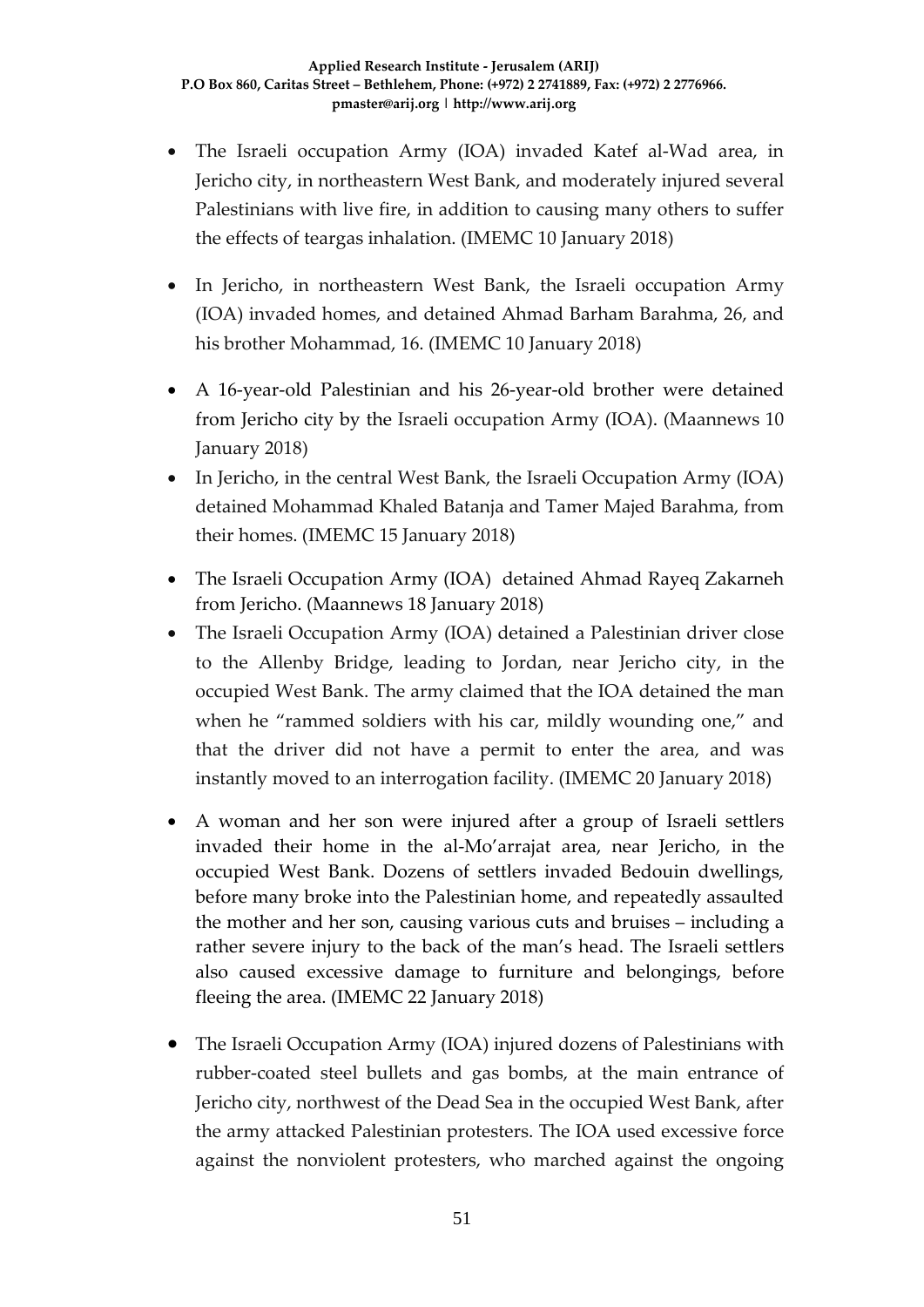- The Israeli occupation Army (IOA) invaded Katef al-Wad area, in Jericho city, in northeastern West Bank, and moderately injured several Palestinians with live fire, in addition to causing many others to suffer the effects of teargas inhalation. (IMEMC 10 January 2018)

- In Jericho, in northeastern West Bank, the Israeli occupation Army (IOA) invaded homes, and detained Ahmad Barham Barahma, 26, and his brother Mohammad, 16. (IMEMC 10 January 2018)

- A 16-year-old Palestinian and his 26-year-old brother were detained from Jericho city by the Israeli occupation Army (IOA). (Maannews 10 January 2018)
- In Jericho, in the central West Bank, the Israeli Occupation Army (IOA) detained Mohammad Khaled Batanja and Tamer Majed Barahma, from their homes. (IMEMC 15 January 2018)

- The Israeli Occupation Army (IOA) detained Ahmad Rayeq Zakarneh from Jericho. (Maannews 18 January 2018)
- The Israeli Occupation Army (IOA) detained a Palestinian driver close to the Allenby Bridge, leading to Jordan, near Jericho city, in the occupied West Bank. The army claimed that the IOA detained the man when he "rammed soldiers with his car, mildly wounding one," and that the driver did not have a permit to enter the area, and was instantly moved to an interrogation facility. (IMEMC 20 January 2018)

- A woman and her son were injured after a group of Israeli settlers invaded their home in the al-Mo'arrajat area, near Jericho, in the occupied West Bank. Dozens of settlers invaded Bedouin dwellings, before many broke into the Palestinian home, and repeatedly assaulted the mother and her son, causing various cuts and bruises – including a rather severe injury to the back of the man's head. The Israeli settlers also caused excessive damage to furniture and belongings, before fleeing the area. (IMEMC 22 January 2018)

- The Israeli Occupation Army (IOA) injured dozens of Palestinians with rubber-coated steel bullets and gas bombs, at the main entrance of Jericho city, northwest of the Dead Sea in the occupied West Bank, after the army attacked Palestinian protesters. The IOA used excessive force against the nonviolent protesters, who marched against the ongoing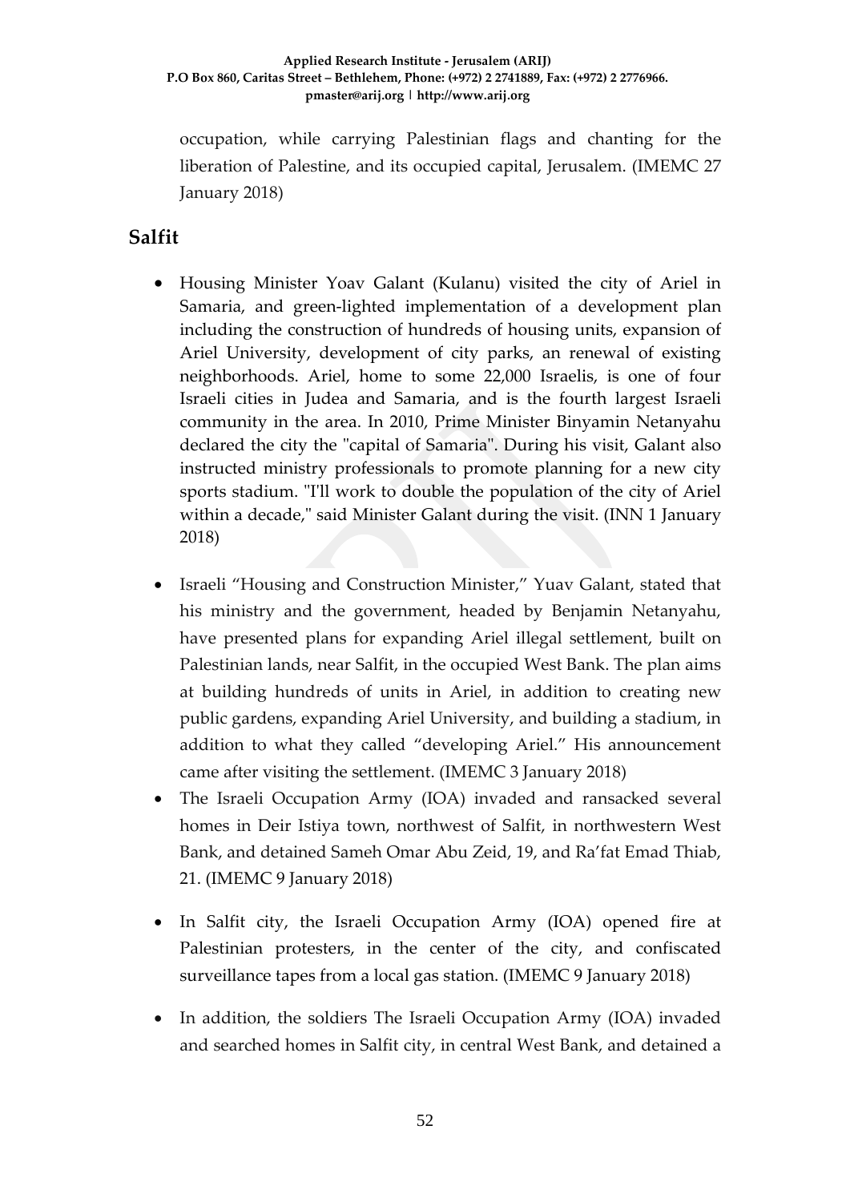occupation, while carrying Palestinian flags and chanting for the liberation of Palestine, and its occupied capital, Jerusalem. (IMEMC 27 January 2018)

## Salfit

- Housing Minister Yoav Galant (Kulanu) visited the city of Ariel in Samaria, and green-lighted implementation of a development plan including the construction of hundreds of housing units, expansion of Ariel University, development of city parks, an renewal of existing neighborhoods. Ariel, home to some 22,000 Israelis, is one of four Israeli cities in Judea and Samaria, and is the fourth largest Israeli community in the area. In 2010, Prime Minister Binyamin Netanyahu declared the city the "capital of Samaria". During his visit, Galant also instructed ministry professionals to promote planning for a new city sports stadium. "I'll work to double the population of the city of Ariel within a decade," said Minister Galant during the visit. (INN 1 January 2018)

- Israeli "Housing and Construction Minister," Yuav Galant, stated that his ministry and the government, headed by Benjamin Netanyahu, have presented plans for expanding Ariel illegal settlement, built on Palestinian lands, near Salfit, in the occupied West Bank. The plan aims at building hundreds of units in Ariel, in addition to creating new public gardens, expanding Ariel University, and building a stadium, in addition to what they called "developing Ariel." His announcement came after visiting the settlement. (IMEMC 3 January 2018)
- The Israeli Occupation Army (IOA) invaded and ransacked several homes in Deir Istiya town, northwest of Salfit, in northwestern West Bank, and detained Sameh Omar Abu Zeid, 19, and Ra'fat Emad Thiab, 21. (IMEMC 9 January 2018)

- In Salfit city, the Israeli Occupation Army (IOA) opened fire at Palestinian protesters, in the center of the city, and confiscated surveillance tapes from a local gas station. (IMEMC 9 January 2018)

- In addition, the soldiers The Israeli Occupation Army (IOA) invaded and searched homes in Salfit city, in central West Bank, and detained a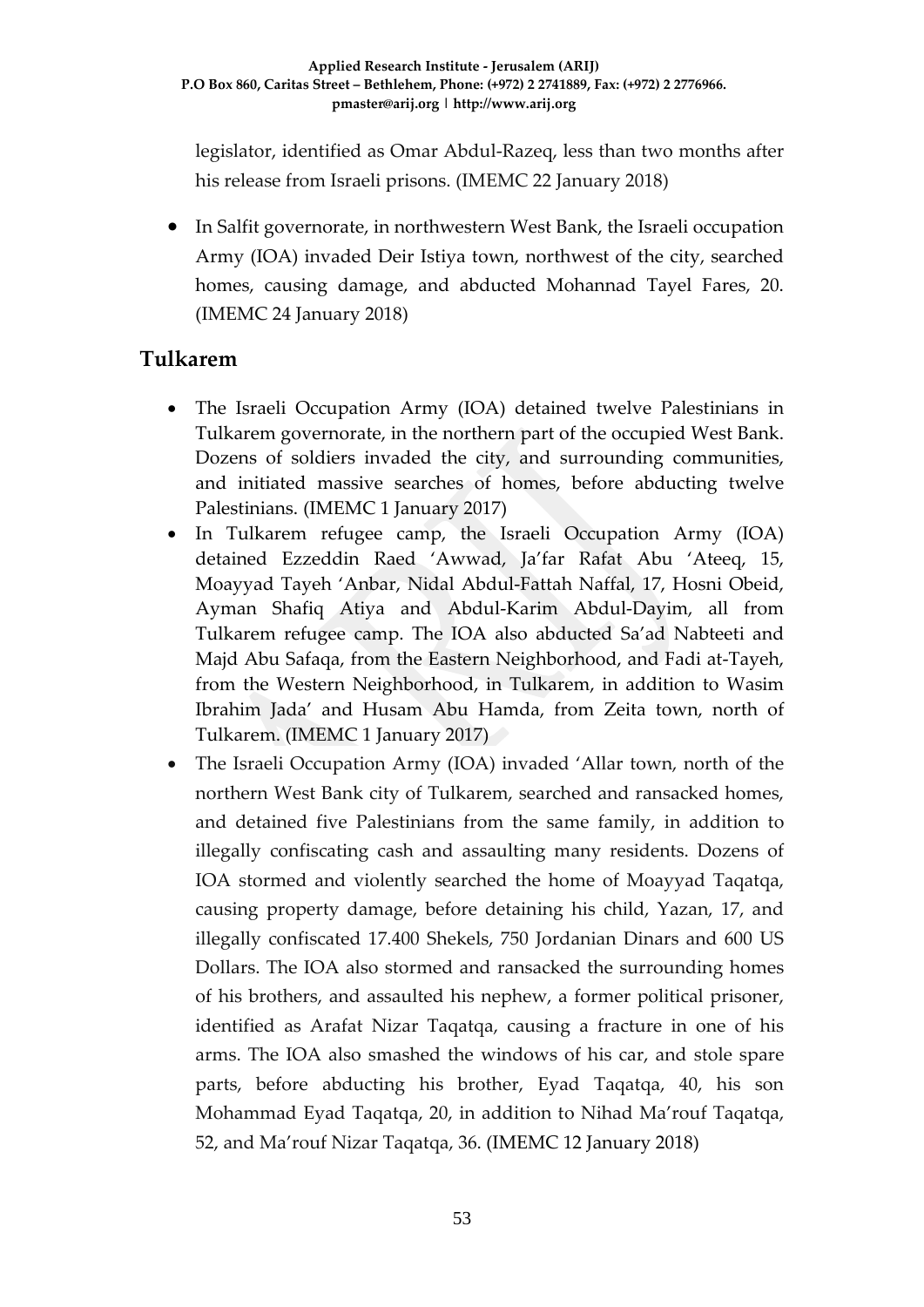legislator, identified as Omar Abdul-Razeq, less than two months after his release from Israeli prisons. (IMEMC 22 January 2018)

- In Salfit governorate, in northwestern West Bank, the Israeli occupation Army (IOA) invaded Deir Istiya town, northwest of the city, searched homes, causing damage, and abducted Mohannad Tayel Fares, 20. (IMEMC 24 January 2018)

## Tulkarem

- The Israeli Occupation Army (IOA) detained twelve Palestinians in Tulkarem governorate, in the northern part of the occupied West Bank. Dozens of soldiers invaded the city, and surrounding communities, and initiated massive searches of homes, before abducting twelve Palestinians. (IMEMC 1 January 2017)
- In Tulkarem refugee camp, the Israeli Occupation Army (IOA) detained Ezzeddin Raed 'Awwad, Ja'far Rafat Abu 'Ateeq, 15, Moayyad Tayeh 'Anbar, Nidal Abdul-Fattah Naffal, 17, Hosni Obeid, Ayman Shafiq Atiya and Abdul-Karim Abdul-Dayim, all from Tulkarem refugee camp. The IOA also abducted Sa'ad Nabteeti and Majd Abu Safaqa, from the Eastern Neighborhood, and Fadi at-Tayeh, from the Western Neighborhood, in Tulkarem, in addition to Wasim Ibrahim Jada' and Husam Abu Hamda, from Zeita town, north of Tulkarem. (IMEMC 1 January 2017)
- The Israeli Occupation Army (IOA) invaded 'Allar town, north of the northern West Bank city of Tulkarem, searched and ransacked homes, and detained five Palestinians from the same family, in addition to illegally confiscating cash and assaulting many residents. Dozens of IOA stormed and violently searched the home of Moayyad Taqatqa, causing property damage, before detaining his child, Yazan, 17, and illegally confiscated 17.400 Shekels, 750 Jordanian Dinars and 600 US Dollars. The IOA also stormed and ransacked the surrounding homes of his brothers, and assaulted his nephew, a former political prisoner, identified as Arafat Nizar Taqatqa, causing a fracture in one of his arms. The IOA also smashed the windows of his car, and stole spare parts, before abducting his brother, Eyad Taqatqa, 40, his son Mohammad Eyad Taqatqa, 20, in addition to Nihad Ma'rouf Taqatqa, 52, and Ma'rouf Nizar Taqatqa, 36. (IMEMC 12 January 2018)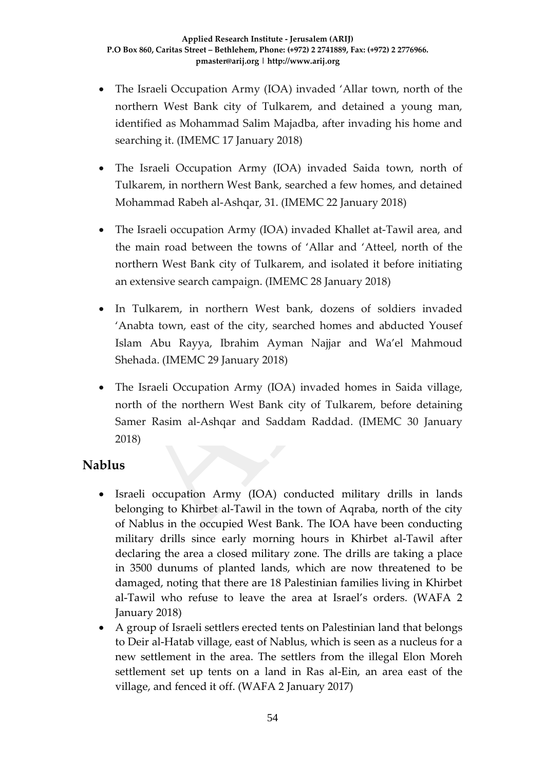- The Israeli Occupation Army (IOA) invaded ‘Allar town, north of the northern West Bank city of Tulkarem, and detained a young man, identified as Mohammad Salim Majadba, after invading his home and searching it. (IMEMC 17 January 2018)

- The Israeli Occupation Army (IOA) invaded Saida town, north of Tulkarem, in northern West Bank, searched a few homes, and detained Mohammad Rabeh al-Ashqar, 31. (IMEMC 22 January 2018)

- The Israeli occupation Army (IOA) invaded Khallet at-Tawil area, and the main road between the towns of ‘Allar and ‘Atteel, north of the northern West Bank city of Tulkarem, and isolated it before initiating an extensive search campaign. (IMEMC 28 January 2018)

- In Tulkarem, in northern West bank, dozens of soldiers invaded ‘Anabta town, east of the city, searched homes and abducted Yousef Islam Abu Rayya, Ibrahim Ayman Najjar and Wa’el Mahmoud Shehada. (IMEMC 29 January 2018)

- The Israeli Occupation Army (IOA) invaded homes in Saida village, north of the northern West Bank city of Tulkarem, before detaining Samer Rasim al-Ashqar and Saddam Raddad. (IMEMC 30 January 2018)

## Nablus

- Israeli occupation Army (IOA) conducted military drills in lands belonging to Khirbet al-Tawil in the town of Aqraba, north of the city of Nablus in the occupied West Bank. The IOA have been conducting military drills since early morning hours in Khirbet al-Tawil after declaring the area a closed military zone. The drills are taking a place in 3500 dunums of planted lands, which are now threatened to be damaged, noting that there are 18 Palestinian families living in Khirbet al-Tawil who refuse to leave the area at Israel’s orders. (WAFA 2 January 2018)
- A group of Israeli settlers erected tents on Palestinian land that belongs to Deir al-Hatab village, east of Nablus, which is seen as a nucleus for a new settlement in the area. The settlers from the illegal Elon Moreh settlement set up tents on a land in Ras al-Ein, an area east of the village, and fenced it off. (WAFA 2 January 2017)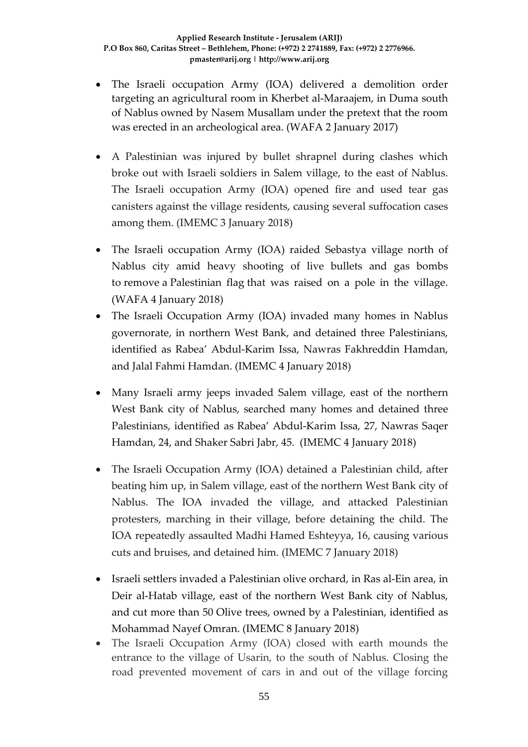- The Israeli occupation Army (IOA) delivered a demolition order targeting an agricultural room in Kherbet al-Maraajem, in Duma south of Nablus owned by Nasem Musallam under the pretext that the room was erected in an archeological area. (WAFA 2 January 2017)

- A Palestinian was injured by bullet shrapnel during clashes which broke out with Israeli soldiers in Salem village, to the east of Nablus. The Israeli occupation Army (IOA) opened fire and used tear gas canisters against the village residents, causing several suffocation cases among them. (IMEMC 3 January 2018)

- The Israeli occupation Army (IOA) raided Sebastya village north of Nablus city amid heavy shooting of live bullets and gas bombs to remove a Palestinian flag that was raised on a pole in the village. (WAFA 4 January 2018)
- The Israeli Occupation Army (IOA) invaded many homes in Nablus governorate, in northern West Bank, and detained three Palestinians, identified as Rabea' Abdul-Karim Issa, Nawras Fakhreddin Hamdan, and Jalal Fahmi Hamdan. (IMEMC 4 January 2018)

- Many Israeli army jeeps invaded Salem village, east of the northern West Bank city of Nablus, searched many homes and detained three Palestinians, identified as Rabea' Abdul-Karim Issa, 27, Nawras Saqer Hamdan, 24, and Shaker Sabri Jabr, 45. (IMEMC 4 January 2018)

- The Israeli Occupation Army (IOA) detained a Palestinian child, after beating him up, in Salem village, east of the northern West Bank city of Nablus. The IOA invaded the village, and attacked Palestinian protesters, marching in their village, before detaining the child. The IOA repeatedly assaulted Madhi Hamed Eshteyya, 16, causing various cuts and bruises, and detained him. (IMEMC 7 January 2018)

- Israeli settlers invaded a Palestinian olive orchard, in Ras al-Ein area, in Deir al-Hatab village, east of the northern West Bank city of Nablus, and cut more than 50 Olive trees, owned by a Palestinian, identified as Mohammad Nayef Omran. (IMEMC 8 January 2018)
- The Israeli Occupation Army (IOA) closed with earth mounds the entrance to the village of Usarin, to the south of Nablus. Closing the road prevented movement of cars in and out of the village forcing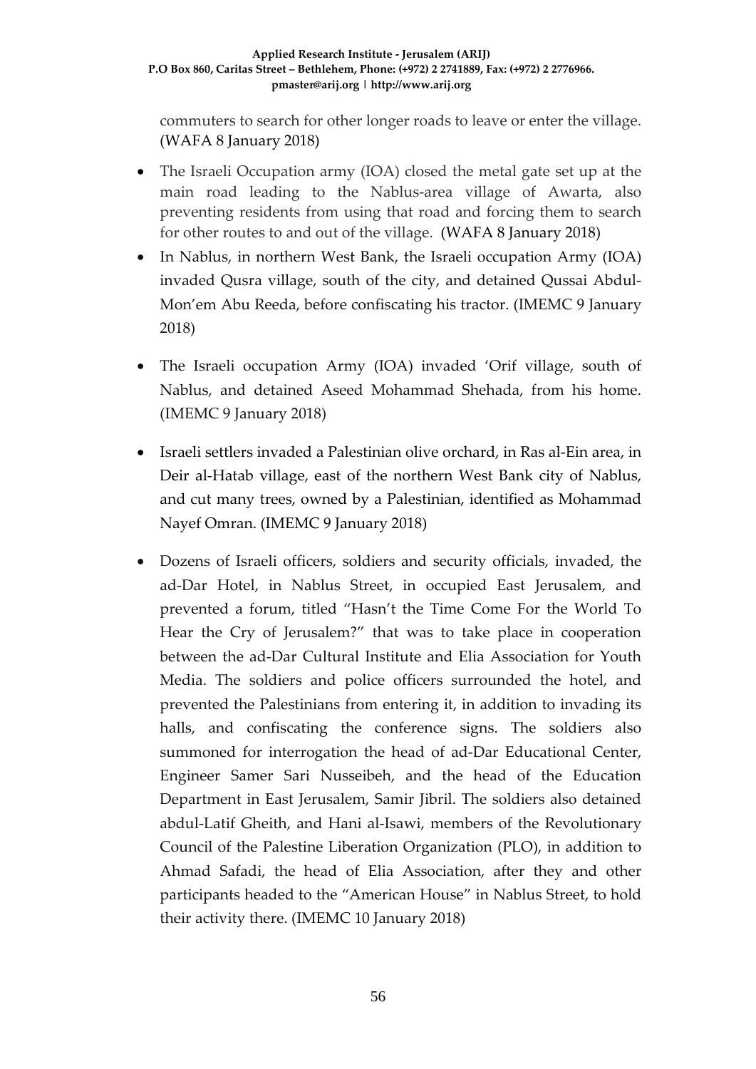commuters to search for other longer roads to leave or enter the village. (WAFA 8 January 2018)

- The Israeli Occupation army (IOA) closed the metal gate set up at the main road leading to the Nablus-area village of Awarta, also preventing residents from using that road and forcing them to search for other routes to and out of the village. (WAFA 8 January 2018)
- In Nablus, in northern West Bank, the Israeli occupation Army (IOA) invaded Qusra village, south of the city, and detained Qussai Abdul-Mon'em Abu Reeda, before confiscating his tractor. (IMEMC 9 January 2018)
- The Israeli occupation Army (IOA) invaded 'Orif village, south of Nablus, and detained Aseed Mohammad Shehada, from his home. (IMEMC 9 January 2018)
- Israeli settlers invaded a Palestinian olive orchard, in Ras al-Ein area, in Deir al-Hatab village, east of the northern West Bank city of Nablus, and cut many trees, owned by a Palestinian, identified as Mohammad Nayef Omran. (IMEMC 9 January 2018)
- Dozens of Israeli officers, soldiers and security officials, invaded, the ad-Dar Hotel, in Nablus Street, in occupied East Jerusalem, and prevented a forum, titled "Hasn't the Time Come For the World To Hear the Cry of Jerusalem?" that was to take place in cooperation between the ad-Dar Cultural Institute and Elia Association for Youth Media. The soldiers and police officers surrounded the hotel, and prevented the Palestinians from entering it, in addition to invading its halls, and confiscating the conference signs. The soldiers also summoned for interrogation the head of ad-Dar Educational Center, Engineer Samer Sari Nusseibeh, and the head of the Education Department in East Jerusalem, Samir Jibril. The soldiers also detained abdul-Latif Gheith, and Hani al-Isawi, members of the Revolutionary Council of the Palestine Liberation Organization (PLO), in addition to Ahmad Safadi, the head of Elia Association, after they and other participants headed to the "American House" in Nablus Street, to hold their activity there. (IMEMC 10 January 2018)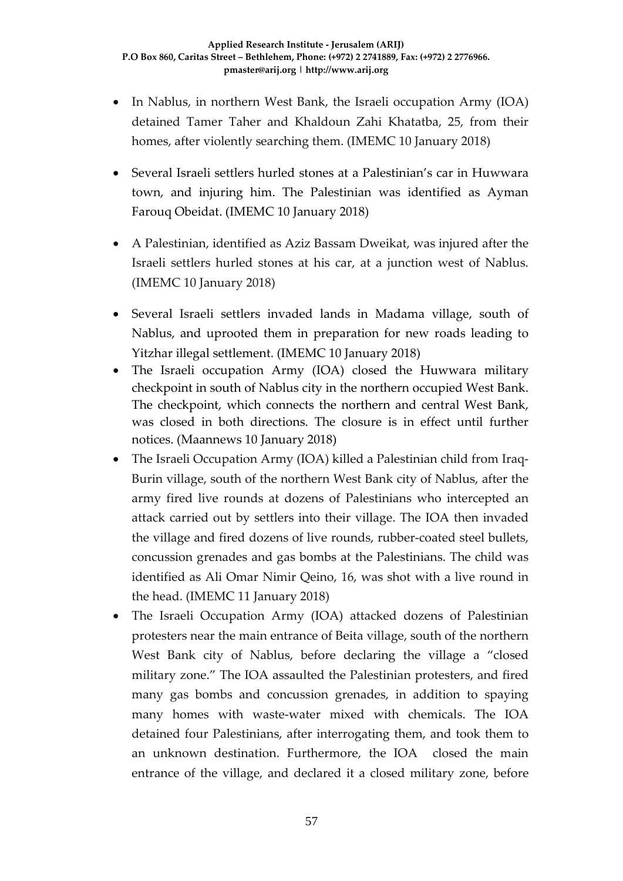- In Nablus, in northern West Bank, the Israeli occupation Army (IOA) detained Tamer Taher and Khaldoun Zahi Khatatba, 25, from their homes, after violently searching them. (IMEMC 10 January 2018)

- Several Israeli settlers hurled stones at a Palestinian's car in Huwwara town, and injuring him. The Palestinian was identified as Ayman Farouq Obeidat. (IMEMC 10 January 2018)

- A Palestinian, identified as Aziz Bassam Dweikat, was injured after the Israeli settlers hurled stones at his car, at a junction west of Nablus. (IMEMC 10 January 2018)

- Several Israeli settlers invaded lands in Madama village, south of Nablus, and uprooted them in preparation for new roads leading to Yitzhar illegal settlement. (IMEMC 10 January 2018)
- The Israeli occupation Army (IOA) closed the Huwwara military checkpoint in south of Nablus city in the northern occupied West Bank. The checkpoint, which connects the northern and central West Bank, was closed in both directions. The closure is in effect until further notices. (Maannews 10 January 2018)
- The Israeli Occupation Army (IOA) killed a Palestinian child from Iraq-Burin village, south of the northern West Bank city of Nablus, after the army fired live rounds at dozens of Palestinians who intercepted an attack carried out by settlers into their village. The IOA then invaded the village and fired dozens of live rounds, rubber-coated steel bullets, concussion grenades and gas bombs at the Palestinians. The child was identified as Ali Omar Nimir Qeino, 16, was shot with a live round in the head. (IMEMC 11 January 2018)
- The Israeli Occupation Army (IOA) attacked dozens of Palestinian protesters near the main entrance of Beita village, south of the northern West Bank city of Nablus, before declaring the village a "closed military zone." The IOA assaulted the Palestinian protesters, and fired many gas bombs and concussion grenades, in addition to spaying many homes with waste-water mixed with chemicals. The IOA detained four Palestinians, after interrogating them, and took them to an unknown destination. Furthermore, the IOA closed the main entrance of the village, and declared it a closed military zone, before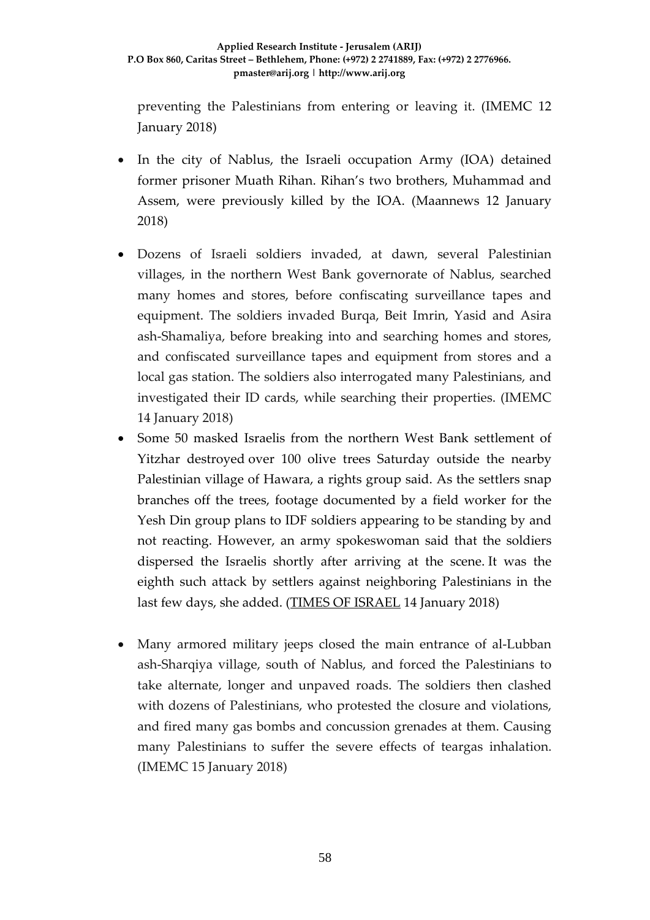preventing the Palestinians from entering or leaving it. (IMEMC 12 January 2018)

- In the city of Nablus, the Israeli occupation Army (IOA) detained former prisoner Muath Rihan. Rihan's two brothers, Muhammad and Assem, were previously killed by the IOA. (Maannews 12 January 2018)
- Dozens of Israeli soldiers invaded, at dawn, several Palestinian villages, in the northern West Bank governorate of Nablus, searched many homes and stores, before confiscating surveillance tapes and equipment. The soldiers invaded Burqa, Beit Imrin, Yasid and Asira ash-Shamaliya, before breaking into and searching homes and stores, and confiscated surveillance tapes and equipment from stores and a local gas station. The soldiers also interrogated many Palestinians, and investigated their ID cards, while searching their properties. (IMEMC 14 January 2018)
- Some 50 masked Israelis from the northern West Bank settlement of Yitzhar destroyed over 100 olive trees Saturday outside the nearby Palestinian village of Hawara, a rights group said. As the settlers snap branches off the trees, footage documented by a field worker for the Yesh Din group plans to IDF soldiers appearing to be standing by and not reacting. However, an army spokeswoman said that the soldiers dispersed the Israelis shortly after arriving at the scene. It was the eighth such attack by settlers against neighboring Palestinians in the last few days, she added. (TIMES OF ISRAEL 14 January 2018)
- Many armored military jeeps closed the main entrance of al-Lubban ash-Sharqiya village, south of Nablus, and forced the Palestinians to take alternate, longer and unpaved roads. The soldiers then clashed with dozens of Palestinians, who protested the closure and violations, and fired many gas bombs and concussion grenades at them. Causing many Palestinians to suffer the severe effects of teargas inhalation. (IMEMC 15 January 2018)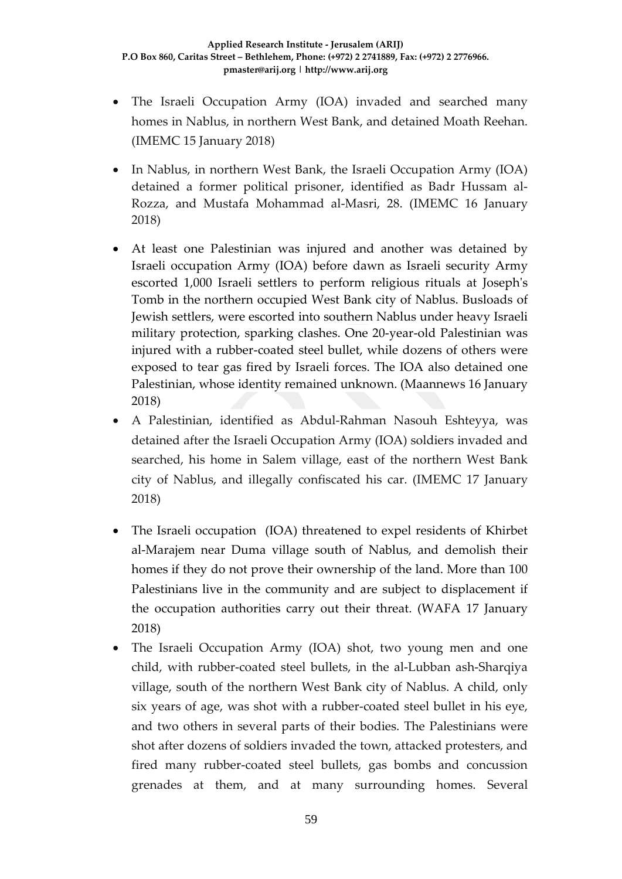- The Israeli Occupation Army (IOA) invaded and searched many homes in Nablus, in northern West Bank, and detained Moath Reehan. (IMEMC 15 January 2018)

- In Nablus, in northern West Bank, the Israeli Occupation Army (IOA) detained a former political prisoner, identified as Badr Hussam al-Rozza, and Mustafa Mohammad al-Masri, 28. (IMEMC 16 January 2018)

- At least one Palestinian was injured and another was detained by Israeli occupation Army (IOA) before dawn as Israeli security Army escorted 1,000 Israeli settlers to perform religious rituals at Joseph's Tomb in the northern occupied West Bank city of Nablus. Busloads of Jewish settlers, were escorted into southern Nablus under heavy Israeli military protection, sparking clashes. One 20-year-old Palestinian was injured with a rubber-coated steel bullet, while dozens of others were exposed to tear gas fired by Israeli forces. The IOA also detained one Palestinian, whose identity remained unknown. (Maannews 16 January 2018)
- A Palestinian, identified as Abdul-Rahman Nasouh Eshteyya, was detained after the Israeli Occupation Army (IOA) soldiers invaded and searched, his home in Salem village, east of the northern West Bank city of Nablus, and illegally confiscated his car. (IMEMC 17 January 2018)

- The Israeli occupation (IOA) threatened to expel residents of Khirbet al-Marajem near Duma village south of Nablus, and demolish their homes if they do not prove their ownership of the land. More than 100 Palestinians live in the community and are subject to displacement if the occupation authorities carry out their threat. (WAFA 17 January 2018)
- The Israeli Occupation Army (IOA) shot, two young men and one child, with rubber-coated steel bullets, in the al-Lubban ash-Sharqiya village, south of the northern West Bank city of Nablus. A child, only six years of age, was shot with a rubber-coated steel bullet in his eye, and two others in several parts of their bodies. The Palestinians were shot after dozens of soldiers invaded the town, attacked protesters, and fired many rubber-coated steel bullets, gas bombs and concussion grenades at them, and at many surrounding homes. Several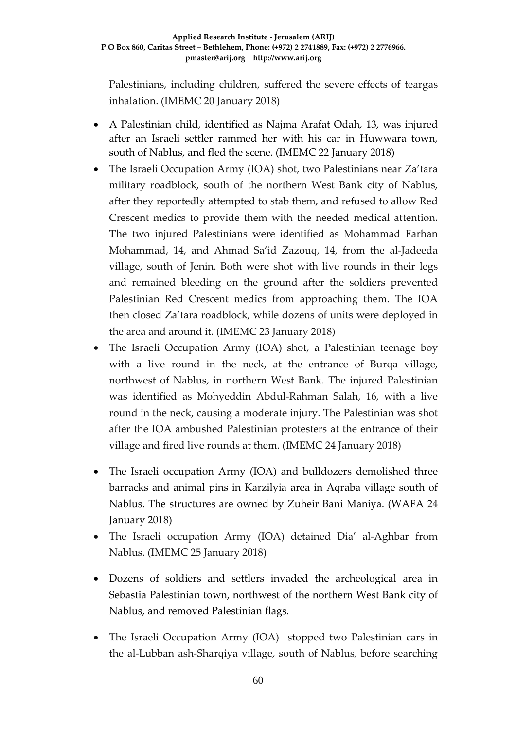Palestinians, including children, suffered the severe effects of teargas inhalation. (IMEMC 20 January 2018)

- A Palestinian child, identified as Najma Arafat Odah, 13, was injured after an Israeli settler rammed her with his car in Huwwara town, south of Nablus, and fled the scene. (IMEMC 22 January 2018)
- The Israeli Occupation Army (IOA) shot, two Palestinians near Za'tara military roadblock, south of the northern West Bank city of Nablus, after they reportedly attempted to stab them, and refused to allow Red Crescent medics to provide them with the needed medical attention. The two injured Palestinians were identified as Mohammad Farhan Mohammad, 14, and Ahmad Sa'id Zazouq, 14, from the al-Jadeeda village, south of Jenin. Both were shot with live rounds in their legs and remained bleeding on the ground after the soldiers prevented Palestinian Red Crescent medics from approaching them. The IOA then closed Za'tara roadblock, while dozens of units were deployed in the area and around it. (IMEMC 23 January 2018)
- The Israeli Occupation Army (IOA) shot, a Palestinian teenage boy with a live round in the neck, at the entrance of Burqa village, northwest of Nablus, in northern West Bank. The injured Palestinian was identified as Mohyeddin Abdul-Rahman Salah, 16, with a live round in the neck, causing a moderate injury. The Palestinian was shot after the IOA ambushed Palestinian protesters at the entrance of their village and fired live rounds at them. (IMEMC 24 January 2018)
- The Israeli occupation Army (IOA) and bulldozers demolished three barracks and animal pins in Karzilyia area in Aqraba village south of Nablus. The structures are owned by Zuheir Bani Maniya. (WAFA 24 January 2018)
- The Israeli occupation Army (IOA) detained Dia' al-Aghbar from Nablus. (IMEMC 25 January 2018)
- Dozens of soldiers and settlers invaded the archeological area in Sebastia Palestinian town, northwest of the northern West Bank city of Nablus, and removed Palestinian flags.
- The Israeli Occupation Army (IOA) stopped two Palestinian cars in the al-Lubban ash-Sharqiya village, south of Nablus, before searching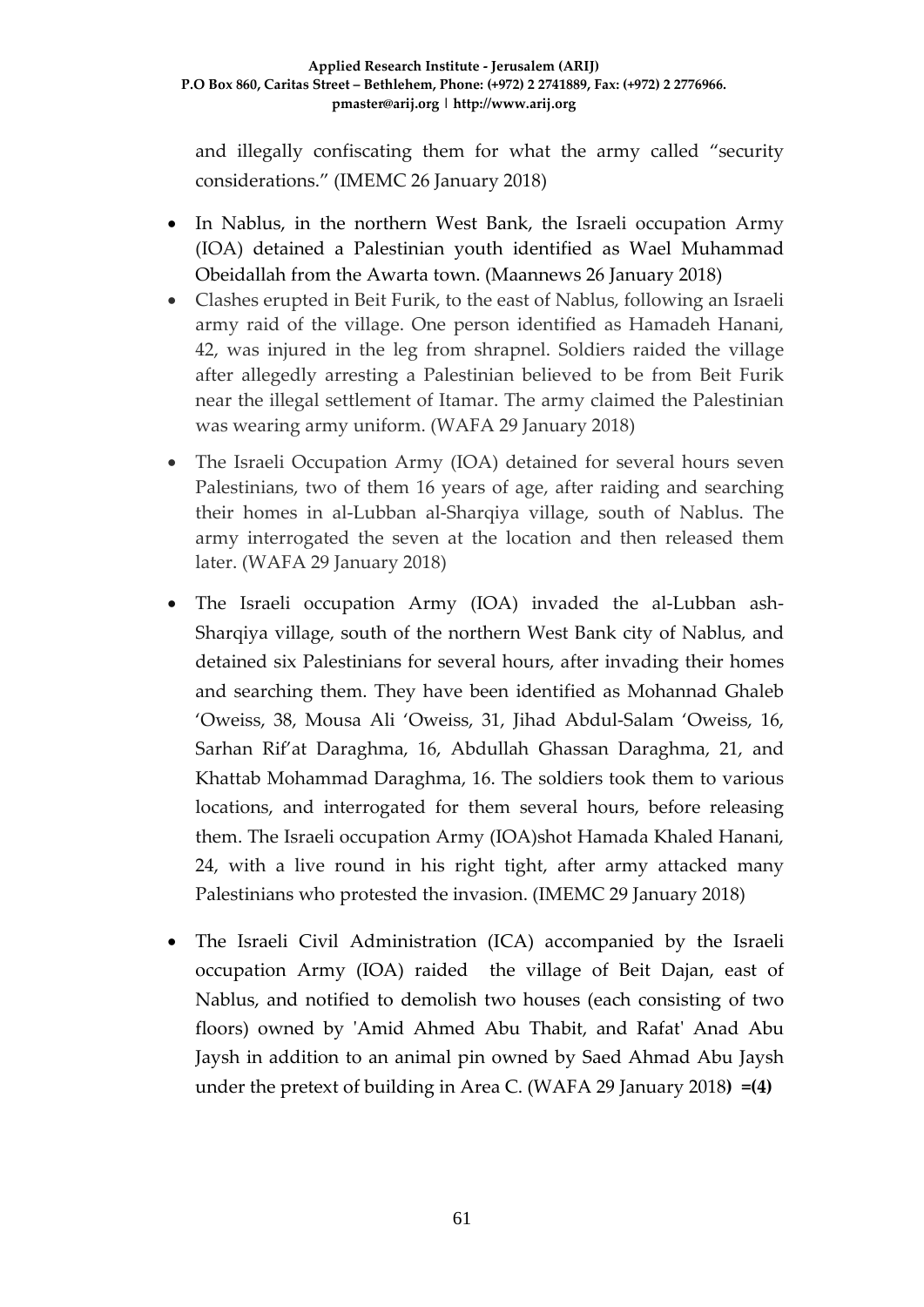and illegally confiscating them for what the army called "security considerations." (IMEMC 26 January 2018)

- In Nablus, in the northern West Bank, the Israeli occupation Army (IOA) detained a Palestinian youth identified as Wael Muhammad Obeidallah from the Awarta town. (Maannews 26 January 2018)
- Clashes erupted in Beit Furik, to the east of Nablus, following an Israeli army raid of the village. One person identified as Hamadeh Hanani, 42, was injured in the leg from shrapnel. Soldiers raided the village after allegedly arresting a Palestinian believed to be from Beit Furik near the illegal settlement of Itamar. The army claimed the Palestinian was wearing army uniform. (WAFA 29 January 2018)
- The Israeli Occupation Army (IOA) detained for several hours seven Palestinians, two of them 16 years of age, after raiding and searching their homes in al-Lubban al-Sharqiya village, south of Nablus. The army interrogated the seven at the location and then released them later. (WAFA 29 January 2018)
- The Israeli occupation Army (IOA) invaded the al-Lubban ash-Sharqiya village, south of the northern West Bank city of Nablus, and detained six Palestinians for several hours, after invading their homes and searching them. They have been identified as Mohannad Ghaleb 'Oweiss, 38, Mousa Ali 'Oweiss, 31, Jihad Abdul-Salam 'Oweiss, 16, Sarhan Rif'at Daraghma, 16, Abdullah Ghassan Daraghma, 21, and Khattab Mohammad Daraghma, 16. The soldiers took them to various locations, and interrogated for them several hours, before releasing them. The Israeli occupation Army (IOA)shot Hamada Khaled Hanani, 24, with a live round in his right tight, after army attacked many Palestinians who protested the invasion. (IMEMC 29 January 2018)
- The Israeli Civil Administration (ICA) accompanied by the Israeli occupation Army (IOA) raided the village of Beit Dajan, east of Nablus, and notified to demolish two houses (each consisting of two floors) owned by 'Amid Ahmed Abu Thabit, and Rafat' Anad Abu Jaysh in addition to an animal pin owned by Saed Ahmad Abu Jaysh under the pretext of building in Area C. (WAFA 29 January 2018**) =(4)**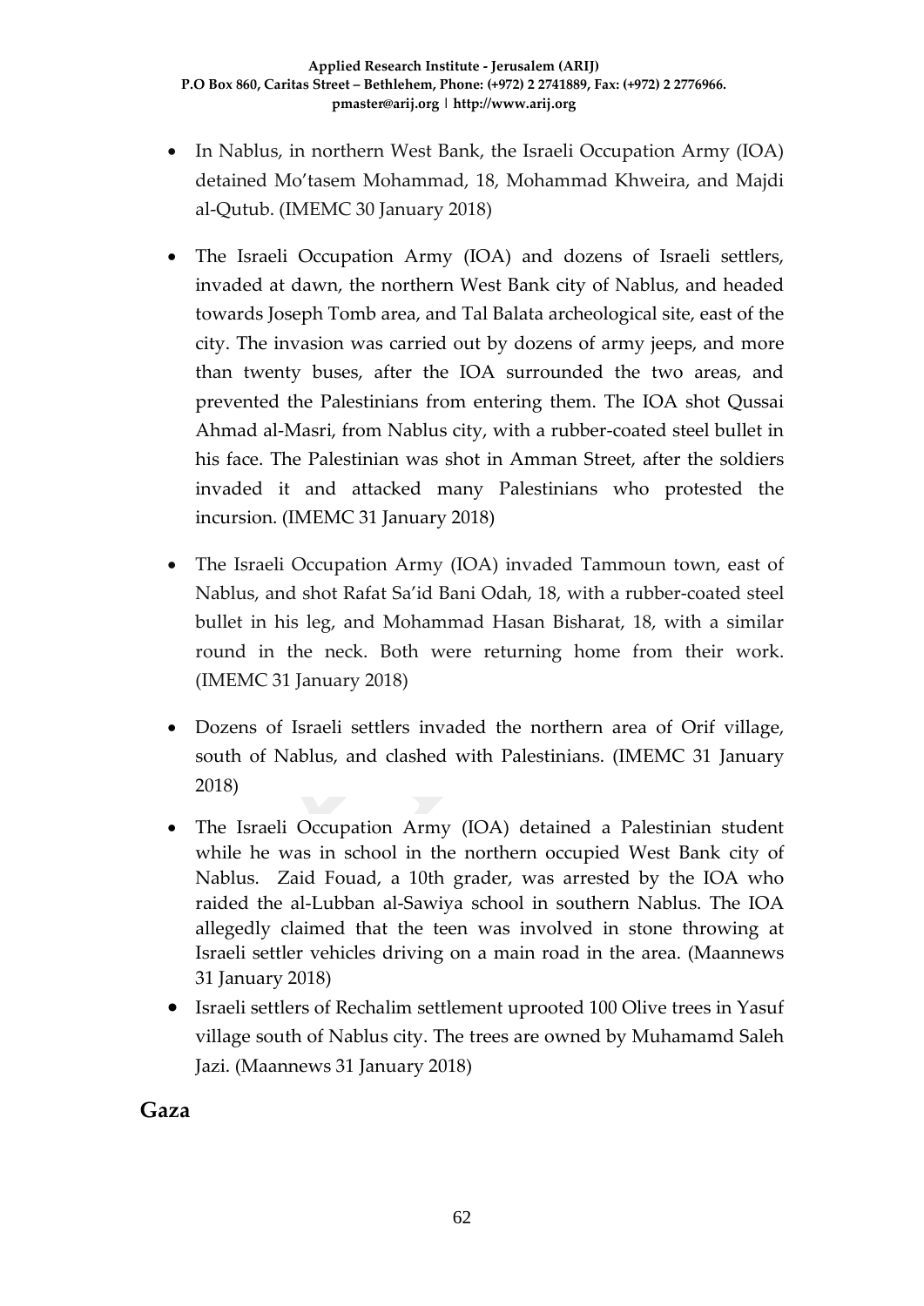- In Nablus, in northern West Bank, the Israeli Occupation Army (IOA) detained Mo'tasem Mohammad, 18, Mohammad Khweira, and Majdi al-Qutub. (IMEMC 30 January 2018)
- The Israeli Occupation Army (IOA) and dozens of Israeli settlers, invaded at dawn, the northern West Bank city of Nablus, and headed towards Joseph Tomb area, and Tal Balata archeological site, east of the city. The invasion was carried out by dozens of army jeeps, and more than twenty buses, after the IOA surrounded the two areas, and prevented the Palestinians from entering them. The IOA shot Qussai Ahmad al-Masri, from Nablus city, with a rubber-coated steel bullet in his face. The Palestinian was shot in Amman Street, after the soldiers invaded it and attacked many Palestinians who protested the incursion. (IMEMC 31 January 2018)
- The Israeli Occupation Army (IOA) invaded Tammoun town, east of Nablus, and shot Rafat Sa'id Bani Odah, 18, with a rubber-coated steel bullet in his leg, and Mohammad Hasan Bisharat, 18, with a similar round in the neck. Both were returning home from their work. (IMEMC 31 January 2018)
- Dozens of Israeli settlers invaded the northern area of Orif village, south of Nablus, and clashed with Palestinians. (IMEMC 31 January 2018)
- The Israeli Occupation Army (IOA) detained a Palestinian student while he was in school in the northern occupied West Bank city of Nablus. Zaid Fouad, a 10th grader, was arrested by the IOA who raided the al-Lubban al-Sawiya school in southern Nablus. The IOA allegedly claimed that the teen was involved in stone throwing at Israeli settler vehicles driving on a main road in the area. (Maannews 31 January 2018)
- Israeli settlers of Rechalim settlement uprooted 100 Olive trees in Yasuf village south of Nablus city. The trees are owned by Muhamamd Saleh Jazi. (Maannews 31 January 2018)

## Gaza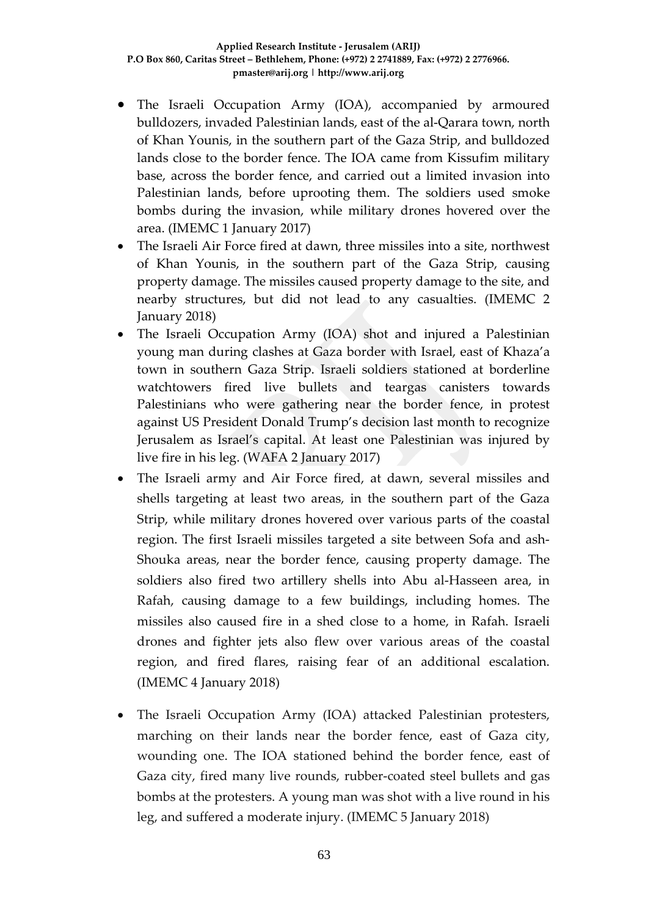- The Israeli Occupation Army (IOA), accompanied by armoured bulldozers, invaded Palestinian lands, east of the al-Qarara town, north of Khan Younis, in the southern part of the Gaza Strip, and bulldozed lands close to the border fence. The IOA came from Kissufim military base, across the border fence, and carried out a limited invasion into Palestinian lands, before uprooting them. The soldiers used smoke bombs during the invasion, while military drones hovered over the area. (IMEMC 1 January 2017)
- The Israeli Air Force fired at dawn, three missiles into a site, northwest of Khan Younis, in the southern part of the Gaza Strip, causing property damage. The missiles caused property damage to the site, and nearby structures, but did not lead to any casualties. (IMEMC 2 January 2018)
- The Israeli Occupation Army (IOA) shot and injured a Palestinian young man during clashes at Gaza border with Israel, east of Khaza'a town in southern Gaza Strip. Israeli soldiers stationed at borderline watchtowers fired live bullets and teargas canisters towards Palestinians who were gathering near the border fence, in protest against US President Donald Trump's decision last month to recognize Jerusalem as Israel's capital. At least one Palestinian was injured by live fire in his leg. (WAFA 2 January 2017)
- The Israeli army and Air Force fired, at dawn, several missiles and shells targeting at least two areas, in the southern part of the Gaza Strip, while military drones hovered over various parts of the coastal region. The first Israeli missiles targeted a site between Sofa and ash-Shouka areas, near the border fence, causing property damage. The soldiers also fired two artillery shells into Abu al-Hasseen area, in Rafah, causing damage to a few buildings, including homes. The missiles also caused fire in a shed close to a home, in Rafah. Israeli drones and fighter jets also flew over various areas of the coastal region, and fired flares, raising fear of an additional escalation. (IMEMC 4 January 2018)
- The Israeli Occupation Army (IOA) attacked Palestinian protesters, marching on their lands near the border fence, east of Gaza city, wounding one. The IOA stationed behind the border fence, east of Gaza city, fired many live rounds, rubber-coated steel bullets and gas bombs at the protesters. A young man was shot with a live round in his leg, and suffered a moderate injury. (IMEMC 5 January 2018)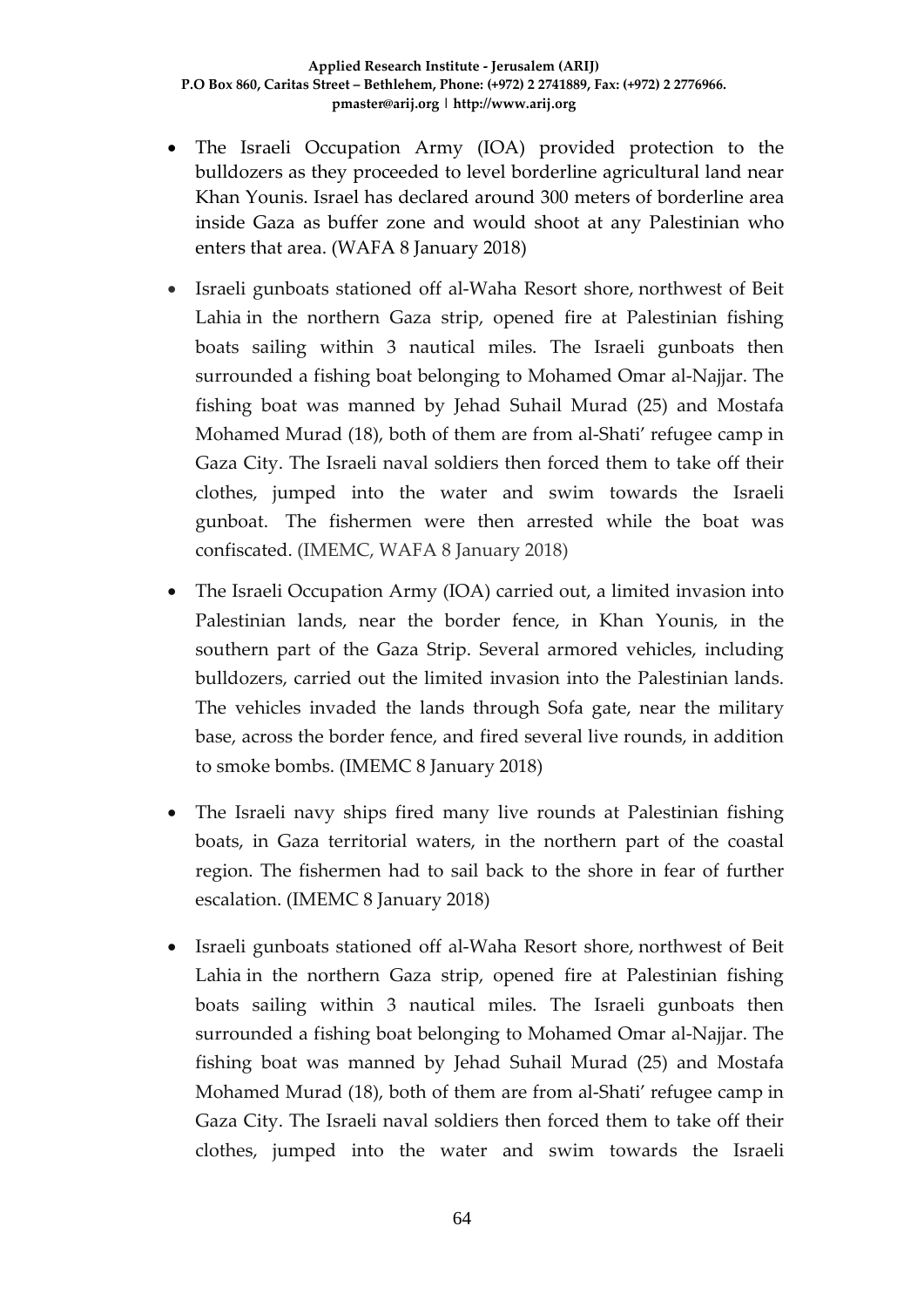- The Israeli Occupation Army (IOA) provided protection to the bulldozers as they proceeded to level borderline agricultural land near Khan Younis. Israel has declared around 300 meters of borderline area inside Gaza as buffer zone and would shoot at any Palestinian who enters that area. (WAFA 8 January 2018)

- Israeli gunboats stationed off al-Waha Resort shore, northwest of Beit Lahia in the northern Gaza strip, opened fire at Palestinian fishing boats sailing within 3 nautical miles. The Israeli gunboats then surrounded a fishing boat belonging to Mohamed Omar al-Najjar. The fishing boat was manned by Jehad Suhail Murad (25) and Mostafa Mohamed Murad (18), both of them are from al-Shati' refugee camp in Gaza City. The Israeli naval soldiers then forced them to take off their clothes, jumped into the water and swim towards the Israeli gunboat. The fishermen were then arrested while the boat was confiscated. (IMEMC, WAFA 8 January 2018)

- The Israeli Occupation Army (IOA) carried out, a limited invasion into Palestinian lands, near the border fence, in Khan Younis, in the southern part of the Gaza Strip. Several armored vehicles, including bulldozers, carried out the limited invasion into the Palestinian lands. The vehicles invaded the lands through Sofa gate, near the military base, across the border fence, and fired several live rounds, in addition to smoke bombs. (IMEMC 8 January 2018)

- The Israeli navy ships fired many live rounds at Palestinian fishing boats, in Gaza territorial waters, in the northern part of the coastal region. The fishermen had to sail back to the shore in fear of further escalation. (IMEMC 8 January 2018)

- Israeli gunboats stationed off al-Waha Resort shore, northwest of Beit Lahia in the northern Gaza strip, opened fire at Palestinian fishing boats sailing within 3 nautical miles. The Israeli gunboats then surrounded a fishing boat belonging to Mohamed Omar al-Najjar. The fishing boat was manned by Jehad Suhail Murad (25) and Mostafa Mohamed Murad (18), both of them are from al-Shati' refugee camp in Gaza City. The Israeli naval soldiers then forced them to take off their clothes, jumped into the water and swim towards the Israeli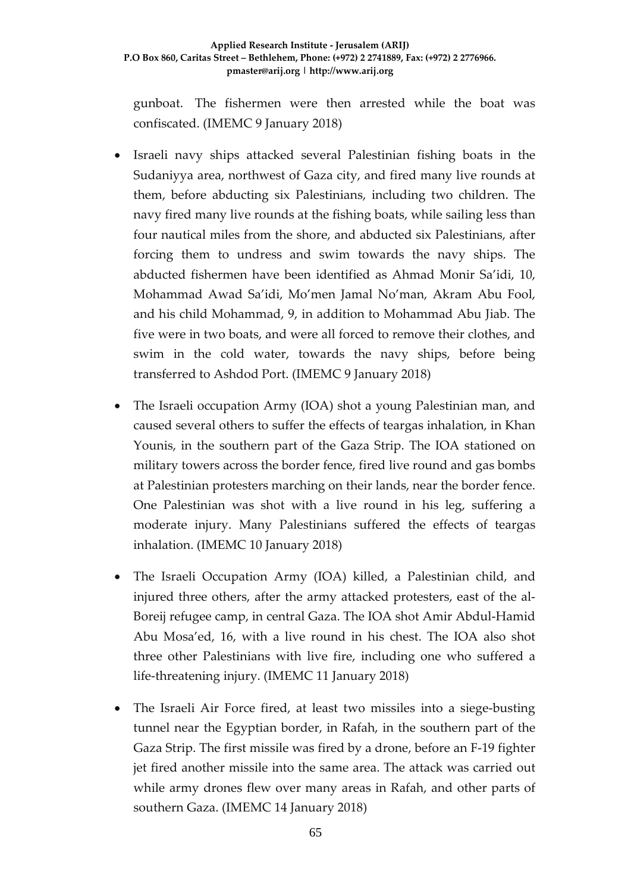gunboat. The fishermen were then arrested while the boat was confiscated. (IMEMC 9 January 2018)

- Israeli navy ships attacked several Palestinian fishing boats in the Sudaniyya area, northwest of Gaza city, and fired many live rounds at them, before abducting six Palestinians, including two children. The navy fired many live rounds at the fishing boats, while sailing less than four nautical miles from the shore, and abducted six Palestinians, after forcing them to undress and swim towards the navy ships. The abducted fishermen have been identified as Ahmad Monir Sa'idi, 10, Mohammad Awad Sa'idi, Mo'men Jamal No'man, Akram Abu Fool, and his child Mohammad, 9, in addition to Mohammad Abu Jiab. The five were in two boats, and were all forced to remove their clothes, and swim in the cold water, towards the navy ships, before being transferred to Ashdod Port. (IMEMC 9 January 2018)

- The Israeli occupation Army (IOA) shot a young Palestinian man, and caused several others to suffer the effects of teargas inhalation, in Khan Younis, in the southern part of the Gaza Strip. The IOA stationed on military towers across the border fence, fired live round and gas bombs at Palestinian protesters marching on their lands, near the border fence. One Palestinian was shot with a live round in his leg, suffering a moderate injury. Many Palestinians suffered the effects of teargas inhalation. (IMEMC 10 January 2018)

- The Israeli Occupation Army (IOA) killed, a Palestinian child, and injured three others, after the army attacked protesters, east of the al-Boreij refugee camp, in central Gaza. The IOA shot Amir Abdul-Hamid Abu Mosa'ed, 16, with a live round in his chest. The IOA also shot three other Palestinians with live fire, including one who suffered a life-threatening injury. (IMEMC 11 January 2018)

- The Israeli Air Force fired, at least two missiles into a siege-busting tunnel near the Egyptian border, in Rafah, in the southern part of the Gaza Strip. The first missile was fired by a drone, before an F-19 fighter jet fired another missile into the same area. The attack was carried out while army drones flew over many areas in Rafah, and other parts of southern Gaza. (IMEMC 14 January 2018)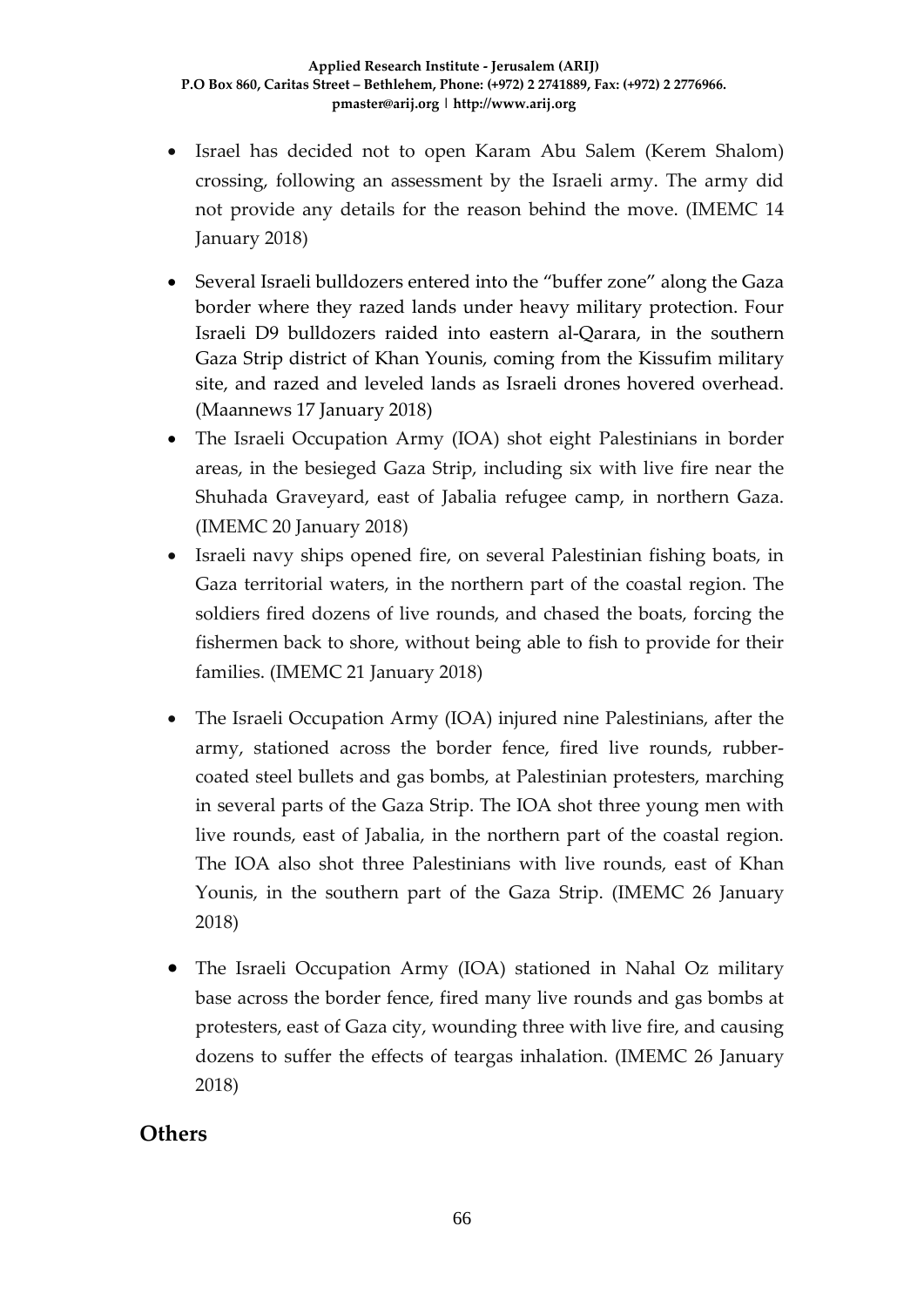- Israel has decided not to open Karam Abu Salem (Kerem Shalom) crossing, following an assessment by the Israeli army. The army did not provide any details for the reason behind the move. (IMEMC 14 January 2018)
- Several Israeli bulldozers entered into the "buffer zone" along the Gaza border where they razed lands under heavy military protection. Four Israeli D9 bulldozers raided into eastern al-Qarara, in the southern Gaza Strip district of Khan Younis, coming from the Kissufim military site, and razed and leveled lands as Israeli drones hovered overhead. (Maannews 17 January 2018)
- The Israeli Occupation Army (IOA) shot eight Palestinians in border areas, in the besieged Gaza Strip, including six with live fire near the Shuhada Graveyard, east of Jabalia refugee camp, in northern Gaza. (IMEMC 20 January 2018)
- Israeli navy ships opened fire, on several Palestinian fishing boats, in Gaza territorial waters, in the northern part of the coastal region. The soldiers fired dozens of live rounds, and chased the boats, forcing the fishermen back to shore, without being able to fish to provide for their families. (IMEMC 21 January 2018)
- The Israeli Occupation Army (IOA) injured nine Palestinians, after the army, stationed across the border fence, fired live rounds, rubber-coated steel bullets and gas bombs, at Palestinian protesters, marching in several parts of the Gaza Strip. The IOA shot three young men with live rounds, east of Jabalia, in the northern part of the coastal region. The IOA also shot three Palestinians with live rounds, east of Khan Younis, in the southern part of the Gaza Strip. (IMEMC 26 January 2018)
- The Israeli Occupation Army (IOA) stationed in Nahal Oz military base across the border fence, fired many live rounds and gas bombs at protesters, east of Gaza city, wounding three with live fire, and causing dozens to suffer the effects of teargas inhalation. (IMEMC 26 January 2018)

## Others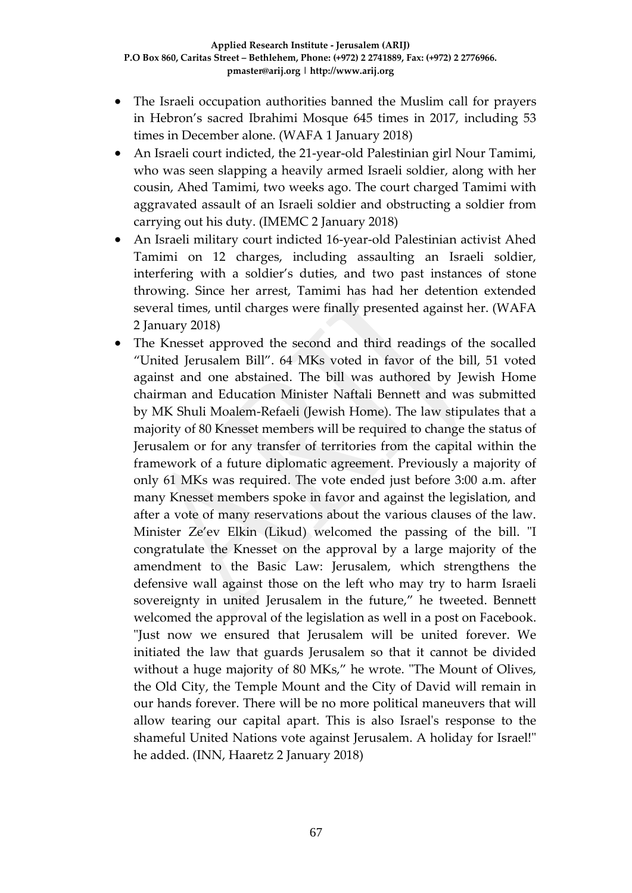- The Israeli occupation authorities banned the Muslim call for prayers in Hebron's sacred Ibrahimi Mosque 645 times in 2017, including 53 times in December alone. (WAFA 1 January 2018)
- An Israeli court indicted, the 21-year-old Palestinian girl Nour Tamimi, who was seen slapping a heavily armed Israeli soldier, along with her cousin, Ahed Tamimi, two weeks ago. The court charged Tamimi with aggravated assault of an Israeli soldier and obstructing a soldier from carrying out his duty. (IMEMC 2 January 2018)
- An Israeli military court indicted 16-year-old Palestinian activist Ahed Tamimi on 12 charges, including assaulting an Israeli soldier, interfering with a soldier's duties, and two past instances of stone throwing. Since her arrest, Tamimi has had her detention extended several times, until charges were finally presented against her. (WAFA 2 January 2018)
- The Knesset approved the second and third readings of the socalled "United Jerusalem Bill". 64 MKs voted in favor of the bill, 51 voted against and one abstained. The bill was authored by Jewish Home chairman and Education Minister Naftali Bennett and was submitted by MK Shuli Moalem-Refaeli (Jewish Home). The law stipulates that a majority of 80 Knesset members will be required to change the status of Jerusalem or for any transfer of territories from the capital within the framework of a future diplomatic agreement. Previously a majority of only 61 MKs was required. The vote ended just before 3:00 a.m. after many Knesset members spoke in favor and against the legislation, and after a vote of many reservations about the various clauses of the law. Minister Ze'ev Elkin (Likud) welcomed the passing of the bill. "I congratulate the Knesset on the approval by a large majority of the amendment to the Basic Law: Jerusalem, which strengthens the defensive wall against those on the left who may try to harm Israeli sovereignty in united Jerusalem in the future," he tweeted. Bennett welcomed the approval of the legislation as well in a post on Facebook. "Just now we ensured that Jerusalem will be united forever. We initiated the law that guards Jerusalem so that it cannot be divided without a huge majority of 80 MKs," he wrote. "The Mount of Olives, the Old City, the Temple Mount and the City of David will remain in our hands forever. There will be no more political maneuvers that will allow tearing our capital apart. This is also Israel's response to the shameful United Nations vote against Jerusalem. A holiday for Israel!" he added. (INN, Haaretz 2 January 2018)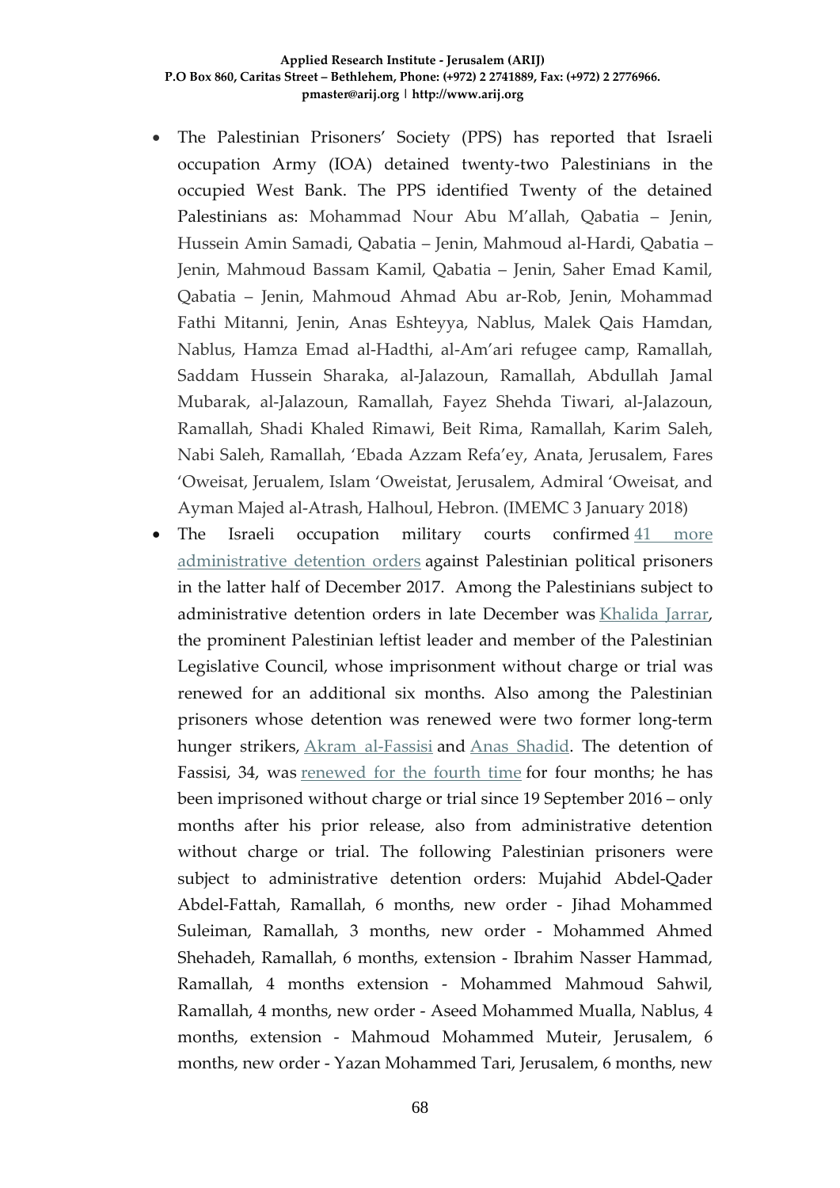- The Palestinian Prisoners' Society (PPS) has reported that Israeli occupation Army (IOA) detained twenty-two Palestinians in the occupied West Bank. The PPS identified Twenty of the detained Palestinians as: Mohammad Nour Abu M'allah, Qabatia – Jenin, Hussein Amin Samadi, Qabatia – Jenin, Mahmoud al-Hardi, Qabatia – Jenin, Mahmoud Bassam Kamil, Qabatia – Jenin, Saher Emad Kamil, Qabatia – Jenin, Mahmoud Ahmad Abu ar-Rob, Jenin, Mohammad Fathi Mitanni, Jenin, Anas Eshteyya, Nablus, Malek Qais Hamdan, Nablus, Hamza Emad al-Hadthi, al-Am'ari refugee camp, Ramallah, Saddam Hussein Sharaka, al-Jalazoun, Ramallah, Abdullah Jamal Mubarak, al-Jalazoun, Ramallah, Fayez Shehda Tiwari, al-Jalazoun, Ramallah, Shadi Khaled Rimawi, Beit Rima, Ramallah, Karim Saleh, Nabi Saleh, Ramallah, 'Ebada Azzam Refa'ey, Anata, Jerusalem, Fares 'Oweisat, Jerualem, Islam 'Oweistat, Jerusalem, Admiral 'Oweisat, and Ayman Majed al-Atrash, Halhoul, Hebron. (IMEMC 3 January 2018)
- The Israeli occupation military courts confirmed 41 more administrative detention orders against Palestinian political prisoners in the latter half of December 2017. Among the Palestinians subject to administrative detention orders in late December was Khalida Jarrar, the prominent Palestinian leftist leader and member of the Palestinian Legislative Council, whose imprisonment without charge or trial was renewed for an additional six months. Also among the Palestinian prisoners whose detention was renewed were two former long-term hunger strikers, Akram al-Fassisi and Anas Shadid. The detention of Fassisi, 34, was renewed for the fourth time for four months; he has been imprisoned without charge or trial since 19 September 2016 – only months after his prior release, also from administrative detention without charge or trial. The following Palestinian prisoners were subject to administrative detention orders: Mujahid Abdel-Qader Abdel-Fattah, Ramallah, 6 months, new order - Jihad Mohammed Suleiman, Ramallah, 3 months, new order - Mohammed Ahmed Shehadeh, Ramallah, 6 months, extension - Ibrahim Nasser Hammad, Ramallah, 4 months extension - Mohammed Mahmoud Sahwil, Ramallah, 4 months, new order - Aseed Mohammed Mualla, Nablus, 4 months, extension - Mahmoud Mohammed Muteir, Jerusalem, 6 months, new order - Yazan Mohammed Tari, Jerusalem, 6 months, new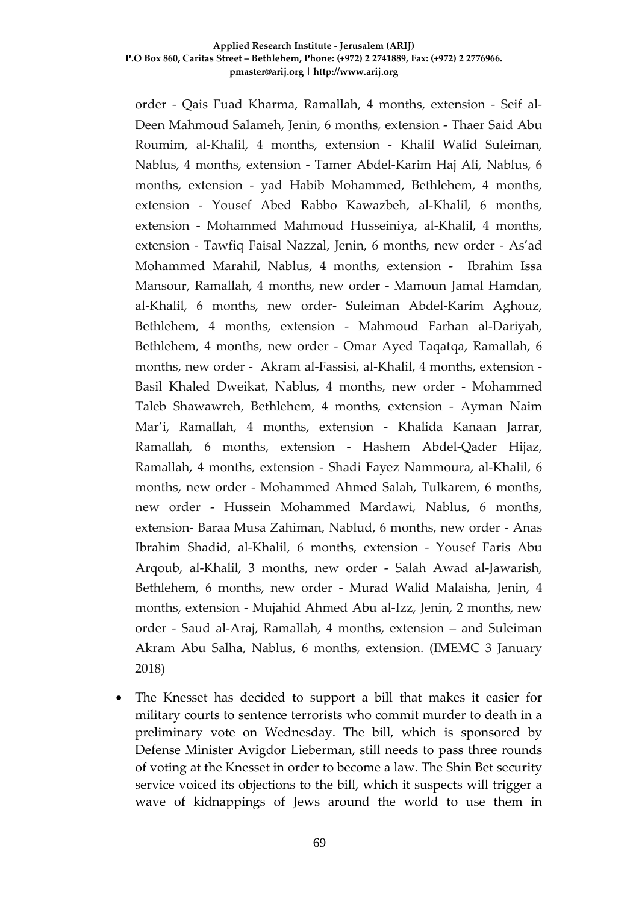order - Qais Fuad Kharma, Ramallah, 4 months, extension - Seif al-Deen Mahmoud Salameh, Jenin, 6 months, extension - Thaer Said Abu Roumim, al-Khalil, 4 months, extension - Khalil Walid Suleiman, Nablus, 4 months, extension - Tamer Abdel-Karim Haj Ali, Nablus, 6 months, extension - yad Habib Mohammed, Bethlehem, 4 months, extension - Yousef Abed Rabbo Kawazbeh, al-Khalil, 6 months, extension - Mohammed Mahmoud Husseiniya, al-Khalil, 4 months, extension - Tawfiq Faisal Nazzal, Jenin, 6 months, new order - As'ad Mohammed Marahil, Nablus, 4 months, extension - Ibrahim Issa Mansour, Ramallah, 4 months, new order - Mamoun Jamal Hamdan, al-Khalil, 6 months, new order- Suleiman Abdel-Karim Aghouz, Bethlehem, 4 months, extension - Mahmoud Farhan al-Dariyah, Bethlehem, 4 months, new order - Omar Ayed Taqatqa, Ramallah, 6 months, new order - Akram al-Fassisi, al-Khalil, 4 months, extension - Basil Khaled Dweikat, Nablus, 4 months, new order - Mohammed Taleb Shawawreh, Bethlehem, 4 months, extension - Ayman Naim Mar'i, Ramallah, 4 months, extension - Khalida Kanaan Jarrar, Ramallah, 6 months, extension - Hashem Abdel-Qader Hijaz, Ramallah, 4 months, extension - Shadi Fayez Nammoura, al-Khalil, 6 months, new order - Mohammed Ahmed Salah, Tulkarem, 6 months, new order - Hussein Mohammed Mardawi, Nablus, 6 months, extension- Baraa Musa Zahiman, Nablud, 6 months, new order - Anas Ibrahim Shadid, al-Khalil, 6 months, extension - Yousef Faris Abu Arqoub, al-Khalil, 3 months, new order - Salah Awad al-Jawarish, Bethlehem, 6 months, new order - Murad Walid Malaisha, Jenin, 4 months, extension - Mujahid Ahmed Abu al-Izz, Jenin, 2 months, new order - Saud al-Araj, Ramallah, 4 months, extension – and Suleiman Akram Abu Salha, Nablus, 6 months, extension. (IMEMC 3 January 2018)

- The Knesset has decided to support a bill that makes it easier for military courts to sentence terrorists who commit murder to death in a preliminary vote on Wednesday. The bill, which is sponsored by Defense Minister Avigdor Lieberman, still needs to pass three rounds of voting at the Knesset in order to become a law. The Shin Bet security service voiced its objections to the bill, which it suspects will trigger a wave of kidnappings of Jews around the world to use them in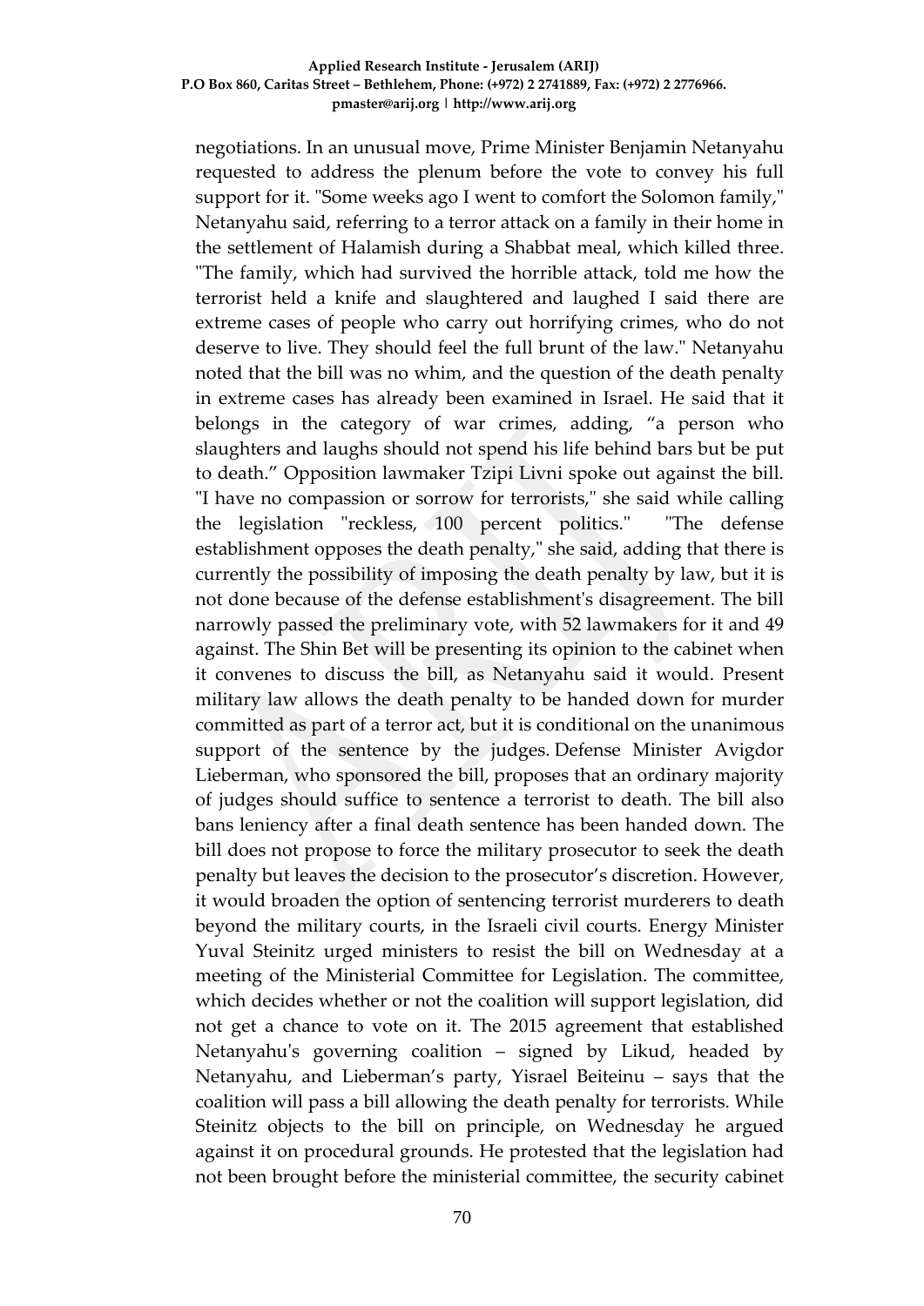negotiations. In an unusual move, Prime Minister Benjamin Netanyahu requested to address the plenum before the vote to convey his full support for it. "Some weeks ago I went to comfort the Solomon family," Netanyahu said, referring to a terror attack on a family in their home in the settlement of Halamish during a Shabbat meal, which killed three. "The family, which had survived the horrible attack, told me how the terrorist held a knife and slaughtered and laughed I said there are extreme cases of people who carry out horrifying crimes, who do not deserve to live. They should feel the full brunt of the law." Netanyahu noted that the bill was no whim, and the question of the death penalty in extreme cases has already been examined in Israel. He said that it belongs in the category of war crimes, adding, "a person who slaughters and laughs should not spend his life behind bars but be put to death." Opposition lawmaker Tzipi Livni spoke out against the bill. "I have no compassion or sorrow for terrorists," she said while calling the legislation "reckless, 100 percent politics." "The defense establishment opposes the death penalty," she said, adding that there is currently the possibility of imposing the death penalty by law, but it is not done because of the defense establishment's disagreement. The bill narrowly passed the preliminary vote, with 52 lawmakers for it and 49 against. The Shin Bet will be presenting its opinion to the cabinet when it convenes to discuss the bill, as Netanyahu said it would. Present military law allows the death penalty to be handed down for murder committed as part of a terror act, but it is conditional on the unanimous support of the sentence by the judges. Defense Minister Avigdor Lieberman, who sponsored the bill, proposes that an ordinary majority of judges should suffice to sentence a terrorist to death. The bill also bans leniency after a final death sentence has been handed down. The bill does not propose to force the military prosecutor to seek the death penalty but leaves the decision to the prosecutor's discretion. However, it would broaden the option of sentencing terrorist murderers to death beyond the military courts, in the Israeli civil courts. Energy Minister Yuval Steinitz urged ministers to resist the bill on Wednesday at a meeting of the Ministerial Committee for Legislation. The committee, which decides whether or not the coalition will support legislation, did not get a chance to vote on it. The 2015 agreement that established Netanyahu's governing coalition – signed by Likud, headed by Netanyahu, and Lieberman's party, Yisrael Beiteinu – says that the coalition will pass a bill allowing the death penalty for terrorists. While Steinitz objects to the bill on principle, on Wednesday he argued against it on procedural grounds. He protested that the legislation had not been brought before the ministerial committee, the security cabinet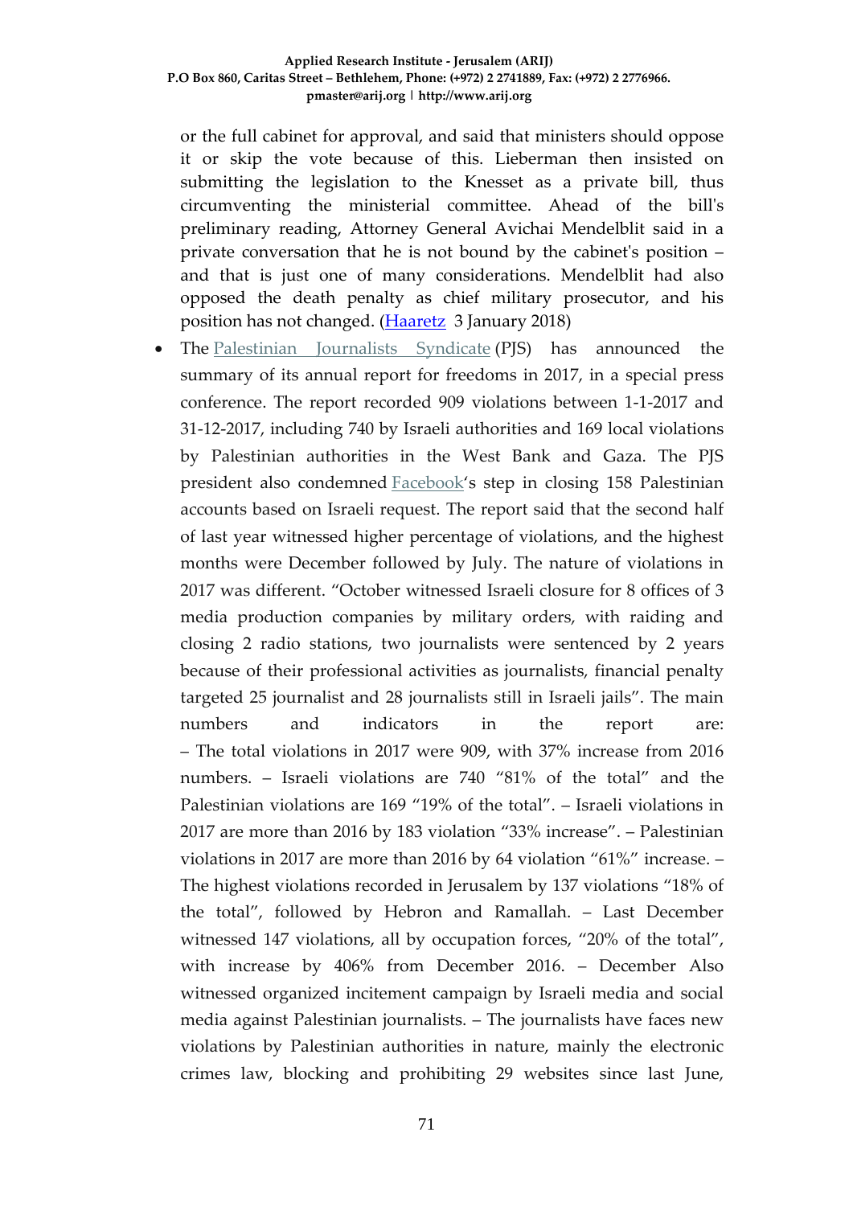or the full cabinet for approval, and said that ministers should oppose it or skip the vote because of this. Lieberman then insisted on submitting the legislation to the Knesset as a private bill, thus circumventing the ministerial committee. Ahead of the bill's preliminary reading, Attorney General Avichai Mendelblit said in a private conversation that he is not bound by the cabinet's position – and that is just one of many considerations. Mendelblit had also opposed the death penalty as chief military prosecutor, and his position has not changed. (Haaretz 3 January 2018)

- The Palestinian Journalists Syndicate (PJS) has announced the summary of its annual report for freedoms in 2017, in a special press conference. The report recorded 909 violations between 1-1-2017 and 31-12-2017, including 740 by Israeli authorities and 169 local violations by Palestinian authorities in the West Bank and Gaza. The PJS president also condemned Facebook's step in closing 158 Palestinian accounts based on Israeli request. The report said that the second half of last year witnessed higher percentage of violations, and the highest months were December followed by July. The nature of violations in 2017 was different. "October witnessed Israeli closure for 8 offices of 3 media production companies by military orders, with raiding and closing 2 radio stations, two journalists were sentenced by 2 years because of their professional activities as journalists, financial penalty targeted 25 journalist and 28 journalists still in Israeli jails". The main numbers and indicators in the report are: – The total violations in 2017 were 909, with 37% increase from 2016 numbers. – Israeli violations are 740 "81% of the total" and the Palestinian violations are 169 "19% of the total". – Israeli violations in 2017 are more than 2016 by 183 violation "33% increase". – Palestinian violations in 2017 are more than 2016 by 64 violation "61%" increase. – The highest violations recorded in Jerusalem by 137 violations "18% of the total", followed by Hebron and Ramallah. – Last December witnessed 147 violations, all by occupation forces, "20% of the total", with increase by 406% from December 2016. – December Also witnessed organized incitement campaign by Israeli media and social media against Palestinian journalists. – The journalists have faces new violations by Palestinian authorities in nature, mainly the electronic crimes law, blocking and prohibiting 29 websites since last June,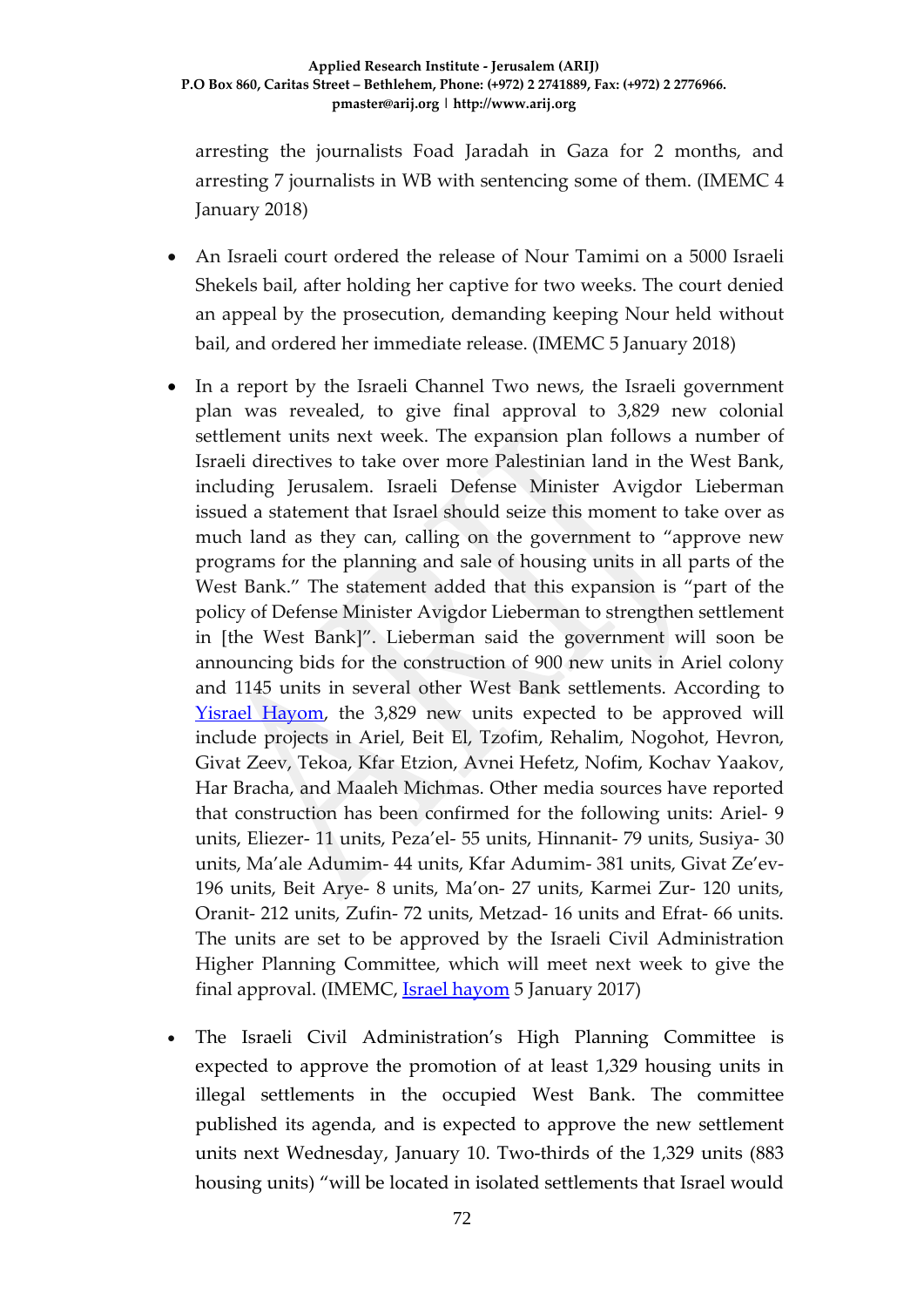arresting the journalists Foad Jaradah in Gaza for 2 months, and arresting 7 journalists in WB with sentencing some of them. (IMEMC 4 January 2018)

- An Israeli court ordered the release of Nour Tamimi on a 5000 Israeli Shekels bail, after holding her captive for two weeks. The court denied an appeal by the prosecution, demanding keeping Nour held without bail, and ordered her immediate release. (IMEMC 5 January 2018)

- In a report by the Israeli Channel Two news, the Israeli government plan was revealed, to give final approval to 3,829 new colonial settlement units next week. The expansion plan follows a number of Israeli directives to take over more Palestinian land in the West Bank, including Jerusalem. Israeli Defense Minister Avigdor Lieberman issued a statement that Israel should seize this moment to take over as much land as they can, calling on the government to "approve new programs for the planning and sale of housing units in all parts of the West Bank." The statement added that this expansion is "part of the policy of Defense Minister Avigdor Lieberman to strengthen settlement in [the West Bank]". Lieberman said the government will soon be announcing bids for the construction of 900 new units in Ariel colony and 1145 units in several other West Bank settlements. According to [Yisrael Hayom](), the 3,829 new units expected to be approved will include projects in Ariel, Beit El, Tzofim, Rehalim, Nogohot, Hevron, Givat Zeev, Tekoa, Kfar Etzion, Avnei Hefetz, Nofim, Kochav Yaakov, Har Bracha, and Maaleh Michmas. Other media sources have reported that construction has been confirmed for the following units: Ariel- 9 units, Eliezer- 11 units, Peza'el- 55 units, Hinnanit- 79 units, Susiya- 30 units, Ma'ale Adumim- 44 units, Kfar Adumim- 381 units, Givat Ze'ev- 196 units, Beit Arye- 8 units, Ma'on- 27 units, Karmei Zur- 120 units, Oranit- 212 units, Zufin- 72 units, Metzad- 16 units and Efrat- 66 units. The units are set to be approved by the Israeli Civil Administration Higher Planning Committee, which will meet next week to give the final approval. (IMEMC, [Israel hayom]() 5 January 2017)

- The Israeli Civil Administration's High Planning Committee is expected to approve the promotion of at least 1,329 housing units in illegal settlements in the occupied West Bank. The committee published its agenda, and is expected to approve the new settlement units next Wednesday, January 10. Two-thirds of the 1,329 units (883 housing units) "will be located in isolated settlements that Israel would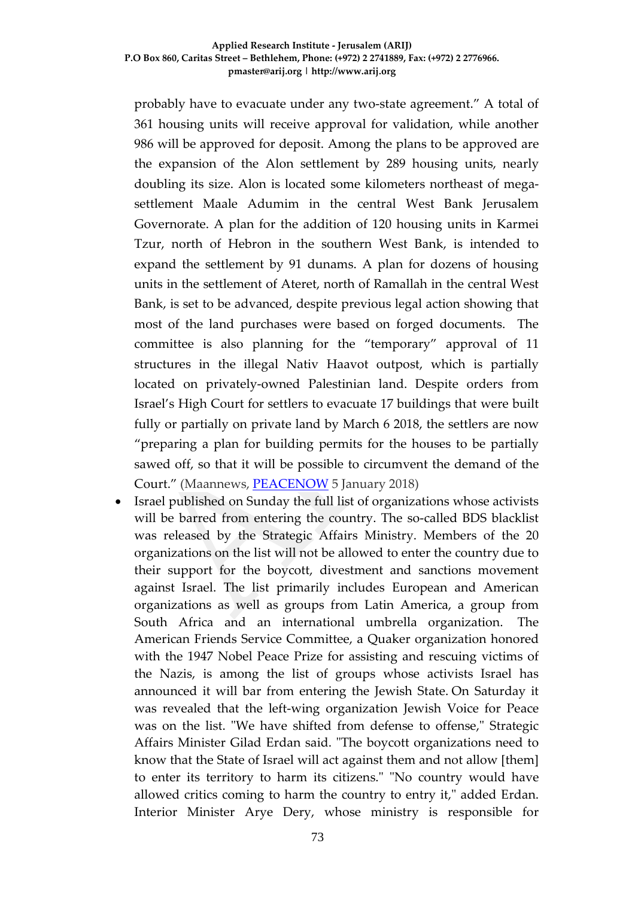probably have to evacuate under any two-state agreement." A total of 361 housing units will receive approval for validation, while another 986 will be approved for deposit. Among the plans to be approved are the expansion of the Alon settlement by 289 housing units, nearly doubling its size. Alon is located some kilometers northeast of mega-settlement Maale Adumim in the central West Bank Jerusalem Governorate. A plan for the addition of 120 housing units in Karmei Tzur, north of Hebron in the southern West Bank, is intended to expand the settlement by 91 dunams. A plan for dozens of housing units in the settlement of Ateret, north of Ramallah in the central West Bank, is set to be advanced, despite previous legal action showing that most of the land purchases were based on forged documents. The committee is also planning for the "temporary" approval of 11 structures in the illegal Nativ Haavot outpost, which is partially located on privately-owned Palestinian land. Despite orders from Israel's High Court for settlers to evacuate 17 buildings that were built fully or partially on private land by March 6 2018, the settlers are now "preparing a plan for building permits for the houses to be partially sawed off, so that it will be possible to circumvent the demand of the Court." (Maannews, PEACENOW 5 January 2018)

- Israel published on Sunday the full list of organizations whose activists will be barred from entering the country. The so-called BDS blacklist was released by the Strategic Affairs Ministry. Members of the 20 organizations on the list will not be allowed to enter the country due to their support for the boycott, divestment and sanctions movement against Israel. The list primarily includes European and American organizations as well as groups from Latin America, a group from South Africa and an international umbrella organization. The American Friends Service Committee, a Quaker organization honored with the 1947 Nobel Peace Prize for assisting and rescuing victims of the Nazis, is among the list of groups whose activists Israel has announced it will bar from entering the Jewish State. On Saturday it was revealed that the left-wing organization Jewish Voice for Peace was on the list. "We have shifted from defense to offense," Strategic Affairs Minister Gilad Erdan said. "The boycott organizations need to know that the State of Israel will act against them and not allow [them] to enter its territory to harm its citizens." "No country would have allowed critics coming to harm the country to entry it," added Erdan. Interior Minister Arye Dery, whose ministry is responsible for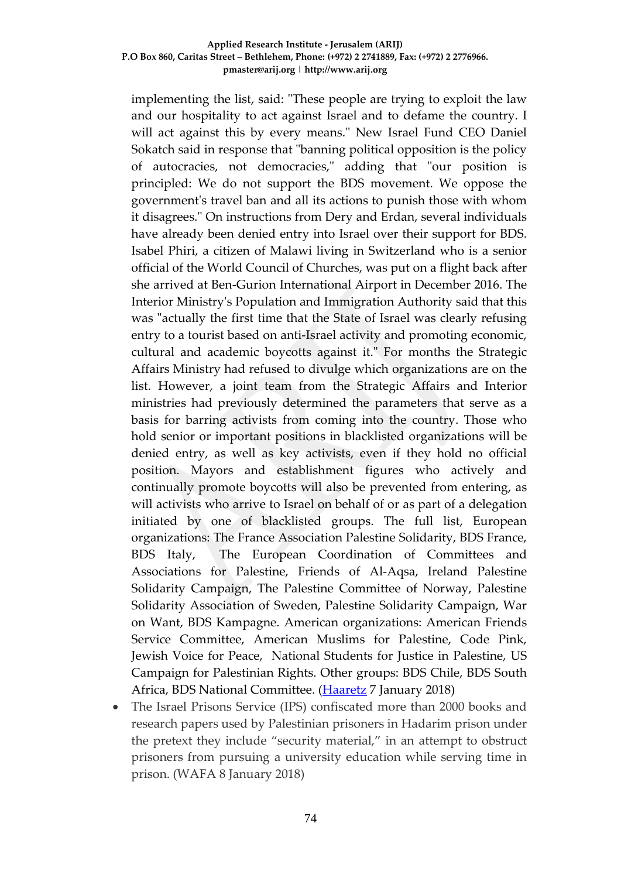implementing the list, said: "These people are trying to exploit the law and our hospitality to act against Israel and to defame the country. I will act against this by every means." New Israel Fund CEO Daniel Sokatch said in response that "banning political opposition is the policy of autocracies, not democracies," adding that "our position is principled: We do not support the BDS movement. We oppose the government's travel ban and all its actions to punish those with whom it disagrees." On instructions from Dery and Erdan, several individuals have already been denied entry into Israel over their support for BDS. Isabel Phiri, a citizen of Malawi living in Switzerland who is a senior official of the World Council of Churches, was put on a flight back after she arrived at Ben-Gurion International Airport in December 2016. The Interior Ministry's Population and Immigration Authority said that this was "actually the first time that the State of Israel was clearly refusing entry to a tourist based on anti-Israel activity and promoting economic, cultural and academic boycotts against it." For months the Strategic Affairs Ministry had refused to divulge which organizations are on the list. However, a joint team from the Strategic Affairs and Interior ministries had previously determined the parameters that serve as a basis for barring activists from coming into the country. Those who hold senior or important positions in blacklisted organizations will be denied entry, as well as key activists, even if they hold no official position. Mayors and establishment figures who actively and continually promote boycotts will also be prevented from entering, as will activists who arrive to Israel on behalf of or as part of a delegation initiated by one of blacklisted groups. The full list, European organizations: The France Association Palestine Solidarity, BDS France, BDS Italy, The European Coordination of Committees and Associations for Palestine, Friends of Al-Aqsa, Ireland Palestine Solidarity Campaign, The Palestine Committee of Norway, Palestine Solidarity Association of Sweden, Palestine Solidarity Campaign, War on Want, BDS Kampagne. American organizations: American Friends Service Committee, American Muslims for Palestine, Code Pink, Jewish Voice for Peace, National Students for Justice in Palestine, US Campaign for Palestinian Rights. Other groups: BDS Chile, BDS South Africa, BDS National Committee. (Haaretz 7 January 2018)

- The Israel Prisons Service (IPS) confiscated more than 2000 books and research papers used by Palestinian prisoners in Hadarim prison under the pretext they include "security material," in an attempt to obstruct prisoners from pursuing a university education while serving time in prison. (WAFA 8 January 2018)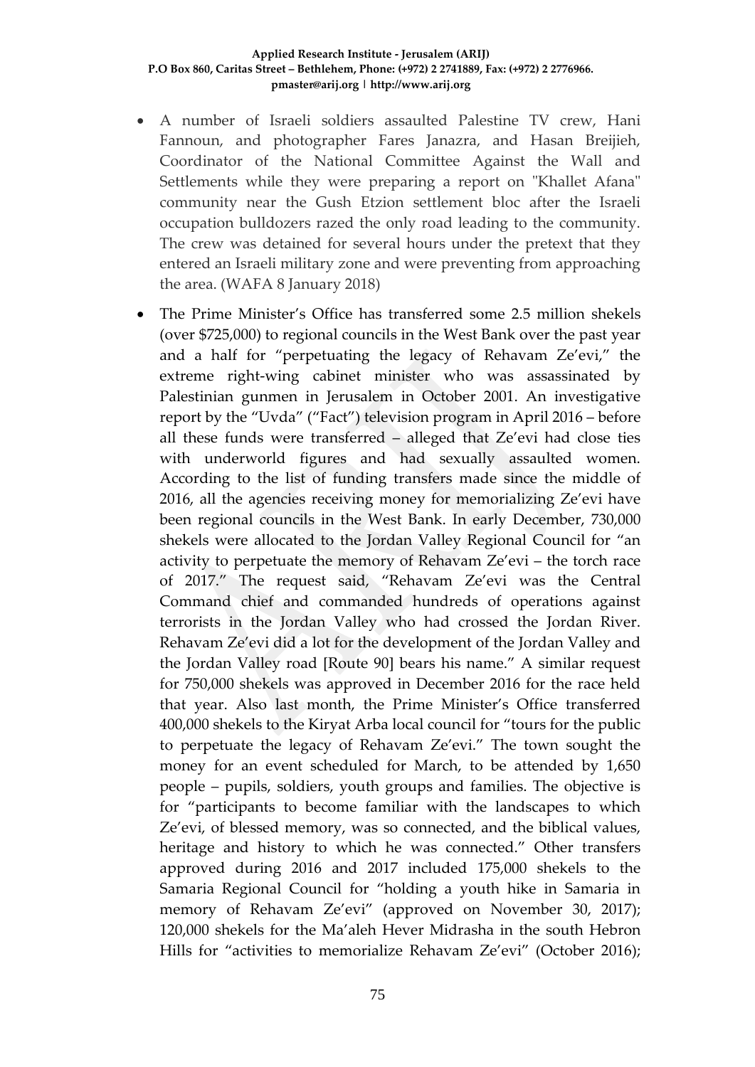- A number of Israeli soldiers assaulted Palestine TV crew, Hani Fannoun, and photographer Fares Janazra, and Hasan Breijieh, Coordinator of the National Committee Against the Wall and Settlements while they were preparing a report on "Khallet Afana" community near the Gush Etzion settlement bloc after the Israeli occupation bulldozers razed the only road leading to the community. The crew was detained for several hours under the pretext that they entered an Israeli military zone and were preventing from approaching the area. (WAFA 8 January 2018)
- The Prime Minister's Office has transferred some 2.5 million shekels (over $725,000) to regional councils in the West Bank over the past year and a half for "perpetuating the legacy of Rehavam Ze'evi," the extreme right-wing cabinet minister who was assassinated by Palestinian gunmen in Jerusalem in October 2001. An investigative report by the "Uvda" ("Fact") television program in April 2016 – before all these funds were transferred – alleged that Ze'evi had close ties with underworld figures and had sexually assaulted women. According to the list of funding transfers made since the middle of 2016, all the agencies receiving money for memorializing Ze'evi have been regional councils in the West Bank. In early December, 730,000 shekels were allocated to the Jordan Valley Regional Council for "an activity to perpetuate the memory of Rehavam Ze'evi – the torch race of 2017." The request said, "Rehavam Ze'evi was the Central Command chief and commanded hundreds of operations against terrorists in the Jordan Valley who had crossed the Jordan River. Rehavam Ze'evi did a lot for the development of the Jordan Valley and the Jordan Valley road [Route 90] bears his name." A similar request for 750,000 shekels was approved in December 2016 for the race held that year. Also last month, the Prime Minister's Office transferred 400,000 shekels to the Kiryat Arba local council for "tours for the public to perpetuate the legacy of Rehavam Ze'evi." The town sought the money for an event scheduled for March, to be attended by 1,650 people – pupils, soldiers, youth groups and families. The objective is for "participants to become familiar with the landscapes to which Ze'evi, of blessed memory, was so connected, and the biblical values, heritage and history to which he was connected." Other transfers approved during 2016 and 2017 included 175,000 shekels to the Samaria Regional Council for "holding a youth hike in Samaria in memory of Rehavam Ze'evi" (approved on November 30, 2017); 120,000 shekels for the Ma'aleh Hever Midrasha in the south Hebron Hills for "activities to memorialize Rehavam Ze'evi" (October 2016);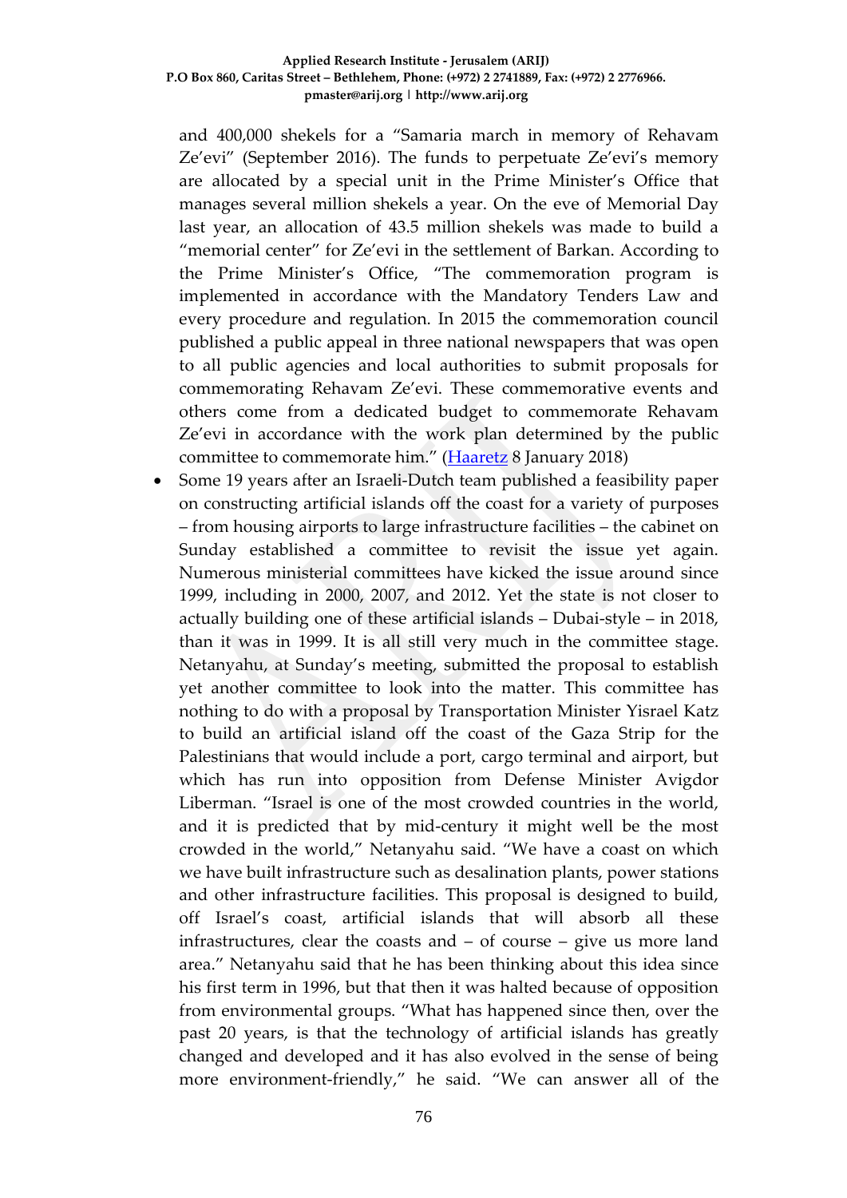and 400,000 shekels for a "Samaria march in memory of Rehavam Ze'evi" (September 2016). The funds to perpetuate Ze'evi's memory are allocated by a special unit in the Prime Minister's Office that manages several million shekels a year. On the eve of Memorial Day last year, an allocation of 43.5 million shekels was made to build a "memorial center" for Ze'evi in the settlement of Barkan. According to the Prime Minister's Office, "The commemoration program is implemented in accordance with the Mandatory Tenders Law and every procedure and regulation. In 2015 the commemoration council published a public appeal in three national newspapers that was open to all public agencies and local authorities to submit proposals for commemorating Rehavam Ze'evi. These commemorative events and others come from a dedicated budget to commemorate Rehavam Ze'evi in accordance with the work plan determined by the public committee to commemorate him." (Haaretz 8 January 2018)

- Some 19 years after an Israeli-Dutch team published a feasibility paper on constructing artificial islands off the coast for a variety of purposes – from housing airports to large infrastructure facilities – the cabinet on Sunday established a committee to revisit the issue yet again. Numerous ministerial committees have kicked the issue around since 1999, including in 2000, 2007, and 2012. Yet the state is not closer to actually building one of these artificial islands – Dubai-style – in 2018, than it was in 1999. It is all still very much in the committee stage. Netanyahu, at Sunday's meeting, submitted the proposal to establish yet another committee to look into the matter. This committee has nothing to do with a proposal by Transportation Minister Yisrael Katz to build an artificial island off the coast of the Gaza Strip for the Palestinians that would include a port, cargo terminal and airport, but which has run into opposition from Defense Minister Avigdor Liberman. "Israel is one of the most crowded countries in the world, and it is predicted that by mid-century it might well be the most crowded in the world," Netanyahu said. "We have a coast on which we have built infrastructure such as desalination plants, power stations and other infrastructure facilities. This proposal is designed to build, off Israel's coast, artificial islands that will absorb all these infrastructures, clear the coasts and – of course – give us more land area." Netanyahu said that he has been thinking about this idea since his first term in 1996, but that then it was halted because of opposition from environmental groups. "What has happened since then, over the past 20 years, is that the technology of artificial islands has greatly changed and developed and it has also evolved in the sense of being more environment-friendly," he said. "We can answer all of the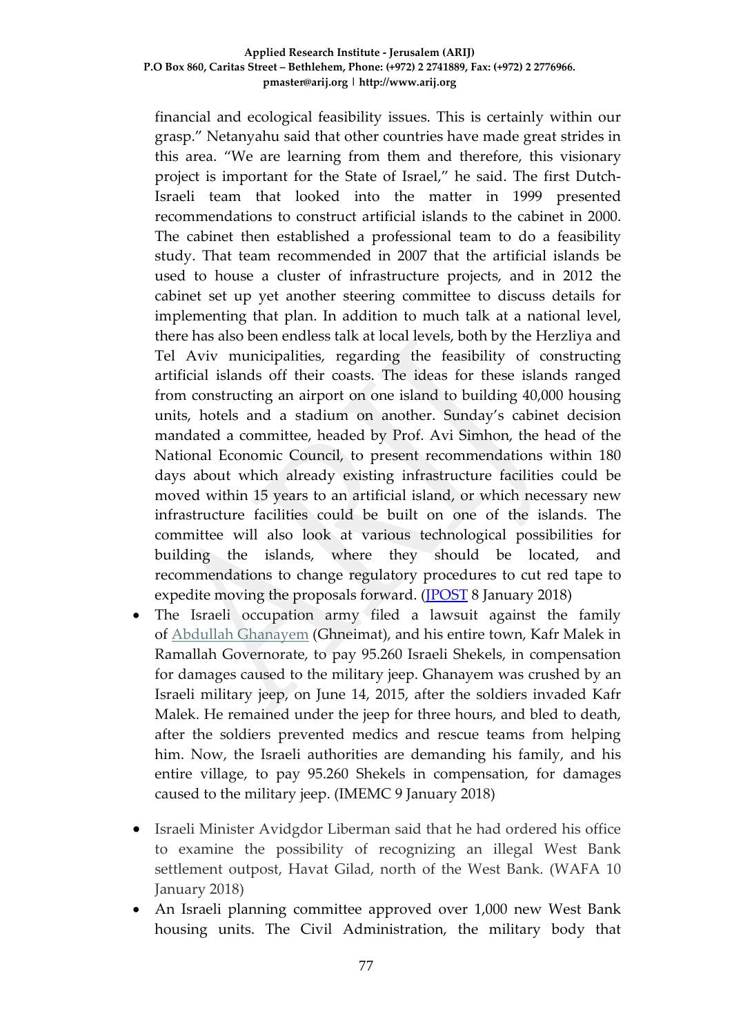financial and ecological feasibility issues. This is certainly within our grasp." Netanyahu said that other countries have made great strides in this area. "We are learning from them and therefore, this visionary project is important for the State of Israel," he said. The first Dutch-Israeli team that looked into the matter in 1999 presented recommendations to construct artificial islands to the cabinet in 2000. The cabinet then established a professional team to do a feasibility study. That team recommended in 2007 that the artificial islands be used to house a cluster of infrastructure projects, and in 2012 the cabinet set up yet another steering committee to discuss details for implementing that plan. In addition to much talk at a national level, there has also been endless talk at local levels, both by the Herzliya and Tel Aviv municipalities, regarding the feasibility of constructing artificial islands off their coasts. The ideas for these islands ranged from constructing an airport on one island to building 40,000 housing units, hotels and a stadium on another. Sunday's cabinet decision mandated a committee, headed by Prof. Avi Simhon, the head of the National Economic Council, to present recommendations within 180 days about which already existing infrastructure facilities could be moved within 15 years to an artificial island, or which necessary new infrastructure facilities could be built on one of the islands. The committee will also look at various technological possibilities for building the islands, where they should be located, and recommendations to change regulatory procedures to cut red tape to expedite moving the proposals forward. (JPOST 8 January 2018)

- The Israeli occupation army filed a lawsuit against the family of Abdullah Ghanayem (Ghneimat), and his entire town, Kafr Malek in Ramallah Governorate, to pay 95.260 Israeli Shekels, in compensation for damages caused to the military jeep. Ghanayem was crushed by an Israeli military jeep, on June 14, 2015, after the soldiers invaded Kafr Malek. He remained under the jeep for three hours, and bled to death, after the soldiers prevented medics and rescue teams from helping him. Now, the Israeli authorities are demanding his family, and his entire village, to pay 95.260 Shekels in compensation, for damages caused to the military jeep. (IMEMC 9 January 2018)

- Israeli Minister Avidgdor Liberman said that he had ordered his office to examine the possibility of recognizing an illegal West Bank settlement outpost, Havat Gilad, north of the West Bank. (WAFA 10 January 2018)

- An Israeli planning committee approved over 1,000 new West Bank housing units. The Civil Administration, the military body that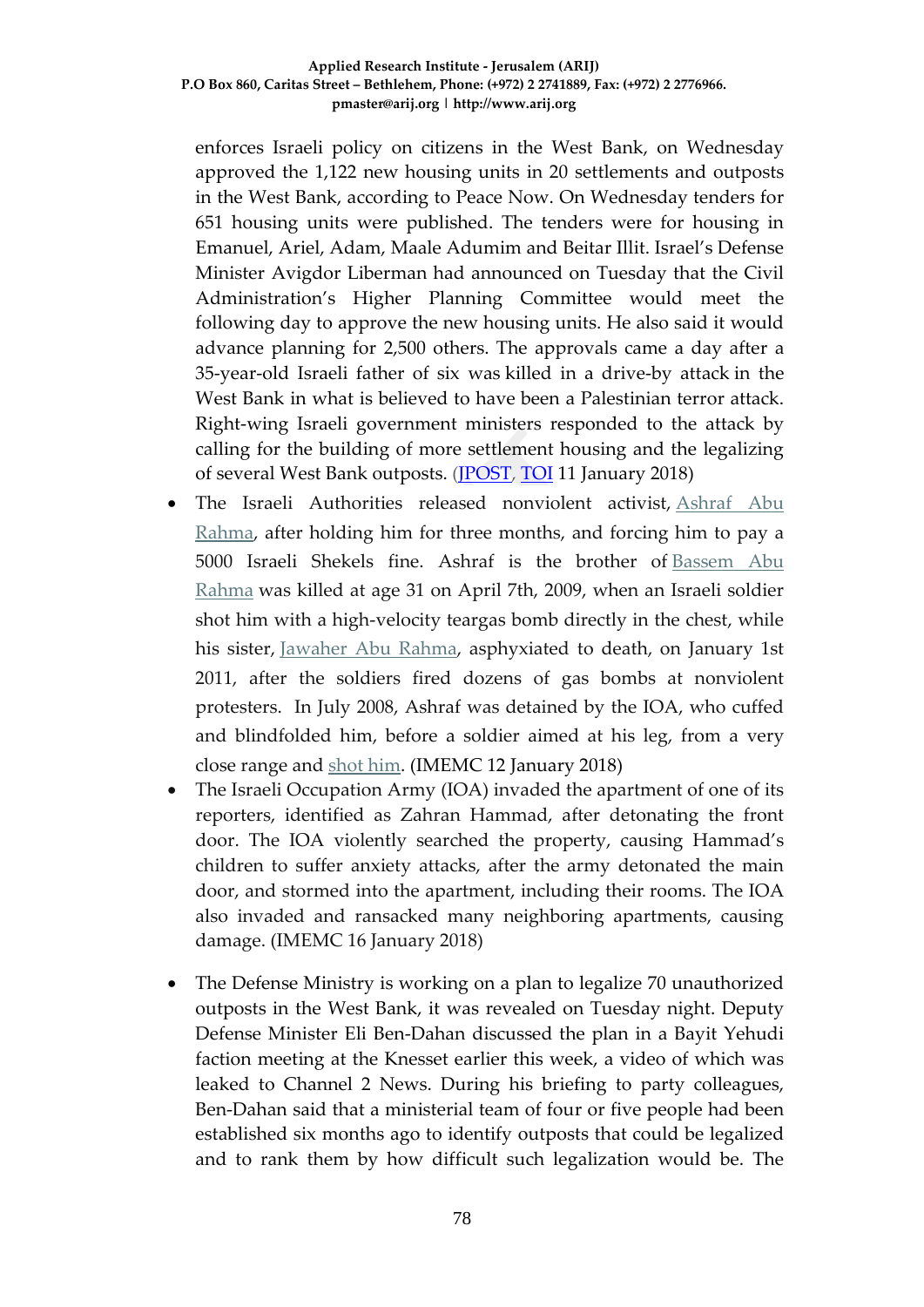enforces Israeli policy on citizens in the West Bank, on Wednesday approved the 1,122 new housing units in 20 settlements and outposts in the West Bank, according to Peace Now. On Wednesday tenders for 651 housing units were published. The tenders were for housing in Emanuel, Ariel, Adam, Maale Adumim and Beitar Illit. Israel's Defense Minister Avigdor Liberman had announced on Tuesday that the Civil Administration's Higher Planning Committee would meet the following day to approve the new housing units. He also said it would advance planning for 2,500 others. The approvals came a day after a 35-year-old Israeli father of six was killed in a drive-by attack in the West Bank in what is believed to have been a Palestinian terror attack. Right-wing Israeli government ministers responded to the attack by calling for the building of more settlement housing and the legalizing of several West Bank outposts. (JPOST, TOI 11 January 2018)

- The Israeli Authorities released nonviolent activist, Ashraf Abu Rahma, after holding him for three months, and forcing him to pay a 5000 Israeli Shekels fine. Ashraf is the brother of Bassem Abu Rahma was killed at age 31 on April 7th, 2009, when an Israeli soldier shot him with a high-velocity teargas bomb directly in the chest, while his sister, Jawaher Abu Rahma, asphyxiated to death, on January 1st 2011, after the soldiers fired dozens of gas bombs at nonviolent protesters. In July 2008, Ashraf was detained by the IOA, who cuffed and blindfolded him, before a soldier aimed at his leg, from a very close range and shot him. (IMEMC 12 January 2018)
- The Israeli Occupation Army (IOA) invaded the apartment of one of its reporters, identified as Zahran Hammad, after detonating the front door. The IOA violently searched the property, causing Hammad's children to suffer anxiety attacks, after the army detonated the main door, and stormed into the apartment, including their rooms. The IOA also invaded and ransacked many neighboring apartments, causing damage. (IMEMC 16 January 2018)
- The Defense Ministry is working on a plan to legalize 70 unauthorized outposts in the West Bank, it was revealed on Tuesday night. Deputy Defense Minister Eli Ben-Dahan discussed the plan in a Bayit Yehudi faction meeting at the Knesset earlier this week, a video of which was leaked to Channel 2 News. During his briefing to party colleagues, Ben-Dahan said that a ministerial team of four or five people had been established six months ago to identify outposts that could be legalized and to rank them by how difficult such legalization would be. The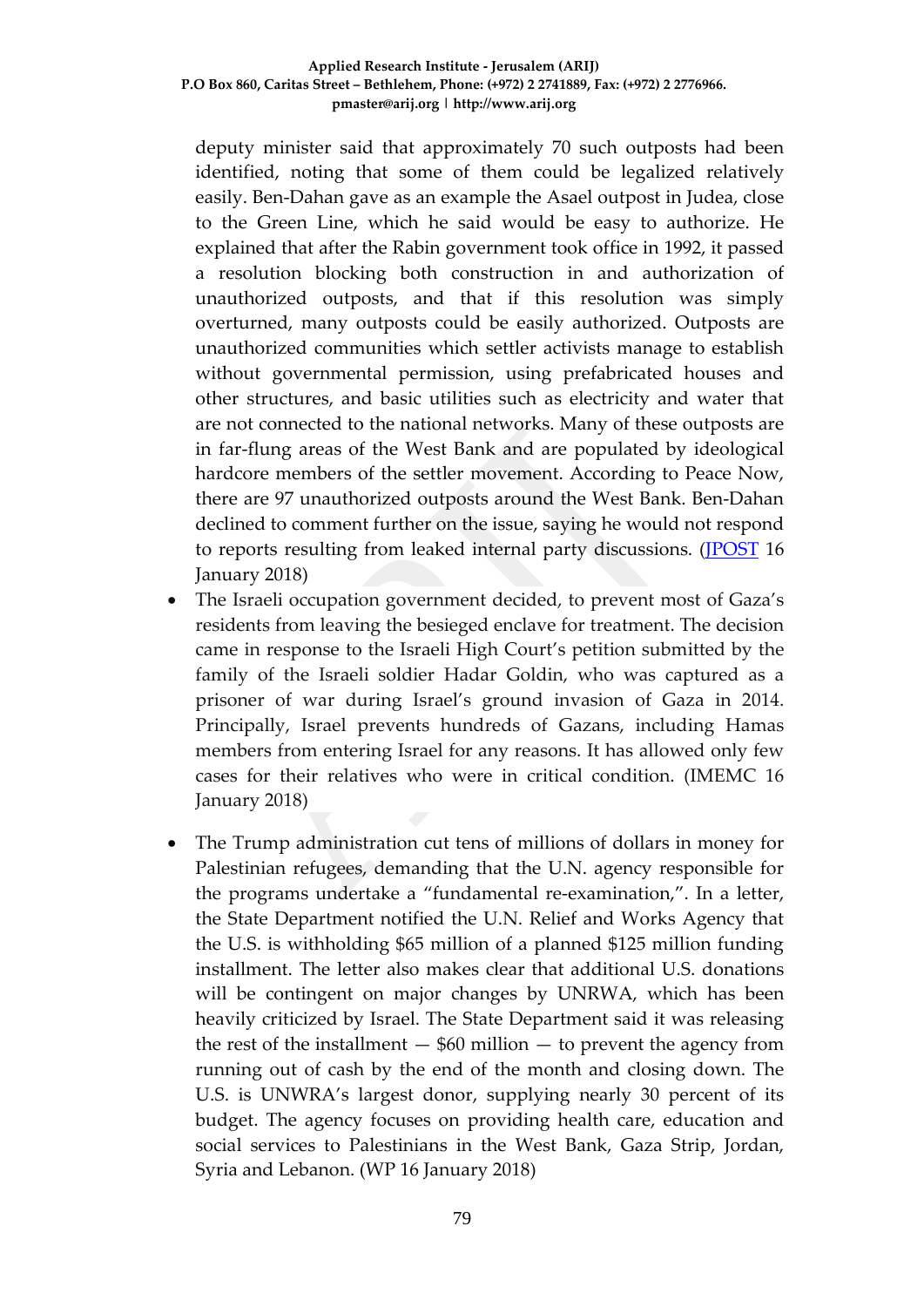deputy minister said that approximately 70 such outposts had been identified, noting that some of them could be legalized relatively easily. Ben-Dahan gave as an example the Asael outpost in Judea, close to the Green Line, which he said would be easy to authorize. He explained that after the Rabin government took office in 1992, it passed a resolution blocking both construction in and authorization of unauthorized outposts, and that if this resolution was simply overturned, many outposts could be easily authorized. Outposts are unauthorized communities which settler activists manage to establish without governmental permission, using prefabricated houses and other structures, and basic utilities such as electricity and water that are not connected to the national networks. Many of these outposts are in far-flung areas of the West Bank and are populated by ideological hardcore members of the settler movement. According to Peace Now, there are 97 unauthorized outposts around the West Bank. Ben-Dahan declined to comment further on the issue, saying he would not respond to reports resulting from leaked internal party discussions. (JPOST 16 January 2018)

- The Israeli occupation government decided, to prevent most of Gaza's residents from leaving the besieged enclave for treatment. The decision came in response to the Israeli High Court's petition submitted by the family of the Israeli soldier Hadar Goldin, who was captured as a prisoner of war during Israel's ground invasion of Gaza in 2014. Principally, Israel prevents hundreds of Gazans, including Hamas members from entering Israel for any reasons. It has allowed only few cases for their relatives who were in critical condition. (IMEMC 16 January 2018)

- The Trump administration cut tens of millions of dollars in money for Palestinian refugees, demanding that the U.N. agency responsible for the programs undertake a "fundamental re-examination,". In a letter, the State Department notified the U.N. Relief and Works Agency that the U.S. is withholding $65 million of a planned $125 million funding installment. The letter also makes clear that additional U.S. donations will be contingent on major changes by UNRWA, which has been heavily criticized by Israel. The State Department said it was releasing the rest of the installment — $60 million — to prevent the agency from running out of cash by the end of the month and closing down. The U.S. is UNWRA's largest donor, supplying nearly 30 percent of its budget. The agency focuses on providing health care, education and social services to Palestinians in the West Bank, Gaza Strip, Jordan, Syria and Lebanon. (WP 16 January 2018)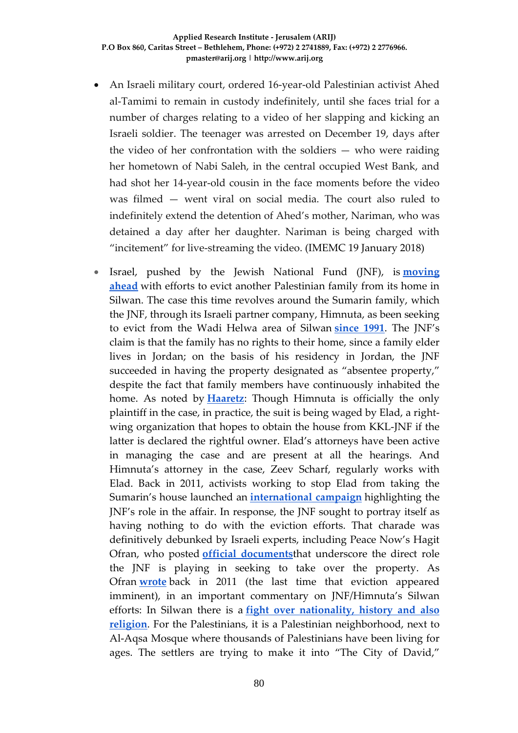- An Israeli military court, ordered 16-year-old Palestinian activist Ahed al-Tamimi to remain in custody indefinitely, until she faces trial for a number of charges relating to a video of her slapping and kicking an Israeli soldier. The teenager was arrested on December 19, days after the video of her confrontation with the soldiers — who were raiding her hometown of Nabi Saleh, in the central occupied West Bank, and had shot her 14-year-old cousin in the face moments before the video was filmed — went viral on social media. The court also ruled to indefinitely extend the detention of Ahed's mother, Nariman, who was detained a day after her daughter. Nariman is being charged with "incitement" for live-streaming the video. (IMEMC 19 January 2018)

- Israel, pushed by the Jewish National Fund (JNF), is **moving ahead** with efforts to evict another Palestinian family from its home in Silwan. The case this time revolves around the Sumarin family, which the JNF, through its Israeli partner company, Himnuta, as been seeking to evict from the Wadi Helwa area of Silwan **since 1991**. The JNF's claim is that the family has no rights to their home, since a family elder lives in Jordan; on the basis of his residency in Jordan, the JNF succeeded in having the property designated as "absentee property," despite the fact that family members have continuously inhabited the home. As noted by **Haaretz**: Though Himnuta is officially the only plaintiff in the case, in practice, the suit is being waged by Elad, a right-wing organization that hopes to obtain the house from KKL-JNF if the latter is declared the rightful owner. Elad's attorneys have been active in managing the case and are present at all the hearings. And Himnuta's attorney in the case, Zeev Scharf, regularly works with Elad. Back in 2011, activists working to stop Elad from taking the Sumarin's house launched an **international campaign** highlighting the JNF's role in the affair. In response, the JNF sought to portray itself as having nothing to do with the eviction efforts. That charade was definitively debunked by Israeli experts, including Peace Now's Hagit Ofran, who posted **official documents**that underscore the direct role the JNF is playing in seeking to take over the property. As Ofran **wrote** back in 2011 (the last time that eviction appeared imminent), in an important commentary on JNF/Himnuta's Silwan efforts: In Silwan there is a **fight over nationality, history and also religion**. For the Palestinians, it is a Palestinian neighborhood, next to Al-Aqsa Mosque where thousands of Palestinians have been living for ages. The settlers are trying to make it into "The City of David,"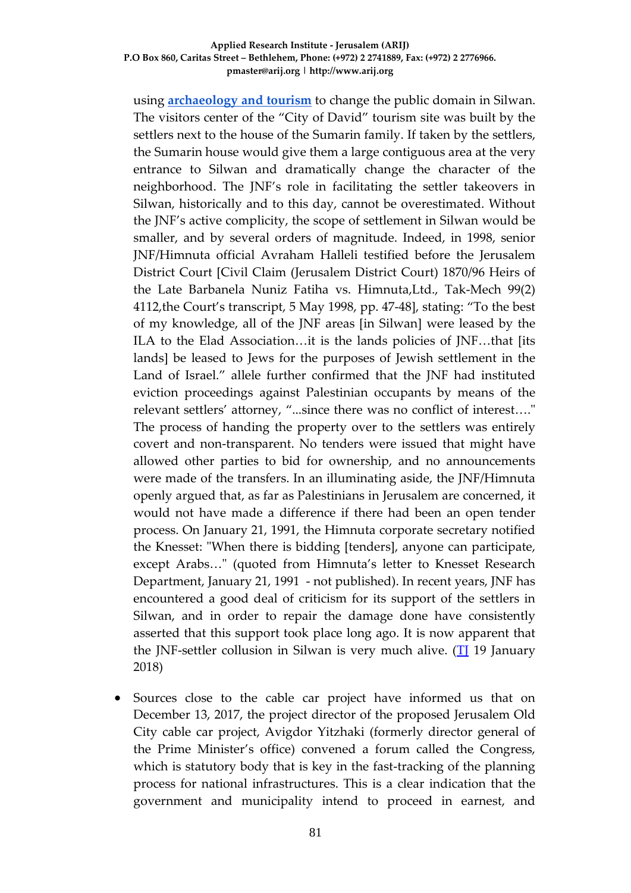using **archaeology and tourism** to change the public domain in Silwan. The visitors center of the "City of David" tourism site was built by the settlers next to the house of the Sumarin family. If taken by the settlers, the Sumarin house would give them a large contiguous area at the very entrance to Silwan and dramatically change the character of the neighborhood. The JNF's role in facilitating the settler takeovers in Silwan, historically and to this day, cannot be overestimated. Without the JNF's active complicity, the scope of settlement in Silwan would be smaller, and by several orders of magnitude. Indeed, in 1998, senior JNF/Himnuta official Avraham Halleli testified before the Jerusalem District Court [Civil Claim (Jerusalem District Court) 1870/96 Heirs of the Late Barbanela Nuniz Fatiha vs. Himnuta,Ltd., Tak-Mech 99(2) 4112,the Court's transcript, 5 May 1998, pp. 47-48], stating: "To the best of my knowledge, all of the JNF areas [in Silwan] were leased by the ILA to the Elad Association…it is the lands policies of JNF…that [its lands] be leased to Jews for the purposes of Jewish settlement in the Land of Israel." allele further confirmed that the JNF had instituted eviction proceedings against Palestinian occupants by means of the relevant settlers' attorney, "...since there was no conflict of interest…." The process of handing the property over to the settlers was entirely covert and non-transparent. No tenders were issued that might have allowed other parties to bid for ownership, and no announcements were made of the transfers. In an illuminating aside, the JNF/Himnuta openly argued that, as far as Palestinians in Jerusalem are concerned, it would not have made a difference if there had been an open tender process. On January 21, 1991, the Himnuta corporate secretary notified the Knesset: "When there is bidding [tenders], anyone can participate, except Arabs…" (quoted from Himnuta's letter to Knesset Research Department, January 21, 1991 - not published). In recent years, JNF has encountered a good deal of criticism for its support of the settlers in Silwan, and in order to repair the damage done have consistently asserted that this support took place long ago. It is now apparent that the JNF-settler collusion in Silwan is very much alive. (TJ 19 January 2018)

- Sources close to the cable car project have informed us that on December 13, 2017, the project director of the proposed Jerusalem Old City cable car project, Avigdor Yitzhaki (formerly director general of the Prime Minister's office) convened a forum called the Congress, which is statutory body that is key in the fast-tracking of the planning process for national infrastructures. This is a clear indication that the government and municipality intend to proceed in earnest, and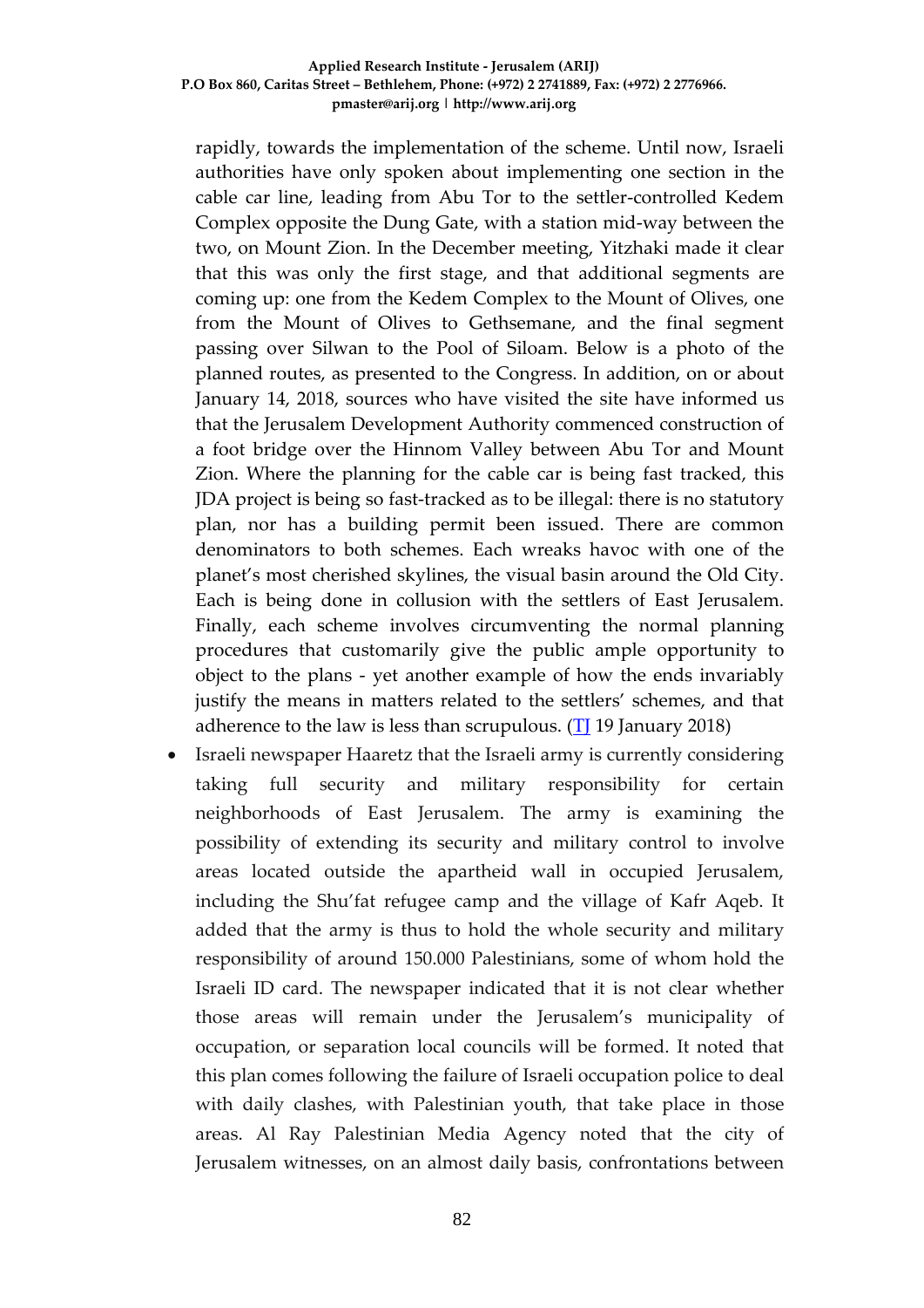rapidly, towards the implementation of the scheme. Until now, Israeli authorities have only spoken about implementing one section in the cable car line, leading from Abu Tor to the settler-controlled Kedem Complex opposite the Dung Gate, with a station mid-way between the two, on Mount Zion. In the December meeting, Yitzhaki made it clear that this was only the first stage, and that additional segments are coming up: one from the Kedem Complex to the Mount of Olives, one from the Mount of Olives to Gethsemane, and the final segment passing over Silwan to the Pool of Siloam. Below is a photo of the planned routes, as presented to the Congress. In addition, on or about January 14, 2018, sources who have visited the site have informed us that the Jerusalem Development Authority commenced construction of a foot bridge over the Hinnom Valley between Abu Tor and Mount Zion. Where the planning for the cable car is being fast tracked, this JDA project is being so fast-tracked as to be illegal: there is no statutory plan, nor has a building permit been issued. There are common denominators to both schemes. Each wreaks havoc with one of the planet's most cherished skylines, the visual basin around the Old City. Each is being done in collusion with the settlers of East Jerusalem. Finally, each scheme involves circumventing the normal planning procedures that customarily give the public ample opportunity to object to the plans - yet another example of how the ends invariably justify the means in matters related to the settlers' schemes, and that adherence to the law is less than scrupulous. (TJ 19 January 2018)

- Israeli newspaper Haaretz that the Israeli army is currently considering taking full security and military responsibility for certain neighborhoods of East Jerusalem. The army is examining the possibility of extending its security and military control to involve areas located outside the apartheid wall in occupied Jerusalem, including the Shu'fat refugee camp and the village of Kafr Aqeb. It added that the army is thus to hold the whole security and military responsibility of around 150.000 Palestinians, some of whom hold the Israeli ID card. The newspaper indicated that it is not clear whether those areas will remain under the Jerusalem's municipality of occupation, or separation local councils will be formed. It noted that this plan comes following the failure of Israeli occupation police to deal with daily clashes, with Palestinian youth, that take place in those areas. Al Ray Palestinian Media Agency noted that the city of Jerusalem witnesses, on an almost daily basis, confrontations between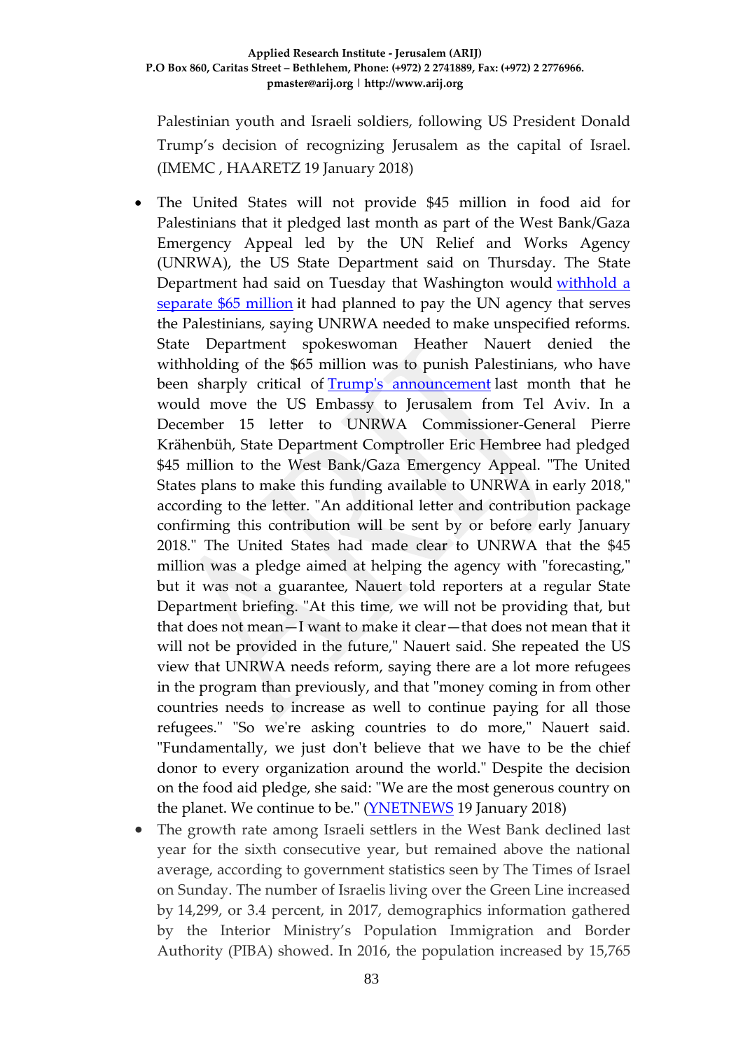Palestinian youth and Israeli soldiers, following US President Donald Trump's decision of recognizing Jerusalem as the capital of Israel. (IMEMC , HAARETZ 19 January 2018)

- The United States will not provide $45 million in food aid for Palestinians that it pledged last month as part of the West Bank/Gaza Emergency Appeal led by the UN Relief and Works Agency (UNRWA), the US State Department said on Thursday. The State Department had said on Tuesday that Washington would withhold a separate $65 million it had planned to pay the UN agency that serves the Palestinians, saying UNRWA needed to make unspecified reforms. State Department spokeswoman Heather Nauert denied the withholding of the $65 million was to punish Palestinians, who have been sharply critical of Trump's announcement last month that he would move the US Embassy to Jerusalem from Tel Aviv. In a December 15 letter to UNRWA Commissioner-General Pierre Krähenbüh, State Department Comptroller Eric Hembree had pledged $45 million to the West Bank/Gaza Emergency Appeal. "The United States plans to make this funding available to UNRWA in early 2018," according to the letter. "An additional letter and contribution package confirming this contribution will be sent by or before early January 2018." The United States had made clear to UNRWA that the $45 million was a pledge aimed at helping the agency with "forecasting," but it was not a guarantee, Nauert told reporters at a regular State Department briefing. "At this time, we will not be providing that, but that does not mean—I want to make it clear—that does not mean that it will not be provided in the future," Nauert said. She repeated the US view that UNRWA needs reform, saying there are a lot more refugees in the program than previously, and that "money coming in from other countries needs to increase as well to continue paying for all those refugees." "So we're asking countries to do more," Nauert said. "Fundamentally, we just don't believe that we have to be the chief donor to every organization around the world." Despite the decision on the food aid pledge, she said: "We are the most generous country on the planet. We continue to be." (YNETNEWS 19 January 2018)
- The growth rate among Israeli settlers in the West Bank declined last year for the sixth consecutive year, but remained above the national average, according to government statistics seen by The Times of Israel on Sunday. The number of Israelis living over the Green Line increased by 14,299, or 3.4 percent, in 2017, demographics information gathered by the Interior Ministry's Population Immigration and Border Authority (PIBA) showed. In 2016, the population increased by 15,765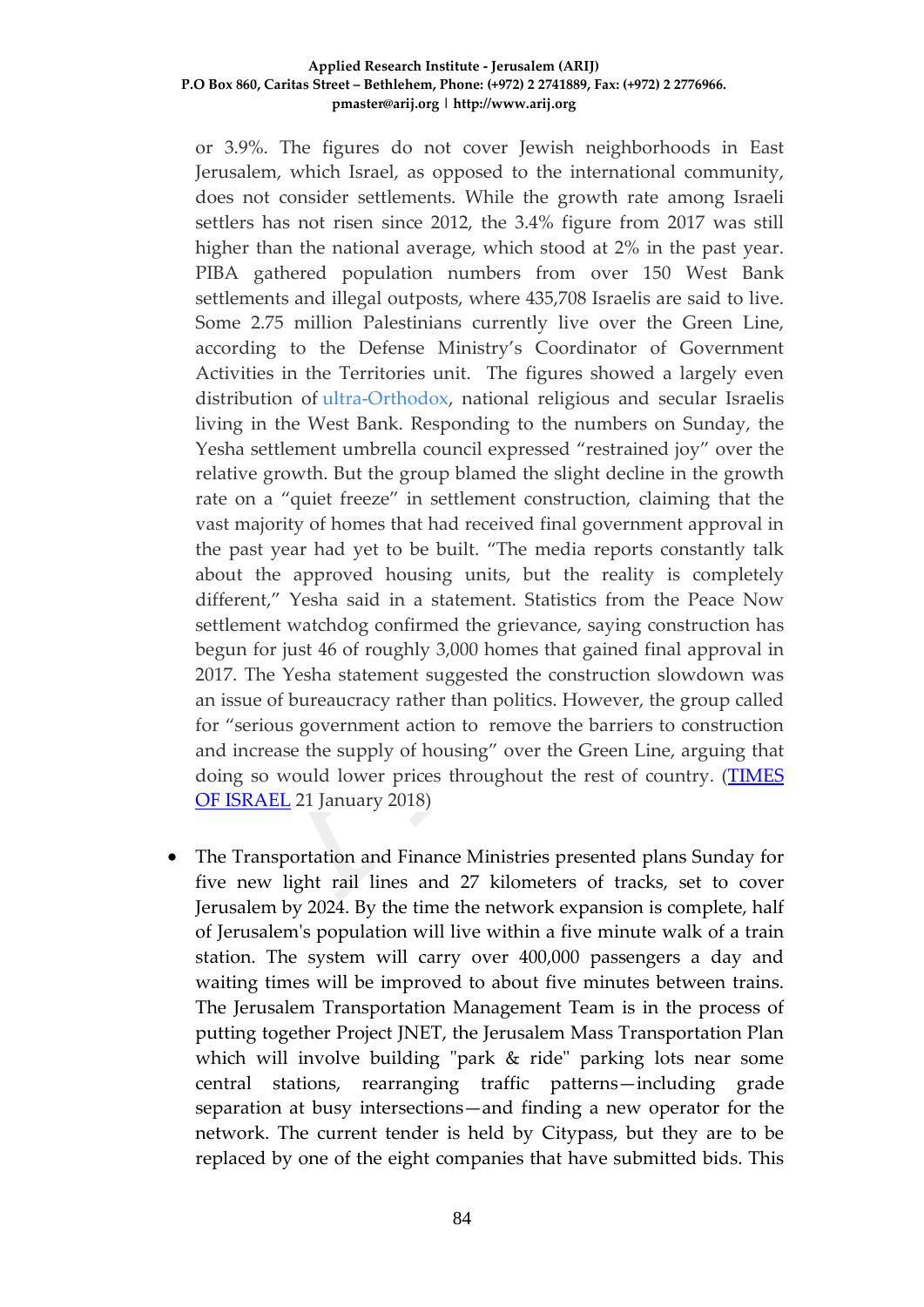or 3.9%. The figures do not cover Jewish neighborhoods in East Jerusalem, which Israel, as opposed to the international community, does not consider settlements. While the growth rate among Israeli settlers has not risen since 2012, the 3.4% figure from 2017 was still higher than the national average, which stood at 2% in the past year. PIBA gathered population numbers from over 150 West Bank settlements and illegal outposts, where 435,708 Israelis are said to live. Some 2.75 million Palestinians currently live over the Green Line, according to the Defense Ministry's Coordinator of Government Activities in the Territories unit. The figures showed a largely even distribution of ultra-Orthodox, national religious and secular Israelis living in the West Bank. Responding to the numbers on Sunday, the Yesha settlement umbrella council expressed "restrained joy" over the relative growth. But the group blamed the slight decline in the growth rate on a "quiet freeze" in settlement construction, claiming that the vast majority of homes that had received final government approval in the past year had yet to be built. "The media reports constantly talk about the approved housing units, but the reality is completely different," Yesha said in a statement. Statistics from the Peace Now settlement watchdog confirmed the grievance, saying construction has begun for just 46 of roughly 3,000 homes that gained final approval in 2017. The Yesha statement suggested the construction slowdown was an issue of bureaucracy rather than politics. However, the group called for "serious government action to remove the barriers to construction and increase the supply of housing" over the Green Line, arguing that doing so would lower prices throughout the rest of country. (TIMES OF ISRAEL 21 January 2018)

- The Transportation and Finance Ministries presented plans Sunday for five new light rail lines and 27 kilometers of tracks, set to cover Jerusalem by 2024. By the time the network expansion is complete, half of Jerusalem's population will live within a five minute walk of a train station. The system will carry over 400,000 passengers a day and waiting times will be improved to about five minutes between trains. The Jerusalem Transportation Management Team is in the process of putting together Project JNET, the Jerusalem Mass Transportation Plan which will involve building "park & ride" parking lots near some central stations, rearranging traffic patterns—including grade separation at busy intersections—and finding a new operator for the network. The current tender is held by Citypass, but they are to be replaced by one of the eight companies that have submitted bids. This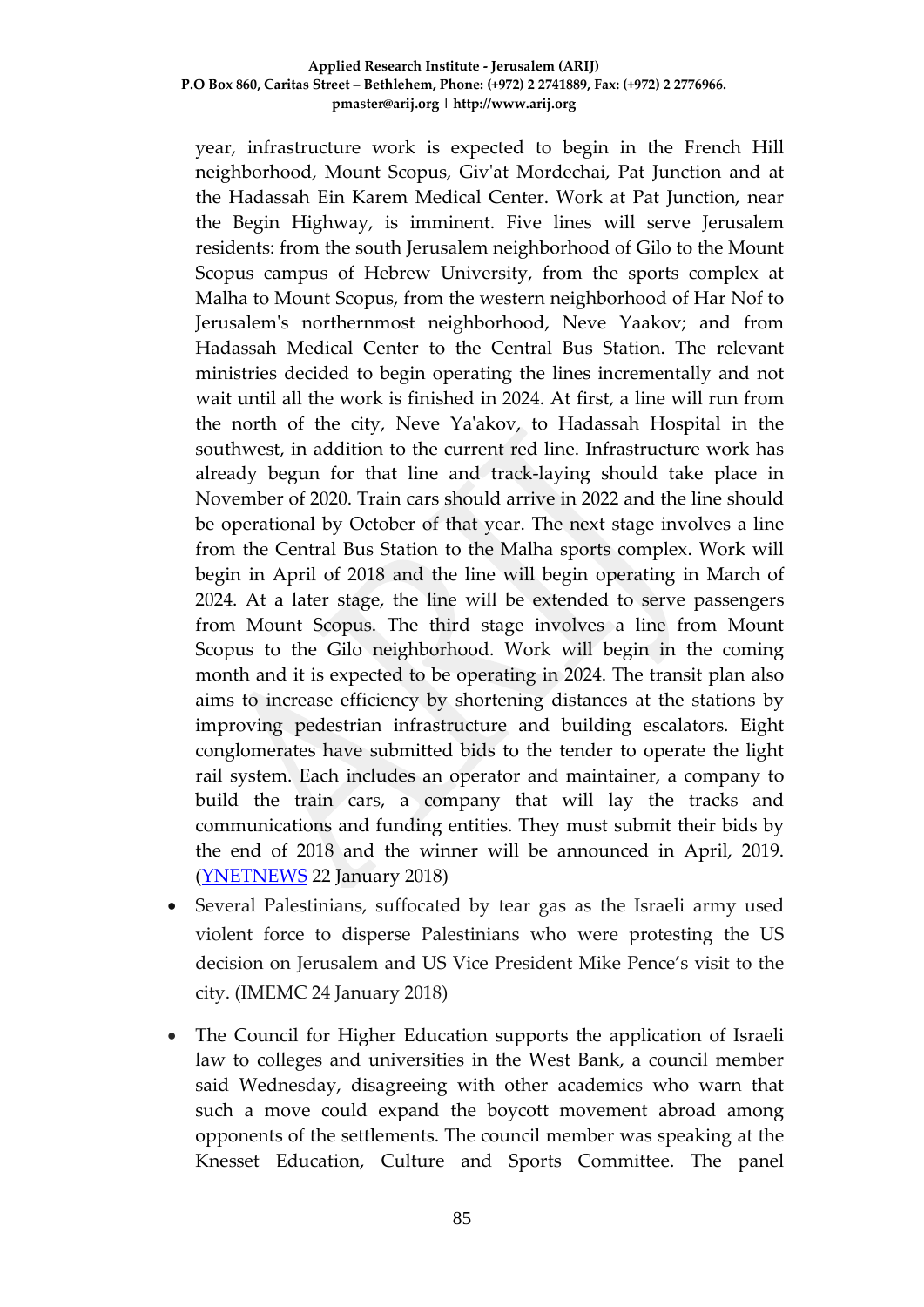year, infrastructure work is expected to begin in the French Hill neighborhood, Mount Scopus, Giv'at Mordechai, Pat Junction and at the Hadassah Ein Karem Medical Center. Work at Pat Junction, near the Begin Highway, is imminent. Five lines will serve Jerusalem residents: from the south Jerusalem neighborhood of Gilo to the Mount Scopus campus of Hebrew University, from the sports complex at Malha to Mount Scopus, from the western neighborhood of Har Nof to Jerusalem's northernmost neighborhood, Neve Yaakov; and from Hadassah Medical Center to the Central Bus Station. The relevant ministries decided to begin operating the lines incrementally and not wait until all the work is finished in 2024. At first, a line will run from the north of the city, Neve Ya'akov, to Hadassah Hospital in the southwest, in addition to the current red line. Infrastructure work has already begun for that line and track-laying should take place in November of 2020. Train cars should arrive in 2022 and the line should be operational by October of that year. The next stage involves a line from the Central Bus Station to the Malha sports complex. Work will begin in April of 2018 and the line will begin operating in March of 2024. At a later stage, the line will be extended to serve passengers from Mount Scopus. The third stage involves a line from Mount Scopus to the Gilo neighborhood. Work will begin in the coming month and it is expected to be operating in 2024. The transit plan also aims to increase efficiency by shortening distances at the stations by improving pedestrian infrastructure and building escalators. Eight conglomerates have submitted bids to the tender to operate the light rail system. Each includes an operator and maintainer, a company to build the train cars, a company that will lay the tracks and communications and funding entities. They must submit their bids by the end of 2018 and the winner will be announced in April, 2019. (YNETNEWS 22 January 2018)

- Several Palestinians, suffocated by tear gas as the Israeli army used violent force to disperse Palestinians who were protesting the US decision on Jerusalem and US Vice President Mike Pence's visit to the city. (IMEMC 24 January 2018)

- The Council for Higher Education supports the application of Israeli law to colleges and universities in the West Bank, a council member said Wednesday, disagreeing with other academics who warn that such a move could expand the boycott movement abroad among opponents of the settlements. The council member was speaking at the Knesset Education, Culture and Sports Committee. The panel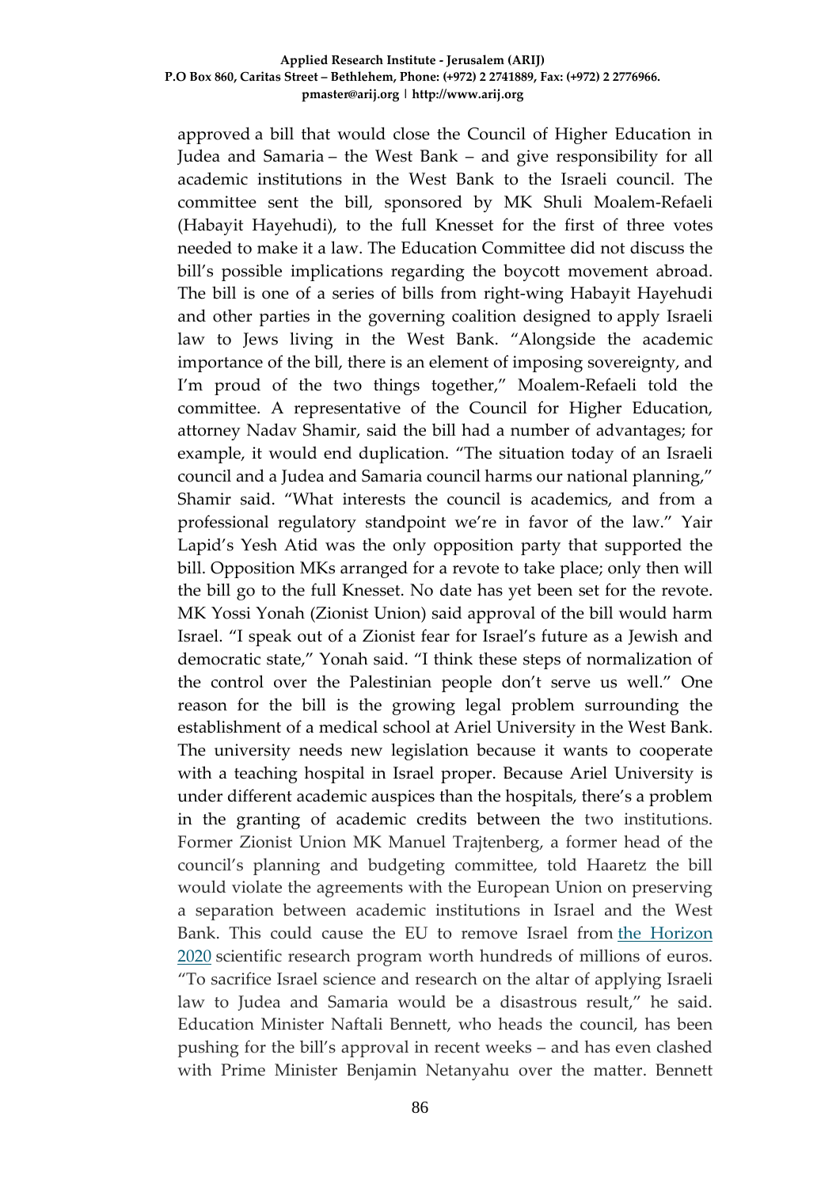approved a bill that would close the Council of Higher Education in Judea and Samaria – the West Bank – and give responsibility for all academic institutions in the West Bank to the Israeli council. The committee sent the bill, sponsored by MK Shuli Moalem-Refaeli (Habayit Hayehudi), to the full Knesset for the first of three votes needed to make it a law. The Education Committee did not discuss the bill's possible implications regarding the boycott movement abroad. The bill is one of a series of bills from right-wing Habayit Hayehudi and other parties in the governing coalition designed to apply Israeli law to Jews living in the West Bank. "Alongside the academic importance of the bill, there is an element of imposing sovereignty, and I'm proud of the two things together," Moalem-Refaeli told the committee. A representative of the Council for Higher Education, attorney Nadav Shamir, said the bill had a number of advantages; for example, it would end duplication. "The situation today of an Israeli council and a Judea and Samaria council harms our national planning," Shamir said. "What interests the council is academics, and from a professional regulatory standpoint we're in favor of the law." Yair Lapid's Yesh Atid was the only opposition party that supported the bill. Opposition MKs arranged for a revote to take place; only then will the bill go to the full Knesset. No date has yet been set for the revote. MK Yossi Yonah (Zionist Union) said approval of the bill would harm Israel. "I speak out of a Zionist fear for Israel's future as a Jewish and democratic state," Yonah said. "I think these steps of normalization of the control over the Palestinian people don't serve us well." One reason for the bill is the growing legal problem surrounding the establishment of a medical school at Ariel University in the West Bank. The university needs new legislation because it wants to cooperate with a teaching hospital in Israel proper. Because Ariel University is under different academic auspices than the hospitals, there's a problem in the granting of academic credits between the two institutions. Former Zionist Union MK Manuel Trajtenberg, a former head of the council's planning and budgeting committee, told Haaretz the bill would violate the agreements with the European Union on preserving a separation between academic institutions in Israel and the West Bank. This could cause the EU to remove Israel from the Horizon 2020 scientific research program worth hundreds of millions of euros. "To sacrifice Israel science and research on the altar of applying Israeli law to Judea and Samaria would be a disastrous result," he said. Education Minister Naftali Bennett, who heads the council, has been pushing for the bill's approval in recent weeks – and has even clashed with Prime Minister Benjamin Netanyahu over the matter. Bennett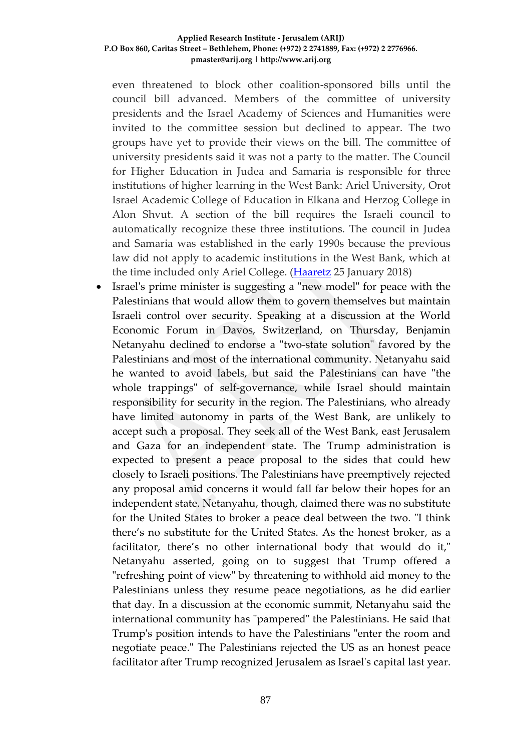even threatened to block other coalition-sponsored bills until the council bill advanced. Members of the committee of university presidents and the Israel Academy of Sciences and Humanities were invited to the committee session but declined to appear. The two groups have yet to provide their views on the bill. The committee of university presidents said it was not a party to the matter. The Council for Higher Education in Judea and Samaria is responsible for three institutions of higher learning in the West Bank: Ariel University, Orot Israel Academic College of Education in Elkana and Herzog College in Alon Shvut. A section of the bill requires the Israeli council to automatically recognize these three institutions. The council in Judea and Samaria was established in the early 1990s because the previous law did not apply to academic institutions in the West Bank, which at the time included only Ariel College. (Haaretz 25 January 2018)

- Israel's prime minister is suggesting a "new model" for peace with the Palestinians that would allow them to govern themselves but maintain Israeli control over security. Speaking at a discussion at the World Economic Forum in Davos, Switzerland, on Thursday, Benjamin Netanyahu declined to endorse a "two-state solution" favored by the Palestinians and most of the international community. Netanyahu said he wanted to avoid labels, but said the Palestinians can have "the whole trappings" of self-governance, while Israel should maintain responsibility for security in the region. The Palestinians, who already have limited autonomy in parts of the West Bank, are unlikely to accept such a proposal. They seek all of the West Bank, east Jerusalem and Gaza for an independent state. The Trump administration is expected to present a peace proposal to the sides that could hew closely to Israeli positions. The Palestinians have preemptively rejected any proposal amid concerns it would fall far below their hopes for an independent state. Netanyahu, though, claimed there was no substitute for the United States to broker a peace deal between the two. "I think there's no substitute for the United States. As the honest broker, as a facilitator, there's no other international body that would do it," Netanyahu asserted, going on to suggest that Trump offered a "refreshing point of view" by threatening to withhold aid money to the Palestinians unless they resume peace negotiations, as he did earlier that day. In a discussion at the economic summit, Netanyahu said the international community has "pampered" the Palestinians. He said that Trump's position intends to have the Palestinians "enter the room and negotiate peace." The Palestinians rejected the US as an honest peace facilitator after Trump recognized Jerusalem as Israel's capital last year.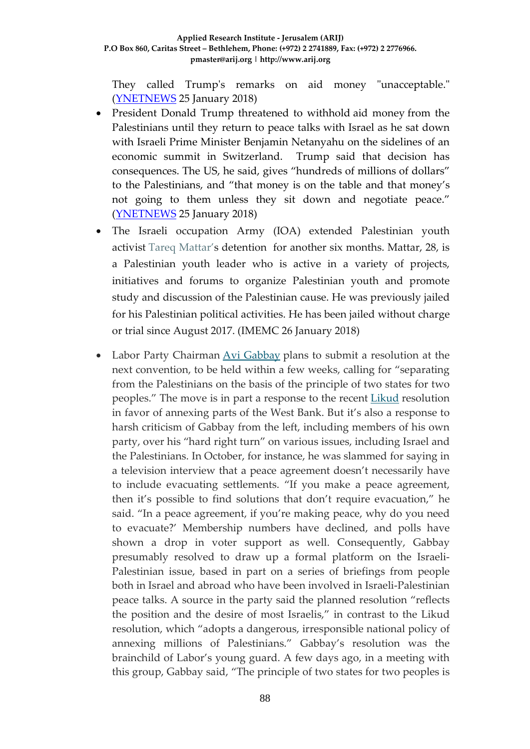They called Trump's remarks on aid money "unacceptable." (YNETNEWS 25 January 2018)

- President Donald Trump threatened to withhold aid money from the Palestinians until they return to peace talks with Israel as he sat down with Israeli Prime Minister Benjamin Netanyahu on the sidelines of an economic summit in Switzerland. Trump said that decision has consequences. The US, he said, gives "hundreds of millions of dollars" to the Palestinians, and "that money is on the table and that money's not going to them unless they sit down and negotiate peace." (YNETNEWS 25 January 2018)
- The Israeli occupation Army (IOA) extended Palestinian youth activist Tareq Mattar's detention for another six months. Mattar, 28, is a Palestinian youth leader who is active in a variety of projects, initiatives and forums to organize Palestinian youth and promote study and discussion of the Palestinian cause. He was previously jailed for his Palestinian political activities. He has been jailed without charge or trial since August 2017. (IMEMC 26 January 2018)
- Labor Party Chairman Avi Gabbay plans to submit a resolution at the next convention, to be held within a few weeks, calling for "separating from the Palestinians on the basis of the principle of two states for two peoples." The move is in part a response to the recent Likud resolution in favor of annexing parts of the West Bank. But it's also a response to harsh criticism of Gabbay from the left, including members of his own party, over his "hard right turn" on various issues, including Israel and the Palestinians. In October, for instance, he was slammed for saying in a television interview that a peace agreement doesn't necessarily have to include evacuating settlements. "If you make a peace agreement, then it's possible to find solutions that don't require evacuation," he said. "In a peace agreement, if you're making peace, why do you need to evacuate?' Membership numbers have declined, and polls have shown a drop in voter support as well. Consequently, Gabbay presumably resolved to draw up a formal platform on the Israeli-Palestinian issue, based in part on a series of briefings from people both in Israel and abroad who have been involved in Israeli-Palestinian peace talks. A source in the party said the planned resolution "reflects the position and the desire of most Israelis," in contrast to the Likud resolution, which "adopts a dangerous, irresponsible national policy of annexing millions of Palestinians." Gabbay's resolution was the brainchild of Labor's young guard. A few days ago, in a meeting with this group, Gabbay said, "The principle of two states for two peoples is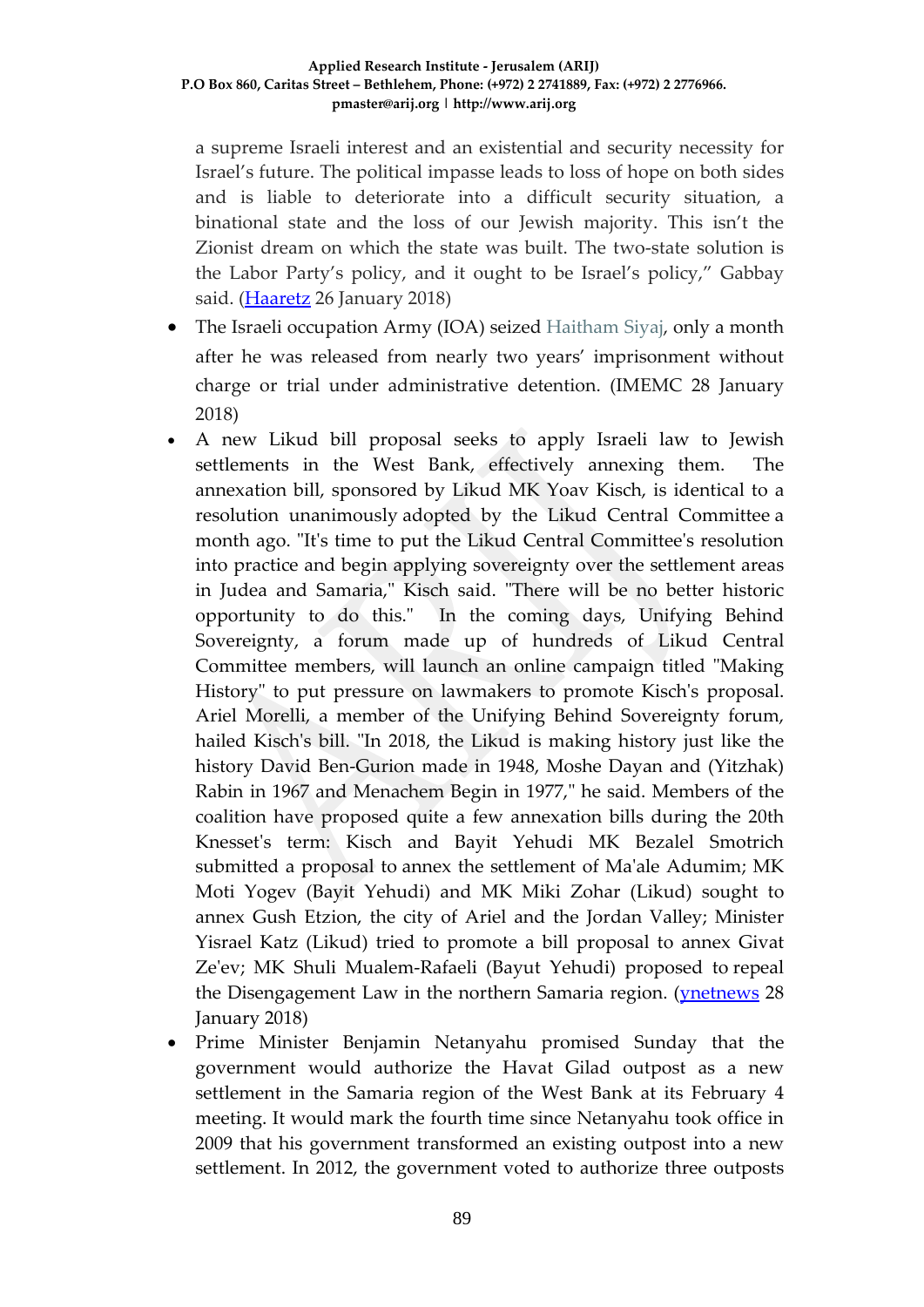a supreme Israeli interest and an existential and security necessity for Israel's future. The political impasse leads to loss of hope on both sides and is liable to deteriorate into a difficult security situation, a binational state and the loss of our Jewish majority. This isn't the Zionist dream on which the state was built. The two-state solution is the Labor Party's policy, and it ought to be Israel's policy," Gabbay said. (Haaretz 26 January 2018)

- The Israeli occupation Army (IOA) seized Haitham Siyaj, only a month after he was released from nearly two years' imprisonment without charge or trial under administrative detention. (IMEMC 28 January 2018)
- A new Likud bill proposal seeks to apply Israeli law to Jewish settlements in the West Bank, effectively annexing them. The annexation bill, sponsored by Likud MK Yoav Kisch, is identical to a resolution unanimously adopted by the Likud Central Committee a month ago. "It's time to put the Likud Central Committee's resolution into practice and begin applying sovereignty over the settlement areas in Judea and Samaria," Kisch said. "There will be no better historic opportunity to do this." In the coming days, Unifying Behind Sovereignty, a forum made up of hundreds of Likud Central Committee members, will launch an online campaign titled "Making History" to put pressure on lawmakers to promote Kisch's proposal. Ariel Morelli, a member of the Unifying Behind Sovereignty forum, hailed Kisch's bill. "In 2018, the Likud is making history just like the history David Ben-Gurion made in 1948, Moshe Dayan and (Yitzhak) Rabin in 1967 and Menachem Begin in 1977," he said. Members of the coalition have proposed quite a few annexation bills during the 20th Knesset's term: Kisch and Bayit Yehudi MK Bezalel Smotrich submitted a proposal to annex the settlement of Ma'ale Adumim; MK Moti Yogev (Bayit Yehudi) and MK Miki Zohar (Likud) sought to annex Gush Etzion, the city of Ariel and the Jordan Valley; Minister Yisrael Katz (Likud) tried to promote a bill proposal to annex Givat Ze'ev; MK Shuli Mualem-Rafaeli (Bayut Yehudi) proposed to repeal the Disengagement Law in the northern Samaria region. (ynetnews 28 January 2018)
- Prime Minister Benjamin Netanyahu promised Sunday that the government would authorize the Havat Gilad outpost as a new settlement in the Samaria region of the West Bank at its February 4 meeting. It would mark the fourth time since Netanyahu took office in 2009 that his government transformed an existing outpost into a new settlement. In 2012, the government voted to authorize three outposts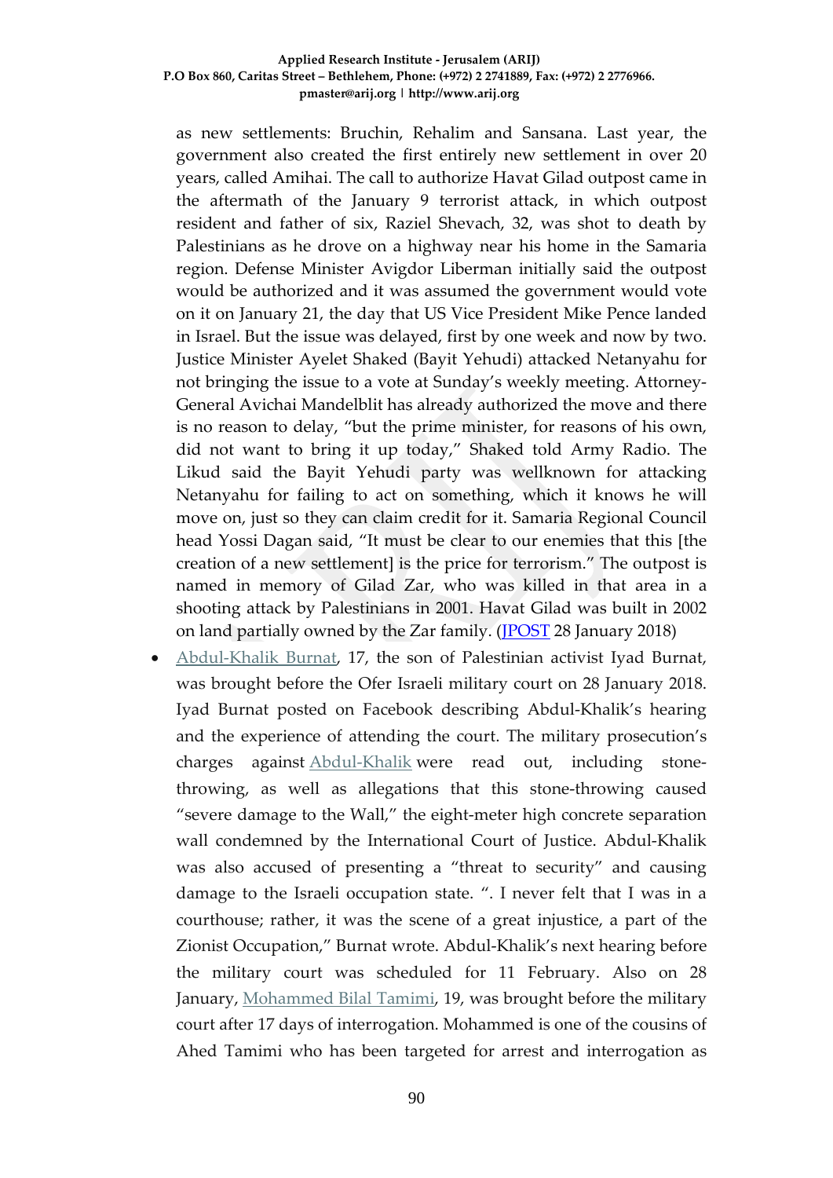as new settlements: Bruchin, Rehalim and Sansana. Last year, the government also created the first entirely new settlement in over 20 years, called Amihai. The call to authorize Havat Gilad outpost came in the aftermath of the January 9 terrorist attack, in which outpost resident and father of six, Raziel Shevach, 32, was shot to death by Palestinians as he drove on a highway near his home in the Samaria region. Defense Minister Avigdor Liberman initially said the outpost would be authorized and it was assumed the government would vote on it on January 21, the day that US Vice President Mike Pence landed in Israel. But the issue was delayed, first by one week and now by two. Justice Minister Ayelet Shaked (Bayit Yehudi) attacked Netanyahu for not bringing the issue to a vote at Sunday's weekly meeting. Attorney-General Avichai Mandelblit has already authorized the move and there is no reason to delay, "but the prime minister, for reasons of his own, did not want to bring it up today," Shaked told Army Radio. The Likud said the Bayit Yehudi party was wellknown for attacking Netanyahu for failing to act on something, which it knows he will move on, just so they can claim credit for it. Samaria Regional Council head Yossi Dagan said, "It must be clear to our enemies that this [the creation of a new settlement] is the price for terrorism." The outpost is named in memory of Gilad Zar, who was killed in that area in a shooting attack by Palestinians in 2001. Havat Gilad was built in 2002 on land partially owned by the Zar family. (JPOST 28 January 2018)

- Abdul-Khalik Burnat, 17, the son of Palestinian activist Iyad Burnat, was brought before the Ofer Israeli military court on 28 January 2018. Iyad Burnat posted on Facebook describing Abdul-Khalik's hearing and the experience of attending the court. The military prosecution's charges against Abdul-Khalik were read out, including stone-throwing, as well as allegations that this stone-throwing caused "severe damage to the Wall," the eight-meter high concrete separation wall condemned by the International Court of Justice. Abdul-Khalik was also accused of presenting a "threat to security" and causing damage to the Israeli occupation state. ". I never felt that I was in a courthouse; rather, it was the scene of a great injustice, a part of the Zionist Occupation," Burnat wrote. Abdul-Khalik's next hearing before the military court was scheduled for 11 February. Also on 28 January, Mohammed Bilal Tamimi, 19, was brought before the military court after 17 days of interrogation. Mohammed is one of the cousins of Ahed Tamimi who has been targeted for arrest and interrogation as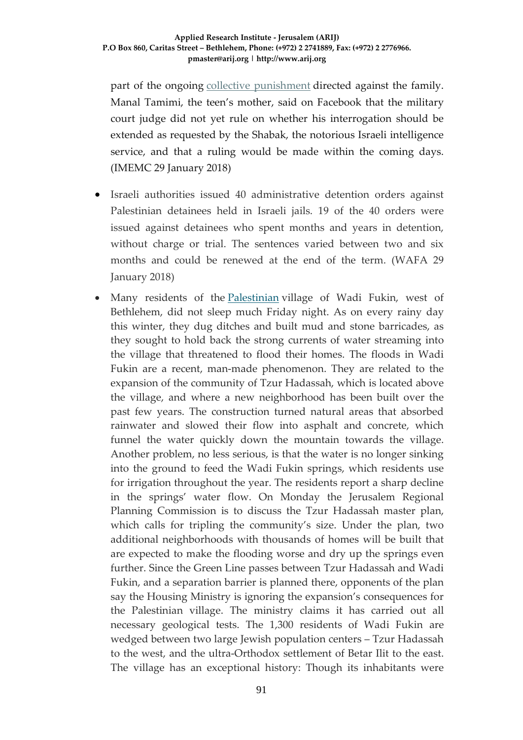part of the ongoing collective punishment directed against the family. Manal Tamimi, the teen's mother, said on Facebook that the military court judge did not yet rule on whether his interrogation should be extended as requested by the Shabak, the notorious Israeli intelligence service, and that a ruling would be made within the coming days. (IMEMC 29 January 2018)

- Israeli authorities issued 40 administrative detention orders against Palestinian detainees held in Israeli jails. 19 of the 40 orders were issued against detainees who spent months and years in detention, without charge or trial. The sentences varied between two and six months and could be renewed at the end of the term. (WAFA 29 January 2018)
- Many residents of the Palestinian village of Wadi Fukin, west of Bethlehem, did not sleep much Friday night. As on every rainy day this winter, they dug ditches and built mud and stone barricades, as they sought to hold back the strong currents of water streaming into the village that threatened to flood their homes. The floods in Wadi Fukin are a recent, man-made phenomenon. They are related to the expansion of the community of Tzur Hadassah, which is located above the village, and where a new neighborhood has been built over the past few years. The construction turned natural areas that absorbed rainwater and slowed their flow into asphalt and concrete, which funnel the water quickly down the mountain towards the village. Another problem, no less serious, is that the water is no longer sinking into the ground to feed the Wadi Fukin springs, which residents use for irrigation throughout the year. The residents report a sharp decline in the springs' water flow. On Monday the Jerusalem Regional Planning Commission is to discuss the Tzur Hadassah master plan, which calls for tripling the community's size. Under the plan, two additional neighborhoods with thousands of homes will be built that are expected to make the flooding worse and dry up the springs even further. Since the Green Line passes between Tzur Hadassah and Wadi Fukin, and a separation barrier is planned there, opponents of the plan say the Housing Ministry is ignoring the expansion's consequences for the Palestinian village. The ministry claims it has carried out all necessary geological tests. The 1,300 residents of Wadi Fukin are wedged between two large Jewish population centers – Tzur Hadassah to the west, and the ultra-Orthodox settlement of Betar Ilit to the east. The village has an exceptional history: Though its inhabitants were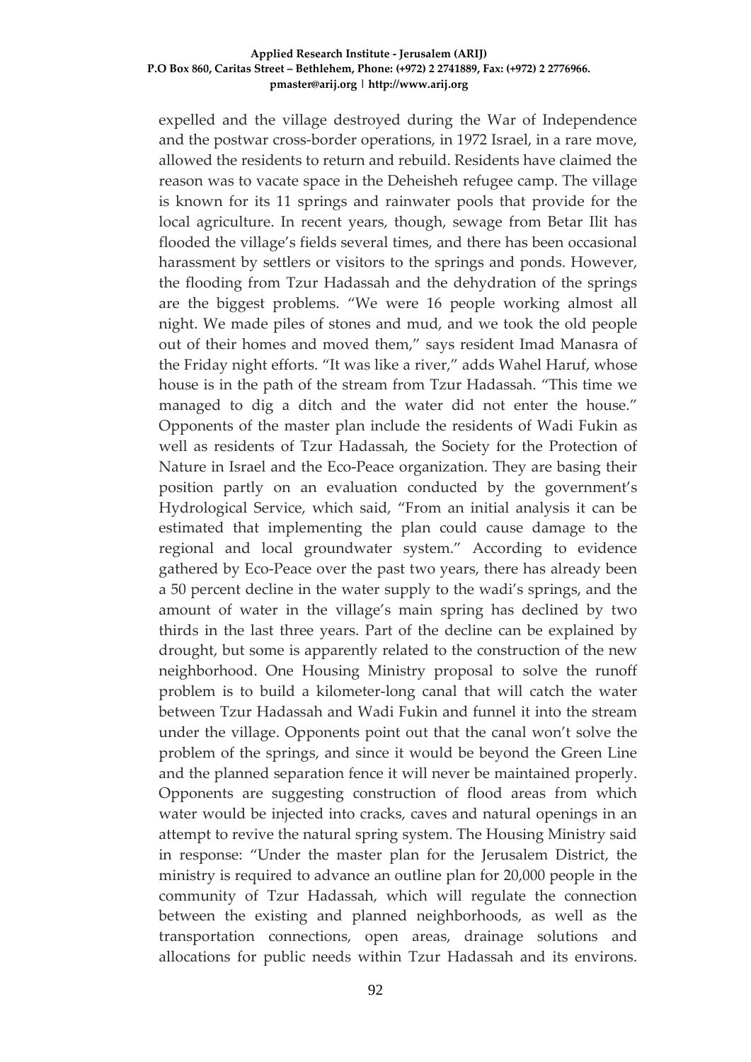expelled and the village destroyed during the War of Independence and the postwar cross-border operations, in 1972 Israel, in a rare move, allowed the residents to return and rebuild. Residents have claimed the reason was to vacate space in the Deheisheh refugee camp. The village is known for its 11 springs and rainwater pools that provide for the local agriculture. In recent years, though, sewage from Betar Ilit has flooded the village's fields several times, and there has been occasional harassment by settlers or visitors to the springs and ponds. However, the flooding from Tzur Hadassah and the dehydration of the springs are the biggest problems. "We were 16 people working almost all night. We made piles of stones and mud, and we took the old people out of their homes and moved them," says resident Imad Manasra of the Friday night efforts. "It was like a river," adds Wahel Haruf, whose house is in the path of the stream from Tzur Hadassah. "This time we managed to dig a ditch and the water did not enter the house." Opponents of the master plan include the residents of Wadi Fukin as well as residents of Tzur Hadassah, the Society for the Protection of Nature in Israel and the Eco-Peace organization. They are basing their position partly on an evaluation conducted by the government's Hydrological Service, which said, "From an initial analysis it can be estimated that implementing the plan could cause damage to the regional and local groundwater system." According to evidence gathered by Eco-Peace over the past two years, there has already been a 50 percent decline in the water supply to the wadi's springs, and the amount of water in the village's main spring has declined by two thirds in the last three years. Part of the decline can be explained by drought, but some is apparently related to the construction of the new neighborhood. One Housing Ministry proposal to solve the runoff problem is to build a kilometer-long canal that will catch the water between Tzur Hadassah and Wadi Fukin and funnel it into the stream under the village. Opponents point out that the canal won't solve the problem of the springs, and since it would be beyond the Green Line and the planned separation fence it will never be maintained properly. Opponents are suggesting construction of flood areas from which water would be injected into cracks, caves and natural openings in an attempt to revive the natural spring system. The Housing Ministry said in response: "Under the master plan for the Jerusalem District, the ministry is required to advance an outline plan for 20,000 people in the community of Tzur Hadassah, which will regulate the connection between the existing and planned neighborhoods, as well as the transportation connections, open areas, drainage solutions and allocations for public needs within Tzur Hadassah and its environs.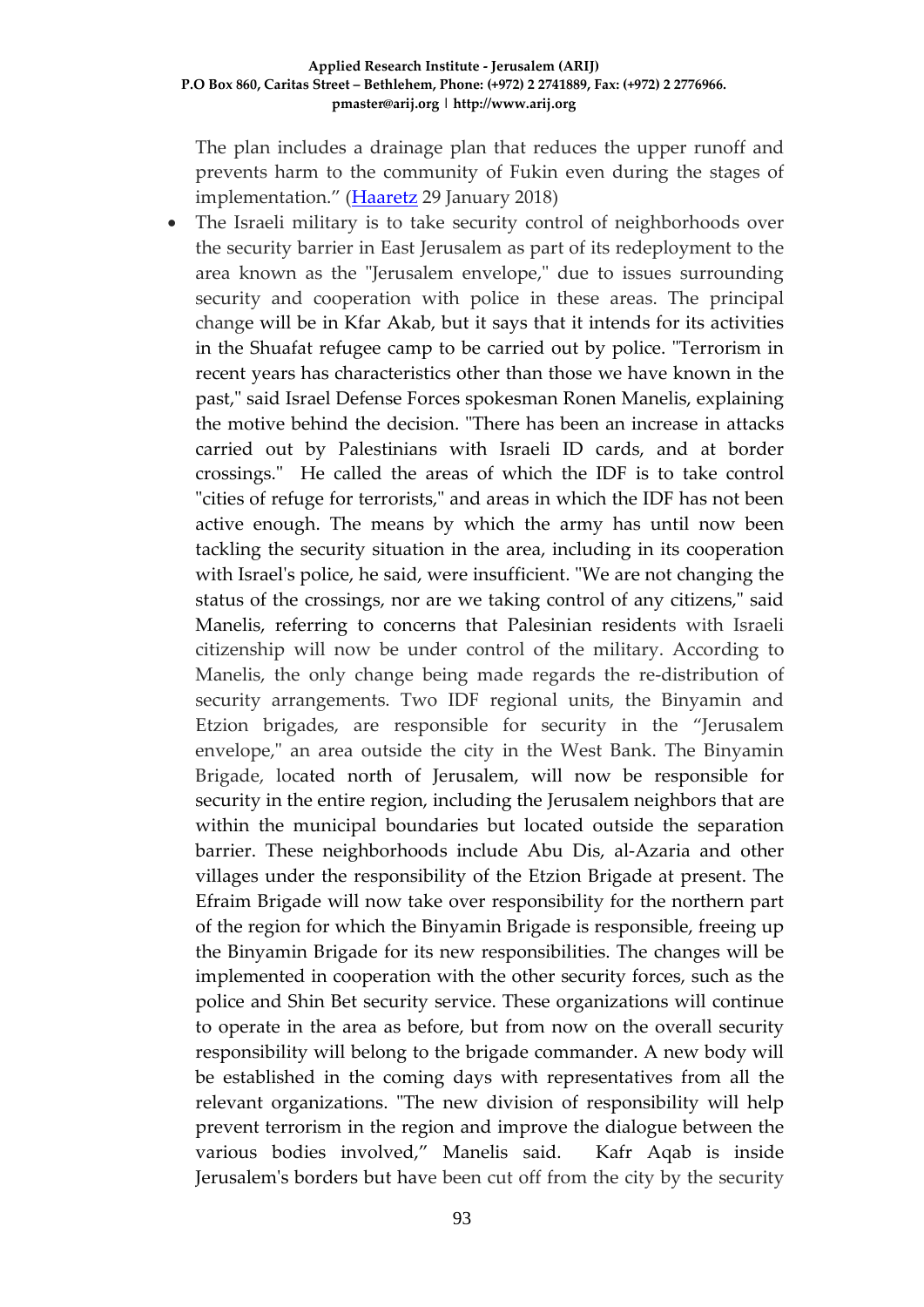The plan includes a drainage plan that reduces the upper runoff and prevents harm to the community of Fukin even during the stages of implementation." (Haaretz 29 January 2018)

- The Israeli military is to take security control of neighborhoods over the security barrier in East Jerusalem as part of its redeployment to the area known as the "Jerusalem envelope," due to issues surrounding security and cooperation with police in these areas. The principal change will be in Kfar Akab, but it says that it intends for its activities in the Shuafat refugee camp to be carried out by police. "Terrorism in recent years has characteristics other than those we have known in the past," said Israel Defense Forces spokesman Ronen Manelis, explaining the motive behind the decision. "There has been an increase in attacks carried out by Palestinians with Israeli ID cards, and at border crossings." He called the areas of which the IDF is to take control "cities of refuge for terrorists," and areas in which the IDF has not been active enough. The means by which the army has until now been tackling the security situation in the area, including in its cooperation with Israel's police, he said, were insufficient. "We are not changing the status of the crossings, nor are we taking control of any citizens," said Manelis, referring to concerns that Palesinian residents with Israeli citizenship will now be under control of the military. According to Manelis, the only change being made regards the re-distribution of security arrangements. Two IDF regional units, the Binyamin and Etzion brigades, are responsible for security in the "Jerusalem envelope," an area outside the city in the West Bank. The Binyamin Brigade, located north of Jerusalem, will now be responsible for security in the entire region, including the Jerusalem neighbors that are within the municipal boundaries but located outside the separation barrier. These neighborhoods include Abu Dis, al-Azaria and other villages under the responsibility of the Etzion Brigade at present. The Efraim Brigade will now take over responsibility for the northern part of the region for which the Binyamin Brigade is responsible, freeing up the Binyamin Brigade for its new responsibilities. The changes will be implemented in cooperation with the other security forces, such as the police and Shin Bet security service. These organizations will continue to operate in the area as before, but from now on the overall security responsibility will belong to the brigade commander. A new body will be established in the coming days with representatives from all the relevant organizations. "The new division of responsibility will help prevent terrorism in the region and improve the dialogue between the various bodies involved," Manelis said. Kafr Aqab is inside Jerusalem's borders but have been cut off from the city by the security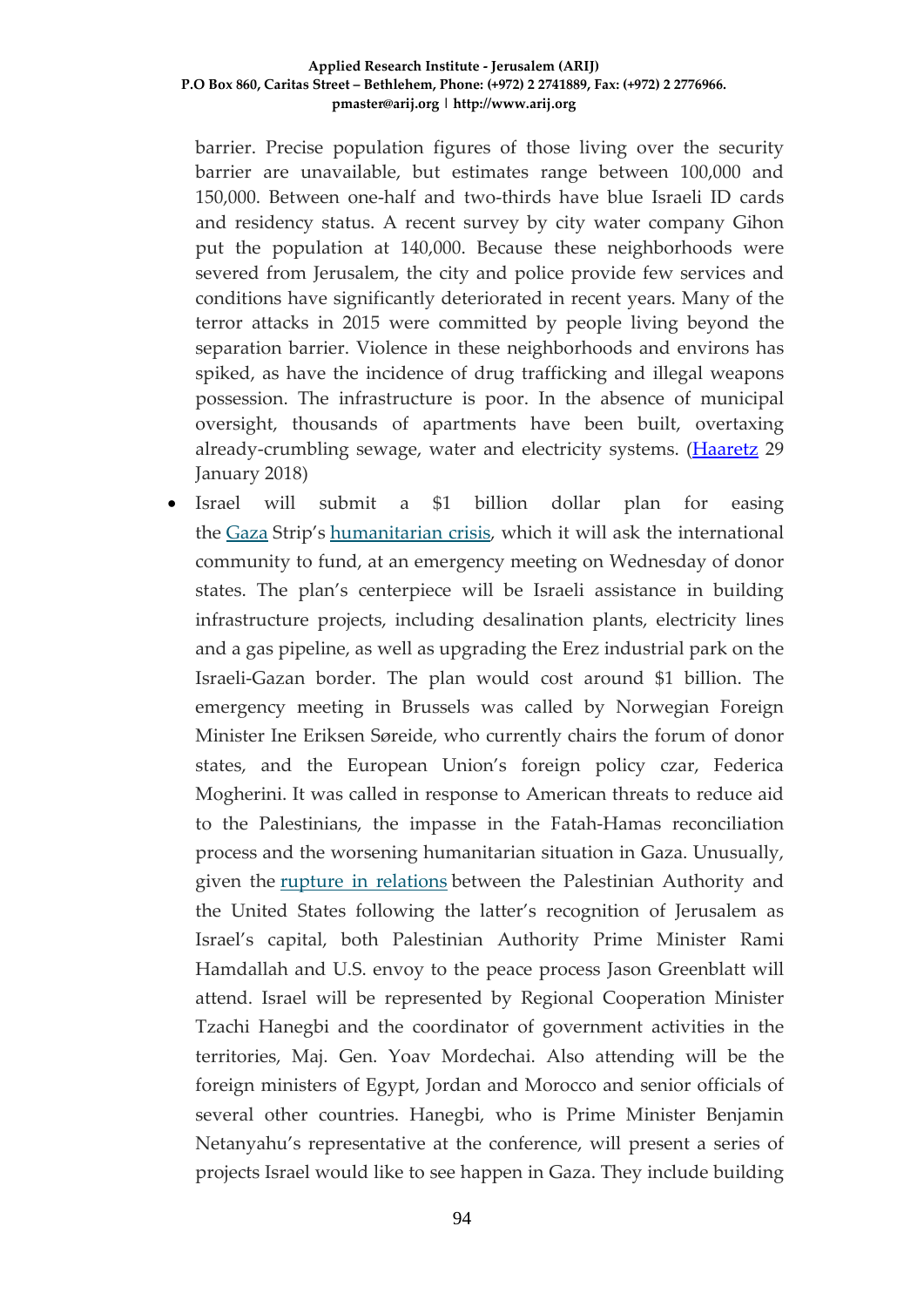barrier. Precise population figures of those living over the security barrier are unavailable, but estimates range between 100,000 and 150,000. Between one-half and two-thirds have blue Israeli ID cards and residency status. A recent survey by city water company Gihon put the population at 140,000. Because these neighborhoods were severed from Jerusalem, the city and police provide few services and conditions have significantly deteriorated in recent years. Many of the terror attacks in 2015 were committed by people living beyond the separation barrier. Violence in these neighborhoods and environs has spiked, as have the incidence of drug trafficking and illegal weapons possession. The infrastructure is poor. In the absence of municipal oversight, thousands of apartments have been built, overtaxing already-crumbling sewage, water and electricity systems. (Haaretz 29 January 2018)

- Israel will submit a $1 billion dollar plan for easing the Gaza Strip's humanitarian crisis, which it will ask the international community to fund, at an emergency meeting on Wednesday of donor states. The plan's centerpiece will be Israeli assistance in building infrastructure projects, including desalination plants, electricity lines and a gas pipeline, as well as upgrading the Erez industrial park on the Israeli-Gazan border. The plan would cost around $1 billion. The emergency meeting in Brussels was called by Norwegian Foreign Minister Ine Eriksen Søreide, who currently chairs the forum of donor states, and the European Union's foreign policy czar, Federica Mogherini. It was called in response to American threats to reduce aid to the Palestinians, the impasse in the Fatah-Hamas reconciliation process and the worsening humanitarian situation in Gaza. Unusually, given the rupture in relations between the Palestinian Authority and the United States following the latter's recognition of Jerusalem as Israel's capital, both Palestinian Authority Prime Minister Rami Hamdallah and U.S. envoy to the peace process Jason Greenblatt will attend. Israel will be represented by Regional Cooperation Minister Tzachi Hanegbi and the coordinator of government activities in the territories, Maj. Gen. Yoav Mordechai. Also attending will be the foreign ministers of Egypt, Jordan and Morocco and senior officials of several other countries. Hanegbi, who is Prime Minister Benjamin Netanyahu's representative at the conference, will present a series of projects Israel would like to see happen in Gaza. They include building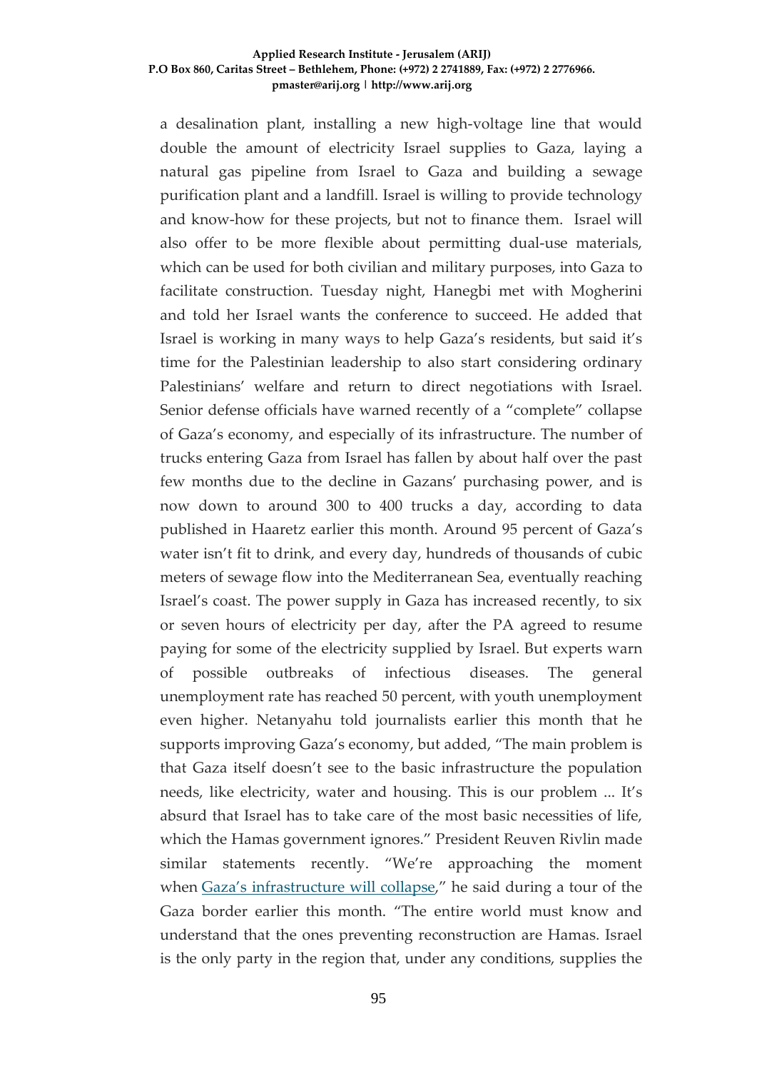a desalination plant, installing a new high-voltage line that would double the amount of electricity Israel supplies to Gaza, laying a natural gas pipeline from Israel to Gaza and building a sewage purification plant and a landfill. Israel is willing to provide technology and know-how for these projects, but not to finance them. Israel will also offer to be more flexible about permitting dual-use materials, which can be used for both civilian and military purposes, into Gaza to facilitate construction. Tuesday night, Hanegbi met with Mogherini and told her Israel wants the conference to succeed. He added that Israel is working in many ways to help Gaza's residents, but said it's time for the Palestinian leadership to also start considering ordinary Palestinians' welfare and return to direct negotiations with Israel. Senior defense officials have warned recently of a "complete" collapse of Gaza's economy, and especially of its infrastructure. The number of trucks entering Gaza from Israel has fallen by about half over the past few months due to the decline in Gazans' purchasing power, and is now down to around 300 to 400 trucks a day, according to data published in Haaretz earlier this month. Around 95 percent of Gaza's water isn't fit to drink, and every day, hundreds of thousands of cubic meters of sewage flow into the Mediterranean Sea, eventually reaching Israel's coast. The power supply in Gaza has increased recently, to six or seven hours of electricity per day, after the PA agreed to resume paying for some of the electricity supplied by Israel. But experts warn of possible outbreaks of infectious diseases. The general unemployment rate has reached 50 percent, with youth unemployment even higher. Netanyahu told journalists earlier this month that he supports improving Gaza's economy, but added, "The main problem is that Gaza itself doesn't see to the basic infrastructure the population needs, like electricity, water and housing. This is our problem ... It's absurd that Israel has to take care of the most basic necessities of life, which the Hamas government ignores." President Reuven Rivlin made similar statements recently. "We're approaching the moment when Gaza's infrastructure will collapse," he said during a tour of the Gaza border earlier this month. "The entire world must know and understand that the ones preventing reconstruction are Hamas. Israel is the only party in the region that, under any conditions, supplies the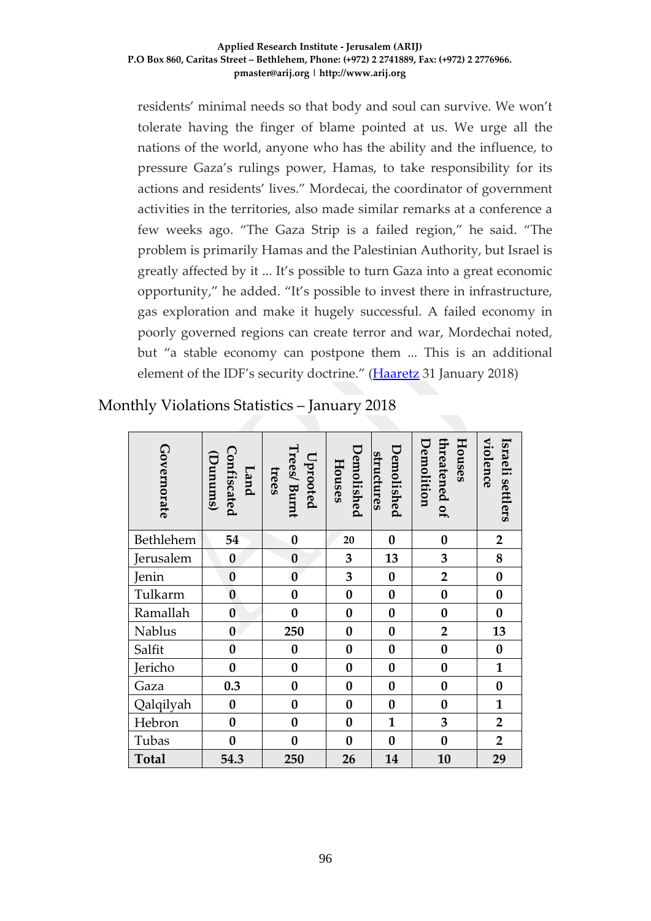residents' minimal needs so that body and soul can survive. We won't tolerate having the finger of blame pointed at us. We urge all the nations of the world, anyone who has the ability and the influence, to pressure Gaza's rulings power, Hamas, to take responsibility for its actions and residents' lives." Mordecai, the coordinator of government activities in the territories, also made similar remarks at a conference a few weeks ago. "The Gaza Strip is a failed region," he said. "The problem is primarily Hamas and the Palestinian Authority, but Israel is greatly affected by it ... It's possible to turn Gaza into a great economic opportunity," he added. "It's possible to invest there in infrastructure, gas exploration and make it hugely successful. A failed economy in poorly governed regions can create terror and war, Mordechai noted, but "a stable economy can postpone them ... This is an additional element of the IDF's security doctrine." (Haaretz 31 January 2018)

## Monthly Violations Statistics – January 2018

| Governorate | Land Confiscated (Dunums) | Uprooted Trees/ Burnt trees | Demolished Houses | Demolished structures | Houses threatened of Demolition | Israeli settlers violence |
|---|---|---|---|---|---|---|
| Bethlehem | 54 | 0 | 20 | 0 | 0 | 2 |
| Jerusalem | 0 | 0 | 3 | 13 | 3 | 8 |
| Jenin | 0 | 0 | 3 | 0 | 2 | 0 |
| Tulkarm | 0 | 0 | 0 | 0 | 0 | 0 |
| Ramallah | 0 | 0 | 0 | 0 | 0 | 0 |
| Nablus | 0 | 250 | 0 | 0 | 2 | 13 |
| Salfit | 0 | 0 | 0 | 0 | 0 | 0 |
| Jericho | 0 | 0 | 0 | 0 | 0 | 1 |
| Gaza | 0.3 | 0 | 0 | 0 | 0 | 0 |
| Qalqilyah | 0 | 0 | 0 | 0 | 0 | 1 |
| Hebron | 0 | 0 | 0 | 1 | 3 | 2 |
| Tubas | 0 | 0 | 0 | 0 | 0 | 2 |
| **Total** | **54.3** | **250** | **26** | **14** | **10** | **29** |